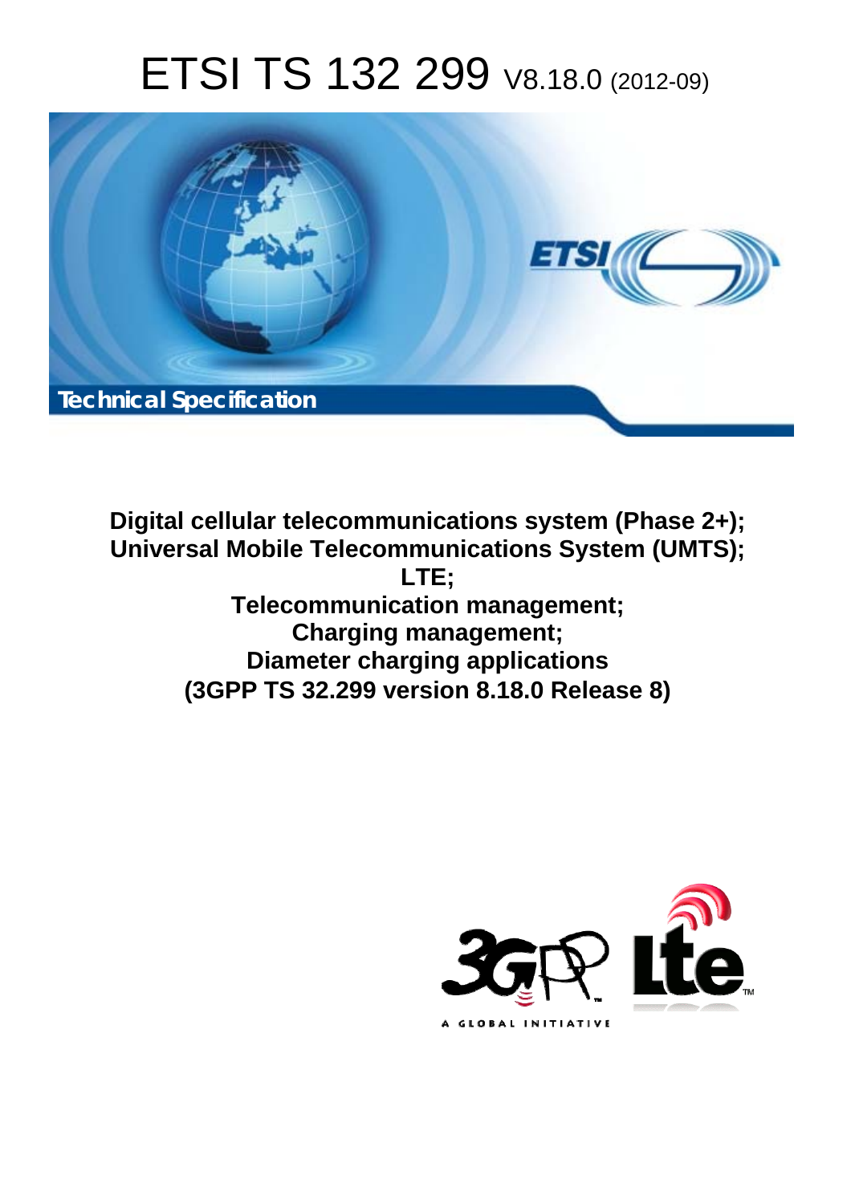# ETSI TS 132 299 V8.18.0 (2012-09)

Technical Specification

**Digital cellular telecommunications system (Phase 2+);**
**Universal Mobile Telecommunications System (UMTS);**
**LTE;**
**Telecommunication management;**
**Charging management;**
**Diameter charging applications**
**(3GPP TS 32.299 version 8.18.0 Release 8)**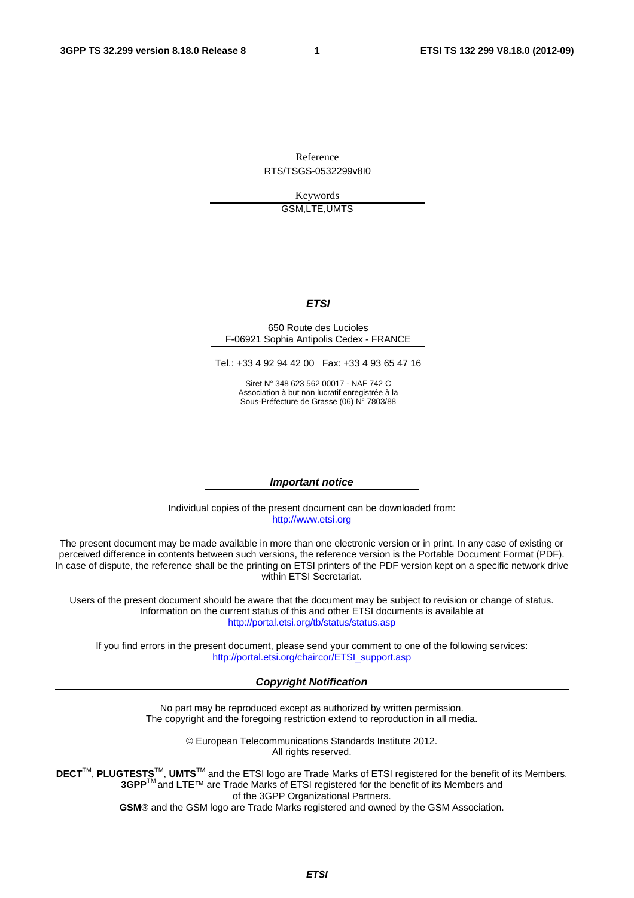Reference

RTS/TSGS-0532299v8I0

Keywords

GSM,LTE,UMTS

***ETSI***

650 Route des Lucioles
F-06921 Sophia Antipolis Cedex - FRANCE

Tel.: +33 4 92 94 42 00 Fax: +33 4 93 65 47 16

Siret N° 348 623 562 00017 - NAF 742 C
Association à but non lucratif enregistrée à la
Sous-Préfecture de Grasse (06) N° 7803/88

***Important notice***

Individual copies of the present document can be downloaded from:
http://www.etsi.org

The present document may be made available in more than one electronic version or in print. In any case of existing or perceived difference in contents between such versions, the reference version is the Portable Document Format (PDF). In case of dispute, the reference shall be the printing on ETSI printers of the PDF version kept on a specific network drive within ETSI Secretariat.

Users of the present document should be aware that the document may be subject to revision or change of status. Information on the current status of this and other ETSI documents is available at
http://portal.etsi.org/tb/status/status.asp

If you find errors in the present document, please send your comment to one of the following services:
http://portal.etsi.org/chaircor/ETSI_support.asp

***Copyright Notification***

No part may be reproduced except as authorized by written permission.
The copyright and the foregoing restriction extend to reproduction in all media.

© European Telecommunications Standards Institute 2012.
All rights reserved.

**DECT**™, **PLUGTESTS**™, **UMTS**™ and the ETSI logo are Trade Marks of ETSI registered for the benefit of its Members.
**3GPP**™ and **LTE**™ are Trade Marks of ETSI registered for the benefit of its Members and of the 3GPP Organizational Partners.
**GSM**® and the GSM logo are Trade Marks registered and owned by the GSM Association.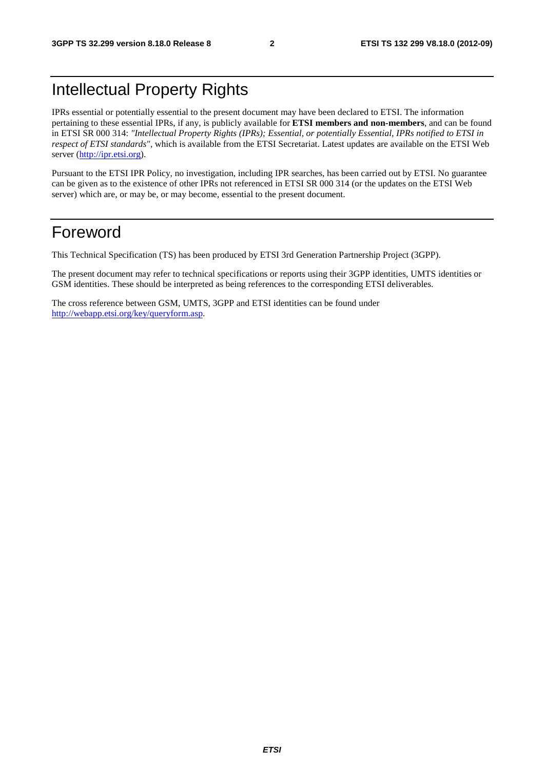# Intellectual Property Rights

IPRs essential or potentially essential to the present document may have been declared to ETSI. The information pertaining to these essential IPRs, if any, is publicly available for **ETSI members and non-members**, and can be found in ETSI SR 000 314: *"Intellectual Property Rights (IPRs); Essential, or potentially Essential, IPRs notified to ETSI in respect of ETSI standards"*, which is available from the ETSI Secretariat. Latest updates are available on the ETSI Web server (http://ipr.etsi.org).

Pursuant to the ETSI IPR Policy, no investigation, including IPR searches, has been carried out by ETSI. No guarantee can be given as to the existence of other IPRs not referenced in ETSI SR 000 314 (or the updates on the ETSI Web server) which are, or may be, or may become, essential to the present document.

# Foreword

This Technical Specification (TS) has been produced by ETSI 3rd Generation Partnership Project (3GPP).

The present document may refer to technical specifications or reports using their 3GPP identities, UMTS identities or GSM identities. These should be interpreted as being references to the corresponding ETSI deliverables.

The cross reference between GSM, UMTS, 3GPP and ETSI identities can be found under http://webapp.etsi.org/key/queryform.asp.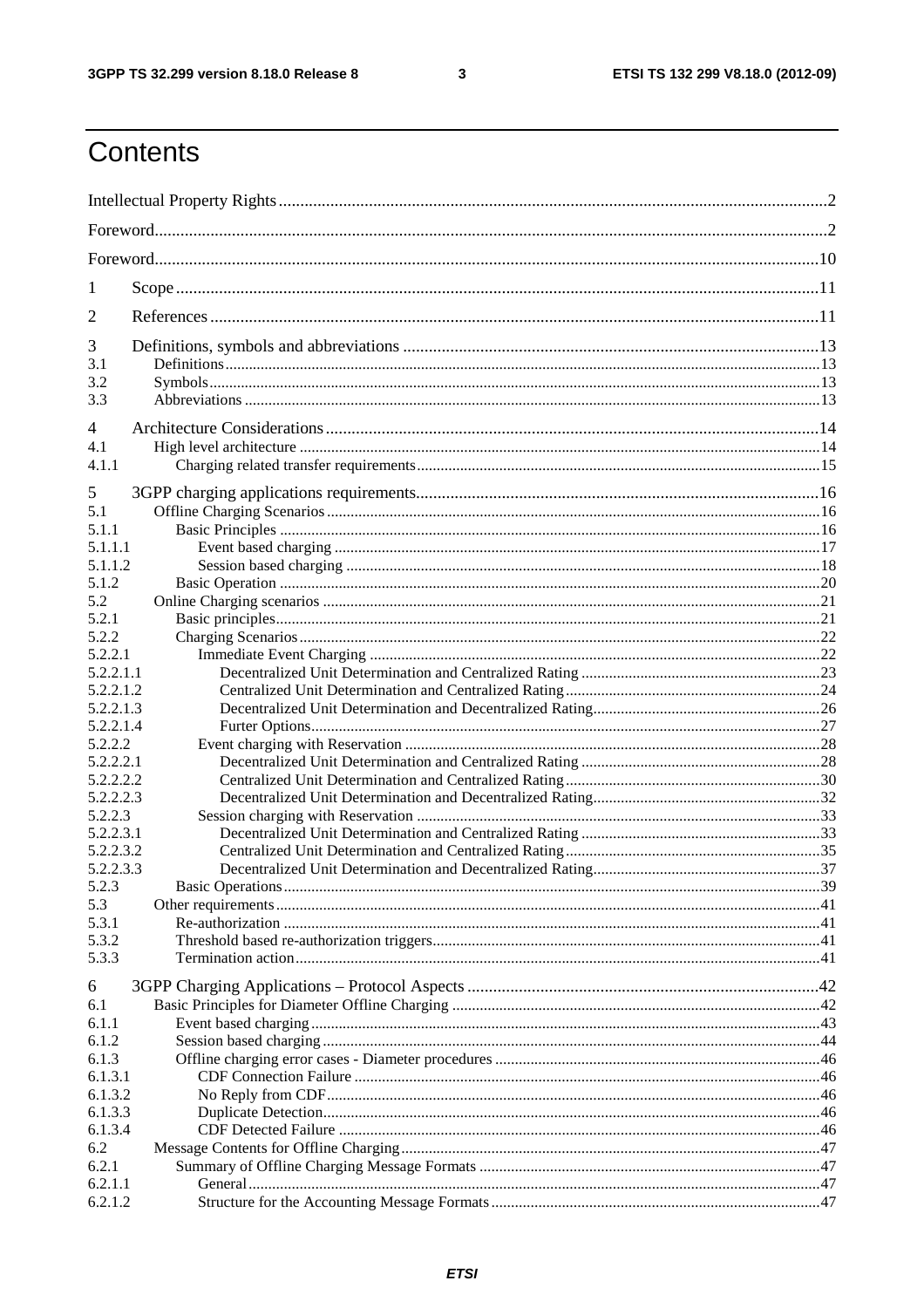# Contents

Intellectual Property Rights .......... 2
Foreword .......... 2
Foreword .......... 10
1 Scope .......... 11
2 References .......... 11
3 Definitions, symbols and abbreviations .......... 13
3.1 Definitions .......... 13
3.2 Symbols .......... 13
3.3 Abbreviations .......... 13
4 Architecture Considerations .......... 14
4.1 High level architecture .......... 14
4.1.1 Charging related transfer requirements .......... 15
5 3GPP charging applications requirements .......... 16
5.1 Offline Charging Scenarios .......... 16
5.1.1 Basic Principles .......... 16
5.1.1.1 Event based charging .......... 17
5.1.1.2 Session based charging .......... 18
5.1.2 Basic Operation .......... 20
5.2 Online Charging scenarios .......... 21
5.2.1 Basic principles .......... 21
5.2.2 Charging Scenarios .......... 22
5.2.2.1 Immediate Event Charging .......... 22
5.2.2.1.1 Decentralized Unit Determination and Centralized Rating .......... 23
5.2.2.1.2 Centralized Unit Determination and Centralized Rating .......... 24
5.2.2.1.3 Decentralized Unit Determination and Decentralized Rating .......... 26
5.2.2.1.4 Furter Options .......... 27
5.2.2.2 Event charging with Reservation .......... 28
5.2.2.2.1 Decentralized Unit Determination and Centralized Rating .......... 28
5.2.2.2.2 Centralized Unit Determination and Centralized Rating .......... 30
5.2.2.2.3 Decentralized Unit Determination and Decentralized Rating .......... 32
5.2.2.3 Session charging with Reservation .......... 33
5.2.2.3.1 Decentralized Unit Determination and Centralized Rating .......... 33
5.2.2.3.2 Centralized Unit Determination and Centralized Rating .......... 35
5.2.2.3.3 Decentralized Unit Determination and Decentralized Rating .......... 37
5.2.3 Basic Operations .......... 39
5.3 Other requirements .......... 41
5.3.1 Re-authorization .......... 41
5.3.2 Threshold based re-authorization triggers .......... 41
5.3.3 Termination action .......... 41
6 3GPP Charging Applications – Protocol Aspects .......... 42
6.1 Basic Principles for Diameter Offline Charging .......... 42
6.1.1 Event based charging .......... 43
6.1.2 Session based charging .......... 44
6.1.3 Offline charging error cases - Diameter procedures .......... 46
6.1.3.1 CDF Connection Failure .......... 46
6.1.3.2 No Reply from CDF .......... 46
6.1.3.3 Duplicate Detection .......... 46
6.1.3.4 CDF Detected Failure .......... 46
6.2 Message Contents for Offline Charging .......... 47
6.2.1 Summary of Offline Charging Message Formats .......... 47
6.2.1.1 General .......... 47
6.2.1.2 Structure for the Accounting Message Formats .......... 47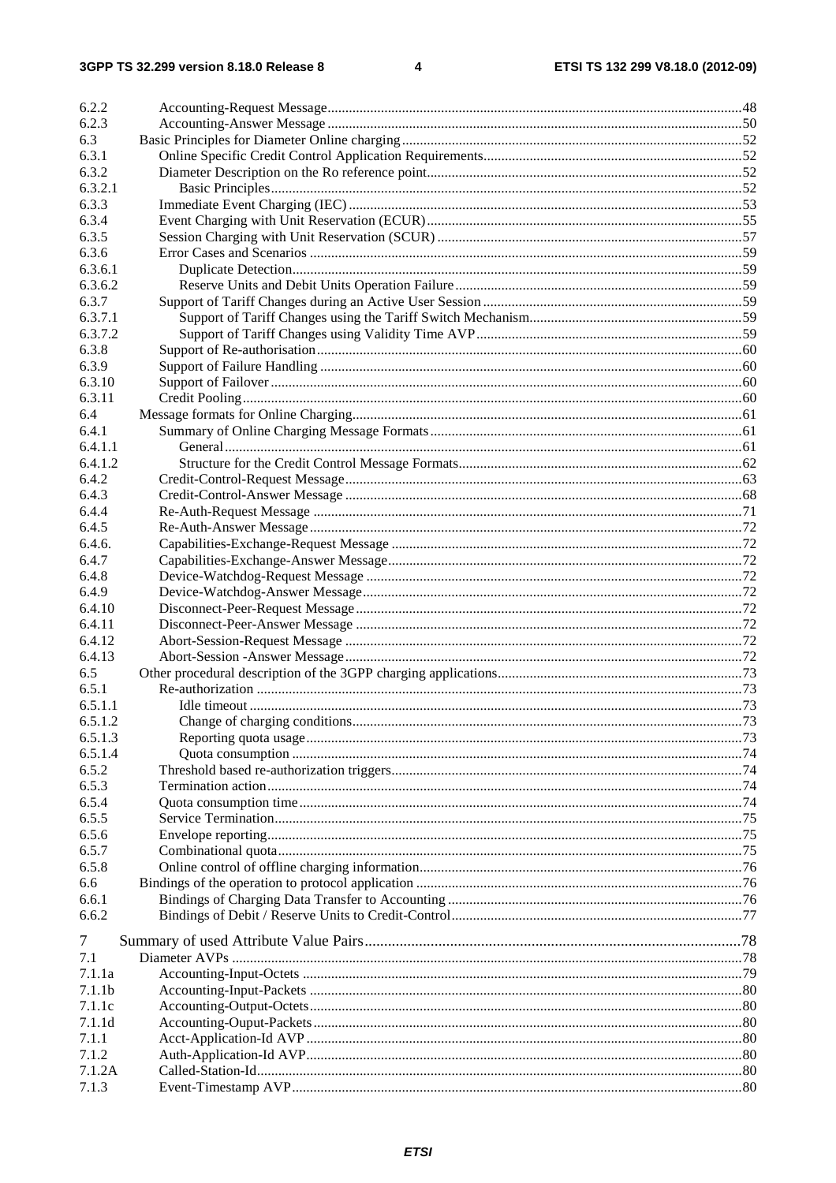| | | |
|---|---|---|
| 6.2.2 | Accounting-Request Message | 48 |
| 6.2.3 | Accounting-Answer Message | 50 |
| 6.3 | Basic Principles for Diameter Online charging | 52 |
| 6.3.1 | Online Specific Credit Control Application Requirements | 52 |
| 6.3.2 | Diameter Description on the Ro reference point | 52 |
| 6.3.2.1 | Basic Principles | 52 |
| 6.3.3 | Immediate Event Charging (IEC) | 53 |
| 6.3.4 | Event Charging with Unit Reservation (ECUR) | 55 |
| 6.3.5 | Session Charging with Unit Reservation (SCUR) | 57 |
| 6.3.6 | Error Cases and Scenarios | 59 |
| 6.3.6.1 | Duplicate Detection | 59 |
| 6.3.6.2 | Reserve Units and Debit Units Operation Failure | 59 |
| 6.3.7 | Support of Tariff Changes during an Active User Session | 59 |
| 6.3.7.1 | Support of Tariff Changes using the Tariff Switch Mechanism | 59 |
| 6.3.7.2 | Support of Tariff Changes using Validity Time AVP | 59 |
| 6.3.8 | Support of Re-authorisation | 60 |
| 6.3.9 | Support of Failure Handling | 60 |
| 6.3.10 | Support of Failover | 60 |
| 6.3.11 | Credit Pooling | 60 |
| 6.4 | Message formats for Online Charging | 61 |
| 6.4.1 | Summary of Online Charging Message Formats | 61 |
| 6.4.1.1 | General | 61 |
| 6.4.1.2 | Structure for the Credit Control Message Formats | 62 |
| 6.4.2 | Credit-Control-Request Message | 63 |
| 6.4.3 | Credit-Control-Answer Message | 68 |
| 6.4.4 | Re-Auth-Request Message | 71 |
| 6.4.5 | Re-Auth-Answer Message | 72 |
| 6.4.6. | Capabilities-Exchange-Request Message | 72 |
| 6.4.7 | Capabilities-Exchange-Answer Message | 72 |
| 6.4.8 | Device-Watchdog-Request Message | 72 |
| 6.4.9 | Device-Watchdog-Answer Message | 72 |
| 6.4.10 | Disconnect-Peer-Request Message | 72 |
| 6.4.11 | Disconnect-Peer-Answer Message | 72 |
| 6.4.12 | Abort-Session-Request Message | 72 |
| 6.4.13 | Abort-Session -Answer Message | 72 |
| 6.5 | Other procedural description of the 3GPP charging applications | 73 |
| 6.5.1 | Re-authorization | 73 |
| 6.5.1.1 | Idle timeout | 73 |
| 6.5.1.2 | Change of charging conditions | 73 |
| 6.5.1.3 | Reporting quota usage | 73 |
| 6.5.1.4 | Quota consumption | 74 |
| 6.5.2 | Threshold based re-authorization triggers | 74 |
| 6.5.3 | Termination action | 74 |
| 6.5.4 | Quota consumption time | 74 |
| 6.5.5 | Service Termination | 75 |
| 6.5.6 | Envelope reporting | 75 |
| 6.5.7 | Combinational quota | 75 |
| 6.5.8 | Online control of offline charging information | 76 |
| 6.6 | Bindings of the operation to protocol application | 76 |
| 6.6.1 | Bindings of Charging Data Transfer to Accounting | 76 |
| 6.6.2 | Bindings of Debit / Reserve Units to Credit-Control | 77 |
| 7 | Summary of used Attribute Value Pairs | 78 |
| 7.1 | Diameter AVPs | 78 |
| 7.1.1a | Accounting-Input-Octets | 79 |
| 7.1.1b | Accounting-Input-Packets | 80 |
| 7.1.1c | Accounting-Output-Octets | 80 |
| 7.1.1d | Accounting-Ouput-Packets | 80 |
| 7.1.1 | Acct-Application-Id AVP | 80 |
| 7.1.2 | Auth-Application-Id AVP | 80 |
| 7.1.2A | Called-Station-Id | 80 |
| 7.1.3 | Event-Timestamp AVP | 80 |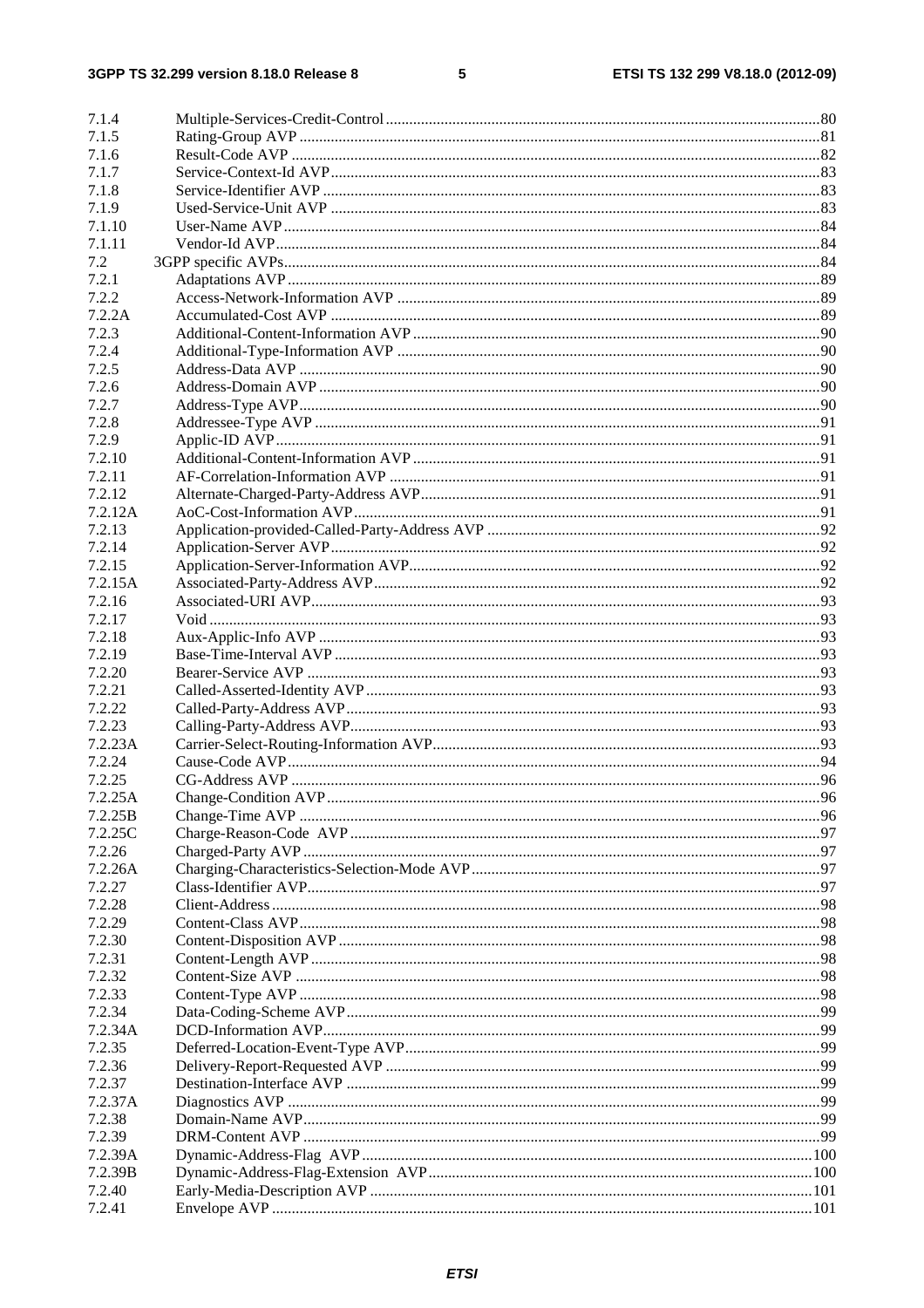7.1.4 Multiple-Services-Credit-Control ..... 80
7.1.5 Rating-Group AVP ..... 81
7.1.6 Result-Code AVP ..... 82
7.1.7 Service-Context-Id AVP ..... 83
7.1.8 Service-Identifier AVP ..... 83
7.1.9 Used-Service-Unit AVP ..... 83
7.1.10 User-Name AVP ..... 84
7.1.11 Vendor-Id AVP ..... 84
7.2 3GPP specific AVPs ..... 84
7.2.1 Adaptations AVP ..... 89
7.2.2 Access-Network-Information AVP ..... 89
7.2.2A Accumulated-Cost AVP ..... 89
7.2.3 Additional-Content-Information AVP ..... 90
7.2.4 Additional-Type-Information AVP ..... 90
7.2.5 Address-Data AVP ..... 90
7.2.6 Address-Domain AVP ..... 90
7.2.7 Address-Type AVP ..... 90
7.2.8 Addressee-Type AVP ..... 91
7.2.9 Applic-ID AVP ..... 91
7.2.10 Additional-Content-Information AVP ..... 91
7.2.11 AF-Correlation-Information AVP ..... 91
7.2.12 Alternate-Charged-Party-Address AVP ..... 91
7.2.12A AoC-Cost-Information AVP ..... 91
7.2.13 Application-provided-Called-Party-Address AVP ..... 92
7.2.14 Application-Server AVP ..... 92
7.2.15 Application-Server-Information AVP ..... 92
7.2.15A Associated-Party-Address AVP ..... 92
7.2.16 Associated-URI AVP ..... 93
7.2.17 Void ..... 93
7.2.18 Aux-Applic-Info AVP ..... 93
7.2.19 Base-Time-Interval AVP ..... 93
7.2.20 Bearer-Service AVP ..... 93
7.2.21 Called-Asserted-Identity AVP ..... 93
7.2.22 Called-Party-Address AVP ..... 93
7.2.23 Calling-Party-Address AVP ..... 93
7.2.23A Carrier-Select-Routing-Information AVP ..... 93
7.2.24 Cause-Code AVP ..... 94
7.2.25 CG-Address AVP ..... 96
7.2.25A Change-Condition AVP ..... 96
7.2.25B Change-Time AVP ..... 96
7.2.25C Charge-Reason-Code AVP ..... 97
7.2.26 Charged-Party AVP ..... 97
7.2.26A Charging-Characteristics-Selection-Mode AVP ..... 97
7.2.27 Class-Identifier AVP ..... 97
7.2.28 Client-Address ..... 98
7.2.29 Content-Class AVP ..... 98
7.2.30 Content-Disposition AVP ..... 98
7.2.31 Content-Length AVP ..... 98
7.2.32 Content-Size AVP ..... 98
7.2.33 Content-Type AVP ..... 98
7.2.34 Data-Coding-Scheme AVP ..... 99
7.2.34A DCD-Information AVP ..... 99
7.2.35 Deferred-Location-Event-Type AVP ..... 99
7.2.36 Delivery-Report-Requested AVP ..... 99
7.2.37 Destination-Interface AVP ..... 99
7.2.37A Diagnostics AVP ..... 99
7.2.38 Domain-Name AVP ..... 99
7.2.39 DRM-Content AVP ..... 99
7.2.39A Dynamic-Address-Flag AVP ..... 100
7.2.39B Dynamic-Address-Flag-Extension AVP ..... 100
7.2.40 Early-Media-Description AVP ..... 101
7.2.41 Envelope AVP ..... 101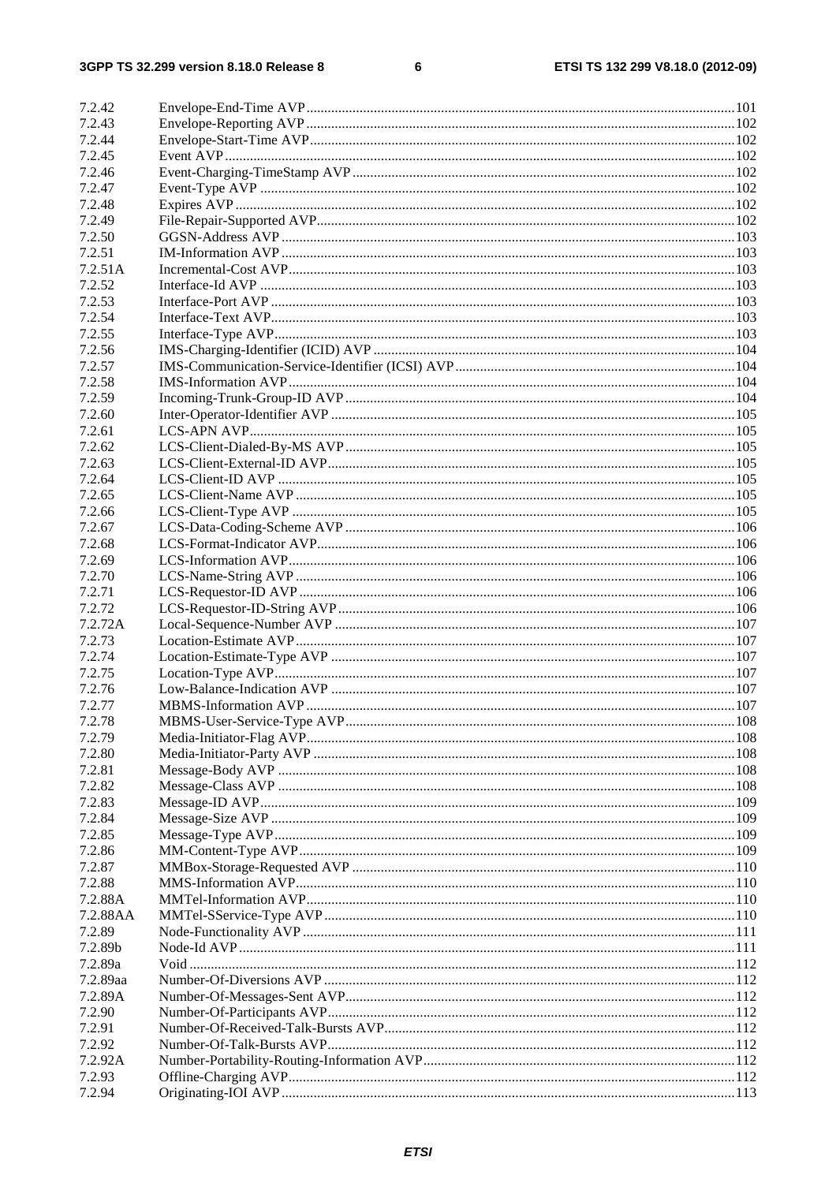| | | |
|---|---|---|
| 7.2.42 | Envelope-End-Time AVP | 101 |
| 7.2.43 | Envelope-Reporting AVP | 102 |
| 7.2.44 | Envelope-Start-Time AVP | 102 |
| 7.2.45 | Event AVP | 102 |
| 7.2.46 | Event-Charging-TimeStamp AVP | 102 |
| 7.2.47 | Event-Type AVP | 102 |
| 7.2.48 | Expires AVP | 102 |
| 7.2.49 | File-Repair-Supported AVP | 102 |
| 7.2.50 | GGSN-Address AVP | 103 |
| 7.2.51 | IM-Information AVP | 103 |
| 7.2.51A | Incremental-Cost AVP | 103 |
| 7.2.52 | Interface-Id AVP | 103 |
| 7.2.53 | Interface-Port AVP | 103 |
| 7.2.54 | Interface-Text AVP | 103 |
| 7.2.55 | Interface-Type AVP | 103 |
| 7.2.56 | IMS-Charging-Identifier (ICID) AVP | 104 |
| 7.2.57 | IMS-Communication-Service-Identifier (ICSI) AVP | 104 |
| 7.2.58 | IMS-Information AVP | 104 |
| 7.2.59 | Incoming-Trunk-Group-ID AVP | 104 |
| 7.2.60 | Inter-Operator-Identifier AVP | 105 |
| 7.2.61 | LCS-APN AVP | 105 |
| 7.2.62 | LCS-Client-Dialed-By-MS AVP | 105 |
| 7.2.63 | LCS-Client-External-ID AVP | 105 |
| 7.2.64 | LCS-Client-ID AVP | 105 |
| 7.2.65 | LCS-Client-Name AVP | 105 |
| 7.2.66 | LCS-Client-Type AVP | 105 |
| 7.2.67 | LCS-Data-Coding-Scheme AVP | 106 |
| 7.2.68 | LCS-Format-Indicator AVP | 106 |
| 7.2.69 | LCS-Information AVP | 106 |
| 7.2.70 | LCS-Name-String AVP | 106 |
| 7.2.71 | LCS-Requestor-ID AVP | 106 |
| 7.2.72 | LCS-Requestor-ID-String AVP | 106 |
| 7.2.72A | Local-Sequence-Number AVP | 107 |
| 7.2.73 | Location-Estimate AVP | 107 |
| 7.2.74 | Location-Estimate-Type AVP | 107 |
| 7.2.75 | Location-Type AVP | 107 |
| 7.2.76 | Low-Balance-Indication AVP | 107 |
| 7.2.77 | MBMS-Information AVP | 107 |
| 7.2.78 | MBMS-User-Service-Type AVP | 108 |
| 7.2.79 | Media-Initiator-Flag AVP | 108 |
| 7.2.80 | Media-Initiator-Party AVP | 108 |
| 7.2.81 | Message-Body AVP | 108 |
| 7.2.82 | Message-Class AVP | 108 |
| 7.2.83 | Message-ID AVP | 109 |
| 7.2.84 | Message-Size AVP | 109 |
| 7.2.85 | Message-Type AVP | 109 |
| 7.2.86 | MM-Content-Type AVP | 109 |
| 7.2.87 | MMBox-Storage-Requested AVP | 110 |
| 7.2.88 | MMS-Information AVP | 110 |
| 7.2.88A | MMTel-Information AVP | 110 |
| 7.2.88AA | MMTel-SService-Type AVP | 110 |
| 7.2.89 | Node-Functionality AVP | 111 |
| 7.2.89b | Node-Id AVP | 111 |
| 7.2.89a | Void | 112 |
| 7.2.89aa | Number-Of-Diversions AVP | 112 |
| 7.2.89A | Number-Of-Messages-Sent AVP | 112 |
| 7.2.90 | Number-Of-Participants AVP | 112 |
| 7.2.91 | Number-Of-Received-Talk-Bursts AVP | 112 |
| 7.2.92 | Number-Of-Talk-Bursts AVP | 112 |
| 7.2.92A | Number-Portability-Routing-Information AVP | 112 |
| 7.2.93 | Offline-Charging AVP | 112 |
| 7.2.94 | Originating-IOI AVP | 113 |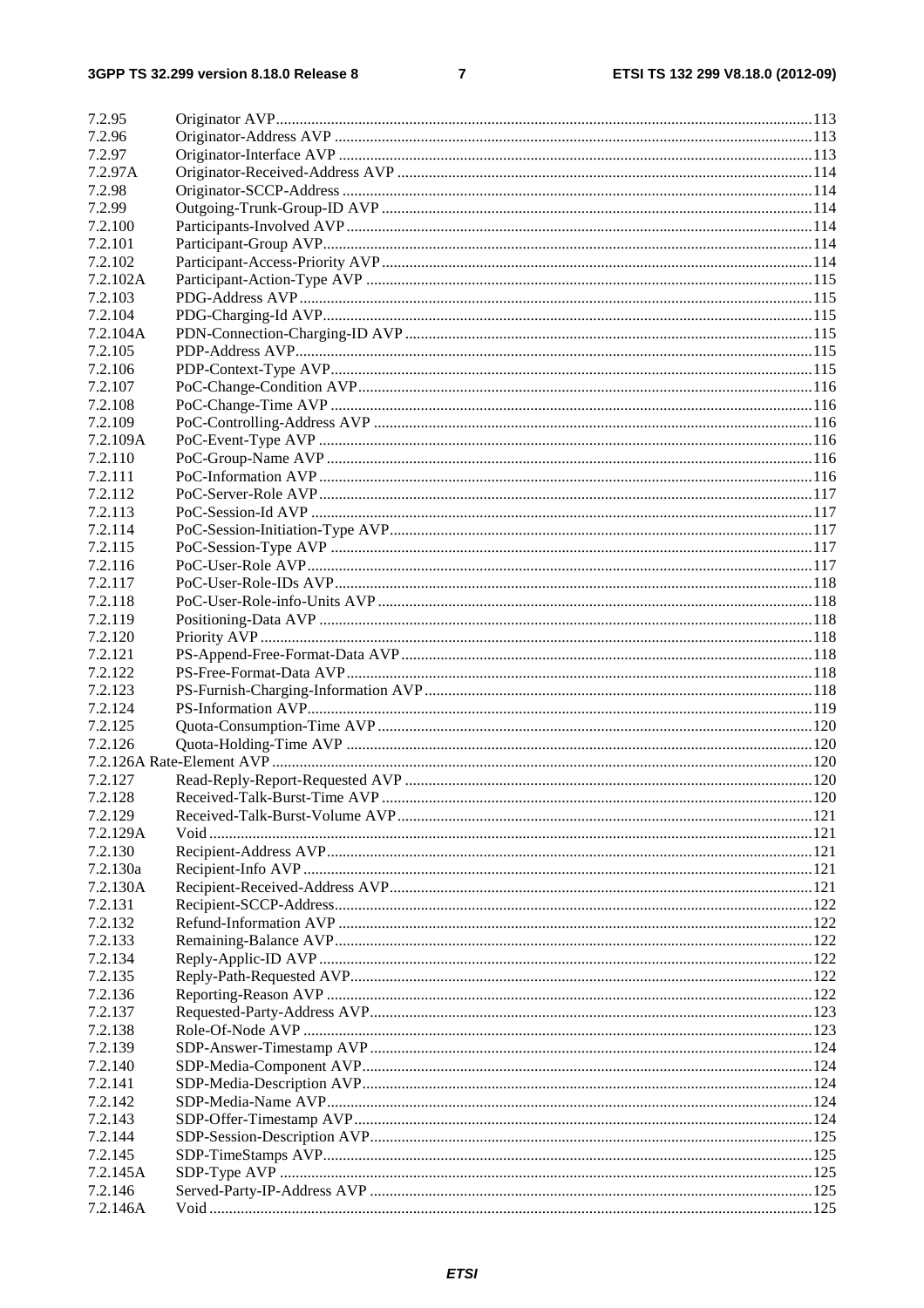7.2.95 Originator AVP ..... 113
7.2.96 Originator-Address AVP ..... 113
7.2.97 Originator-Interface AVP ..... 113
7.2.97A Originator-Received-Address AVP ..... 114
7.2.98 Originator-SCCP-Address ..... 114
7.2.99 Outgoing-Trunk-Group-ID AVP ..... 114
7.2.100 Participants-Involved AVP ..... 114
7.2.101 Participant-Group AVP ..... 114
7.2.102 Participant-Access-Priority AVP ..... 114
7.2.102A Participant-Action-Type AVP ..... 115
7.2.103 PDG-Address AVP ..... 115
7.2.104 PDG-Charging-Id AVP ..... 115
7.2.104A PDN-Connection-Charging-ID AVP ..... 115
7.2.105 PDP-Address AVP ..... 115
7.2.106 PDP-Context-Type AVP ..... 115
7.2.107 PoC-Change-Condition AVP ..... 116
7.2.108 PoC-Change-Time AVP ..... 116
7.2.109 PoC-Controlling-Address AVP ..... 116
7.2.109A PoC-Event-Type AVP ..... 116
7.2.110 PoC-Group-Name AVP ..... 116
7.2.111 PoC-Information AVP ..... 116
7.2.112 PoC-Server-Role AVP ..... 117
7.2.113 PoC-Session-Id AVP ..... 117
7.2.114 PoC-Session-Initiation-Type AVP ..... 117
7.2.115 PoC-Session-Type AVP ..... 117
7.2.116 PoC-User-Role AVP ..... 117
7.2.117 PoC-User-Role-IDs AVP ..... 118
7.2.118 PoC-User-Role-info-Units AVP ..... 118
7.2.119 Positioning-Data AVP ..... 118
7.2.120 Priority AVP ..... 118
7.2.121 PS-Append-Free-Format-Data AVP ..... 118
7.2.122 PS-Free-Format-Data AVP ..... 118
7.2.123 PS-Furnish-Charging-Information AVP ..... 118
7.2.124 PS-Information AVP ..... 119
7.2.125 Quota-Consumption-Time AVP ..... 120
7.2.126 Quota-Holding-Time AVP ..... 120
7.2.126A Rate-Element AVP ..... 120
7.2.127 Read-Reply-Report-Requested AVP ..... 120
7.2.128 Received-Talk-Burst-Time AVP ..... 120
7.2.129 Received-Talk-Burst-Volume AVP ..... 121
7.2.129A Void ..... 121
7.2.130 Recipient-Address AVP ..... 121
7.2.130a Recipient-Info AVP ..... 121
7.2.130A Recipient-Received-Address AVP ..... 121
7.2.131 Recipient-SCCP-Address ..... 122
7.2.132 Refund-Information AVP ..... 122
7.2.133 Remaining-Balance AVP ..... 122
7.2.134 Reply-Applic-ID AVP ..... 122
7.2.135 Reply-Path-Requested AVP ..... 122
7.2.136 Reporting-Reason AVP ..... 122
7.2.137 Requested-Party-Address AVP ..... 123
7.2.138 Role-Of-Node AVP ..... 123
7.2.139 SDP-Answer-Timestamp AVP ..... 124
7.2.140 SDP-Media-Component AVP ..... 124
7.2.141 SDP-Media-Description AVP ..... 124
7.2.142 SDP-Media-Name AVP ..... 124
7.2.143 SDP-Offer-Timestamp AVP ..... 124
7.2.144 SDP-Session-Description AVP ..... 125
7.2.145 SDP-TimeStamps AVP ..... 125
7.2.145A SDP-Type AVP ..... 125
7.2.146 Served-Party-IP-Address AVP ..... 125
7.2.146A Void ..... 125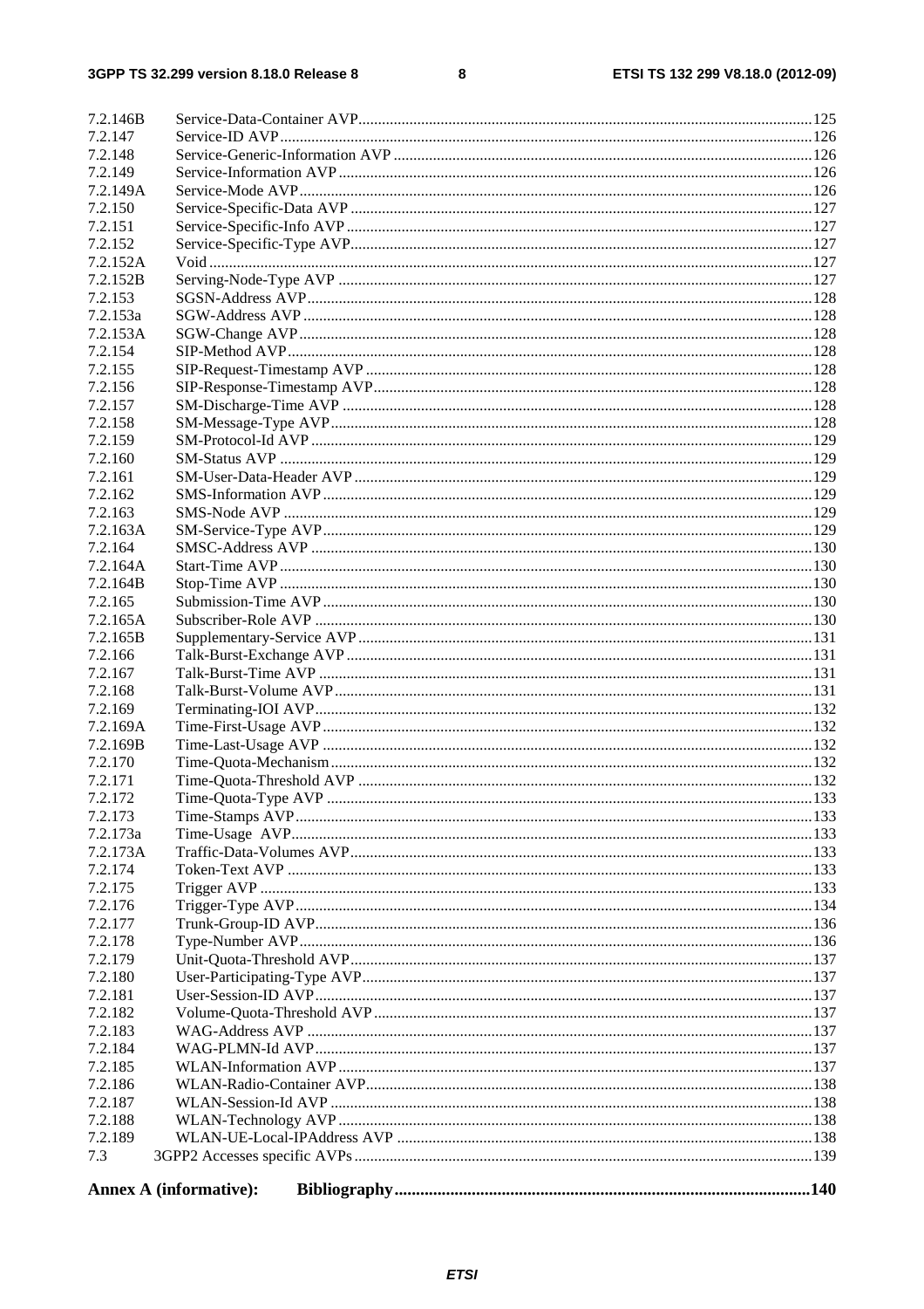7.2.146B Service-Data-Container AVP 125
7.2.147 Service-ID AVP 126
7.2.148 Service-Generic-Information AVP 126
7.2.149 Service-Information AVP 126
7.2.149A Service-Mode AVP 126
7.2.150 Service-Specific-Data AVP 127
7.2.151 Service-Specific-Info AVP 127
7.2.152 Service-Specific-Type AVP 127
7.2.152A Void 127
7.2.152B Serving-Node-Type AVP 127
7.2.153 SGSN-Address AVP 128
7.2.153a SGW-Address AVP 128
7.2.153A SGW-Change AVP 128
7.2.154 SIP-Method AVP 128
7.2.155 SIP-Request-Timestamp AVP 128
7.2.156 SIP-Response-Timestamp AVP 128
7.2.157 SM-Discharge-Time AVP 128
7.2.158 SM-Message-Type AVP 128
7.2.159 SM-Protocol-Id AVP 129
7.2.160 SM-Status AVP 129
7.2.161 SM-User-Data-Header AVP 129
7.2.162 SMS-Information AVP 129
7.2.163 SMS-Node AVP 129
7.2.163A SM-Service-Type AVP 129
7.2.164 SMSC-Address AVP 130
7.2.164A Start-Time AVP 130
7.2.164B Stop-Time AVP 130
7.2.165 Submission-Time AVP 130
7.2.165A Subscriber-Role AVP 130
7.2.165B Supplementary-Service AVP 131
7.2.166 Talk-Burst-Exchange AVP 131
7.2.167 Talk-Burst-Time AVP 131
7.2.168 Talk-Burst-Volume AVP 131
7.2.169 Terminating-IOI AVP 132
7.2.169A Time-First-Usage AVP 132
7.2.169B Time-Last-Usage AVP 132
7.2.170 Time-Quota-Mechanism 132
7.2.171 Time-Quota-Threshold AVP 132
7.2.172 Time-Quota-Type AVP 133
7.2.173 Time-Stamps AVP 133
7.2.173a Time-Usage AVP 133
7.2.173A Traffic-Data-Volumes AVP 133
7.2.174 Token-Text AVP 133
7.2.175 Trigger AVP 133
7.2.176 Trigger-Type AVP 134
7.2.177 Trunk-Group-ID AVP 136
7.2.178 Type-Number AVP 136
7.2.179 Unit-Quota-Threshold AVP 137
7.2.180 User-Participating-Type AVP 137
7.2.181 User-Session-ID AVP 137
7.2.182 Volume-Quota-Threshold AVP 137
7.2.183 WAG-Address AVP 137
7.2.184 WAG-PLMN-Id AVP 137
7.2.185 WLAN-Information AVP 137
7.2.186 WLAN-Radio-Container AVP 138
7.2.187 WLAN-Session-Id AVP 138
7.2.188 WLAN-Technology AVP 138
7.2.189 WLAN-UE-Local-IPAddress AVP 138
7.3 3GPP2 Accesses specific AVPs 139

**Annex A (informative): Bibliography 140**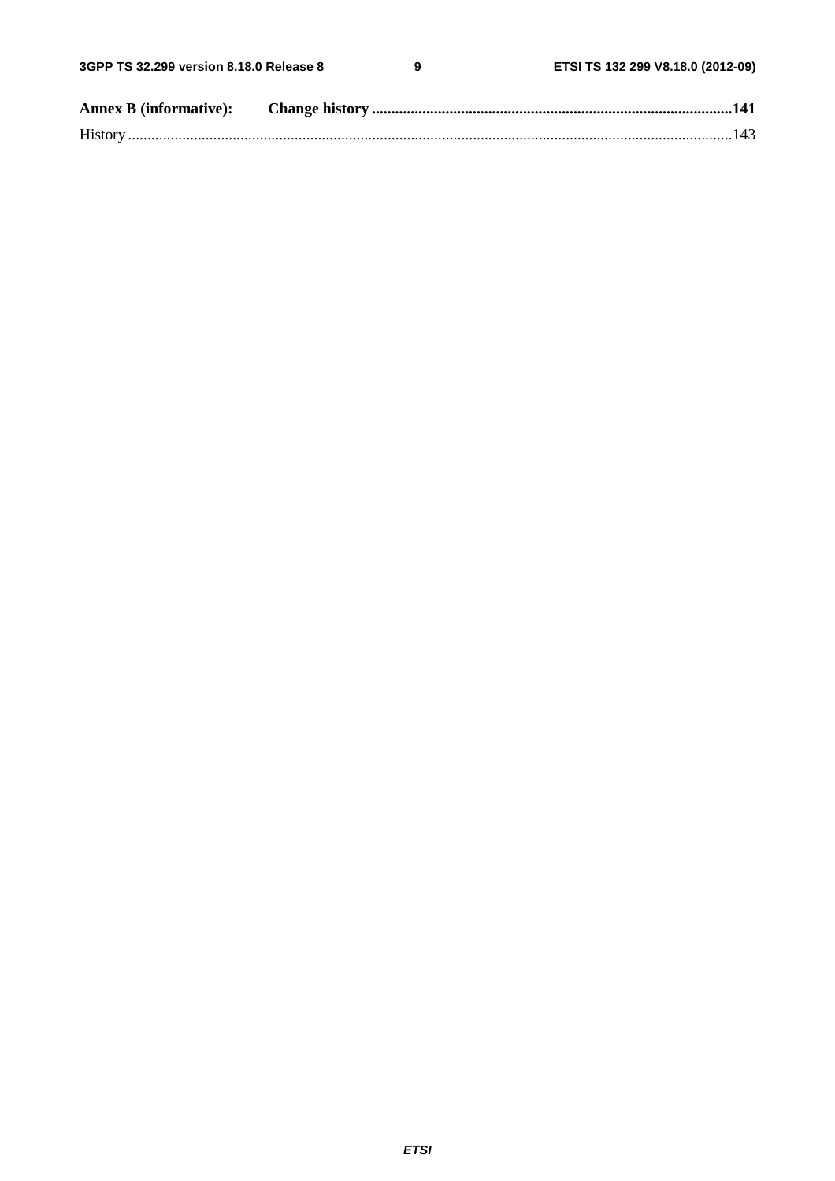**Annex B (informative): Change history** .......................................................................................... **141**

History ...................................................................................................................................................... 143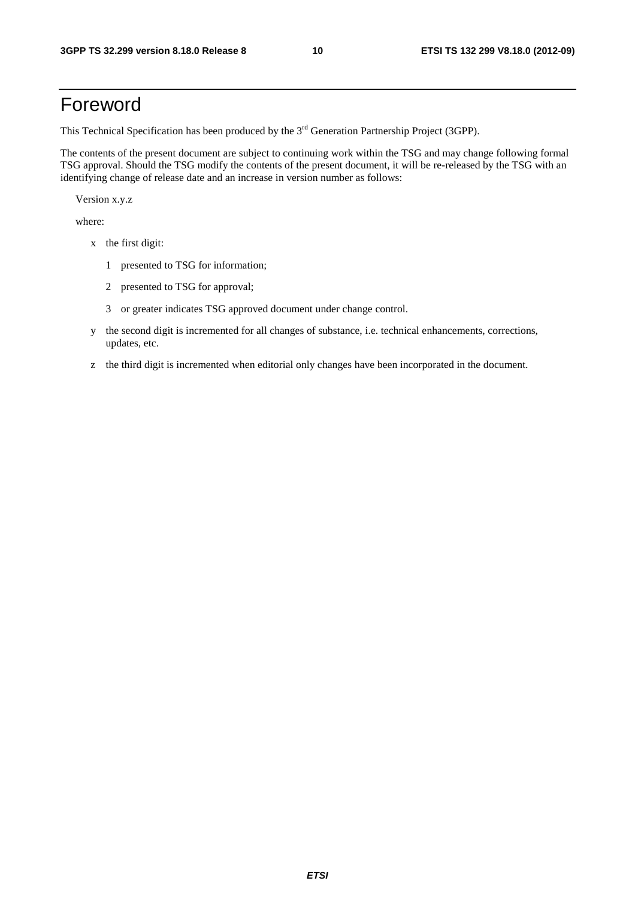# Foreword

This Technical Specification has been produced by the 3rd Generation Partnership Project (3GPP).

The contents of the present document are subject to continuing work within the TSG and may change following formal TSG approval. Should the TSG modify the contents of the present document, it will be re-released by the TSG with an identifying change of release date and an increase in version number as follows:

Version x.y.z

where:

- x the first digit:
  - 1 presented to TSG for information;
  - 2 presented to TSG for approval;
  - 3 or greater indicates TSG approved document under change control.
- y the second digit is incremented for all changes of substance, i.e. technical enhancements, corrections, updates, etc.
- z the third digit is incremented when editorial only changes have been incorporated in the document.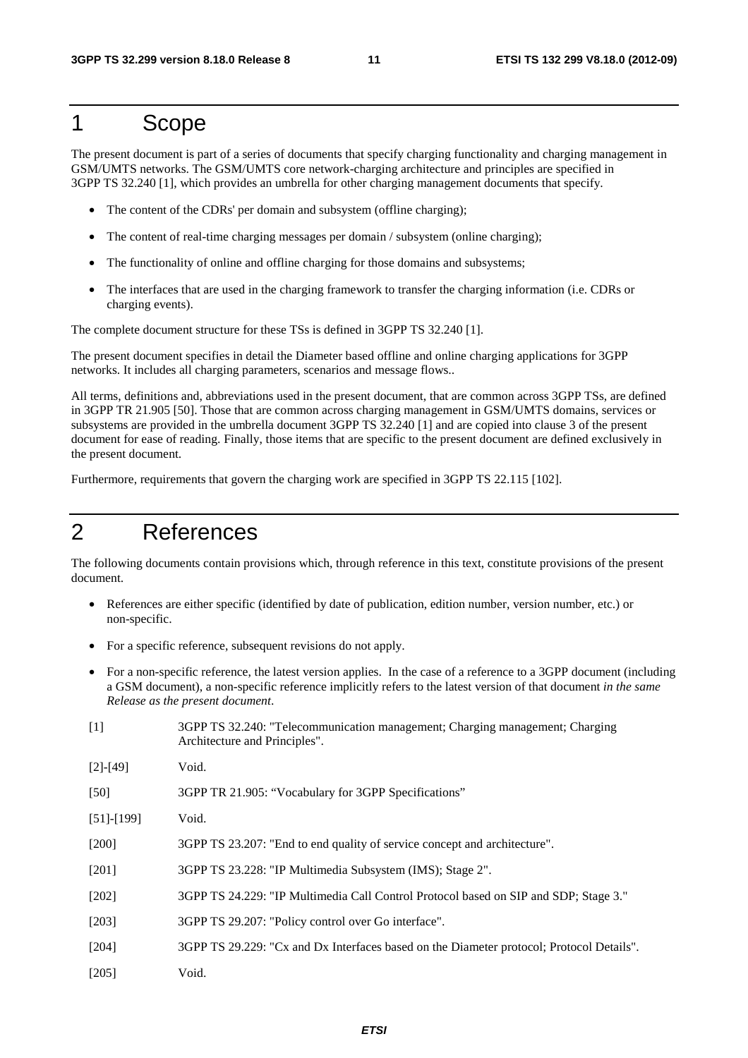# 1 Scope

The present document is part of a series of documents that specify charging functionality and charging management in GSM/UMTS networks. The GSM/UMTS core network-charging architecture and principles are specified in 3GPP TS 32.240 [1], which provides an umbrella for other charging management documents that specify.

- The content of the CDRs' per domain and subsystem (offline charging);
- The content of real-time charging messages per domain / subsystem (online charging);
- The functionality of online and offline charging for those domains and subsystems;
- The interfaces that are used in the charging framework to transfer the charging information (i.e. CDRs or charging events).

The complete document structure for these TSs is defined in 3GPP TS 32.240 [1].

The present document specifies in detail the Diameter based offline and online charging applications for 3GPP networks. It includes all charging parameters, scenarios and message flows..

All terms, definitions and, abbreviations used in the present document, that are common across 3GPP TSs, are defined in 3GPP TR 21.905 [50]. Those that are common across charging management in GSM/UMTS domains, services or subsystems are provided in the umbrella document 3GPP TS 32.240 [1] and are copied into clause 3 of the present document for ease of reading. Finally, those items that are specific to the present document are defined exclusively in the present document.

Furthermore, requirements that govern the charging work are specified in 3GPP TS 22.115 [102].

# 2 References

The following documents contain provisions which, through reference in this text, constitute provisions of the present document.

- References are either specific (identified by date of publication, edition number, version number, etc.) or non-specific.
- For a specific reference, subsequent revisions do not apply.
- For a non-specific reference, the latest version applies. In the case of a reference to a 3GPP document (including a GSM document), a non-specific reference implicitly refers to the latest version of that document *in the same Release as the present document*.

[1] 3GPP TS 32.240: "Telecommunication management; Charging management; Charging Architecture and Principles".

[2]-[49] Void.

[50] 3GPP TR 21.905: “Vocabulary for 3GPP Specifications”

[51]-[199] Void.

[200] 3GPP TS 23.207: "End to end quality of service concept and architecture".

[201] 3GPP TS 23.228: "IP Multimedia Subsystem (IMS); Stage 2".

[202] 3GPP TS 24.229: "IP Multimedia Call Control Protocol based on SIP and SDP; Stage 3."

[203] 3GPP TS 29.207: "Policy control over Go interface".

[204] 3GPP TS 29.229: "Cx and Dx Interfaces based on the Diameter protocol; Protocol Details".

[205] Void.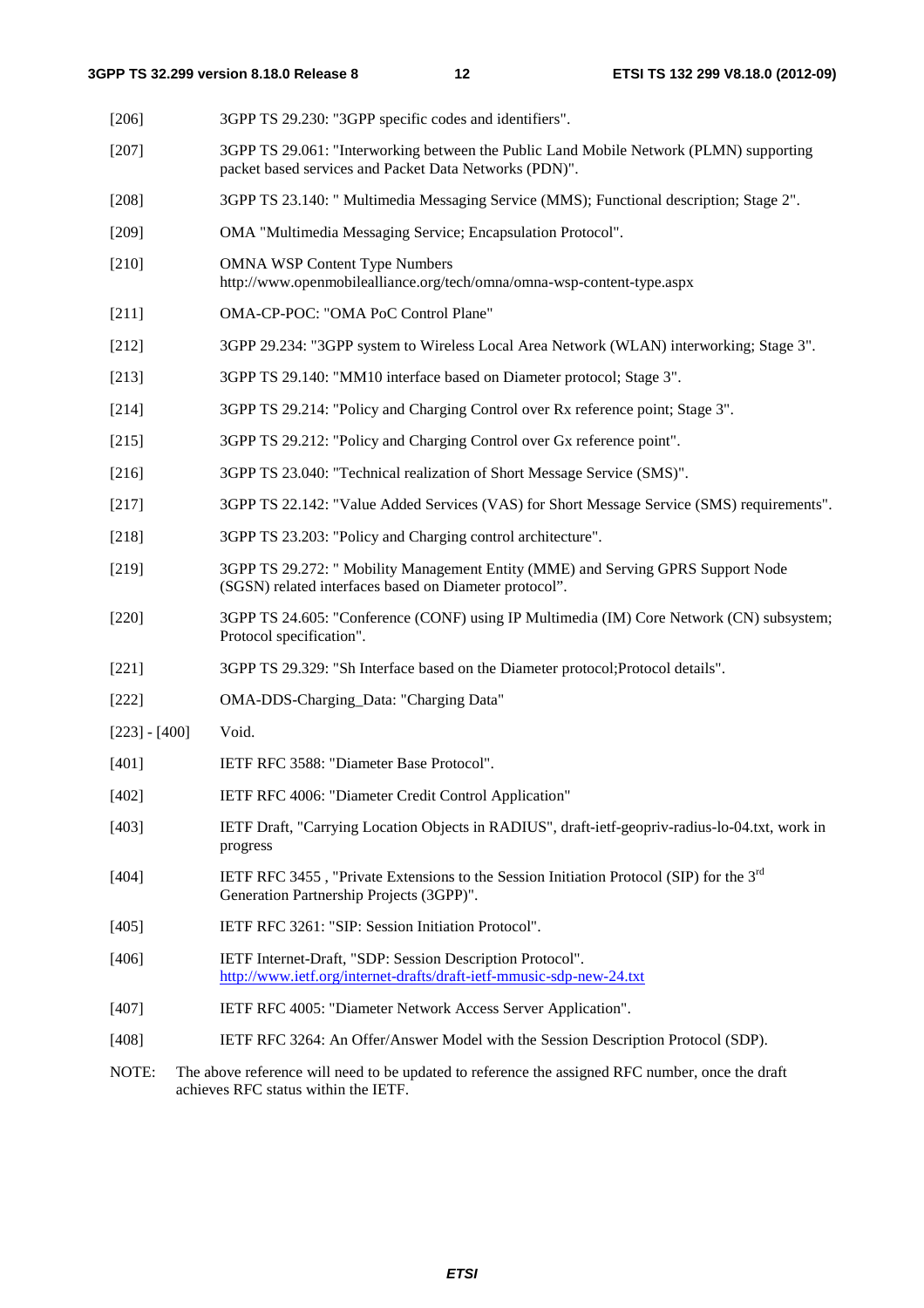[206] 3GPP TS 29.230: "3GPP specific codes and identifiers".

[207] 3GPP TS 29.061: "Interworking between the Public Land Mobile Network (PLMN) supporting packet based services and Packet Data Networks (PDN)".

[208] 3GPP TS 23.140: " Multimedia Messaging Service (MMS); Functional description; Stage 2".

[209] OMA "Multimedia Messaging Service; Encapsulation Protocol".

[210] OMNA WSP Content Type Numbers
http://www.openmobilealliance.org/tech/omna/omna-wsp-content-type.aspx

[211] OMA-CP-POC: "OMA PoC Control Plane"

[212] 3GPP 29.234: "3GPP system to Wireless Local Area Network (WLAN) interworking; Stage 3".

[213] 3GPP TS 29.140: "MM10 interface based on Diameter protocol; Stage 3".

[214] 3GPP TS 29.214: "Policy and Charging Control over Rx reference point; Stage 3".

[215] 3GPP TS 29.212: "Policy and Charging Control over Gx reference point".

[216] 3GPP TS 23.040: "Technical realization of Short Message Service (SMS)".

[217] 3GPP TS 22.142: "Value Added Services (VAS) for Short Message Service (SMS) requirements".

[218] 3GPP TS 23.203: "Policy and Charging control architecture".

[219] 3GPP TS 29.272: " Mobility Management Entity (MME) and Serving GPRS Support Node (SGSN) related interfaces based on Diameter protocol".

[220] 3GPP TS 24.605: "Conference (CONF) using IP Multimedia (IM) Core Network (CN) subsystem; Protocol specification".

[221] 3GPP TS 29.329: "Sh Interface based on the Diameter protocol;Protocol details".

[222] OMA-DDS-Charging_Data: "Charging Data"

[223] - [400] Void.

[401] IETF RFC 3588: "Diameter Base Protocol".

[402] IETF RFC 4006: "Diameter Credit Control Application"

[403] IETF Draft, "Carrying Location Objects in RADIUS", draft-ietf-geopriv-radius-lo-04.txt, work in progress

[404] IETF RFC 3455 , "Private Extensions to the Session Initiation Protocol (SIP) for the 3rd Generation Partnership Projects (3GPP)".

[405] IETF RFC 3261: "SIP: Session Initiation Protocol".

[406] IETF Internet-Draft, "SDP: Session Description Protocol".
http://www.ietf.org/internet-drafts/draft-ietf-mmusic-sdp-new-24.txt

[407] IETF RFC 4005: "Diameter Network Access Server Application".

[408] IETF RFC 3264: An Offer/Answer Model with the Session Description Protocol (SDP).

NOTE: The above reference will need to be updated to reference the assigned RFC number, once the draft achieves RFC status within the IETF.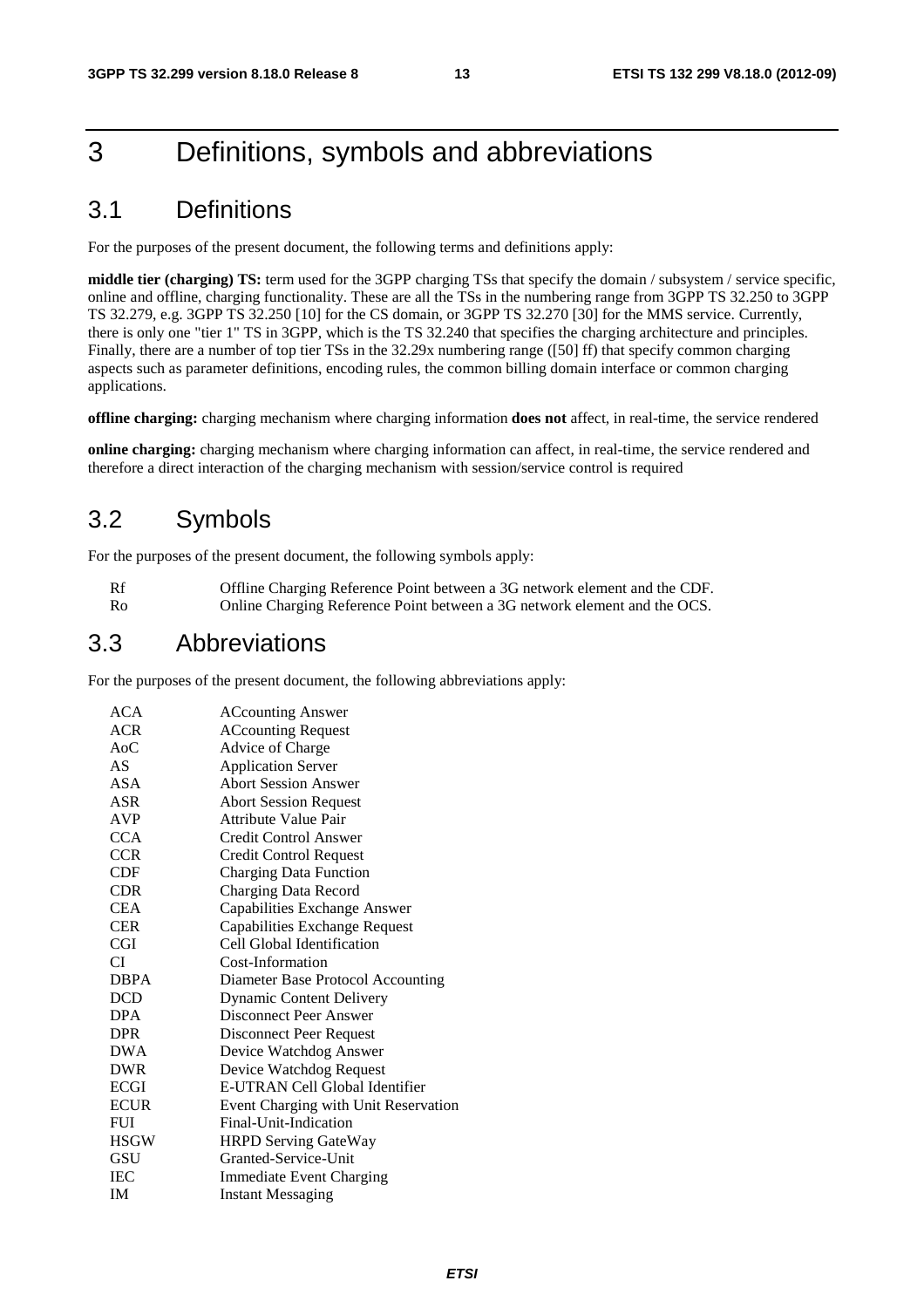# 3 Definitions, symbols and abbreviations

## 3.1 Definitions

For the purposes of the present document, the following terms and definitions apply:

**middle tier (charging) TS:** term used for the 3GPP charging TSs that specify the domain / subsystem / service specific, online and offline, charging functionality. These are all the TSs in the numbering range from 3GPP TS 32.250 to 3GPP TS 32.279, e.g. 3GPP TS 32.250 [10] for the CS domain, or 3GPP TS 32.270 [30] for the MMS service. Currently, there is only one "tier 1" TS in 3GPP, which is the TS 32.240 that specifies the charging architecture and principles. Finally, there are a number of top tier TSs in the 32.29x numbering range ([50] ff) that specify common charging aspects such as parameter definitions, encoding rules, the common billing domain interface or common charging applications.

**offline charging:** charging mechanism where charging information **does not** affect, in real-time, the service rendered

**online charging:** charging mechanism where charging information can affect, in real-time, the service rendered and therefore a direct interaction of the charging mechanism with session/service control is required

## 3.2 Symbols

For the purposes of the present document, the following symbols apply:

| | |
|---|---|
| Rf | Offline Charging Reference Point between a 3G network element and the CDF. |
| Ro | Online Charging Reference Point between a 3G network element and the OCS. |

## 3.3 Abbreviations

For the purposes of the present document, the following abbreviations apply:

| | |
|---|---|
| ACA | ACcounting Answer |
| ACR | ACcounting Request |
| AoC | Advice of Charge |
| AS | Application Server |
| ASA | Abort Session Answer |
| ASR | Abort Session Request |
| AVP | Attribute Value Pair |
| CCA | Credit Control Answer |
| CCR | Credit Control Request |
| CDF | Charging Data Function |
| CDR | Charging Data Record |
| CEA | Capabilities Exchange Answer |
| CER | Capabilities Exchange Request |
| CGI | Cell Global Identification |
| CI | Cost-Information |
| DBPA | Diameter Base Protocol Accounting |
| DCD | Dynamic Content Delivery |
| DPA | Disconnect Peer Answer |
| DPR | Disconnect Peer Request |
| DWA | Device Watchdog Answer |
| DWR | Device Watchdog Request |
| ECGI | E-UTRAN Cell Global Identifier |
| ECUR | Event Charging with Unit Reservation |
| FUI | Final-Unit-Indication |
| HSGW | HRPD Serving GateWay |
| GSU | Granted-Service-Unit |
| IEC | Immediate Event Charging |
| IM | Instant Messaging |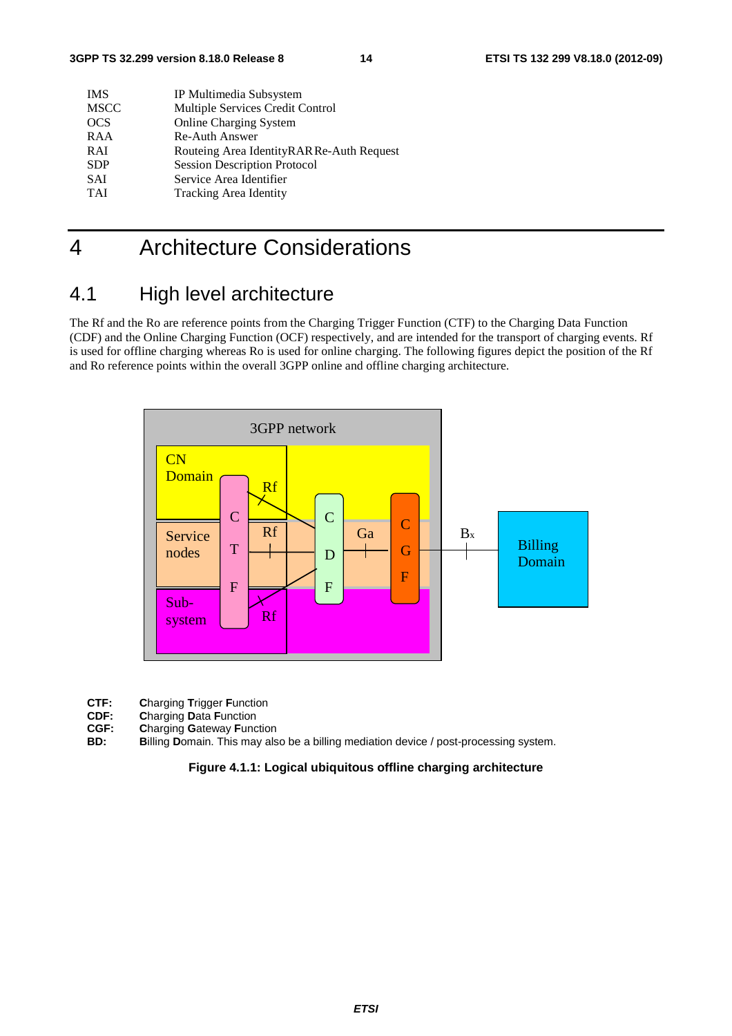| | |
|---|---|
| IMS | IP Multimedia Subsystem |
| MSCC | Multiple Services Credit Control |
| OCS | Online Charging System |
| RAA | Re-Auth Answer |
| RAI | Routeing Area IdentityRAR Re-Auth Request |
| SDP | Session Description Protocol |
| SAI | Service Area Identifier |
| TAI | Tracking Area Identity |

# 4 Architecture Considerations

## 4.1 High level architecture

The Rf and the Ro are reference points from the Charging Trigger Function (CTF) to the Charging Data Function (CDF) and the Online Charging Function (OCF) respectively, and are intended for the transport of charging events. Rf is used for offline charging whereas Ro is used for online charging. The following figures depict the position of the Rf and Ro reference points within the overall 3GPP online and offline charging architecture.

| | |
|---|---|
| **CTF:** | **C**harging **T**rigger **F**unction |
| **CDF:** | **C**harging **D**ata **F**unction |
| **CGF:** | **C**harging **G**ateway **F**unction |
| **BD:** | **B**illing **D**omain. This may also be a billing mediation device / post-processing system. |

**Figure 4.1.1: Logical ubiquitous offline charging architecture**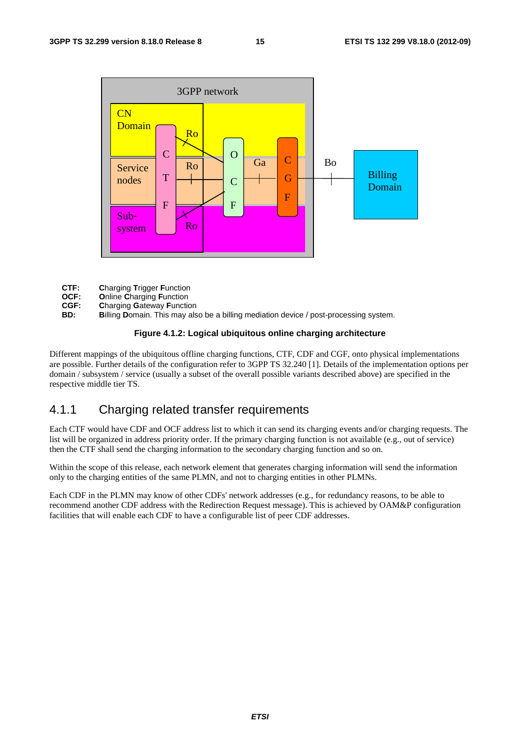CTF: **C**harging **T**rigger **F**unction
OCF: **O**nline **C**harging **F**unction
CGF: **C**harging **G**ateway **F**unction
BD: **B**illing **D**omain. This may also be a billing mediation device / post-processing system.

**Figure 4.1.2: Logical ubiquitous online charging architecture**

Different mappings of the ubiquitous offline charging functions, CTF, CDF and CGF, onto physical implementations are possible. Further details of the configuration refer to 3GPP TS 32.240 [1]. Details of the implementation options per domain / subsystem / service (usually a subset of the overall possible variants described above) are specified in the respective middle tier TS.

### 4.1.1 Charging related transfer requirements

Each CTF would have CDF and OCF address list to which it can send its charging events and/or charging requests. The list will be organized in address priority order. If the primary charging function is not available (e.g., out of service) then the CTF shall send the charging information to the secondary charging function and so on.

Within the scope of this release, each network element that generates charging information will send the information only to the charging entities of the same PLMN, and not to charging entities in other PLMNs.

Each CDF in the PLMN may know of other CDFs' network addresses (e.g., for redundancy reasons, to be able to recommend another CDF address with the Redirection Request message). This is achieved by OAM&P configuration facilities that will enable each CDF to have a configurable list of peer CDF addresses.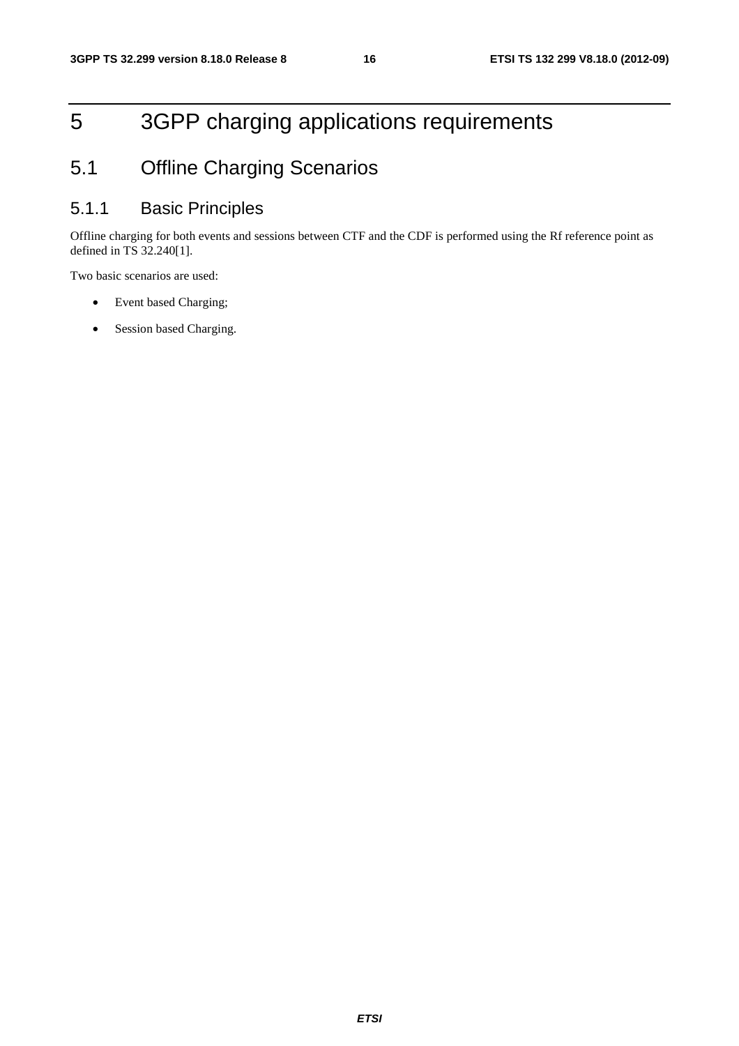# 5 3GPP charging applications requirements

## 5.1 Offline Charging Scenarios

### 5.1.1 Basic Principles

Offline charging for both events and sessions between CTF and the CDF is performed using the Rf reference point as defined in TS 32.240[1].

Two basic scenarios are used:

- Event based Charging;
- Session based Charging.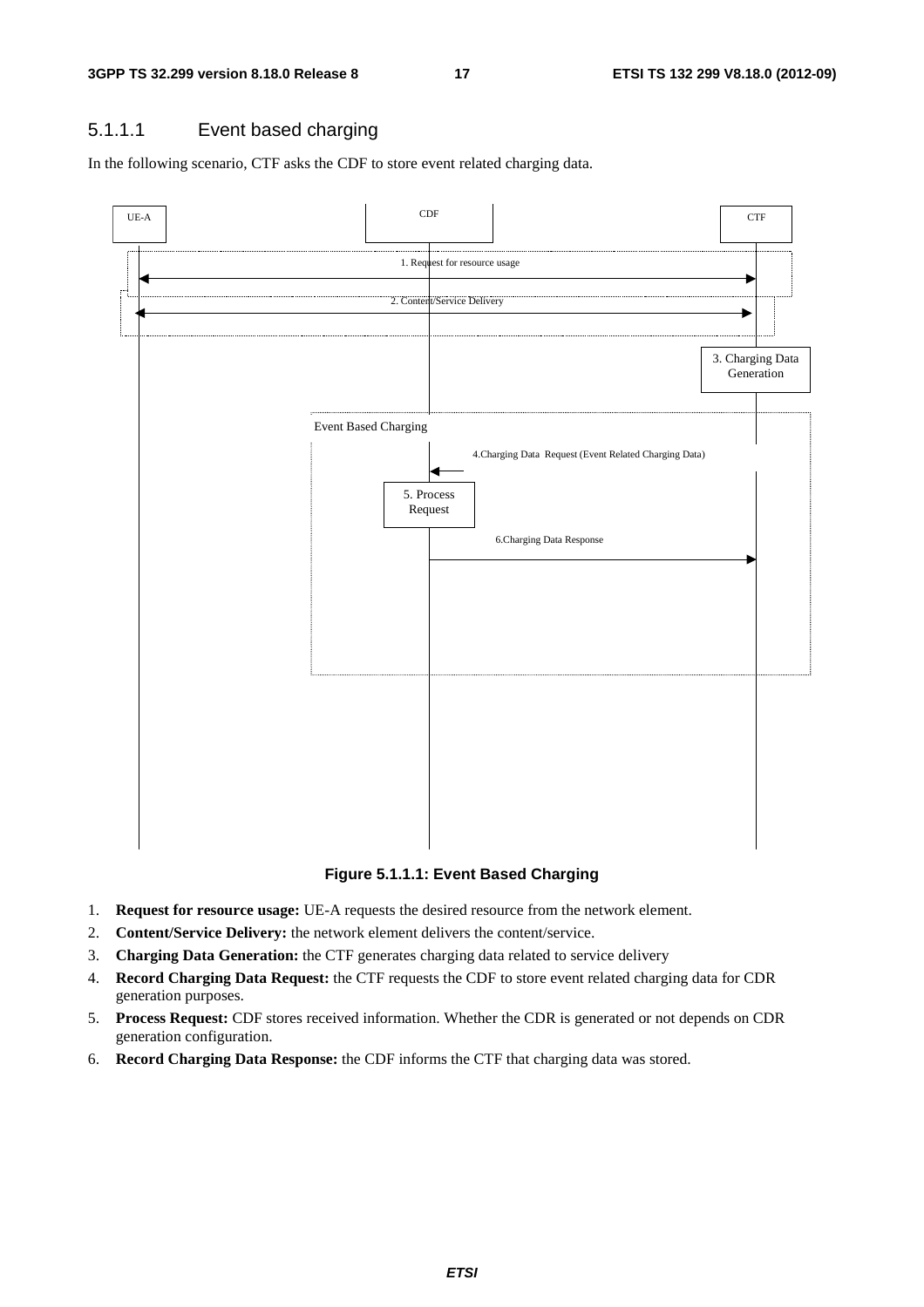#### 5.1.1.1 Event based charging

In the following scenario, CTF asks the CDF to store event related charging data.

**Figure 5.1.1.1: Event Based Charging**

1. **Request for resource usage:** UE-A requests the desired resource from the network element.
2. **Content/Service Delivery:** the network element delivers the content/service.
3. **Charging Data Generation:** the CTF generates charging data related to service delivery
4. **Record Charging Data Request:** the CTF requests the CDF to store event related charging data for CDR generation purposes.
5. **Process Request:** CDF stores received information. Whether the CDR is generated or not depends on CDR generation configuration.
6. **Record Charging Data Response:** the CDF informs the CTF that charging data was stored.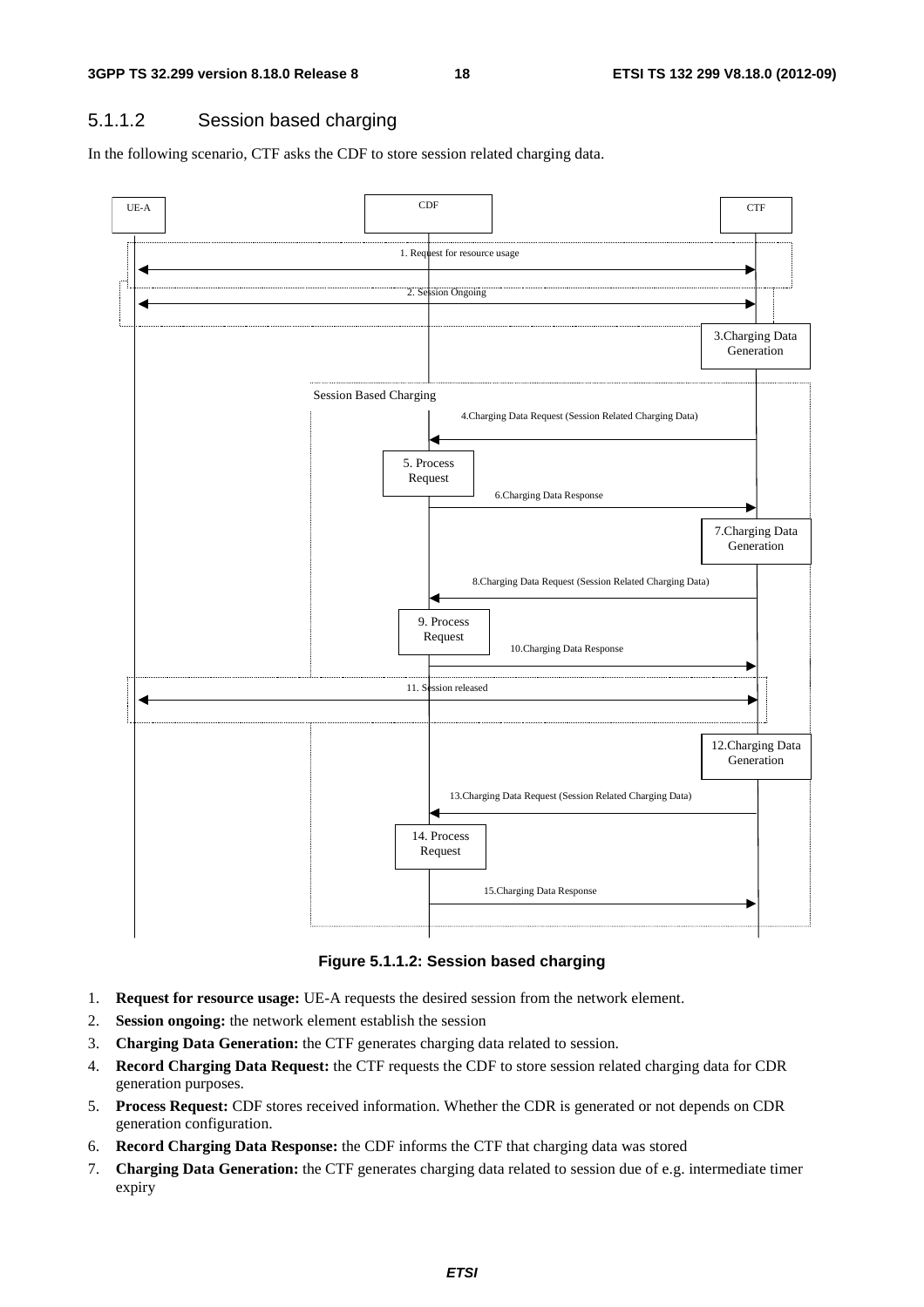### 5.1.1.2 Session based charging

In the following scenario, CTF asks the CDF to store session related charging data.

**Figure 5.1.1.2: Session based charging**

1. **Request for resource usage:** UE-A requests the desired session from the network element.
2. **Session ongoing:** the network element establish the session
3. **Charging Data Generation:** the CTF generates charging data related to session.
4. **Record Charging Data Request:** the CTF requests the CDF to store session related charging data for CDR generation purposes.
5. **Process Request:** CDF stores received information. Whether the CDR is generated or not depends on CDR generation configuration.
6. **Record Charging Data Response:** the CDF informs the CTF that charging data was stored
7. **Charging Data Generation:** the CTF generates charging data related to session due of e.g. intermediate timer expiry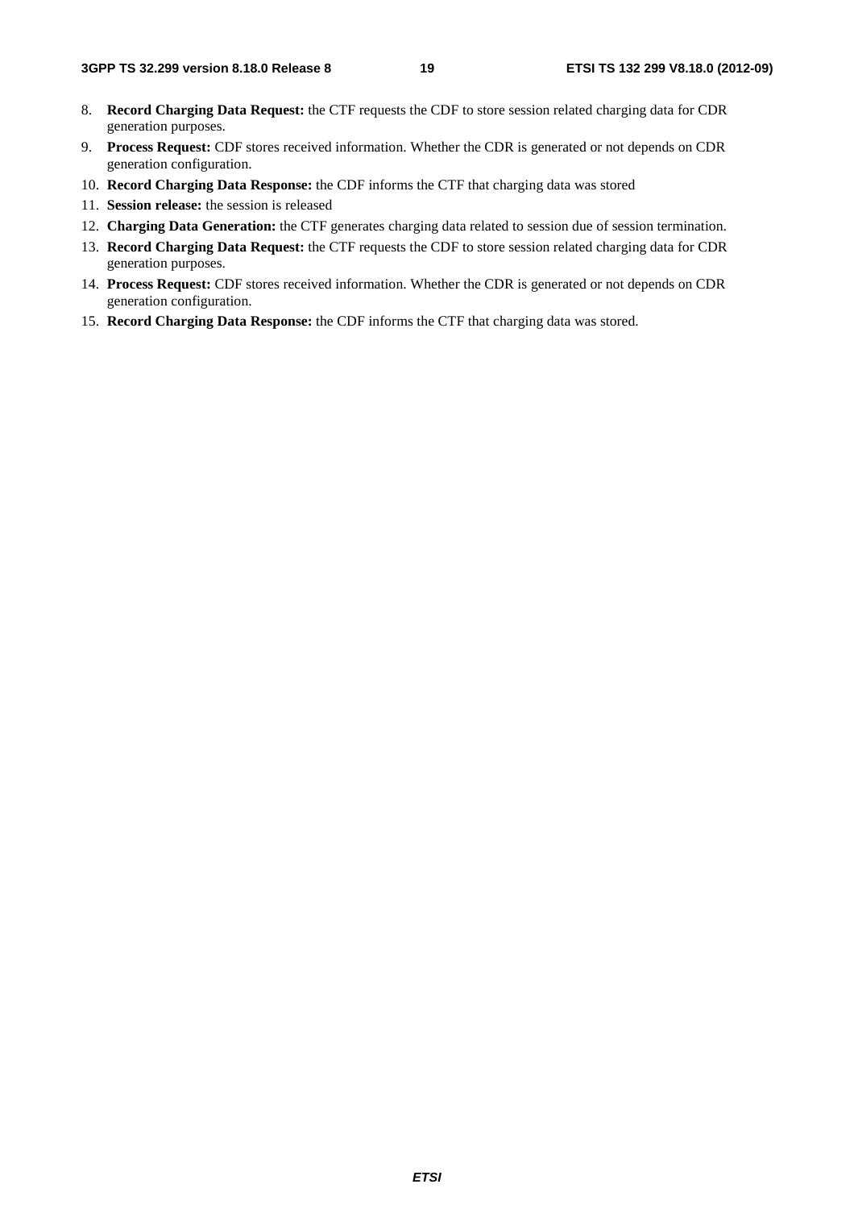8. **Record Charging Data Request:** the CTF requests the CDF to store session related charging data for CDR generation purposes.
9. **Process Request:** CDF stores received information. Whether the CDR is generated or not depends on CDR generation configuration.
10. **Record Charging Data Response:** the CDF informs the CTF that charging data was stored
11. **Session release:** the session is released
12. **Charging Data Generation:** the CTF generates charging data related to session due of session termination.
13. **Record Charging Data Request:** the CTF requests the CDF to store session related charging data for CDR generation purposes.
14. **Process Request:** CDF stores received information. Whether the CDR is generated or not depends on CDR generation configuration.
15. **Record Charging Data Response:** the CDF informs the CTF that charging data was stored.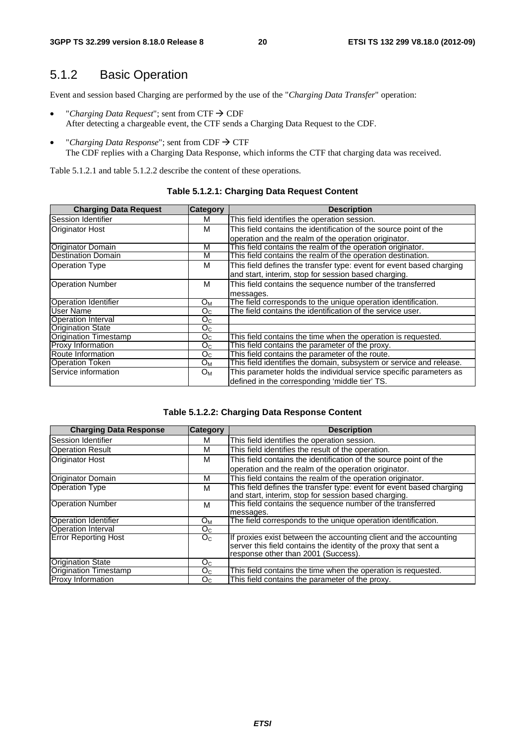## 5.1.2 Basic Operation

Event and session based Charging are performed by the use of the "*Charging Data Transfer*" operation:

- "*Charging Data Request*"; sent from CTF → CDF
  After detecting a chargeable event, the CTF sends a Charging Data Request to the CDF.
- "*Charging Data Response*"; sent from CDF → CTF
  The CDF replies with a Charging Data Response, which informs the CTF that charging data was received.

Table 5.1.2.1 and table 5.1.2.2 describe the content of these operations.

**Table 5.1.2.1: Charging Data Request Content**

| Charging Data Request | Category | Description |
|---|---|---|
| Session Identifier | M | This field identifies the operation session. |
| Originator Host | M | This field contains the identification of the source point of the operation and the realm of the operation originator. |
| Originator Domain | M | This field contains the realm of the operation originator. |
| Destination Domain | M | This field contains the realm of the operation destination. |
| Operation Type | M | This field defines the transfer type: event for event based charging and start, interim, stop for session based charging. |
| Operation Number | M | This field contains the sequence number of the transferred messages. |
| Operation Identifier | $O_M$ | The field corresponds to the unique operation identification. |
| User Name | $O_C$ | The field contains the identification of the service user. |
| Operation Interval | $O_C$ | |
| Origination State | $O_C$ | |
| Origination Timestamp | $O_C$ | This field contains the time when the operation is requested. |
| Proxy Information | $O_C$ | This field contains the parameter of the proxy. |
| Route Information | $O_C$ | This field contains the parameter of the route. |
| Operation Token | $O_M$ | This field identifies the domain, subsystem or service and release. |
| Service information | $O_M$ | This parameter holds the individual service specific parameters as defined in the corresponding 'middle tier' TS. |

**Table 5.1.2.2: Charging Data Response Content**

| Charging Data Response | Category | Description |
|---|---|---|
| Session Identifier | M | This field identifies the operation session. |
| Operation Result | M | This field identifies the result of the operation. |
| Originator Host | M | This field contains the identification of the source point of the operation and the realm of the operation originator. |
| Originator Domain | M | This field contains the realm of the operation originator. |
| Operation Type | M | This field defines the transfer type: event for event based charging and start, interim, stop for session based charging. |
| Operation Number | M | This field contains the sequence number of the transferred messages. |
| Operation Identifier | $O_M$ | The field corresponds to the unique operation identification. |
| Operation Interval | $O_C$ | |
| Error Reporting Host | $O_C$ | If proxies exist between the accounting client and the accounting server this field contains the identity of the proxy that sent a response other than 2001 (Success). |
| Origination State | $O_C$ | |
| Origination Timestamp | $O_C$ | This field contains the time when the operation is requested. |
| Proxy Information | $O_C$ | This field contains the parameter of the proxy. |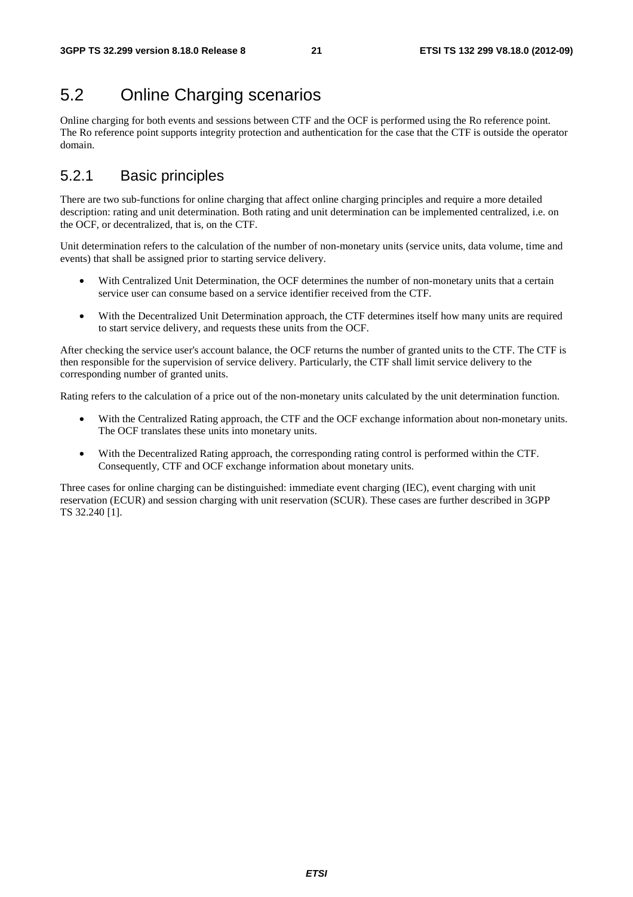## 5.2 Online Charging scenarios

Online charging for both events and sessions between CTF and the OCF is performed using the Ro reference point. The Ro reference point supports integrity protection and authentication for the case that the CTF is outside the operator domain.

### 5.2.1 Basic principles

There are two sub-functions for online charging that affect online charging principles and require a more detailed description: rating and unit determination. Both rating and unit determination can be implemented centralized, i.e. on the OCF, or decentralized, that is, on the CTF.

Unit determination refers to the calculation of the number of non-monetary units (service units, data volume, time and events) that shall be assigned prior to starting service delivery.

- With Centralized Unit Determination, the OCF determines the number of non-monetary units that a certain service user can consume based on a service identifier received from the CTF.
- With the Decentralized Unit Determination approach, the CTF determines itself how many units are required to start service delivery, and requests these units from the OCF.

After checking the service user's account balance, the OCF returns the number of granted units to the CTF. The CTF is then responsible for the supervision of service delivery. Particularly, the CTF shall limit service delivery to the corresponding number of granted units.

Rating refers to the calculation of a price out of the non-monetary units calculated by the unit determination function.

- With the Centralized Rating approach, the CTF and the OCF exchange information about non-monetary units. The OCF translates these units into monetary units.
- With the Decentralized Rating approach, the corresponding rating control is performed within the CTF. Consequently, CTF and OCF exchange information about monetary units.

Three cases for online charging can be distinguished: immediate event charging (IEC), event charging with unit reservation (ECUR) and session charging with unit reservation (SCUR). These cases are further described in 3GPP TS 32.240 [1].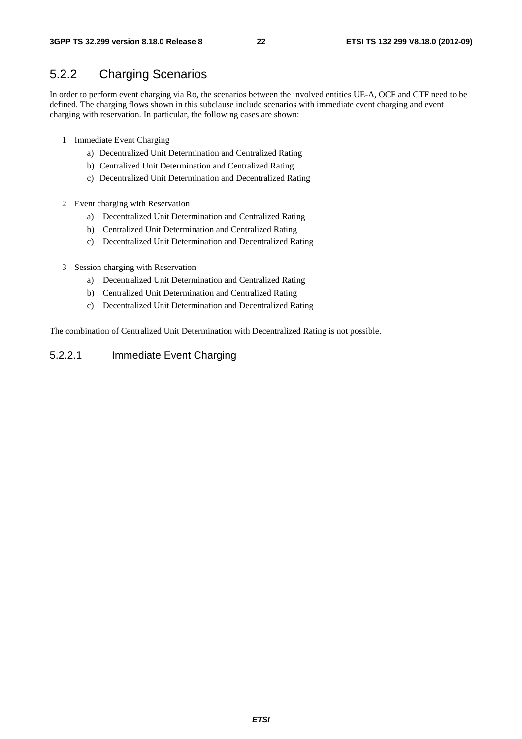## 5.2.2 Charging Scenarios

In order to perform event charging via Ro, the scenarios between the involved entities UE-A, OCF and CTF need to be defined. The charging flows shown in this subclause include scenarios with immediate event charging and event charging with reservation. In particular, the following cases are shown:

1 Immediate Event Charging
   a) Decentralized Unit Determination and Centralized Rating
   b) Centralized Unit Determination and Centralized Rating
   c) Decentralized Unit Determination and Decentralized Rating

2 Event charging with Reservation
   a) Decentralized Unit Determination and Centralized Rating
   b) Centralized Unit Determination and Centralized Rating
   c) Decentralized Unit Determination and Decentralized Rating

3 Session charging with Reservation
   a) Decentralized Unit Determination and Centralized Rating
   b) Centralized Unit Determination and Centralized Rating
   c) Decentralized Unit Determination and Decentralized Rating

The combination of Centralized Unit Determination with Decentralized Rating is not possible.

### 5.2.2.1 Immediate Event Charging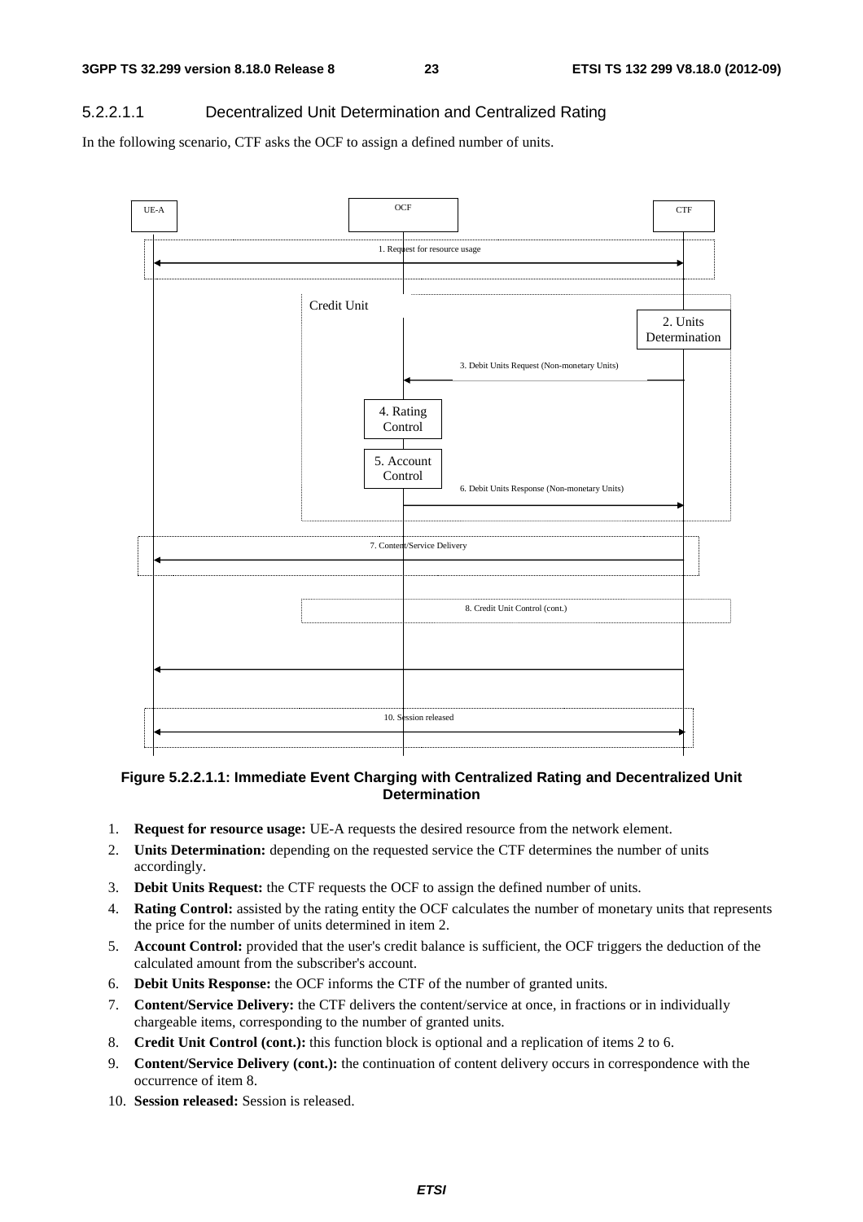#### 5.2.2.1.1 Decentralized Unit Determination and Centralized Rating

In the following scenario, CTF asks the OCF to assign a defined number of units.

**Figure 5.2.2.1.1: Immediate Event Charging with Centralized Rating and Decentralized Unit Determination**

1. **Request for resource usage:** UE-A requests the desired resource from the network element.
2. **Units Determination:** depending on the requested service the CTF determines the number of units accordingly.
3. **Debit Units Request:** the CTF requests the OCF to assign the defined number of units.
4. **Rating Control:** assisted by the rating entity the OCF calculates the number of monetary units that represents the price for the number of units determined in item 2.
5. **Account Control:** provided that the user's credit balance is sufficient, the OCF triggers the deduction of the calculated amount from the subscriber's account.
6. **Debit Units Response:** the OCF informs the CTF of the number of granted units.
7. **Content/Service Delivery:** the CTF delivers the content/service at once, in fractions or in individually chargeable items, corresponding to the number of granted units.
8. **Credit Unit Control (cont.):** this function block is optional and a replication of items 2 to 6.
9. **Content/Service Delivery (cont.):** the continuation of content delivery occurs in correspondence with the occurrence of item 8.
10. **Session released:** Session is released.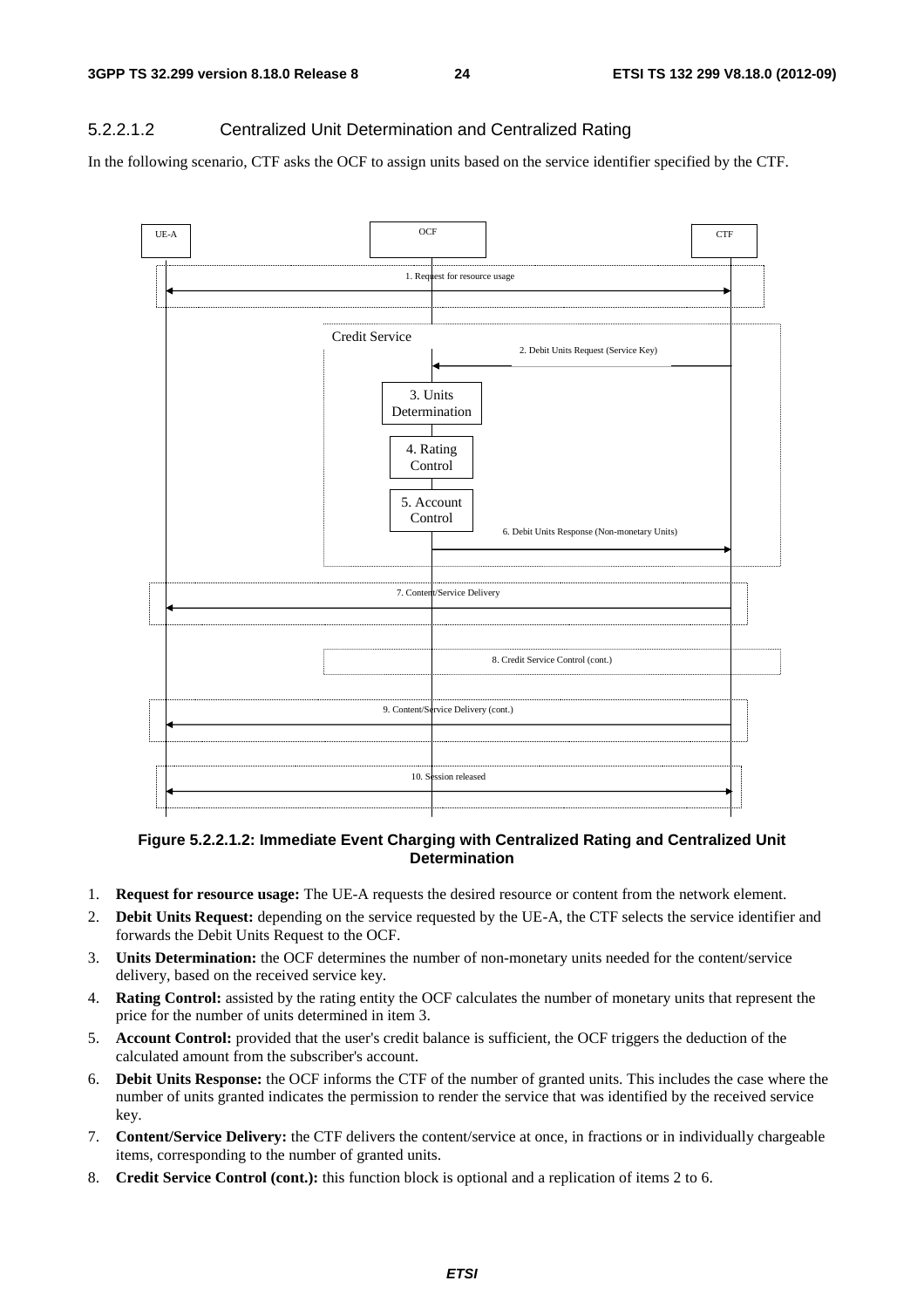#### 5.2.2.1.2 Centralized Unit Determination and Centralized Rating

In the following scenario, CTF asks the OCF to assign units based on the service identifier specified by the CTF.

**Figure 5.2.2.1.2: Immediate Event Charging with Centralized Rating and Centralized Unit Determination**

1. **Request for resource usage:** The UE-A requests the desired resource or content from the network element.
2. **Debit Units Request:** depending on the service requested by the UE-A, the CTF selects the service identifier and forwards the Debit Units Request to the OCF.
3. **Units Determination:** the OCF determines the number of non-monetary units needed for the content/service delivery, based on the received service key.
4. **Rating Control:** assisted by the rating entity the OCF calculates the number of monetary units that represent the price for the number of units determined in item 3.
5. **Account Control:** provided that the user's credit balance is sufficient, the OCF triggers the deduction of the calculated amount from the subscriber's account.
6. **Debit Units Response:** the OCF informs the CTF of the number of granted units. This includes the case where the number of units granted indicates the permission to render the service that was identified by the received service key.
7. **Content/Service Delivery:** the CTF delivers the content/service at once, in fractions or in individually chargeable items, corresponding to the number of granted units.
8. **Credit Service Control (cont.):** this function block is optional and a replication of items 2 to 6.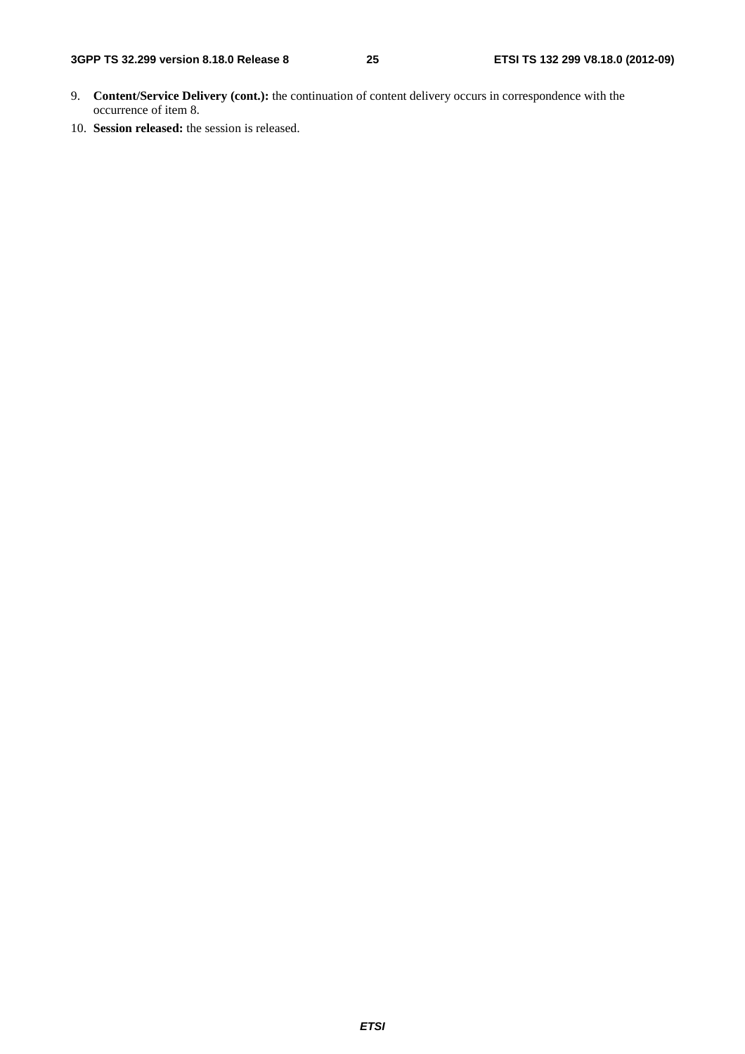9. **Content/Service Delivery (cont.):** the continuation of content delivery occurs in correspondence with the occurrence of item 8.

10. **Session released:** the session is released.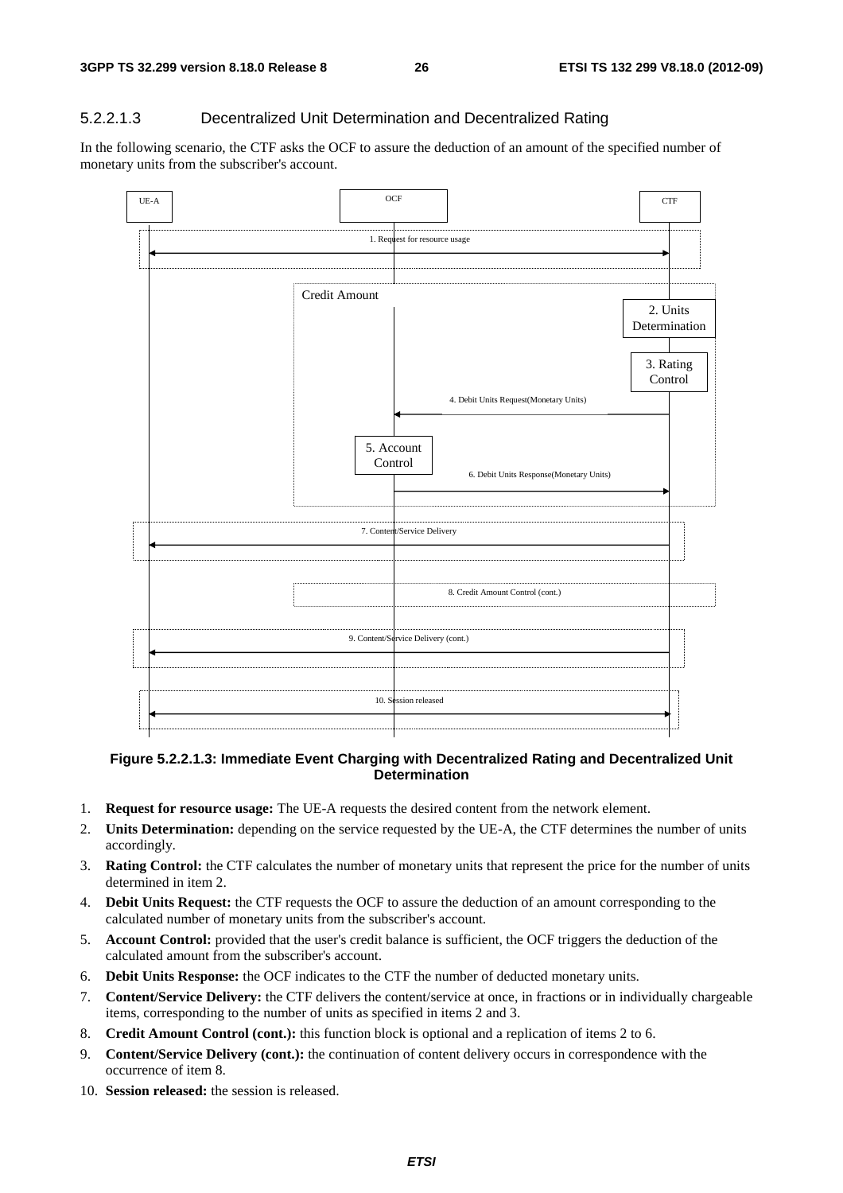#### 5.2.2.1.3 Decentralized Unit Determination and Decentralized Rating

In the following scenario, the CTF asks the OCF to assure the deduction of an amount of the specified number of monetary units from the subscriber's account.

**Figure 5.2.2.1.3: Immediate Event Charging with Decentralized Rating and Decentralized Unit Determination**

1. **Request for resource usage:** The UE-A requests the desired content from the network element.
2. **Units Determination:** depending on the service requested by the UE-A, the CTF determines the number of units accordingly.
3. **Rating Control:** the CTF calculates the number of monetary units that represent the price for the number of units determined in item 2.
4. **Debit Units Request:** the CTF requests the OCF to assure the deduction of an amount corresponding to the calculated number of monetary units from the subscriber's account.
5. **Account Control:** provided that the user's credit balance is sufficient, the OCF triggers the deduction of the calculated amount from the subscriber's account.
6. **Debit Units Response:** the OCF indicates to the CTF the number of deducted monetary units.
7. **Content/Service Delivery:** the CTF delivers the content/service at once, in fractions or in individually chargeable items, corresponding to the number of units as specified in items 2 and 3.
8. **Credit Amount Control (cont.):** this function block is optional and a replication of items 2 to 6.
9. **Content/Service Delivery (cont.):** the continuation of content delivery occurs in correspondence with the occurrence of item 8.
10. **Session released:** the session is released.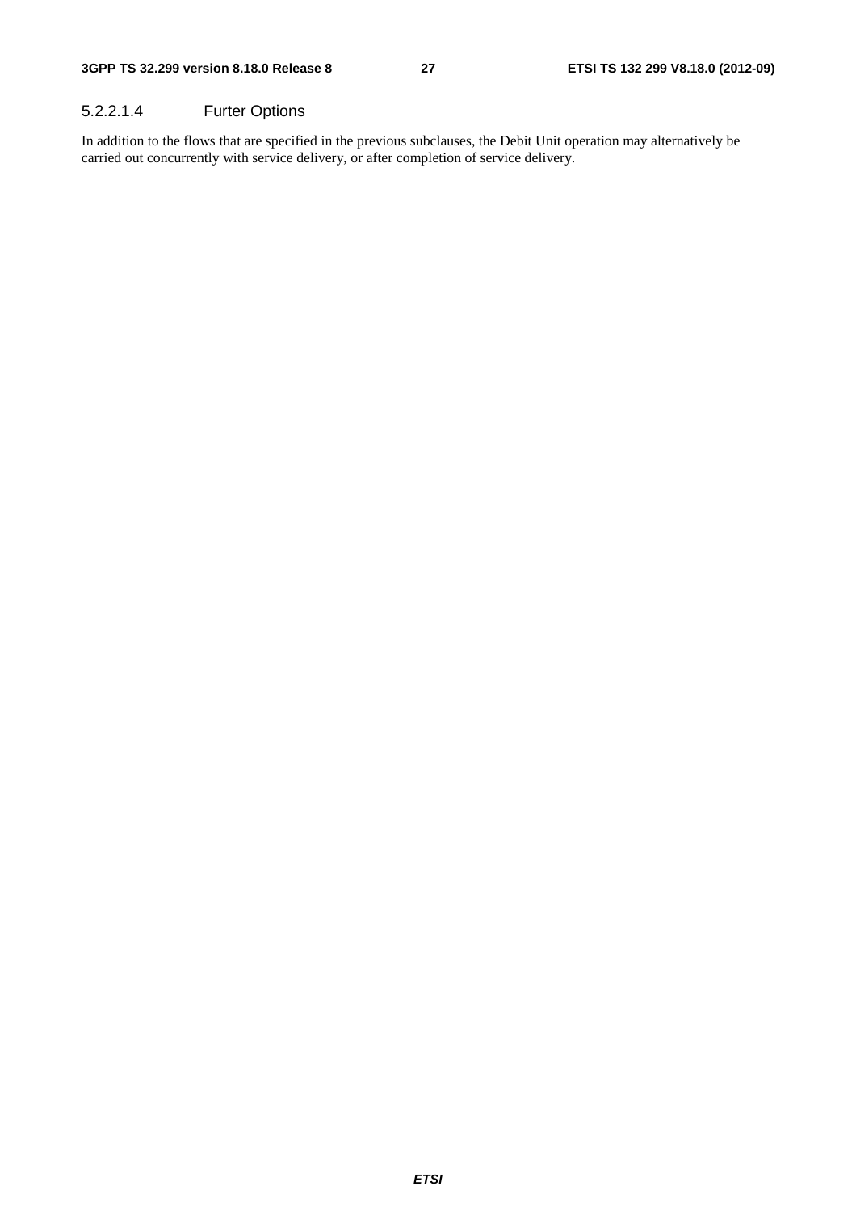#### 5.2.2.1.4 Furter Options

In addition to the flows that are specified in the previous subclauses, the Debit Unit operation may alternatively be carried out concurrently with service delivery, or after completion of service delivery.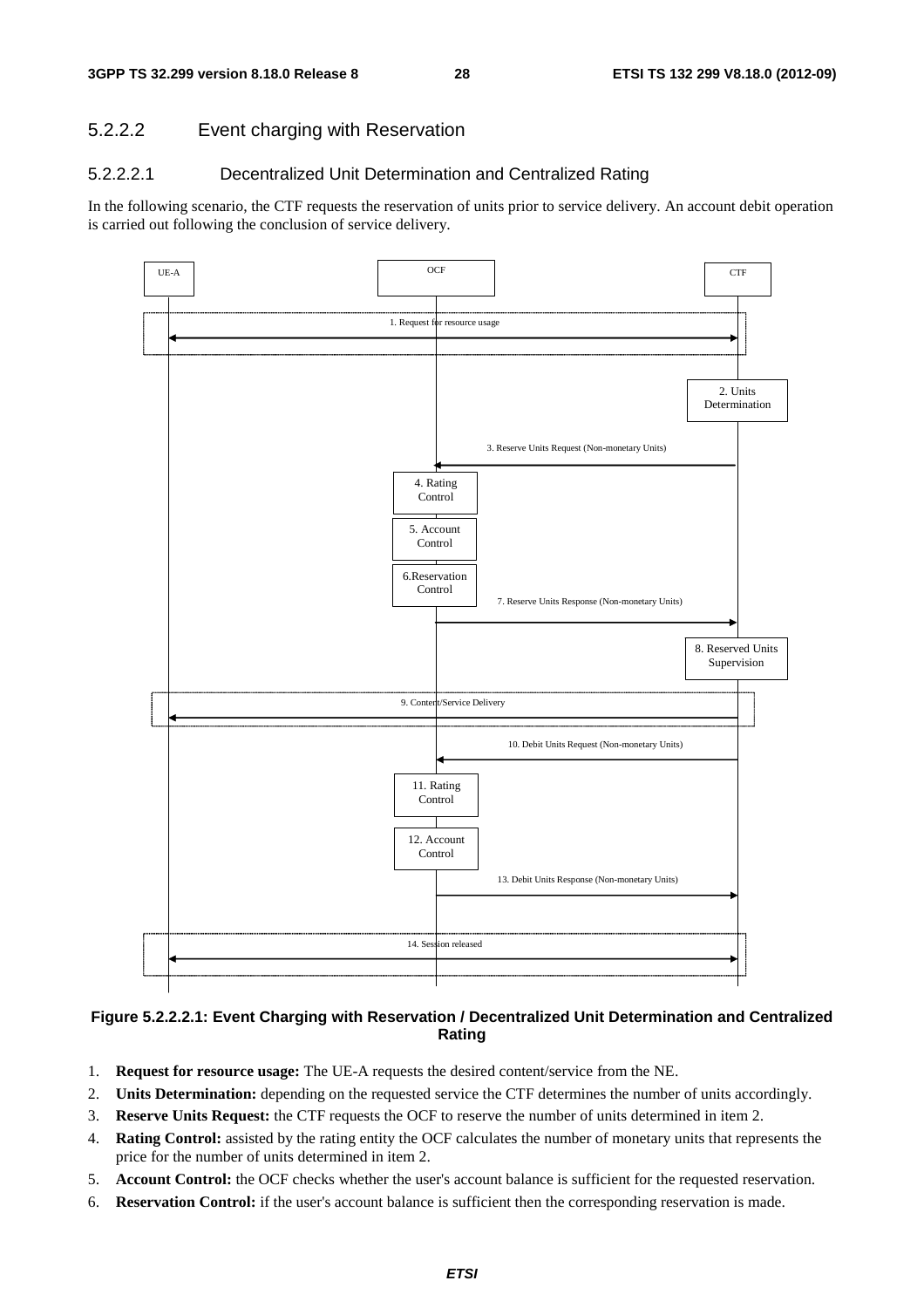### 5.2.2.2 Event charging with Reservation

#### 5.2.2.2.1 Decentralized Unit Determination and Centralized Rating

In the following scenario, the CTF requests the reservation of units prior to service delivery. An account debit operation is carried out following the conclusion of service delivery.

**Figure 5.2.2.2.1: Event Charging with Reservation / Decentralized Unit Determination and Centralized Rating**

1. **Request for resource usage:** The UE-A requests the desired content/service from the NE.
2. **Units Determination:** depending on the requested service the CTF determines the number of units accordingly.
3. **Reserve Units Request:** the CTF requests the OCF to reserve the number of units determined in item 2.
4. **Rating Control:** assisted by the rating entity the OCF calculates the number of monetary units that represents the price for the number of units determined in item 2.
5. **Account Control:** the OCF checks whether the user's account balance is sufficient for the requested reservation.
6. **Reservation Control:** if the user's account balance is sufficient then the corresponding reservation is made.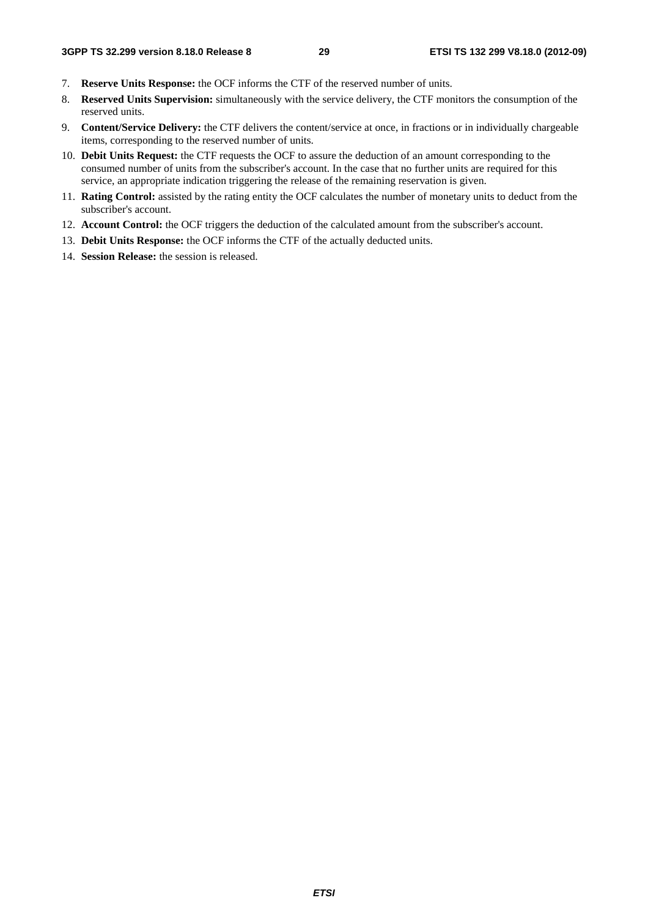7. **Reserve Units Response:** the OCF informs the CTF of the reserved number of units.
8. **Reserved Units Supervision:** simultaneously with the service delivery, the CTF monitors the consumption of the reserved units.
9. **Content/Service Delivery:** the CTF delivers the content/service at once, in fractions or in individually chargeable items, corresponding to the reserved number of units.
10. **Debit Units Request:** the CTF requests the OCF to assure the deduction of an amount corresponding to the consumed number of units from the subscriber's account. In the case that no further units are required for this service, an appropriate indication triggering the release of the remaining reservation is given.
11. **Rating Control:** assisted by the rating entity the OCF calculates the number of monetary units to deduct from the subscriber's account.
12. **Account Control:** the OCF triggers the deduction of the calculated amount from the subscriber's account.
13. **Debit Units Response:** the OCF informs the CTF of the actually deducted units.
14. **Session Release:** the session is released.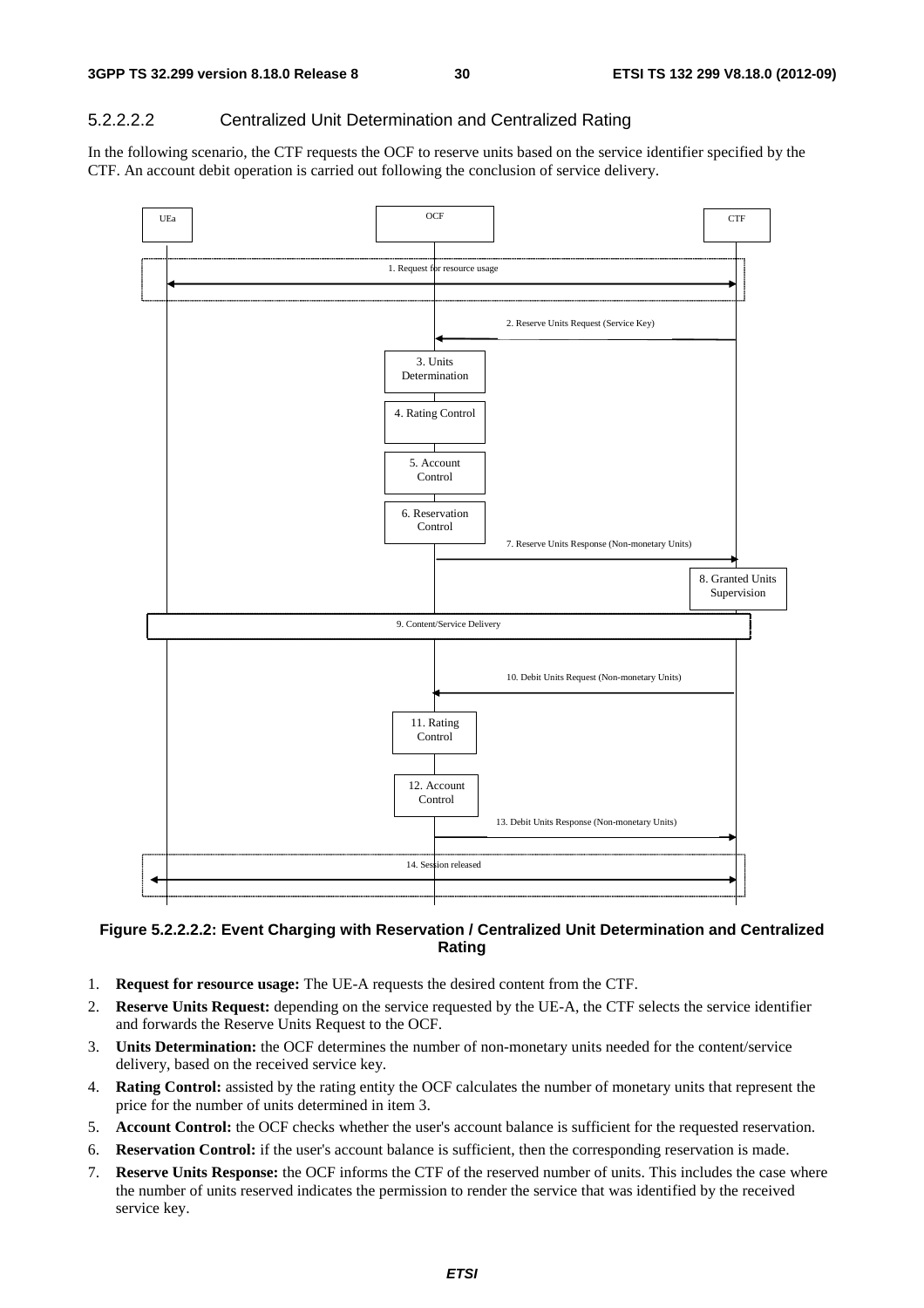#### 5.2.2.2.2 Centralized Unit Determination and Centralized Rating

In the following scenario, the CTF requests the OCF to reserve units based on the service identifier specified by the CTF. An account debit operation is carried out following the conclusion of service delivery.

**Figure 5.2.2.2.2: Event Charging with Reservation / Centralized Unit Determination and Centralized Rating**

1. **Request for resource usage:** The UE-A requests the desired content from the CTF.
2. **Reserve Units Request:** depending on the service requested by the UE-A, the CTF selects the service identifier and forwards the Reserve Units Request to the OCF.
3. **Units Determination:** the OCF determines the number of non-monetary units needed for the content/service delivery, based on the received service key.
4. **Rating Control:** assisted by the rating entity the OCF calculates the number of monetary units that represent the price for the number of units determined in item 3.
5. **Account Control:** the OCF checks whether the user's account balance is sufficient for the requested reservation.
6. **Reservation Control:** if the user's account balance is sufficient, then the corresponding reservation is made.
7. **Reserve Units Response:** the OCF informs the CTF of the reserved number of units. This includes the case where the number of units reserved indicates the permission to render the service that was identified by the received service key.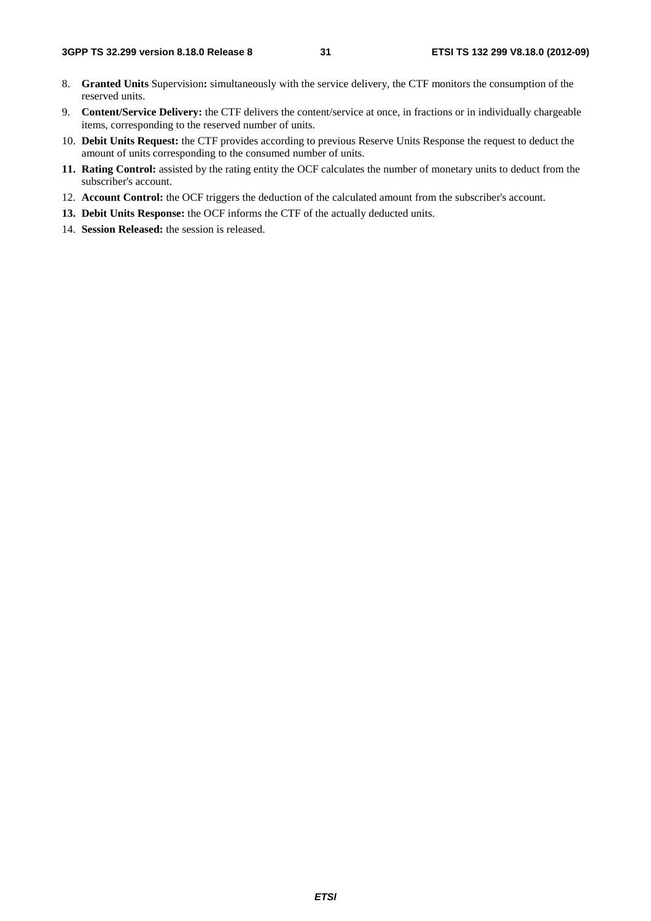8. **Granted Units** Supervision**:** simultaneously with the service delivery, the CTF monitors the consumption of the reserved units.
9. **Content/Service Delivery:** the CTF delivers the content/service at once, in fractions or in individually chargeable items, corresponding to the reserved number of units.
10. **Debit Units Request:** the CTF provides according to previous Reserve Units Response the request to deduct the amount of units corresponding to the consumed number of units.
11. **Rating Control:** assisted by the rating entity the OCF calculates the number of monetary units to deduct from the subscriber's account.
12. **Account Control:** the OCF triggers the deduction of the calculated amount from the subscriber's account.
13. **Debit Units Response:** the OCF informs the CTF of the actually deducted units.
14. **Session Released:** the session is released.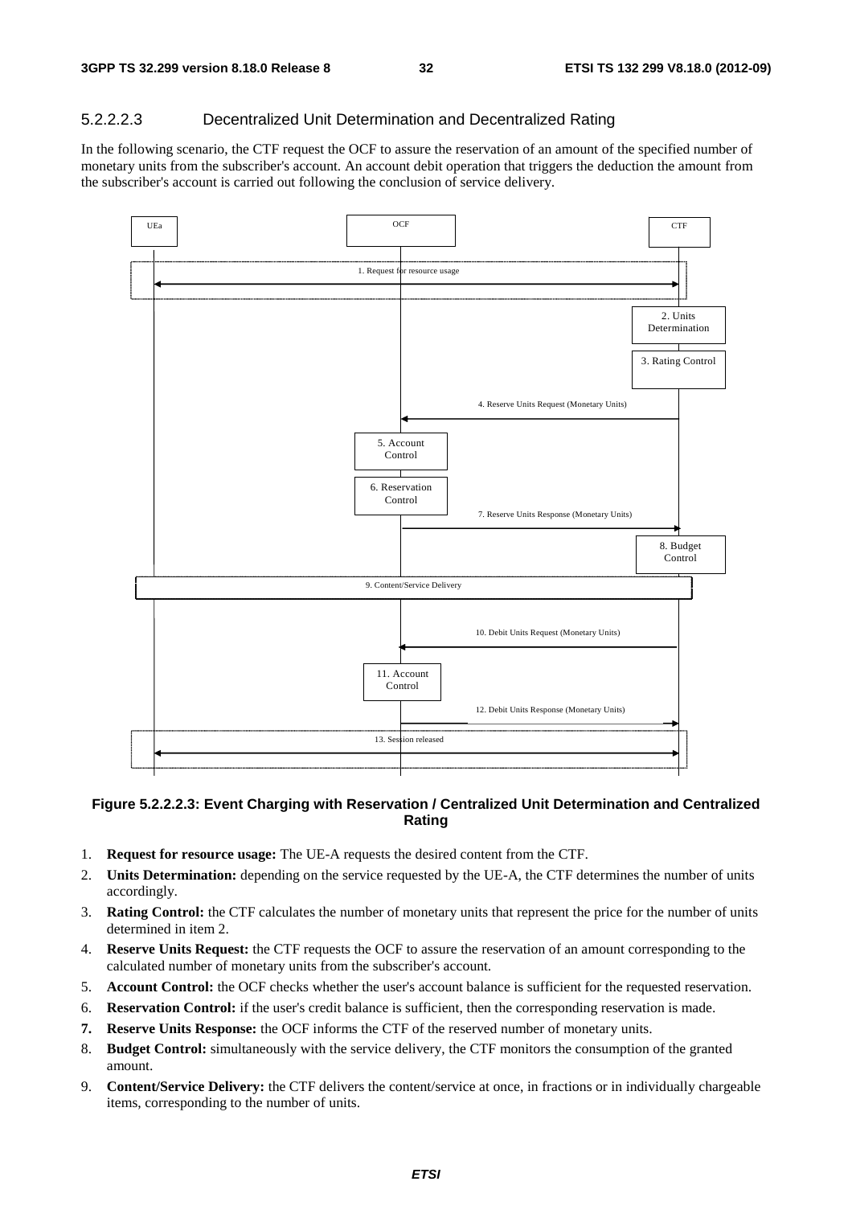#### 5.2.2.2.3 Decentralized Unit Determination and Decentralized Rating

In the following scenario, the CTF request the OCF to assure the reservation of an amount of the specified number of monetary units from the subscriber's account. An account debit operation that triggers the deduction the amount from the subscriber's account is carried out following the conclusion of service delivery.

**Figure 5.2.2.2.3: Event Charging with Reservation / Centralized Unit Determination and Centralized Rating**

1. **Request for resource usage:** The UE-A requests the desired content from the CTF.
2. **Units Determination:** depending on the service requested by the UE-A, the CTF determines the number of units accordingly.
3. **Rating Control:** the CTF calculates the number of monetary units that represent the price for the number of units determined in item 2.
4. **Reserve Units Request:** the CTF requests the OCF to assure the reservation of an amount corresponding to the calculated number of monetary units from the subscriber's account.
5. **Account Control:** the OCF checks whether the user's account balance is sufficient for the requested reservation.
6. **Reservation Control:** if the user's credit balance is sufficient, then the corresponding reservation is made.
7. **Reserve Units Response:** the OCF informs the CTF of the reserved number of monetary units.
8. **Budget Control:** simultaneously with the service delivery, the CTF monitors the consumption of the granted amount.
9. **Content/Service Delivery:** the CTF delivers the content/service at once, in fractions or in individually chargeable items, corresponding to the number of units.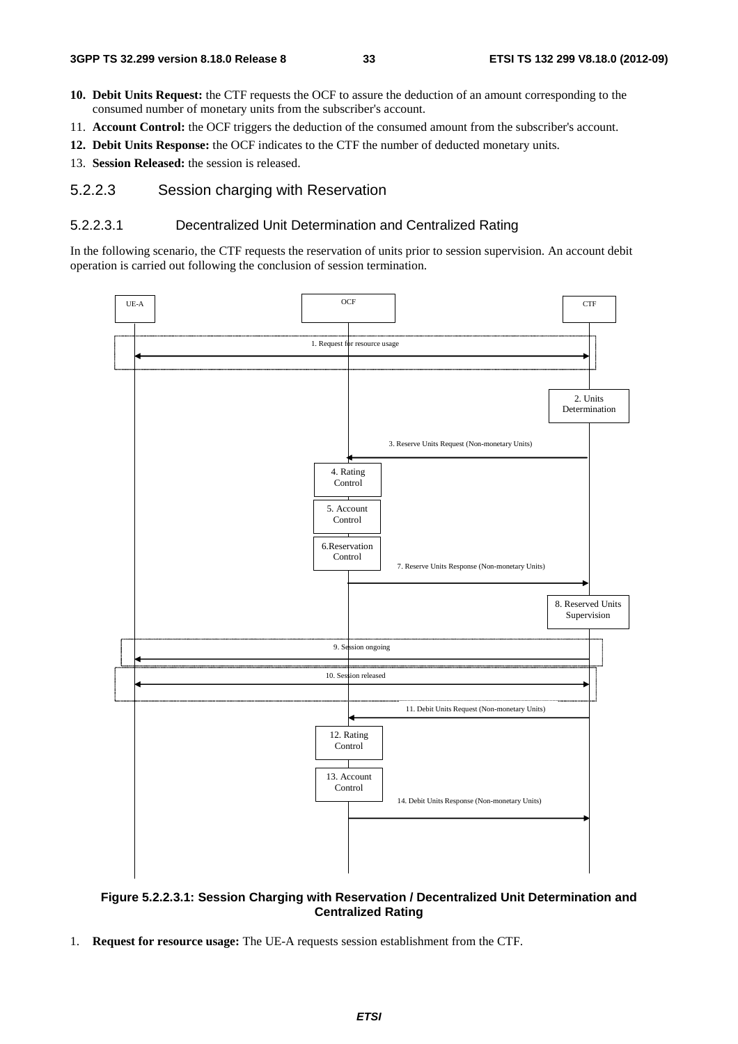10. **Debit Units Request:** the CTF requests the OCF to assure the deduction of an amount corresponding to the consumed number of monetary units from the subscriber's account.
11. **Account Control:** the OCF triggers the deduction of the consumed amount from the subscriber's account.
12. **Debit Units Response:** the OCF indicates to the CTF the number of deducted monetary units.
13. **Session Released:** the session is released.

### 5.2.2.3 Session charging with Reservation

#### 5.2.2.3.1 Decentralized Unit Determination and Centralized Rating

In the following scenario, the CTF requests the reservation of units prior to session supervision. An account debit operation is carried out following the conclusion of session termination.

**Figure 5.2.2.3.1: Session Charging with Reservation / Decentralized Unit Determination and Centralized Rating**

1. **Request for resource usage:** The UE-A requests session establishment from the CTF.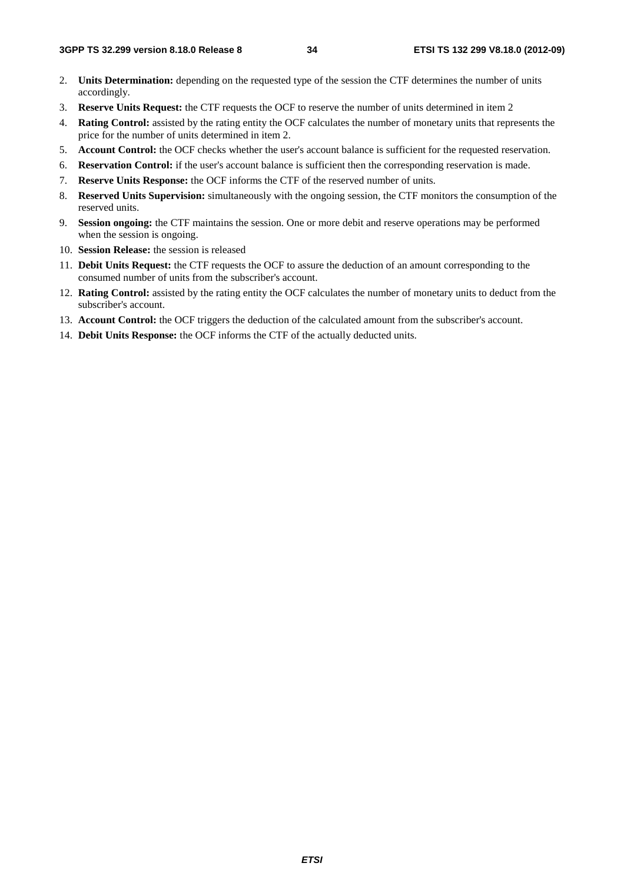2. **Units Determination:** depending on the requested type of the session the CTF determines the number of units accordingly.
3. **Reserve Units Request:** the CTF requests the OCF to reserve the number of units determined in item 2
4. **Rating Control:** assisted by the rating entity the OCF calculates the number of monetary units that represents the price for the number of units determined in item 2.
5. **Account Control:** the OCF checks whether the user's account balance is sufficient for the requested reservation.
6. **Reservation Control:** if the user's account balance is sufficient then the corresponding reservation is made.
7. **Reserve Units Response:** the OCF informs the CTF of the reserved number of units.
8. **Reserved Units Supervision:** simultaneously with the ongoing session, the CTF monitors the consumption of the reserved units.
9. **Session ongoing:** the CTF maintains the session. One or more debit and reserve operations may be performed when the session is ongoing.
10. **Session Release:** the session is released
11. **Debit Units Request:** the CTF requests the OCF to assure the deduction of an amount corresponding to the consumed number of units from the subscriber's account.
12. **Rating Control:** assisted by the rating entity the OCF calculates the number of monetary units to deduct from the subscriber's account.
13. **Account Control:** the OCF triggers the deduction of the calculated amount from the subscriber's account.
14. **Debit Units Response:** the OCF informs the CTF of the actually deducted units.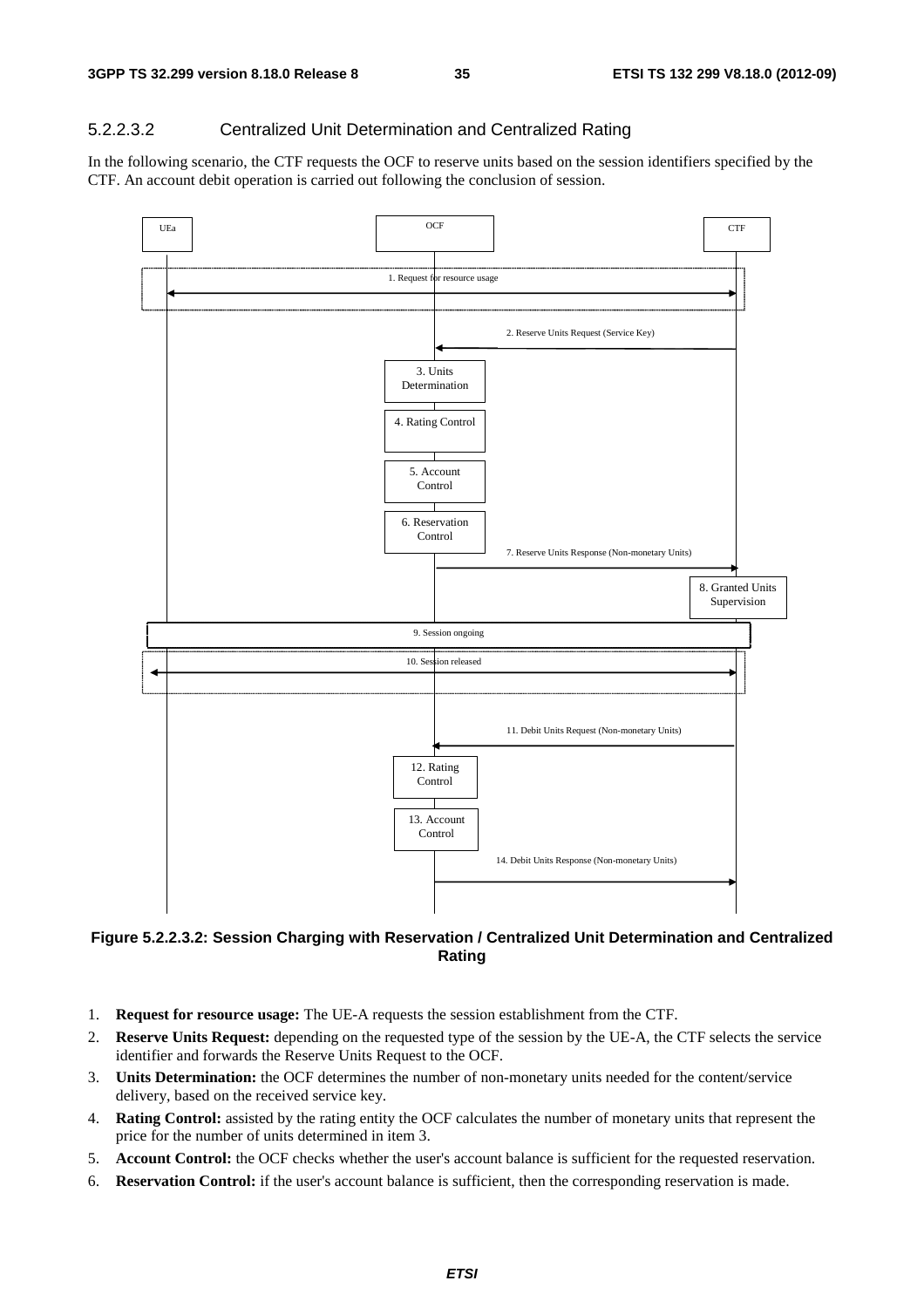#### 5.2.2.3.2 Centralized Unit Determination and Centralized Rating

In the following scenario, the CTF requests the OCF to reserve units based on the session identifiers specified by the CTF. An account debit operation is carried out following the conclusion of session.

**Figure 5.2.2.3.2: Session Charging with Reservation / Centralized Unit Determination and Centralized Rating**

1. **Request for resource usage:** The UE-A requests the session establishment from the CTF.
2. **Reserve Units Request:** depending on the requested type of the session by the UE-A, the CTF selects the service identifier and forwards the Reserve Units Request to the OCF.
3. **Units Determination:** the OCF determines the number of non-monetary units needed for the content/service delivery, based on the received service key.
4. **Rating Control:** assisted by the rating entity the OCF calculates the number of monetary units that represent the price for the number of units determined in item 3.
5. **Account Control:** the OCF checks whether the user's account balance is sufficient for the requested reservation.
6. **Reservation Control:** if the user's account balance is sufficient, then the corresponding reservation is made.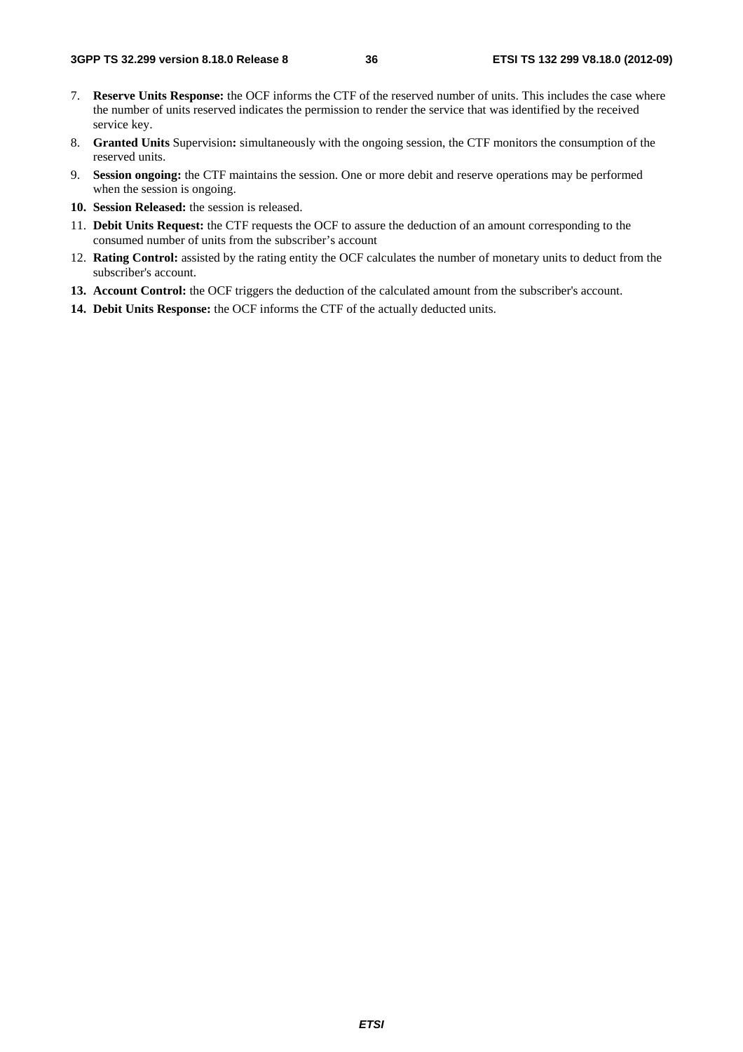7. **Reserve Units Response:** the OCF informs the CTF of the reserved number of units. This includes the case where the number of units reserved indicates the permission to render the service that was identified by the received service key.
8. **Granted Units** Supervision**:** simultaneously with the ongoing session, the CTF monitors the consumption of the reserved units.
9. **Session ongoing:** the CTF maintains the session. One or more debit and reserve operations may be performed when the session is ongoing.
10. **Session Released:** the session is released.
11. **Debit Units Request:** the CTF requests the OCF to assure the deduction of an amount corresponding to the consumed number of units from the subscriber's account
12. **Rating Control:** assisted by the rating entity the OCF calculates the number of monetary units to deduct from the subscriber's account.
13. **Account Control:** the OCF triggers the deduction of the calculated amount from the subscriber's account.
14. **Debit Units Response:** the OCF informs the CTF of the actually deducted units.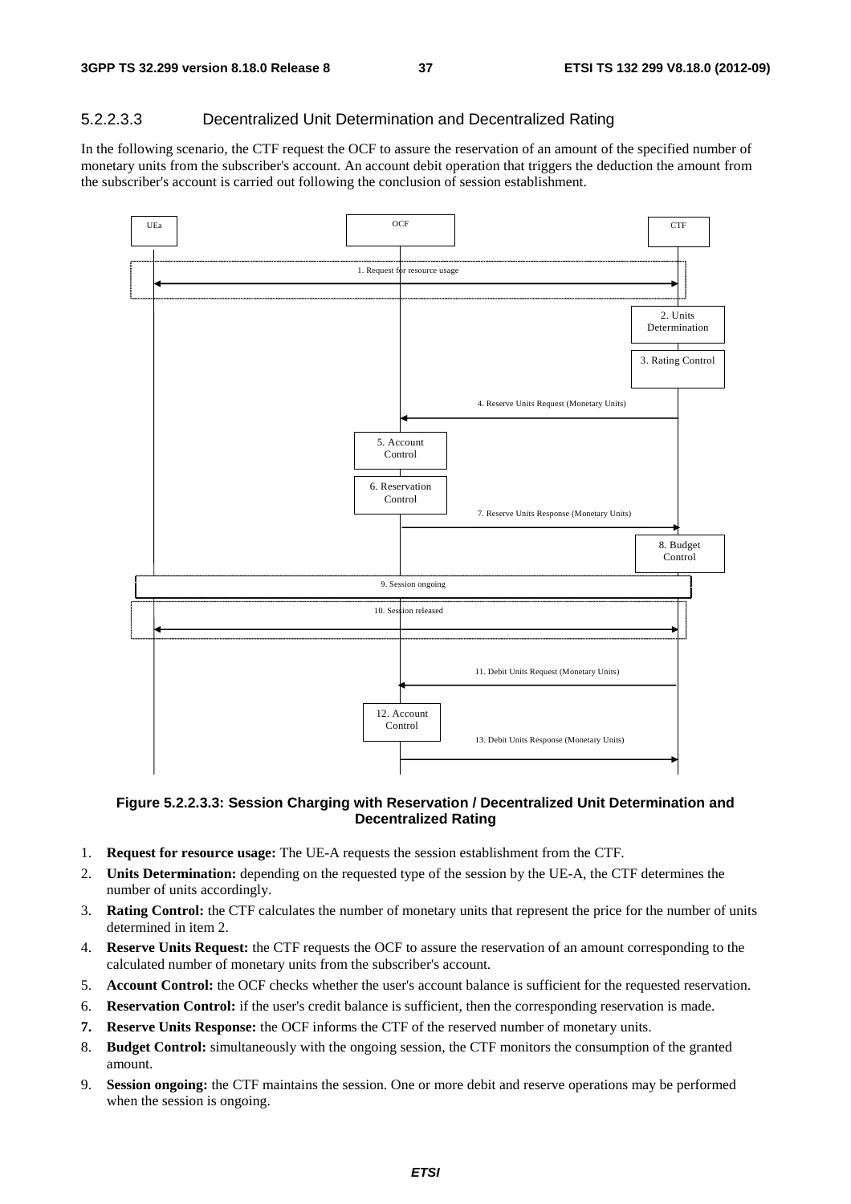### 5.2.2.3.3 Decentralized Unit Determination and Decentralized Rating

In the following scenario, the CTF request the OCF to assure the reservation of an amount of the specified number of monetary units from the subscriber's account. An account debit operation that triggers the deduction the amount from the subscriber's account is carried out following the conclusion of session establishment.

**Figure 5.2.2.3.3: Session Charging with Reservation / Decentralized Unit Determination and Decentralized Rating**

1. **Request for resource usage:** The UE-A requests the session establishment from the CTF.
2. **Units Determination:** depending on the requested type of the session by the UE-A, the CTF determines the number of units accordingly.
3. **Rating Control:** the CTF calculates the number of monetary units that represent the price for the number of units determined in item 2.
4. **Reserve Units Request:** the CTF requests the OCF to assure the reservation of an amount corresponding to the calculated number of monetary units from the subscriber's account.
5. **Account Control:** the OCF checks whether the user's account balance is sufficient for the requested reservation.
6. **Reservation Control:** if the user's credit balance is sufficient, then the corresponding reservation is made.
7. **Reserve Units Response:** the OCF informs the CTF of the reserved number of monetary units.
8. **Budget Control:** simultaneously with the ongoing session, the CTF monitors the consumption of the granted amount.
9. **Session ongoing:** the CTF maintains the session. One or more debit and reserve operations may be performed when the session is ongoing.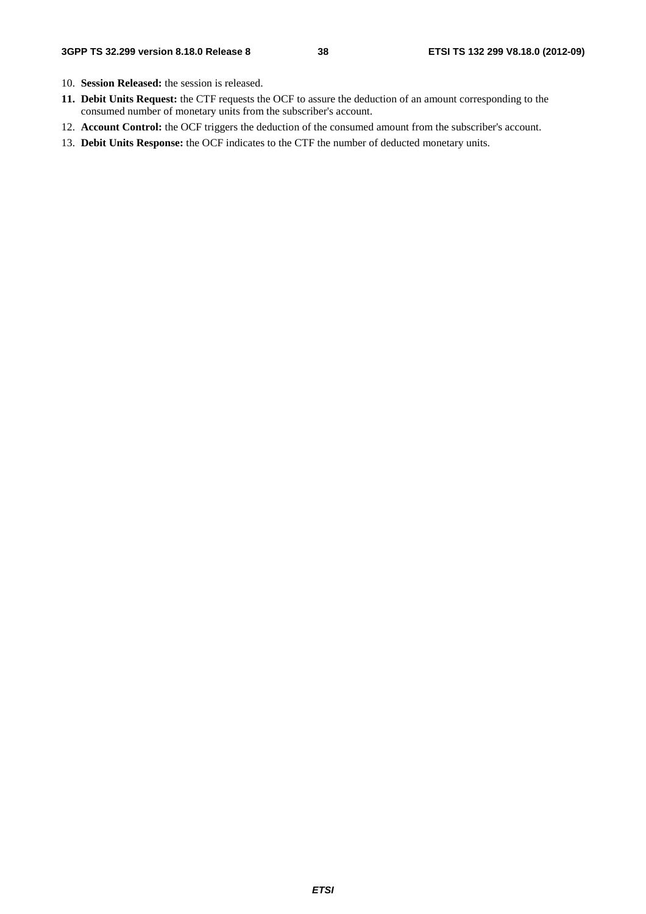10. **Session Released:** the session is released.
11. **Debit Units Request:** the CTF requests the OCF to assure the deduction of an amount corresponding to the consumed number of monetary units from the subscriber's account.
12. **Account Control:** the OCF triggers the deduction of the consumed amount from the subscriber's account.
13. **Debit Units Response:** the OCF indicates to the CTF the number of deducted monetary units.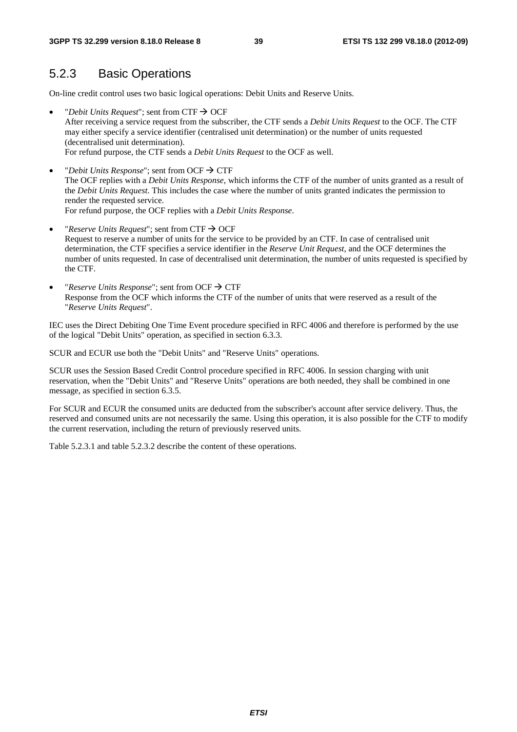## 5.2.3 Basic Operations

On-line credit control uses two basic logical operations: Debit Units and Reserve Units.

- "*Debit Units Request*"; sent from CTF → OCF
  After receiving a service request from the subscriber, the CTF sends a *Debit Units Request* to the OCF. The CTF may either specify a service identifier (centralised unit determination) or the number of units requested (decentralised unit determination).
  For refund purpose, the CTF sends a *Debit Units Request* to the OCF as well.
- "*Debit Units Response*"; sent from OCF → CTF
  The OCF replies with a *Debit Units Response*, which informs the CTF of the number of units granted as a result of the *Debit Units Request*. This includes the case where the number of units granted indicates the permission to render the requested service.
  For refund purpose, the OCF replies with a *Debit Units Response*.
- "*Reserve Units Request*"; sent from CTF → OCF
  Request to reserve a number of units for the service to be provided by an CTF. In case of centralised unit determination, the CTF specifies a service identifier in the *Reserve Unit Request*, and the OCF determines the number of units requested. In case of decentralised unit determination, the number of units requested is specified by the CTF.
- "*Reserve Units Response*"; sent from OCF → CTF
  Response from the OCF which informs the CTF of the number of units that were reserved as a result of the "*Reserve Units Request*".

IEC uses the Direct Debiting One Time Event procedure specified in RFC 4006 and therefore is performed by the use of the logical "Debit Units" operation, as specified in section 6.3.3.

SCUR and ECUR use both the "Debit Units" and "Reserve Units" operations.

SCUR uses the Session Based Credit Control procedure specified in RFC 4006. In session charging with unit reservation, when the "Debit Units" and "Reserve Units" operations are both needed, they shall be combined in one message, as specified in section 6.3.5.

For SCUR and ECUR the consumed units are deducted from the subscriber's account after service delivery. Thus, the reserved and consumed units are not necessarily the same. Using this operation, it is also possible for the CTF to modify the current reservation, including the return of previously reserved units.

Table 5.2.3.1 and table 5.2.3.2 describe the content of these operations.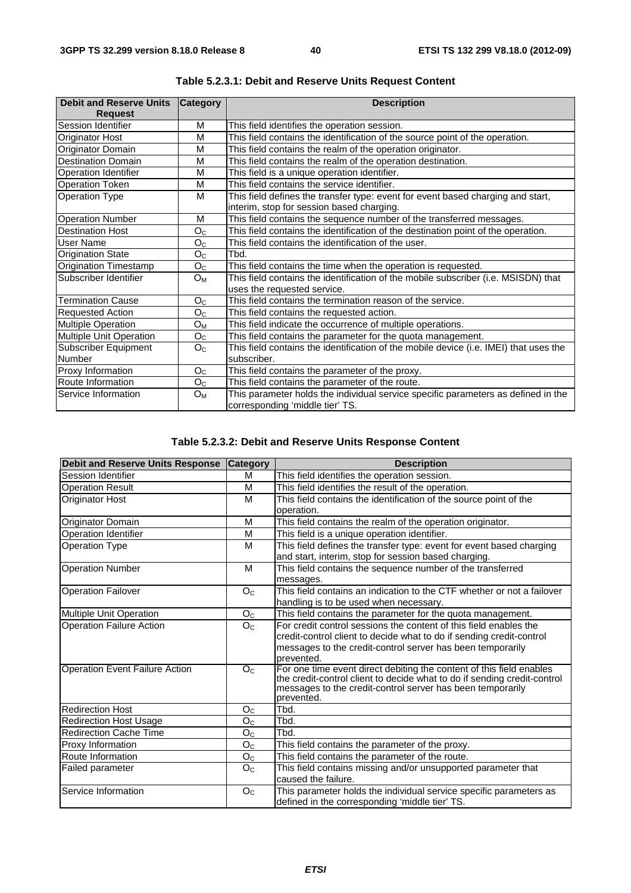**Table 5.2.3.1: Debit and Reserve Units Request Content**

| Debit and Reserve Units Request | Category | Description |
|---|---|---|
| Session Identifier | M | This field identifies the operation session. |
| Originator Host | M | This field contains the identification of the source point of the operation. |
| Originator Domain | M | This field contains the realm of the operation originator. |
| Destination Domain | M | This field contains the realm of the operation destination. |
| Operation Identifier | M | This field is a unique operation identifier. |
| Operation Token | M | This field contains the service identifier. |
| Operation Type | M | This field defines the transfer type: event for event based charging and start, interim, stop for session based charging. |
| Operation Number | M | This field contains the sequence number of the transferred messages. |
| Destination Host | $O_C$ | This field contains the identification of the destination point of the operation. |
| User Name | $O_C$ | This field contains the identification of the user. |
| Origination State | $O_C$ | Tbd. |
| Origination Timestamp | $O_C$ | This field contains the time when the operation is requested. |
| Subscriber Identifier | $O_M$ | This field contains the identification of the mobile subscriber (i.e. MSISDN) that uses the requested service. |
| Termination Cause | $O_C$ | This field contains the termination reason of the service. |
| Requested Action | $O_C$ | This field contains the requested action. |
| Multiple Operation | $O_M$ | This field indicate the occurrence of multiple operations. |
| Multiple Unit Operation | $O_C$ | This field contains the parameter for the quota management. |
| Subscriber Equipment Number | $O_C$ | This field contains the identification of the mobile device (i.e. IMEI) that uses the subscriber. |
| Proxy Information | $O_C$ | This field contains the parameter of the proxy. |
| Route Information | $O_C$ | This field contains the parameter of the route. |
| Service Information | $O_M$ | This parameter holds the individual service specific parameters as defined in the corresponding 'middle tier' TS. |

**Table 5.2.3.2: Debit and Reserve Units Response Content**

| Debit and Reserve Units Response | Category | Description |
|---|---|---|
| Session Identifier | M | This field identifies the operation session. |
| Operation Result | M | This field identifies the result of the operation. |
| Originator Host | M | This field contains the identification of the source point of the operation. |
| Originator Domain | M | This field contains the realm of the operation originator. |
| Operation Identifier | M | This field is a unique operation identifier. |
| Operation Type | M | This field defines the transfer type: event for event based charging and start, interim, stop for session based charging. |
| Operation Number | M | This field contains the sequence number of the transferred messages. |
| Operation Failover | $O_C$ | This field contains an indication to the CTF whether or not a failover handling is to be used when necessary. |
| Multiple Unit Operation | $O_C$ | This field contains the parameter for the quota management. |
| Operation Failure Action | $O_C$ | For credit control sessions the content of this field enables the credit-control client to decide what to do if sending credit-control messages to the credit-control server has been temporarily prevented. |
| Operation Event Failure Action | $O_C$ | For one time event direct debiting the content of this field enables the credit-control client to decide what to do if sending credit-control messages to the credit-control server has been temporarily prevented. |
| Redirection Host | $O_C$ | Tbd. |
| Redirection Host Usage | $O_C$ | Tbd. |
| Redirection Cache Time | $O_C$ | Tbd. |
| Proxy Information | $O_C$ | This field contains the parameter of the proxy. |
| Route Information | $O_C$ | This field contains the parameter of the route. |
| Failed parameter | $O_C$ | This field contains missing and/or unsupported parameter that caused the failure. |
| Service Information | $O_C$ | This parameter holds the individual service specific parameters as defined in the corresponding 'middle tier' TS. |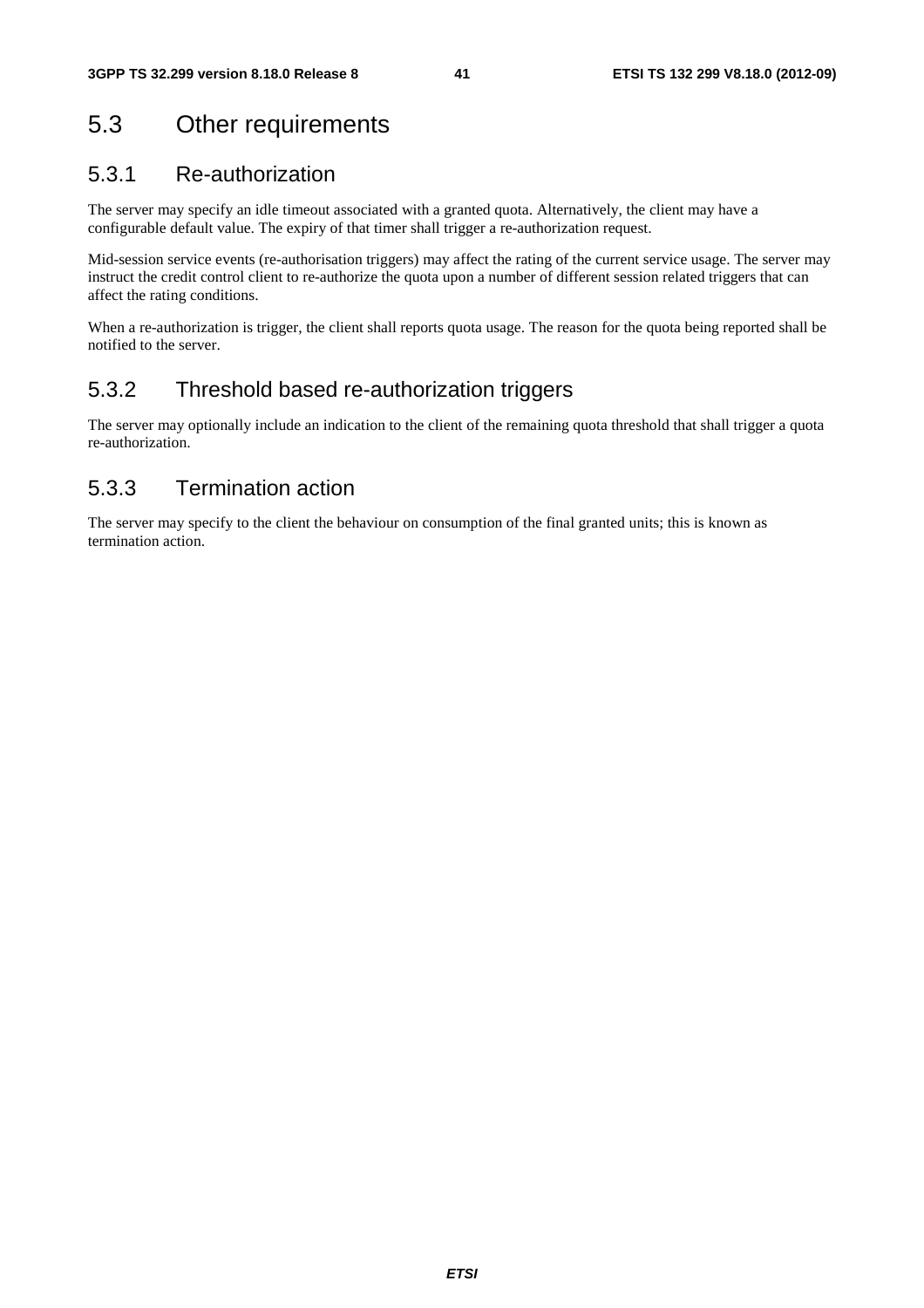## 5.3 Other requirements

### 5.3.1 Re-authorization

The server may specify an idle timeout associated with a granted quota. Alternatively, the client may have a configurable default value. The expiry of that timer shall trigger a re-authorization request.

Mid-session service events (re-authorisation triggers) may affect the rating of the current service usage. The server may instruct the credit control client to re-authorize the quota upon a number of different session related triggers that can affect the rating conditions.

When a re-authorization is trigger, the client shall reports quota usage. The reason for the quota being reported shall be notified to the server.

### 5.3.2 Threshold based re-authorization triggers

The server may optionally include an indication to the client of the remaining quota threshold that shall trigger a quota re-authorization.

### 5.3.3 Termination action

The server may specify to the client the behaviour on consumption of the final granted units; this is known as termination action.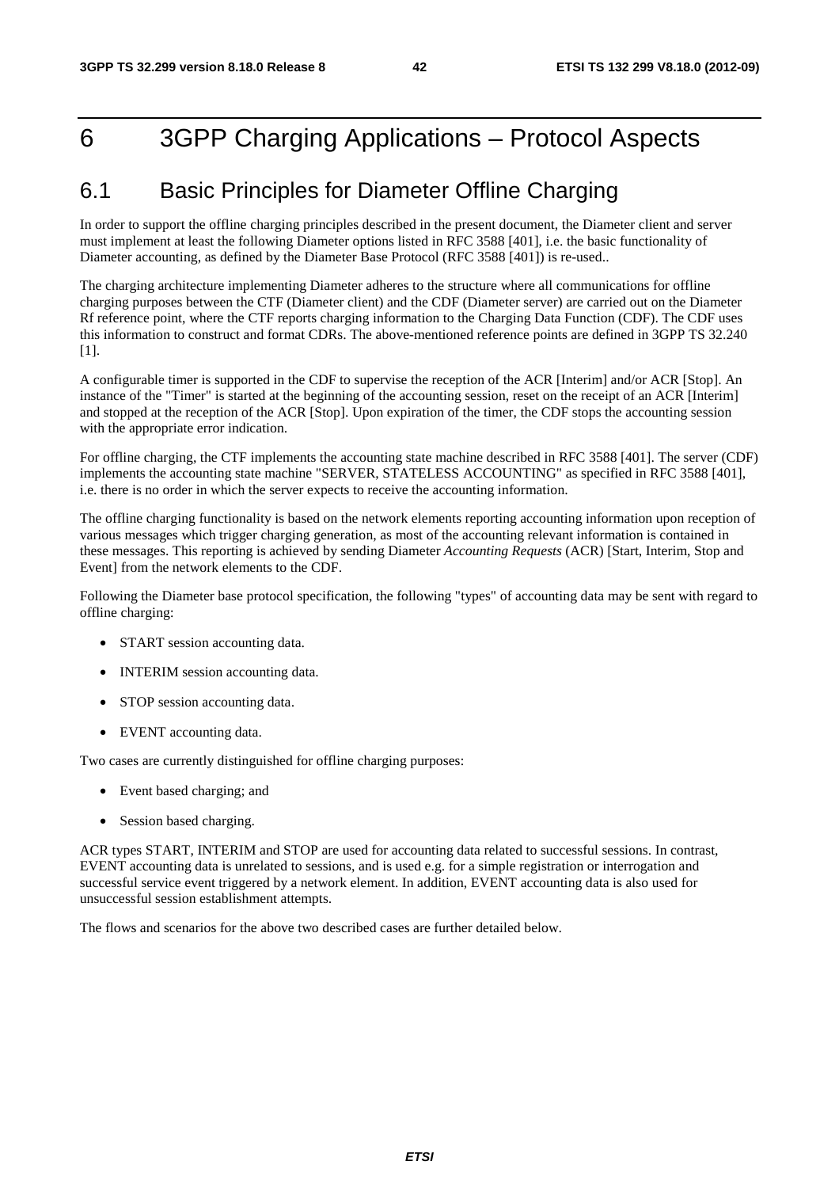# 6 3GPP Charging Applications – Protocol Aspects

## 6.1 Basic Principles for Diameter Offline Charging

In order to support the offline charging principles described in the present document, the Diameter client and server must implement at least the following Diameter options listed in RFC 3588 [401], i.e. the basic functionality of Diameter accounting, as defined by the Diameter Base Protocol (RFC 3588 [401]) is re-used..

The charging architecture implementing Diameter adheres to the structure where all communications for offline charging purposes between the CTF (Diameter client) and the CDF (Diameter server) are carried out on the Diameter Rf reference point, where the CTF reports charging information to the Charging Data Function (CDF). The CDF uses this information to construct and format CDRs. The above-mentioned reference points are defined in 3GPP TS 32.240 [1].

A configurable timer is supported in the CDF to supervise the reception of the ACR [Interim] and/or ACR [Stop]. An instance of the "Timer" is started at the beginning of the accounting session, reset on the receipt of an ACR [Interim] and stopped at the reception of the ACR [Stop]. Upon expiration of the timer, the CDF stops the accounting session with the appropriate error indication.

For offline charging, the CTF implements the accounting state machine described in RFC 3588 [401]. The server (CDF) implements the accounting state machine "SERVER, STATELESS ACCOUNTING" as specified in RFC 3588 [401], i.e. there is no order in which the server expects to receive the accounting information.

The offline charging functionality is based on the network elements reporting accounting information upon reception of various messages which trigger charging generation, as most of the accounting relevant information is contained in these messages. This reporting is achieved by sending Diameter *Accounting Requests* (ACR) [Start, Interim, Stop and Event] from the network elements to the CDF.

Following the Diameter base protocol specification, the following "types" of accounting data may be sent with regard to offline charging:

- START session accounting data.
- INTERIM session accounting data.
- STOP session accounting data.
- EVENT accounting data.

Two cases are currently distinguished for offline charging purposes:

- Event based charging; and
- Session based charging.

ACR types START, INTERIM and STOP are used for accounting data related to successful sessions. In contrast, EVENT accounting data is unrelated to sessions, and is used e.g. for a simple registration or interrogation and successful service event triggered by a network element. In addition, EVENT accounting data is also used for unsuccessful session establishment attempts.

The flows and scenarios for the above two described cases are further detailed below.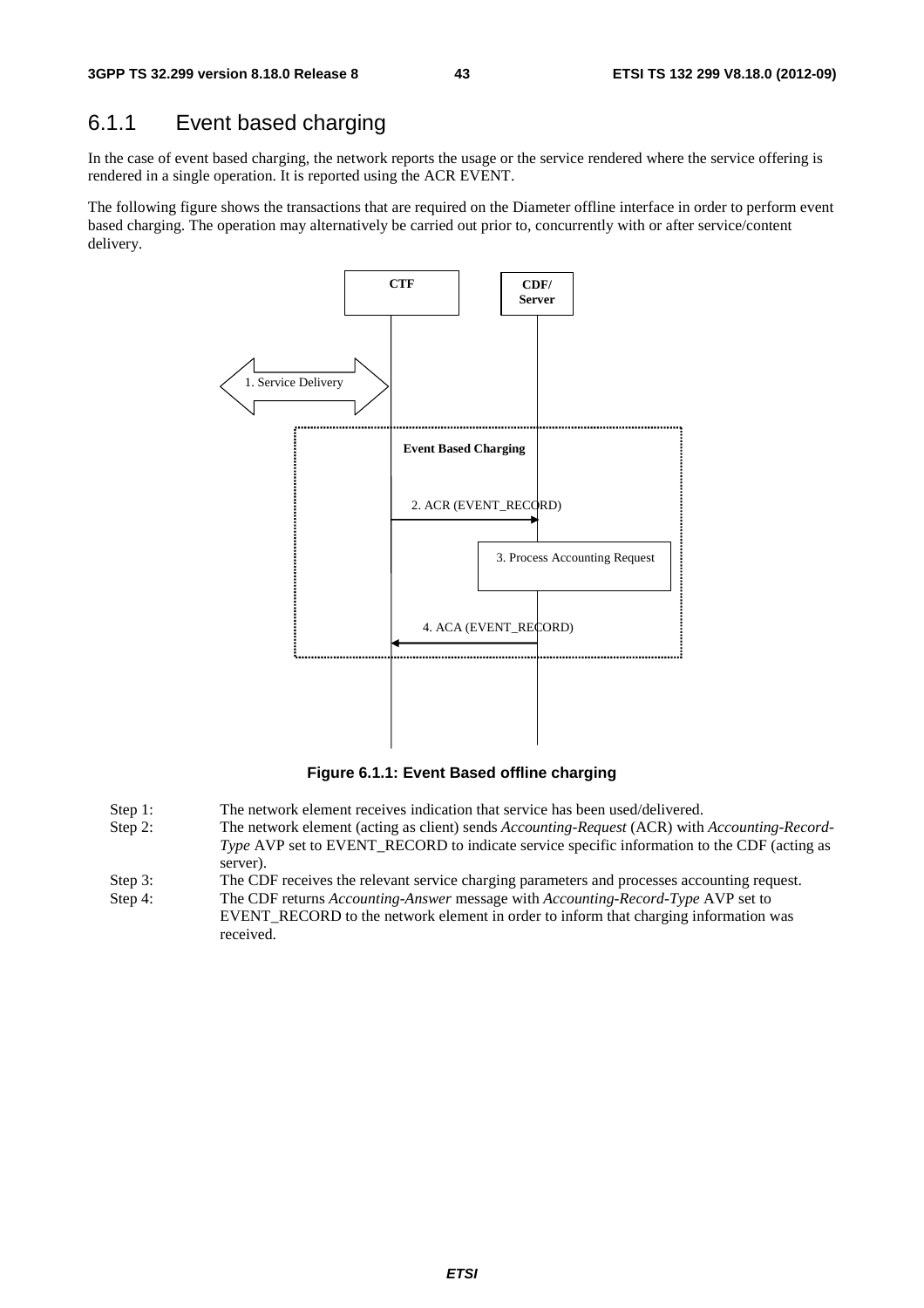### 6.1.1 Event based charging

In the case of event based charging, the network reports the usage or the service rendered where the service offering is rendered in a single operation. It is reported using the ACR EVENT.

The following figure shows the transactions that are required on the Diameter offline interface in order to perform event based charging. The operation may alternatively be carried out prior to, concurrently with or after service/content delivery.

**Figure 6.1.1: Event Based offline charging**

Step 1: The network element receives indication that service has been used/delivered.

Step 2: The network element (acting as client) sends *Accounting-Request* (ACR) with *Accounting-Record-Type* AVP set to EVENT_RECORD to indicate service specific information to the CDF (acting as server).

Step 3: The CDF receives the relevant service charging parameters and processes accounting request.

Step 4: The CDF returns *Accounting-Answer* message with *Accounting-Record-Type* AVP set to EVENT_RECORD to the network element in order to inform that charging information was received.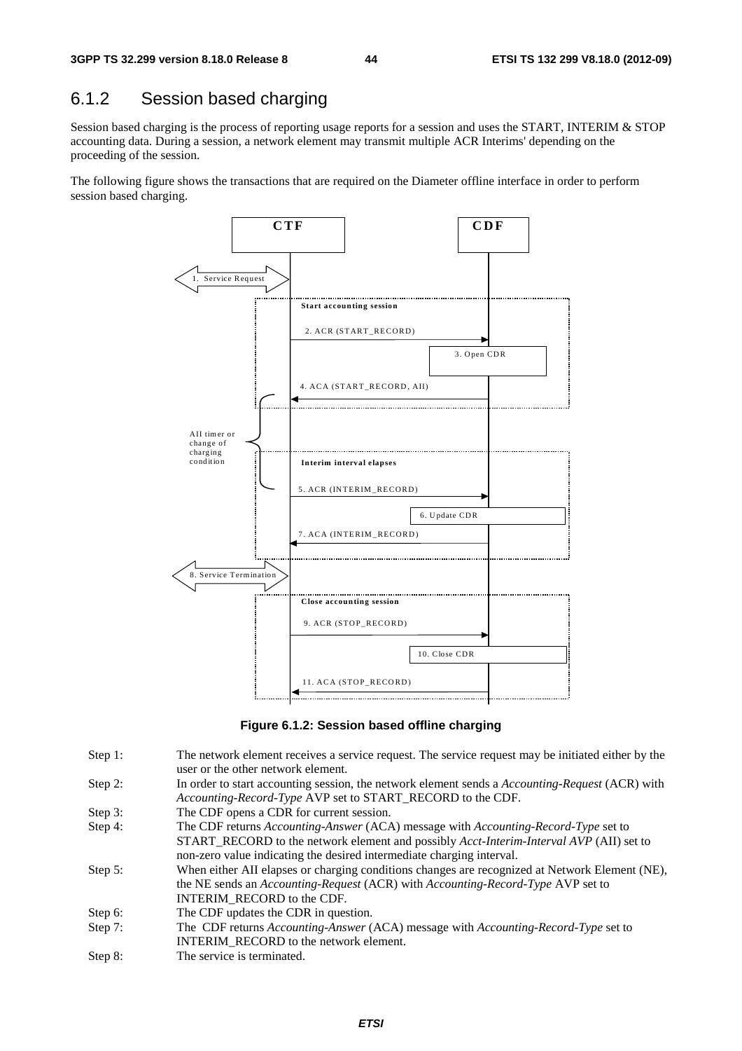### 6.1.2 Session based charging

Session based charging is the process of reporting usage reports for a session and uses the START, INTERIM & STOP accounting data. During a session, a network element may transmit multiple ACR Interims' depending on the proceeding of the session.

The following figure shows the transactions that are required on the Diameter offline interface in order to perform session based charging.

**Figure 6.1.2: Session based offline charging**

Step 1: The network element receives a service request. The service request may be initiated either by the user or the other network element.

Step 2: In order to start accounting session, the network element sends a *Accounting-Request* (ACR) with *Accounting-Record-Type* AVP set to START_RECORD to the CDF.

Step 3: The CDF opens a CDR for current session.

Step 4: The CDF returns *Accounting-Answer* (ACA) message with *Accounting-Record-Type* set to START_RECORD to the network element and possibly *Acct-Interim-Interval AVP* (AII) set to non-zero value indicating the desired intermediate charging interval.

Step 5: When either AII elapses or charging conditions changes are recognized at Network Element (NE), the NE sends an *Accounting-Request* (ACR) with *Accounting-Record-Type* AVP set to INTERIM_RECORD to the CDF.

Step 6: The CDF updates the CDR in question.

Step 7: The CDF returns *Accounting-Answer* (ACA) message with *Accounting-Record-Type* set to INTERIM_RECORD to the network element.

Step 8: The service is terminated.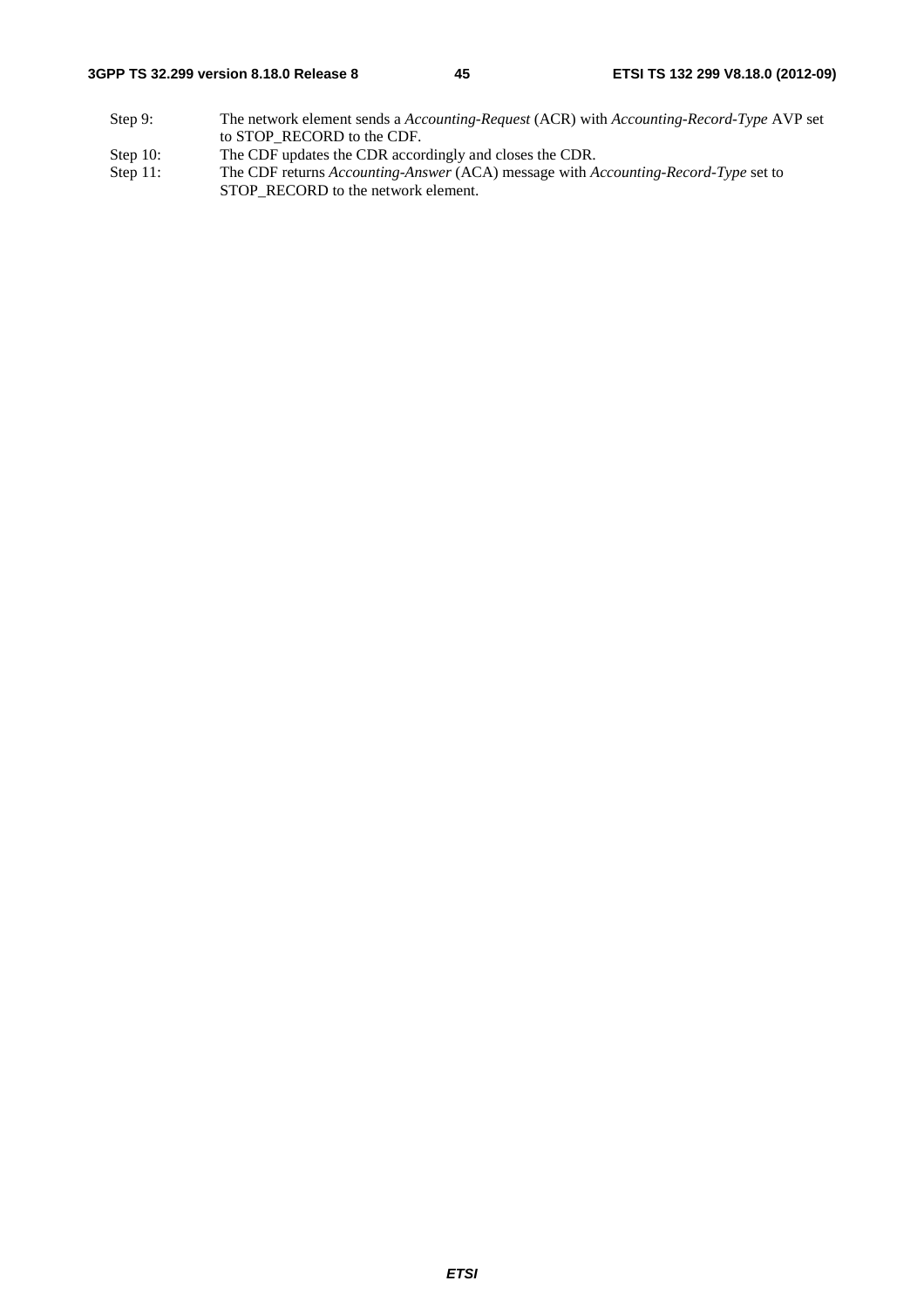Step 9: The network element sends a *Accounting-Request* (ACR) with *Accounting-Record-Type* AVP set to STOP_RECORD to the CDF.

Step 10: The CDF updates the CDR accordingly and closes the CDR.

Step 11: The CDF returns *Accounting-Answer* (ACA) message with *Accounting-Record-Type* set to STOP_RECORD to the network element.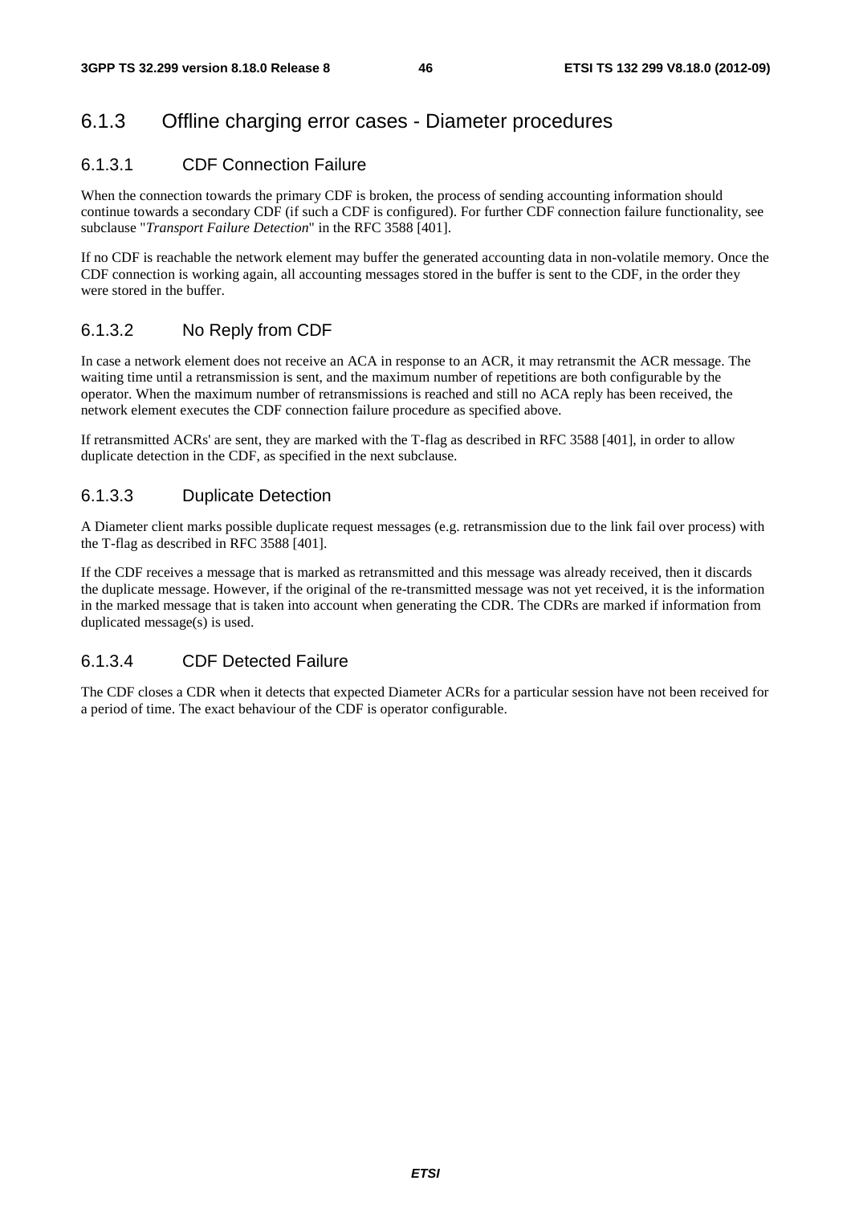### 6.1.3 Offline charging error cases - Diameter procedures

#### 6.1.3.1 CDF Connection Failure

When the connection towards the primary CDF is broken, the process of sending accounting information should continue towards a secondary CDF (if such a CDF is configured). For further CDF connection failure functionality, see subclause "*Transport Failure Detection*" in the RFC 3588 [401].

If no CDF is reachable the network element may buffer the generated accounting data in non-volatile memory. Once the CDF connection is working again, all accounting messages stored in the buffer is sent to the CDF, in the order they were stored in the buffer.

#### 6.1.3.2 No Reply from CDF

In case a network element does not receive an ACA in response to an ACR, it may retransmit the ACR message. The waiting time until a retransmission is sent, and the maximum number of repetitions are both configurable by the operator. When the maximum number of retransmissions is reached and still no ACA reply has been received, the network element executes the CDF connection failure procedure as specified above.

If retransmitted ACRs' are sent, they are marked with the T-flag as described in RFC 3588 [401], in order to allow duplicate detection in the CDF, as specified in the next subclause.

#### 6.1.3.3 Duplicate Detection

A Diameter client marks possible duplicate request messages (e.g. retransmission due to the link fail over process) with the T-flag as described in RFC 3588 [401].

If the CDF receives a message that is marked as retransmitted and this message was already received, then it discards the duplicate message. However, if the original of the re-transmitted message was not yet received, it is the information in the marked message that is taken into account when generating the CDR. The CDRs are marked if information from duplicated message(s) is used.

#### 6.1.3.4 CDF Detected Failure

The CDF closes a CDR when it detects that expected Diameter ACRs for a particular session have not been received for a period of time. The exact behaviour of the CDF is operator configurable.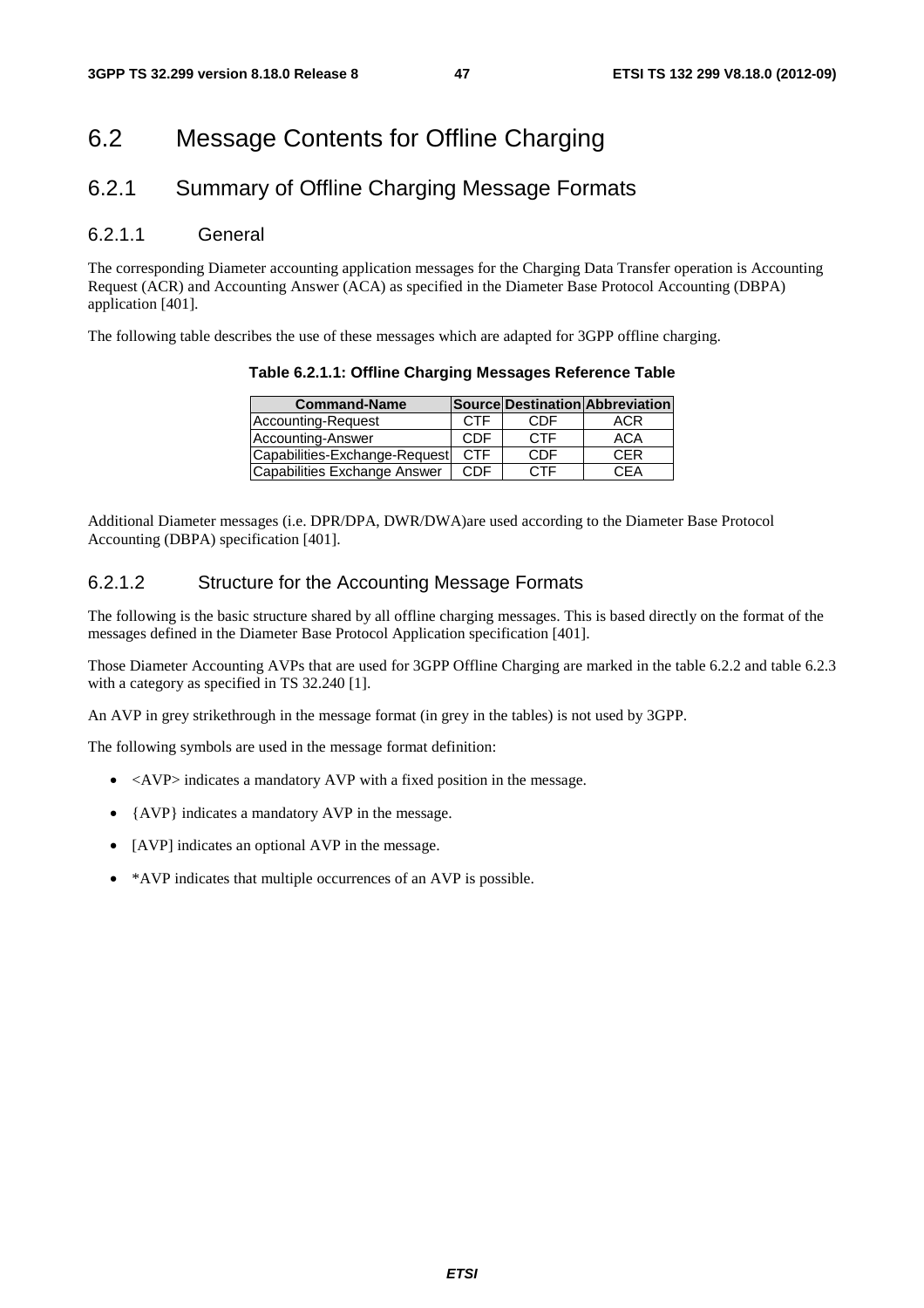# 6.2 Message Contents for Offline Charging

## 6.2.1 Summary of Offline Charging Message Formats

### 6.2.1.1 General

The corresponding Diameter accounting application messages for the Charging Data Transfer operation is Accounting Request (ACR) and Accounting Answer (ACA) as specified in the Diameter Base Protocol Accounting (DBPA) application [401].

The following table describes the use of these messages which are adapted for 3GPP offline charging.

**Table 6.2.1.1: Offline Charging Messages Reference Table**

| Command-Name | Source | Destination | Abbreviation |
|---|---|---|---|
| Accounting-Request | CTF | CDF | ACR |
| Accounting-Answer | CDF | CTF | ACA |
| Capabilities-Exchange-Request | CTF | CDF | CER |
| Capabilities Exchange Answer | CDF | CTF | CEA |

Additional Diameter messages (i.e. DPR/DPA, DWR/DWA)are used according to the Diameter Base Protocol Accounting (DBPA) specification [401].

### 6.2.1.2 Structure for the Accounting Message Formats

The following is the basic structure shared by all offline charging messages. This is based directly on the format of the messages defined in the Diameter Base Protocol Application specification [401].

Those Diameter Accounting AVPs that are used for 3GPP Offline Charging are marked in the table 6.2.2 and table 6.2.3 with a category as specified in TS 32.240 [1].

An AVP in grey strikethrough in the message format (in grey in the tables) is not used by 3GPP.

The following symbols are used in the message format definition:

- <AVP> indicates a mandatory AVP with a fixed position in the message.
- {AVP} indicates a mandatory AVP in the message.
- [AVP] indicates an optional AVP in the message.
- *AVP indicates that multiple occurrences of an AVP is possible.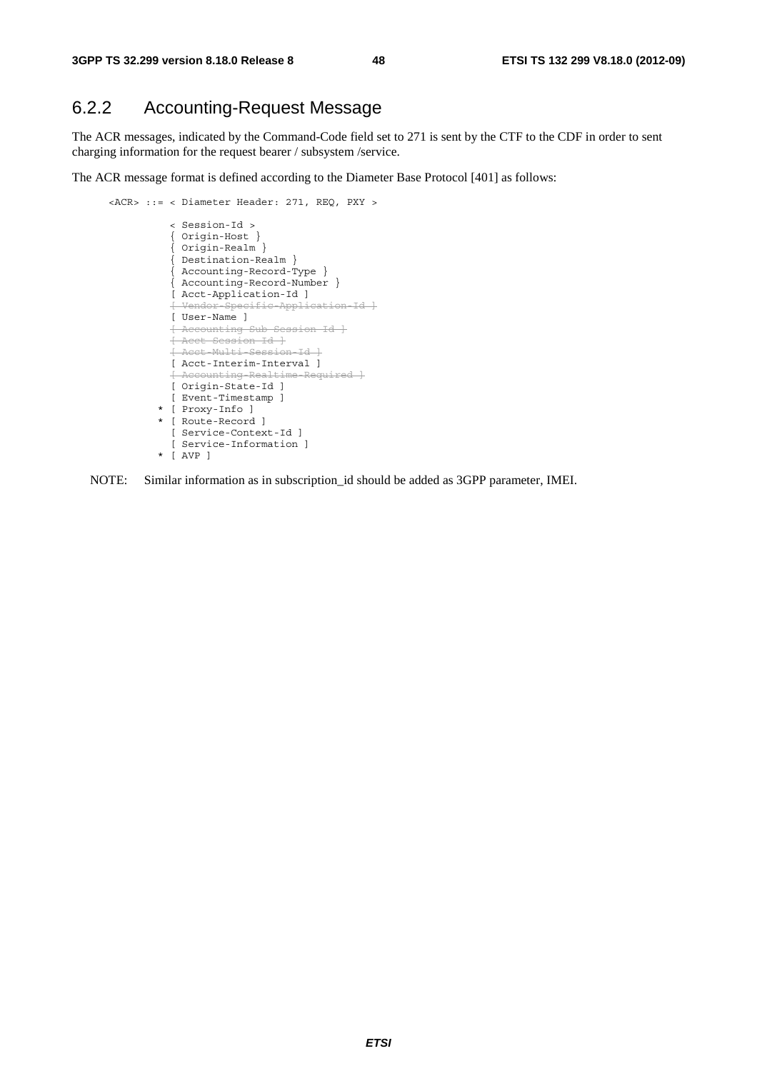## 6.2.2 Accounting-Request Message

The ACR messages, indicated by the Command-Code field set to 271 is sent by the CTF to the CDF in order to sent charging information for the request bearer / subsystem /service.

The ACR message format is defined according to the Diameter Base Protocol [401] as follows:

```
<ACR> ::= < Diameter Header: 271, REQ, PXY >

          < Session-Id >
          { Origin-Host }
          { Origin-Realm }
          { Destination-Realm }
          { Accounting-Record-Type }
          { Accounting-Record-Number }
          [ Acct-Application-Id ]
          [ Vendor-Specific-Application-Id ]
          [ User-Name ]
          [ Accounting-Sub-Session-Id ]
          [ Acct-Session-Id ]
          [ Acct-Multi-Session-Id ]
          [ Acct-Interim-Interval ]
          [ Accounting-Realtime-Required ]
          [ Origin-State-Id ]
          [ Event-Timestamp ]
        * [ Proxy-Info ]
        * [ Route-Record ]
          [ Service-Context-Id ]
          [ Service-Information ]
        * [ AVP ]
```

NOTE: Similar information as in subscription_id should be added as 3GPP parameter, IMEI.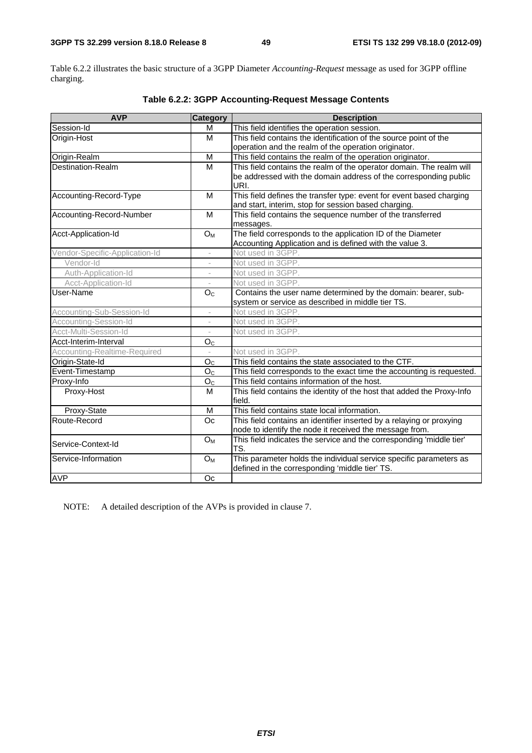Table 6.2.2 illustrates the basic structure of a 3GPP Diameter *Accounting-Request* message as used for 3GPP offline charging.

**Table 6.2.2: 3GPP Accounting-Request Message Contents**

| AVP | Category | Description |
|---|---|---|
| Session-Id | M | This field identifies the operation session. |
| Origin-Host | M | This field contains the identification of the source point of the operation and the realm of the operation originator. |
| Origin-Realm | M | This field contains the realm of the operation originator. |
| Destination-Realm | M | This field contains the realm of the operator domain. The realm will be addressed with the domain address of the corresponding public URI. |
| Accounting-Record-Type | M | This field defines the transfer type: event for event based charging and start, interim, stop for session based charging. |
| Accounting-Record-Number | M | This field contains the sequence number of the transferred messages. |
| Acct-Application-Id | $O_M$ | The field corresponds to the application ID of the Diameter Accounting Application and is defined with the value 3. |
| Vendor-Specific-Application-Id | - | Not used in 3GPP. |
| Vendor-Id | - | Not used in 3GPP. |
| Auth-Application-Id | - | Not used in 3GPP. |
| Acct-Application-Id | - | Not used in 3GPP. |
| User-Name | $O_C$ | Contains the user name determined by the domain: bearer, sub-system or service as described in middle tier TS. |
| Accounting-Sub-Session-Id | - | Not used in 3GPP. |
| Accounting-Session-Id | - | Not used in 3GPP. |
| Acct-Multi-Session-Id | - | Not used in 3GPP. |
| Acct-Interim-Interval | $O_C$ | |
| Accounting-Realtime-Required | - | Not used in 3GPP. |
| Origin-State-Id | $O_C$ | This field contains the state associated to the CTF. |
| Event-Timestamp | $O_C$ | This field corresponds to the exact time the accounting is requested. |
| Proxy-Info | $O_C$ | This field contains information of the host. |
| Proxy-Host | M | This field contains the identity of the host that added the Proxy-Info field. |
| Proxy-State | M | This field contains state local information. |
| Route-Record | Oc | This field contains an identifier inserted by a relaying or proxying node to identify the node it received the message from. |
| Service-Context-Id | $O_M$ | This field indicates the service and the corresponding 'middle tier' TS. |
| Service-Information | $O_M$ | This parameter holds the individual service specific parameters as defined in the corresponding 'middle tier' TS. |
| AVP | Oc | |

NOTE: A detailed description of the AVPs is provided in clause 7.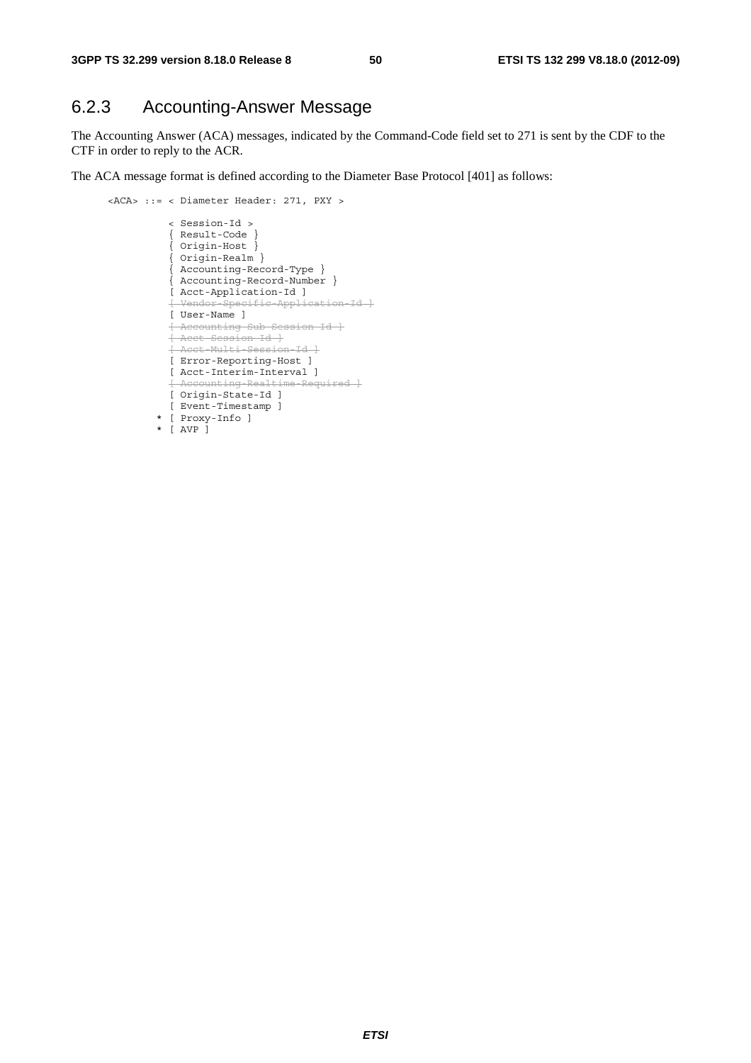### 6.2.3 Accounting-Answer Message

The Accounting Answer (ACA) messages, indicated by the Command-Code field set to 271 is sent by the CDF to the CTF in order to reply to the ACR.

The ACA message format is defined according to the Diameter Base Protocol [401] as follows:

```
<ACA> ::= < Diameter Header: 271, PXY >

          < Session-Id >
          { Result-Code }
          { Origin-Host }
          { Origin-Realm }
          { Accounting-Record-Type }
          { Accounting-Record-Number }
          [ Acct-Application-Id ]
          [ Vendor-Specific-Application-Id ]
          [ User-Name ]
          [ Accounting-Sub-Session-Id ]
          [ Acct-Session-Id ]
          [ Acct-Multi-Session-Id ]
          [ Error-Reporting-Host ]
          [ Acct-Interim-Interval ]
          [ Accounting-Realtime-Required ]
          [ Origin-State-Id ]
          [ Event-Timestamp ]
        * [ Proxy-Info ]
        * [ AVP ]
```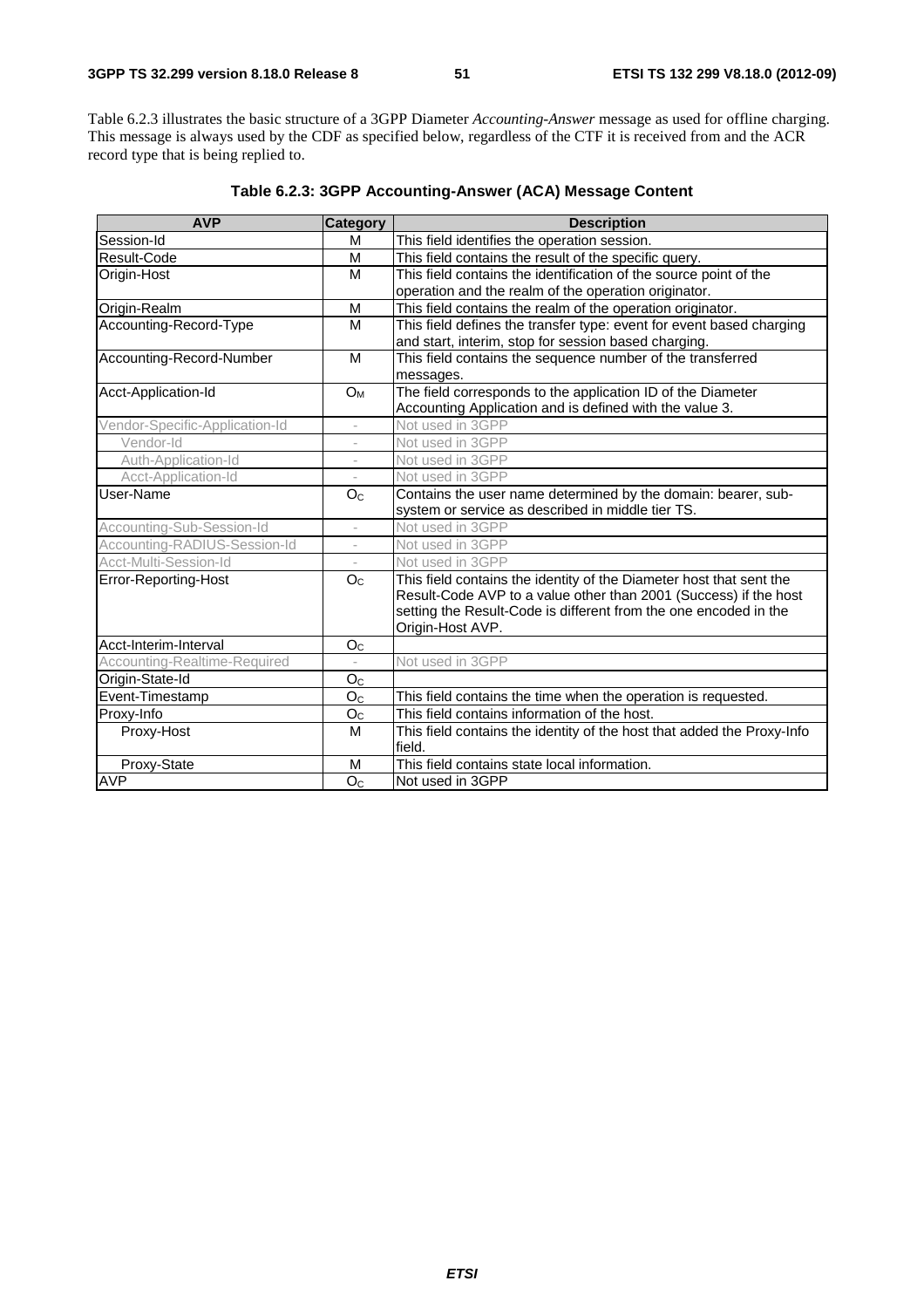Table 6.2.3 illustrates the basic structure of a 3GPP Diameter *Accounting-Answer* message as used for offline charging. This message is always used by the CDF as specified below, regardless of the CTF it is received from and the ACR record type that is being replied to.

**Table 6.2.3: 3GPP Accounting-Answer (ACA) Message Content**

| AVP | Category | Description |
|---|---|---|
| Session-Id | M | This field identifies the operation session. |
| Result-Code | M | This field contains the result of the specific query. |
| Origin-Host | M | This field contains the identification of the source point of the operation and the realm of the operation originator. |
| Origin-Realm | M | This field contains the realm of the operation originator. |
| Accounting-Record-Type | M | This field defines the transfer type: event for event based charging and start, interim, stop for session based charging. |
| Accounting-Record-Number | M | This field contains the sequence number of the transferred messages. |
| Acct-Application-Id | $O_M$ | The field corresponds to the application ID of the Diameter Accounting Application and is defined with the value 3. |
| Vendor-Specific-Application-Id | - | Not used in 3GPP |
| Vendor-Id | - | Not used in 3GPP |
| Auth-Application-Id | - | Not used in 3GPP |
| Acct-Application-Id | - | Not used in 3GPP |
| User-Name | $O_C$ | Contains the user name determined by the domain: bearer, sub-system or service as described in middle tier TS. |
| Accounting-Sub-Session-Id | - | Not used in 3GPP |
| Accounting-RADIUS-Session-Id | - | Not used in 3GPP |
| Acct-Multi-Session-Id | - | Not used in 3GPP |
| Error-Reporting-Host | $O_C$ | This field contains the identity of the Diameter host that sent the Result-Code AVP to a value other than 2001 (Success) if the host setting the Result-Code is different from the one encoded in the Origin-Host AVP. |
| Acct-Interim-Interval | $O_C$ | |
| Accounting-Realtime-Required | - | Not used in 3GPP |
| Origin-State-Id | $O_C$ | |
| Event-Timestamp | $O_C$ | This field contains the time when the operation is requested. |
| Proxy-Info | $O_C$ | This field contains information of the host. |
| Proxy-Host | M | This field contains the identity of the host that added the Proxy-Info field. |
| Proxy-State | M | This field contains state local information. |
| AVP | $O_C$ | Not used in 3GPP |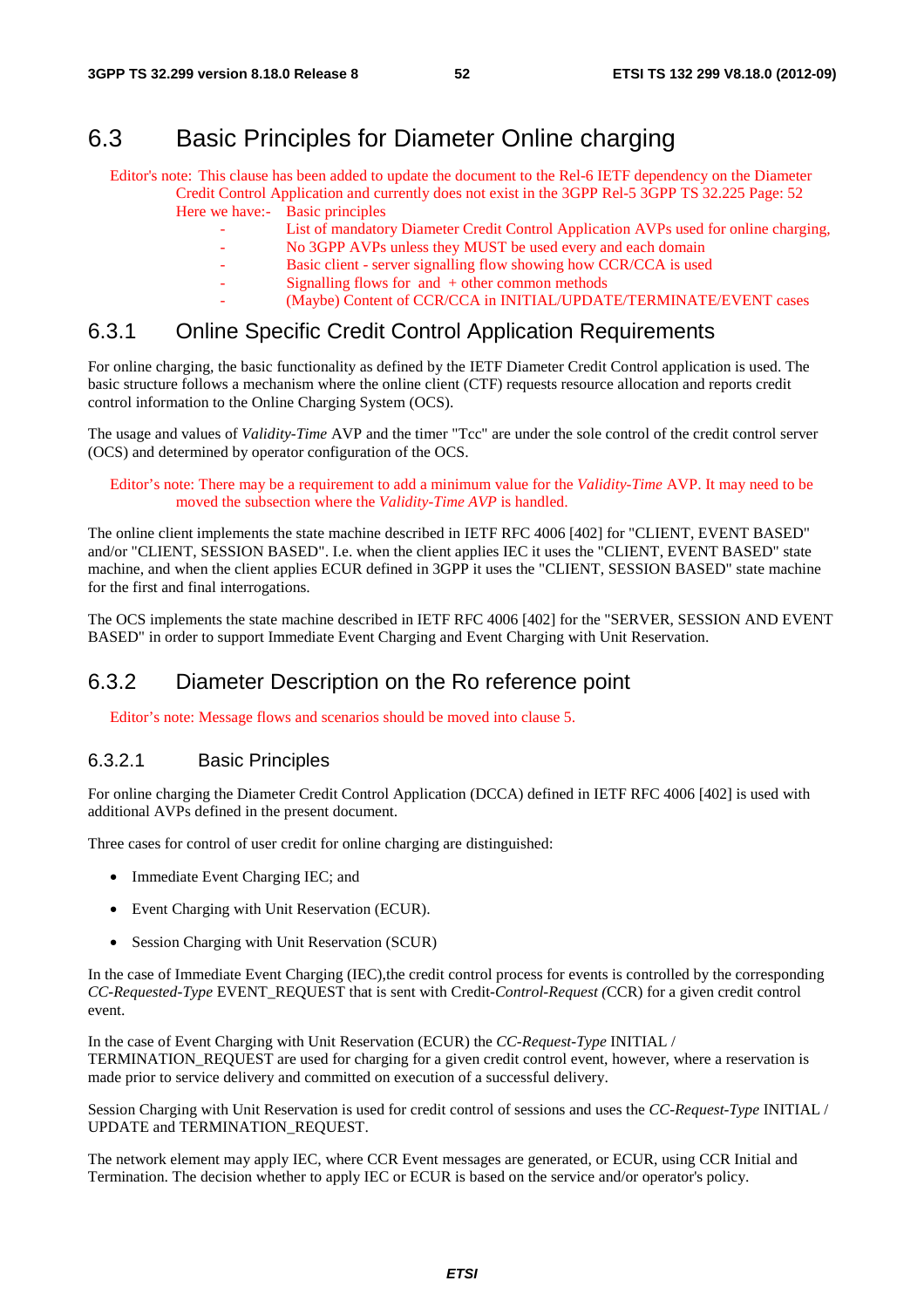## 6.3 Basic Principles for Diameter Online charging

Editor's note: This clause has been added to update the document to the Rel-6 IETF dependency on the Diameter Credit Control Application and currently does not exist in the 3GPP Rel-5 3GPP TS 32.225 Page: 52 Here we have:- Basic principles

- List of mandatory Diameter Credit Control Application AVPs used for online charging,
- No 3GPP AVPs unless they MUST be used every and each domain
- Basic client - server signalling flow showing how CCR/CCA is used
- Signalling flows for and + other common methods
- (Maybe) Content of CCR/CCA in INITIAL/UPDATE/TERMINATE/EVENT cases

### 6.3.1 Online Specific Credit Control Application Requirements

For online charging, the basic functionality as defined by the IETF Diameter Credit Control application is used. The basic structure follows a mechanism where the online client (CTF) requests resource allocation and reports credit control information to the Online Charging System (OCS).

The usage and values of *Validity-Time* AVP and the timer "Tcc" are under the sole control of the credit control server (OCS) and determined by operator configuration of the OCS.

Editor's note: There may be a requirement to add a minimum value for the *Validity-Time* AVP. It may need to be moved the subsection where the *Validity-Time AVP* is handled.

The online client implements the state machine described in IETF RFC 4006 [402] for "CLIENT, EVENT BASED" and/or "CLIENT, SESSION BASED". I.e. when the client applies IEC it uses the "CLIENT, EVENT BASED" state machine, and when the client applies ECUR defined in 3GPP it uses the "CLIENT, SESSION BASED" state machine for the first and final interrogations.

The OCS implements the state machine described in IETF RFC 4006 [402] for the "SERVER, SESSION AND EVENT BASED" in order to support Immediate Event Charging and Event Charging with Unit Reservation.

### 6.3.2 Diameter Description on the Ro reference point

Editor's note: Message flows and scenarios should be moved into clause 5.

#### 6.3.2.1 Basic Principles

For online charging the Diameter Credit Control Application (DCCA) defined in IETF RFC 4006 [402] is used with additional AVPs defined in the present document.

Three cases for control of user credit for online charging are distinguished:

- Immediate Event Charging IEC; and
- Event Charging with Unit Reservation (ECUR).
- Session Charging with Unit Reservation (SCUR)

In the case of Immediate Event Charging (IEC),the credit control process for events is controlled by the corresponding *CC-Requested-Type* EVENT_REQUEST that is sent with Credit-*Control-Request (*CCR) for a given credit control event.

In the case of Event Charging with Unit Reservation (ECUR) the *CC-Request-Type* INITIAL / TERMINATION_REQUEST are used for charging for a given credit control event, however, where a reservation is made prior to service delivery and committed on execution of a successful delivery.

Session Charging with Unit Reservation is used for credit control of sessions and uses the *CC-Request-Type* INITIAL / UPDATE and TERMINATION_REQUEST.

The network element may apply IEC, where CCR Event messages are generated, or ECUR, using CCR Initial and Termination. The decision whether to apply IEC or ECUR is based on the service and/or operator's policy.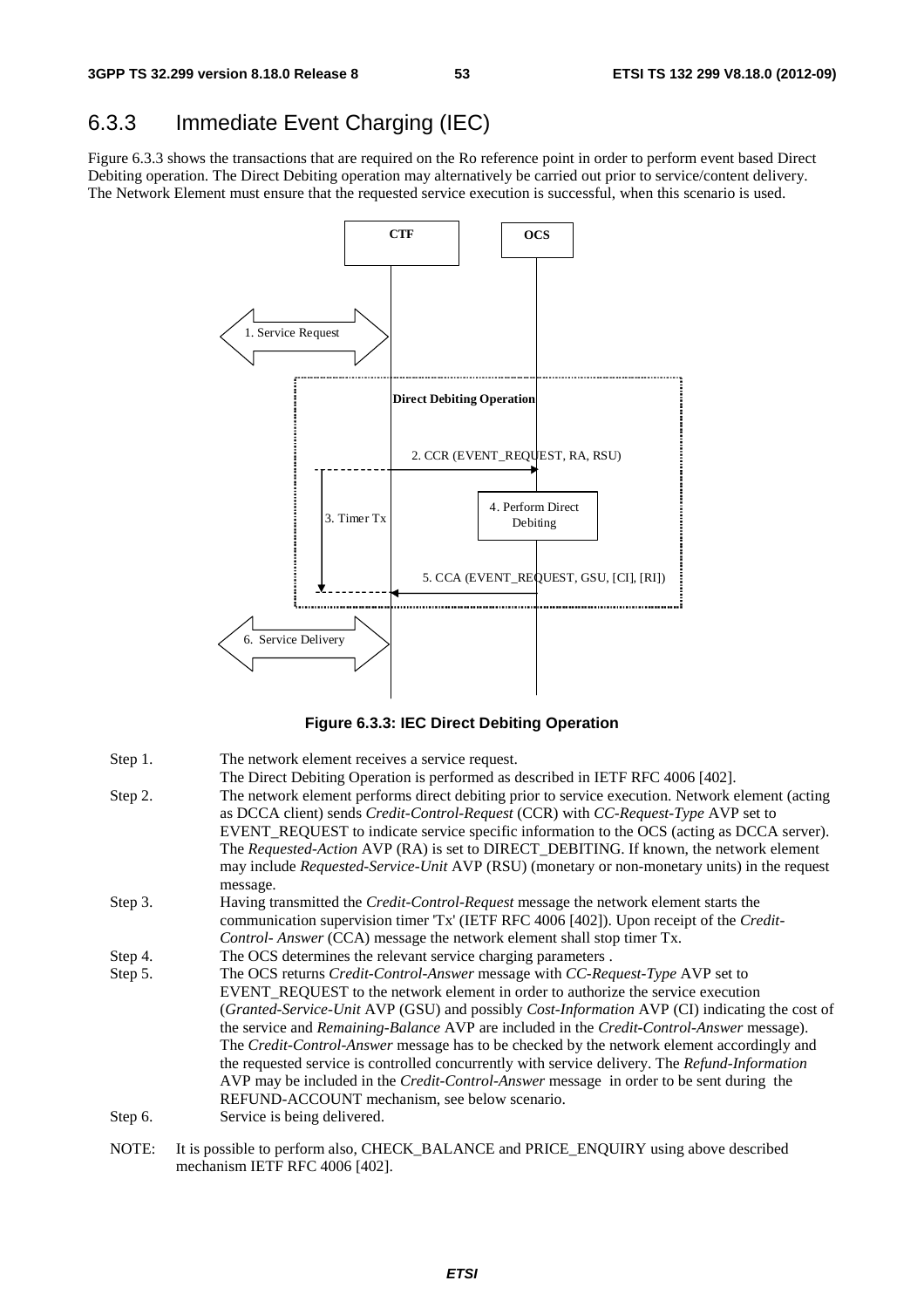### 6.3.3 Immediate Event Charging (IEC)

Figure 6.3.3 shows the transactions that are required on the Ro reference point in order to perform event based Direct Debiting operation. The Direct Debiting operation may alternatively be carried out prior to service/content delivery. The Network Element must ensure that the requested service execution is successful, when this scenario is used.

**Figure 6.3.3: IEC Direct Debiting Operation**

Step 1. The network element receives a service request.
The Direct Debiting Operation is performed as described in IETF RFC 4006 [402].

Step 2. The network element performs direct debiting prior to service execution. Network element (acting as DCCA client) sends *Credit-Control-Request* (CCR) with *CC-Request-Type* AVP set to EVENT_REQUEST to indicate service specific information to the OCS (acting as DCCA server). The *Requested-Action* AVP (RA) is set to DIRECT_DEBITING. If known, the network element may include *Requested-Service-Unit* AVP (RSU) (monetary or non-monetary units) in the request message.

Step 3. Having transmitted the *Credit-Control-Request* message the network element starts the communication supervision timer 'Tx' (IETF RFC 4006 [402]). Upon receipt of the *Credit-Control- Answer* (CCA) message the network element shall stop timer Tx.

Step 4. The OCS determines the relevant service charging parameters .

Step 5. The OCS returns *Credit-Control-Answer* message with *CC-Request-Type* AVP set to EVENT_REQUEST to the network element in order to authorize the service execution (*Granted-Service-Unit* AVP (GSU) and possibly *Cost-Information* AVP (CI) indicating the cost of the service and *Remaining-Balance* AVP are included in the *Credit-Control-Answer* message). The *Credit-Control-Answer* message has to be checked by the network element accordingly and the requested service is controlled concurrently with service delivery. The *Refund-Information* AVP may be included in the *Credit-Control-Answer* message in order to be sent during the REFUND-ACCOUNT mechanism, see below scenario.

Step 6. Service is being delivered.

NOTE: It is possible to perform also, CHECK_BALANCE and PRICE_ENQUIRY using above described mechanism IETF RFC 4006 [402].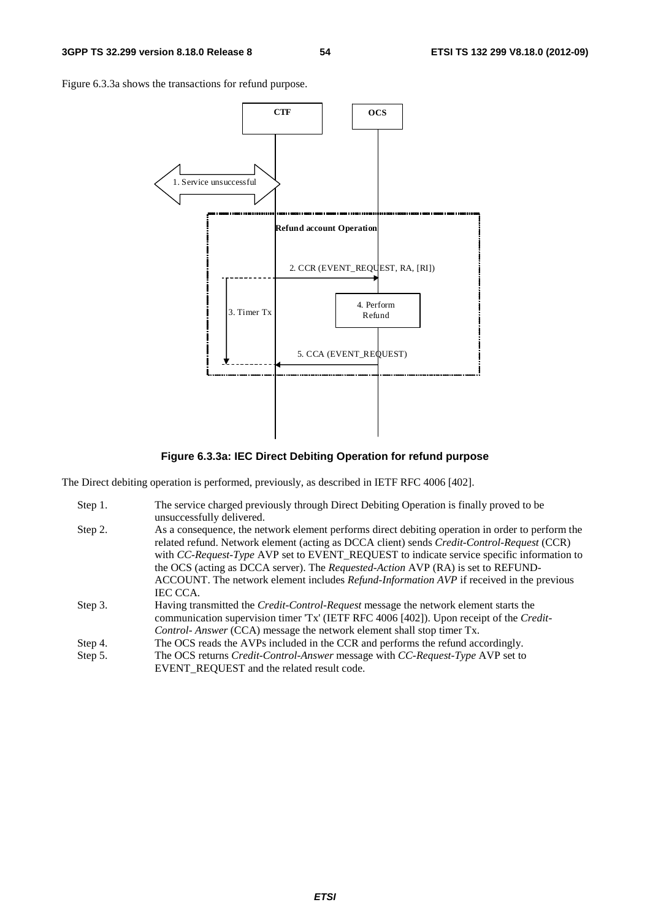Figure 6.3.3a shows the transactions for refund purpose.

**Figure 6.3.3a: IEC Direct Debiting Operation for refund purpose**

The Direct debiting operation is performed, previously, as described in IETF RFC 4006 [402].

Step 1. The service charged previously through Direct Debiting Operation is finally proved to be unsuccessfully delivered.

Step 2. As a consequence, the network element performs direct debiting operation in order to perform the related refund. Network element (acting as DCCA client) sends *Credit-Control-Request* (CCR) with *CC-Request-Type* AVP set to EVENT_REQUEST to indicate service specific information to the OCS (acting as DCCA server). The *Requested-Action* AVP (RA) is set to REFUND-ACCOUNT. The network element includes *Refund-Information AVP* if received in the previous IEC CCA.

Step 3. Having transmitted the *Credit-Control-Request* message the network element starts the communication supervision timer 'Tx' (IETF RFC 4006 [402]). Upon receipt of the *Credit-Control- Answer* (CCA) message the network element shall stop timer Tx.

Step 4. The OCS reads the AVPs included in the CCR and performs the refund accordingly.

Step 5. The OCS returns *Credit-Control-Answer* message with *CC-Request-Type* AVP set to EVENT_REQUEST and the related result code.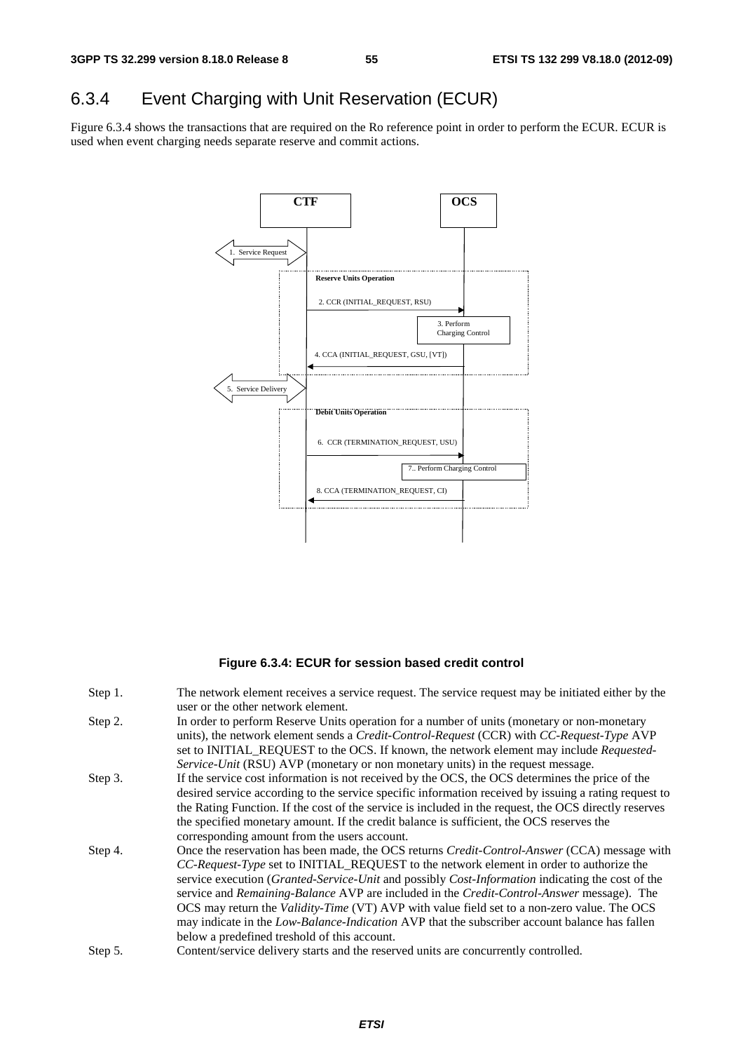## 6.3.4 Event Charging with Unit Reservation (ECUR)

Figure 6.3.4 shows the transactions that are required on the Ro reference point in order to perform the ECUR. ECUR is used when event charging needs separate reserve and commit actions.

**Figure 6.3.4: ECUR for session based credit control**

Step 1. The network element receives a service request. The service request may be initiated either by the user or the other network element.

Step 2. In order to perform Reserve Units operation for a number of units (monetary or non-monetary units), the network element sends a *Credit-Control-Request* (CCR) with *CC-Request-Type* AVP set to INITIAL_REQUEST to the OCS. If known, the network element may include *Requested-Service-Unit* (RSU) AVP (monetary or non monetary units) in the request message.

Step 3. If the service cost information is not received by the OCS, the OCS determines the price of the desired service according to the service specific information received by issuing a rating request to the Rating Function. If the cost of the service is included in the request, the OCS directly reserves the specified monetary amount. If the credit balance is sufficient, the OCS reserves the corresponding amount from the users account.

Step 4. Once the reservation has been made, the OCS returns *Credit-Control-Answer* (CCA) message with *CC-Request-Type* set to INITIAL_REQUEST to the network element in order to authorize the service execution (*Granted-Service-Unit* and possibly *Cost-Information* indicating the cost of the service and *Remaining-Balance* AVP are included in the *Credit-Control-Answer* message). The OCS may return the *Validity-Time* (VT) AVP with value field set to a non-zero value. The OCS may indicate in the *Low-Balance-Indication* AVP that the subscriber account balance has fallen below a predefined treshold of this account.

Step 5. Content/service delivery starts and the reserved units are concurrently controlled.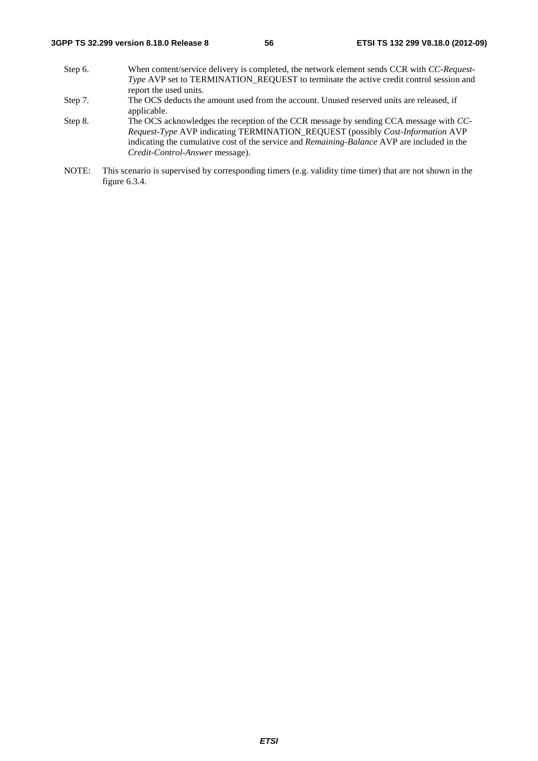Step 6. When content/service delivery is completed, the network element sends CCR with *CC-Request-Type* AVP set to TERMINATION_REQUEST to terminate the active credit control session and report the used units.

Step 7. The OCS deducts the amount used from the account. Unused reserved units are released, if applicable.

Step 8. The OCS acknowledges the reception of the CCR message by sending CCA message with *CC-Request-Type* AVP indicating TERMINATION_REQUEST (possibly *Cost-Information* AVP indicating the cumulative cost of the service and *Remaining-Balance* AVP are included in the *Credit-Control-Answer* message).

NOTE: This scenario is supervised by corresponding timers (e.g. validity time timer) that are not shown in the figure 6.3.4.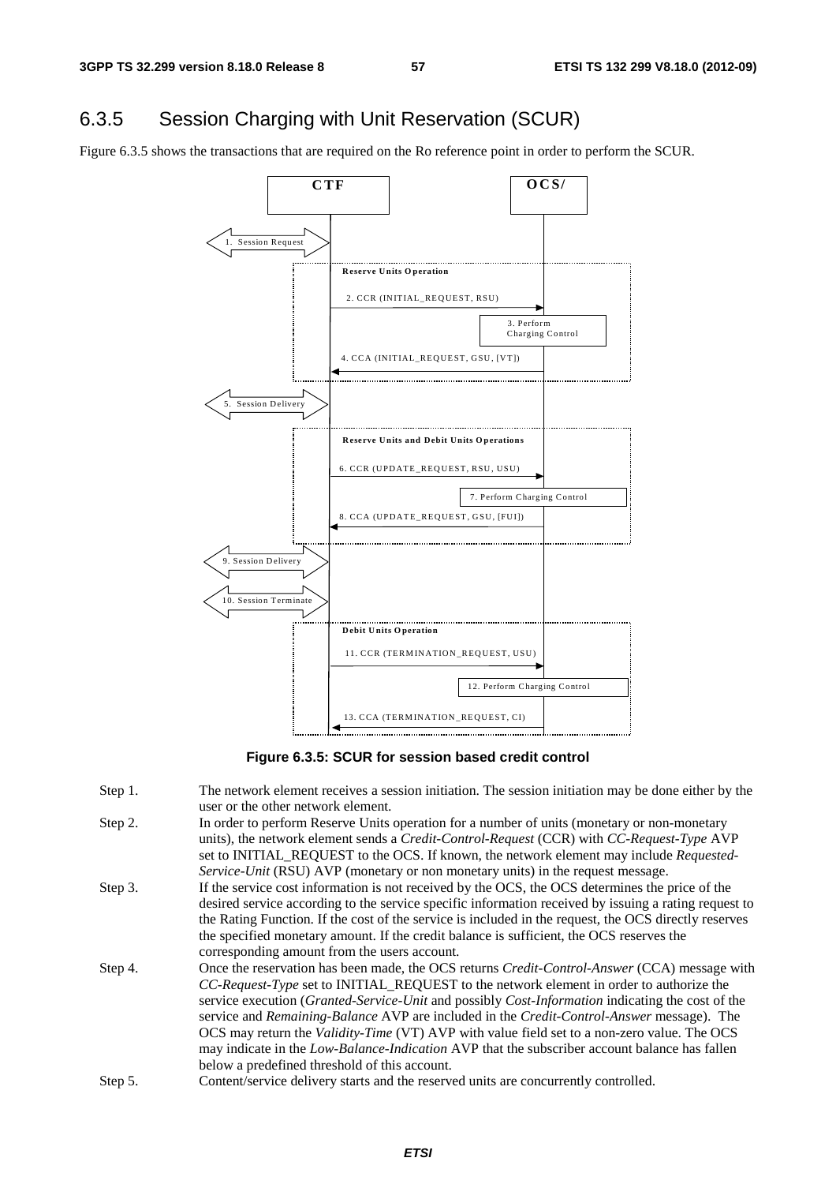## 6.3.5 Session Charging with Unit Reservation (SCUR)

Figure 6.3.5 shows the transactions that are required on the Ro reference point in order to perform the SCUR.

**Figure 6.3.5: SCUR for session based credit control**

Step 1. The network element receives a session initiation. The session initiation may be done either by the user or the other network element.

Step 2. In order to perform Reserve Units operation for a number of units (monetary or non-monetary units), the network element sends a *Credit-Control-Request* (CCR) with *CC-Request-Type* AVP set to INITIAL_REQUEST to the OCS. If known, the network element may include *Requested-Service-Unit* (RSU) AVP (monetary or non monetary units) in the request message.

Step 3. If the service cost information is not received by the OCS, the OCS determines the price of the desired service according to the service specific information received by issuing a rating request to the Rating Function. If the cost of the service is included in the request, the OCS directly reserves the specified monetary amount. If the credit balance is sufficient, the OCS reserves the corresponding amount from the users account.

Step 4. Once the reservation has been made, the OCS returns *Credit-Control-Answer* (CCA) message with *CC-Request-Type* set to INITIAL_REQUEST to the network element in order to authorize the service execution (*Granted-Service-Unit* and possibly *Cost-Information* indicating the cost of the service and *Remaining-Balance* AVP are included in the *Credit-Control-Answer* message). The OCS may return the *Validity-Time* (VT) AVP with value field set to a non-zero value. The OCS may indicate in the *Low-Balance-Indication* AVP that the subscriber account balance has fallen below a predefined threshold of this account.

Step 5. Content/service delivery starts and the reserved units are concurrently controlled.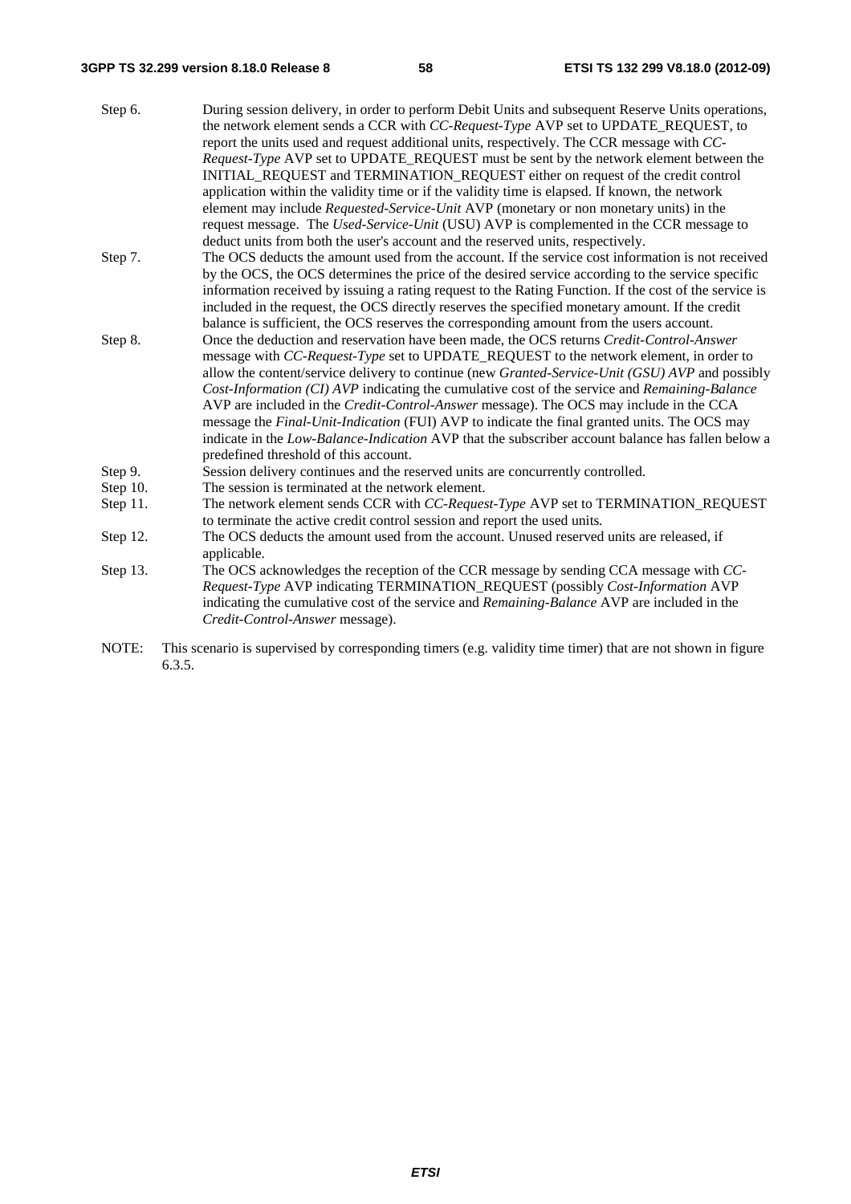Step 6. During session delivery, in order to perform Debit Units and subsequent Reserve Units operations, the network element sends a CCR with *CC-Request-Type* AVP set to UPDATE_REQUEST, to report the units used and request additional units, respectively. The CCR message with *CC-Request-Type* AVP set to UPDATE_REQUEST must be sent by the network element between the INITIAL_REQUEST and TERMINATION_REQUEST either on request of the credit control application within the validity time or if the validity time is elapsed. If known, the network element may include *Requested-Service-Unit* AVP (monetary or non monetary units) in the request message. The *Used-Service-Unit* (USU) AVP is complemented in the CCR message to deduct units from both the user's account and the reserved units, respectively.

Step 7. The OCS deducts the amount used from the account. If the service cost information is not received by the OCS, the OCS determines the price of the desired service according to the service specific information received by issuing a rating request to the Rating Function. If the cost of the service is included in the request, the OCS directly reserves the specified monetary amount. If the credit balance is sufficient, the OCS reserves the corresponding amount from the users account.

Step 8. Once the deduction and reservation have been made, the OCS returns *Credit-Control-Answer* message with *CC-Request-Type* set to UPDATE_REQUEST to the network element, in order to allow the content/service delivery to continue (new *Granted-Service-Unit (GSU) AVP* and possibly *Cost-Information (CI) AVP* indicating the cumulative cost of the service and *Remaining-Balance* AVP are included in the *Credit-Control-Answer* message). The OCS may include in the CCA message the *Final-Unit-Indication* (FUI) AVP to indicate the final granted units. The OCS may indicate in the *Low-Balance-Indication* AVP that the subscriber account balance has fallen below a predefined threshold of this account.

Step 9. Session delivery continues and the reserved units are concurrently controlled.

Step 10. The session is terminated at the network element.

Step 11. The network element sends CCR with *CC-Request-Type* AVP set to TERMINATION_REQUEST to terminate the active credit control session and report the used units.

Step 12. The OCS deducts the amount used from the account. Unused reserved units are released, if applicable.

Step 13. The OCS acknowledges the reception of the CCR message by sending CCA message with *CC-Request-Type* AVP indicating TERMINATION_REQUEST (possibly *Cost-Information* AVP indicating the cumulative cost of the service and *Remaining-Balance* AVP are included in the *Credit-Control-Answer* message).

NOTE: This scenario is supervised by corresponding timers (e.g. validity time timer) that are not shown in figure 6.3.5.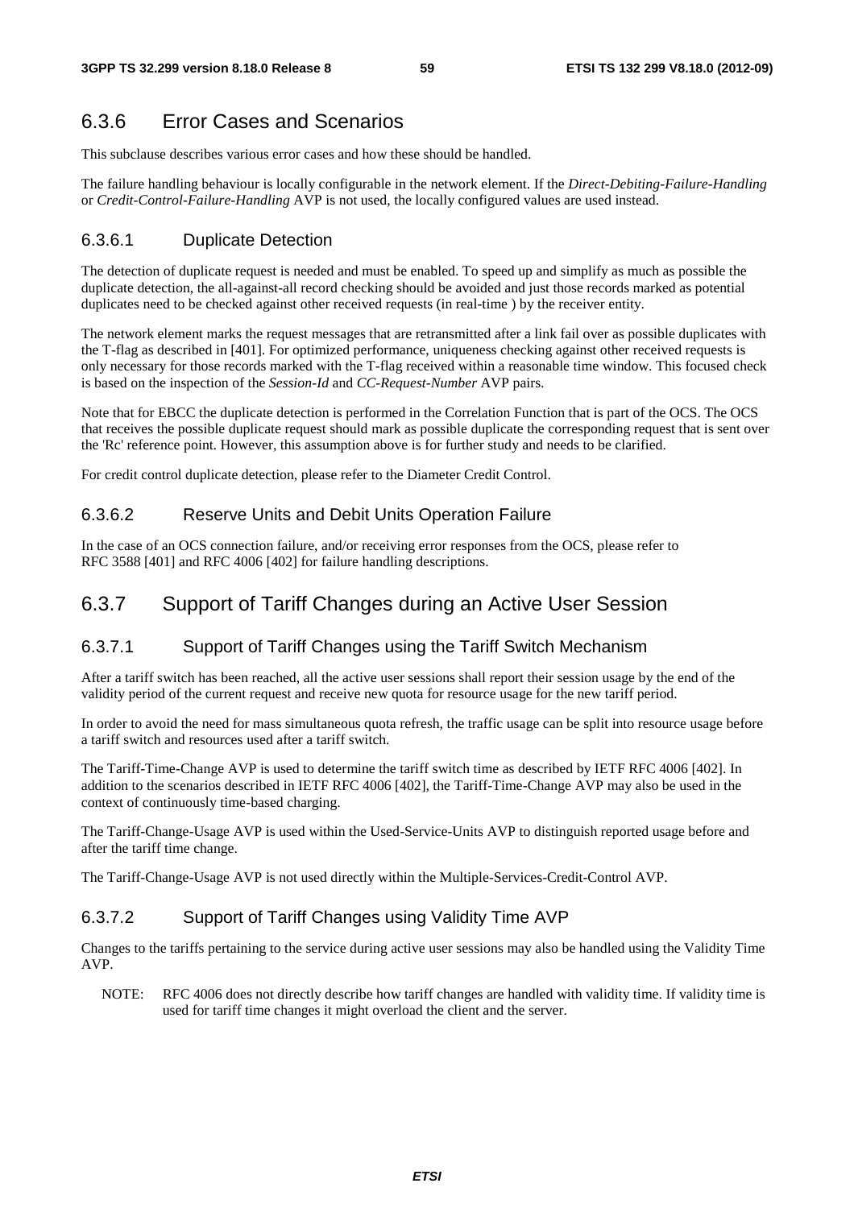### 6.3.6 Error Cases and Scenarios

This subclause describes various error cases and how these should be handled.

The failure handling behaviour is locally configurable in the network element. If the *Direct-Debiting-Failure-Handling* or *Credit-Control-Failure-Handling* AVP is not used, the locally configured values are used instead.

#### 6.3.6.1 Duplicate Detection

The detection of duplicate request is needed and must be enabled. To speed up and simplify as much as possible the duplicate detection, the all-against-all record checking should be avoided and just those records marked as potential duplicates need to be checked against other received requests (in real-time ) by the receiver entity.

The network element marks the request messages that are retransmitted after a link fail over as possible duplicates with the T-flag as described in [401]. For optimized performance, uniqueness checking against other received requests is only necessary for those records marked with the T-flag received within a reasonable time window. This focused check is based on the inspection of the *Session-Id* and *CC-Request-Number* AVP pairs.

Note that for EBCC the duplicate detection is performed in the Correlation Function that is part of the OCS. The OCS that receives the possible duplicate request should mark as possible duplicate the corresponding request that is sent over the 'Rc' reference point. However, this assumption above is for further study and needs to be clarified.

For credit control duplicate detection, please refer to the Diameter Credit Control.

#### 6.3.6.2 Reserve Units and Debit Units Operation Failure

In the case of an OCS connection failure, and/or receiving error responses from the OCS, please refer to RFC 3588 [401] and RFC 4006 [402] for failure handling descriptions.

### 6.3.7 Support of Tariff Changes during an Active User Session

#### 6.3.7.1 Support of Tariff Changes using the Tariff Switch Mechanism

After a tariff switch has been reached, all the active user sessions shall report their session usage by the end of the validity period of the current request and receive new quota for resource usage for the new tariff period.

In order to avoid the need for mass simultaneous quota refresh, the traffic usage can be split into resource usage before a tariff switch and resources used after a tariff switch.

The Tariff-Time-Change AVP is used to determine the tariff switch time as described by IETF RFC 4006 [402]. In addition to the scenarios described in IETF RFC 4006 [402], the Tariff-Time-Change AVP may also be used in the context of continuously time-based charging.

The Tariff-Change-Usage AVP is used within the Used-Service-Units AVP to distinguish reported usage before and after the tariff time change.

The Tariff-Change-Usage AVP is not used directly within the Multiple-Services-Credit-Control AVP.

#### 6.3.7.2 Support of Tariff Changes using Validity Time AVP

Changes to the tariffs pertaining to the service during active user sessions may also be handled using the Validity Time AVP.

NOTE: RFC 4006 does not directly describe how tariff changes are handled with validity time. If validity time is used for tariff time changes it might overload the client and the server.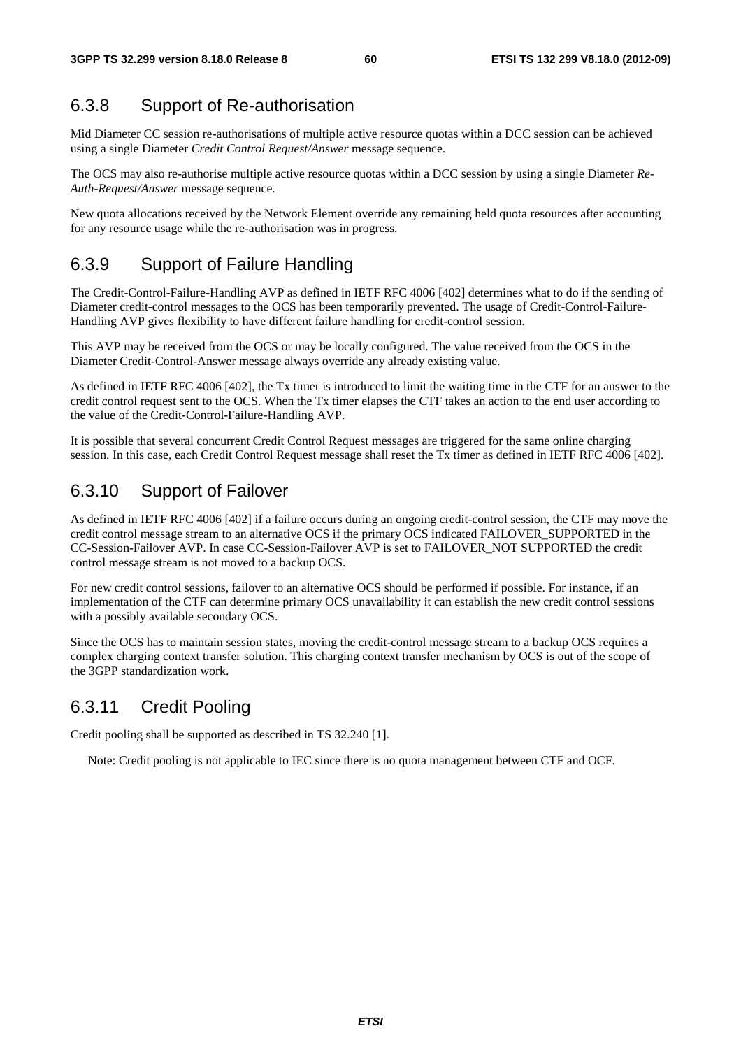### 6.3.8 Support of Re-authorisation

Mid Diameter CC session re-authorisations of multiple active resource quotas within a DCC session can be achieved using a single Diameter *Credit Control Request/Answer* message sequence.

The OCS may also re-authorise multiple active resource quotas within a DCC session by using a single Diameter *Re-Auth-Request/Answer* message sequence.

New quota allocations received by the Network Element override any remaining held quota resources after accounting for any resource usage while the re-authorisation was in progress.

### 6.3.9 Support of Failure Handling

The Credit-Control-Failure-Handling AVP as defined in IETF RFC 4006 [402] determines what to do if the sending of Diameter credit-control messages to the OCS has been temporarily prevented. The usage of Credit-Control-Failure-Handling AVP gives flexibility to have different failure handling for credit-control session.

This AVP may be received from the OCS or may be locally configured. The value received from the OCS in the Diameter Credit-Control-Answer message always override any already existing value.

As defined in IETF RFC 4006 [402], the Tx timer is introduced to limit the waiting time in the CTF for an answer to the credit control request sent to the OCS. When the Tx timer elapses the CTF takes an action to the end user according to the value of the Credit-Control-Failure-Handling AVP.

It is possible that several concurrent Credit Control Request messages are triggered for the same online charging session. In this case, each Credit Control Request message shall reset the Tx timer as defined in IETF RFC 4006 [402].

### 6.3.10 Support of Failover

As defined in IETF RFC 4006 [402] if a failure occurs during an ongoing credit-control session, the CTF may move the credit control message stream to an alternative OCS if the primary OCS indicated FAILOVER_SUPPORTED in the CC-Session-Failover AVP. In case CC-Session-Failover AVP is set to FAILOVER_NOT SUPPORTED the credit control message stream is not moved to a backup OCS.

For new credit control sessions, failover to an alternative OCS should be performed if possible. For instance, if an implementation of the CTF can determine primary OCS unavailability it can establish the new credit control sessions with a possibly available secondary OCS.

Since the OCS has to maintain session states, moving the credit-control message stream to a backup OCS requires a complex charging context transfer solution. This charging context transfer mechanism by OCS is out of the scope of the 3GPP standardization work.

### 6.3.11 Credit Pooling

Credit pooling shall be supported as described in TS 32.240 [1].

Note: Credit pooling is not applicable to IEC since there is no quota management between CTF and OCF.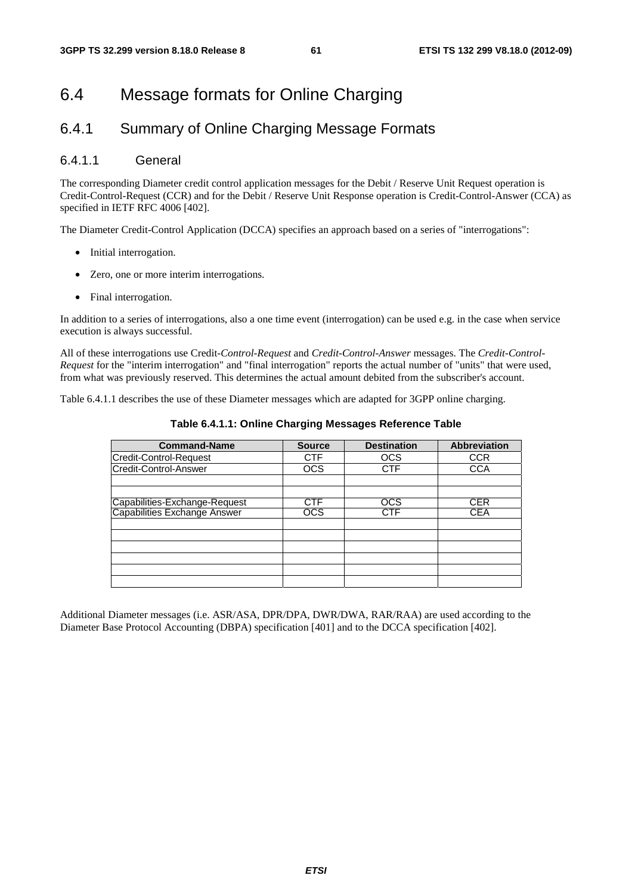# 6.4 Message formats for Online Charging

## 6.4.1 Summary of Online Charging Message Formats

### 6.4.1.1 General

The corresponding Diameter credit control application messages for the Debit / Reserve Unit Request operation is Credit-Control-Request (CCR) and for the Debit / Reserve Unit Response operation is Credit-Control-Answer (CCA) as specified in IETF RFC 4006 [402].

The Diameter Credit-Control Application (DCCA) specifies an approach based on a series of "interrogations":

- Initial interrogation.
- Zero, one or more interim interrogations.
- Final interrogation.

In addition to a series of interrogations, also a one time event (interrogation) can be used e.g. in the case when service execution is always successful.

All of these interrogations use Credit-*Control-Request* and *Credit-Control-Answer* messages. The *Credit-Control-Request* for the "interim interrogation" and "final interrogation" reports the actual number of "units" that were used, from what was previously reserved. This determines the actual amount debited from the subscriber's account.

Table 6.4.1.1 describes the use of these Diameter messages which are adapted for 3GPP online charging.

**Table 6.4.1.1: Online Charging Messages Reference Table**

| Command-Name | Source | Destination | Abbreviation |
|---|---|---|---|
| Credit-Control-Request | CTF | OCS | CCR |
| Credit-Control-Answer | OCS | CTF | CCA |
| | | | |
| | | | |
| Capabilities-Exchange-Request | CTF | OCS | CER |
| Capabilities Exchange Answer | OCS | CTF | CEA |
| | | | |
| | | | |
| | | | |
| | | | |
| | | | |
| | | | |

Additional Diameter messages (i.e. ASR/ASA, DPR/DPA, DWR/DWA, RAR/RAA) are used according to the Diameter Base Protocol Accounting (DBPA) specification [401] and to the DCCA specification [402].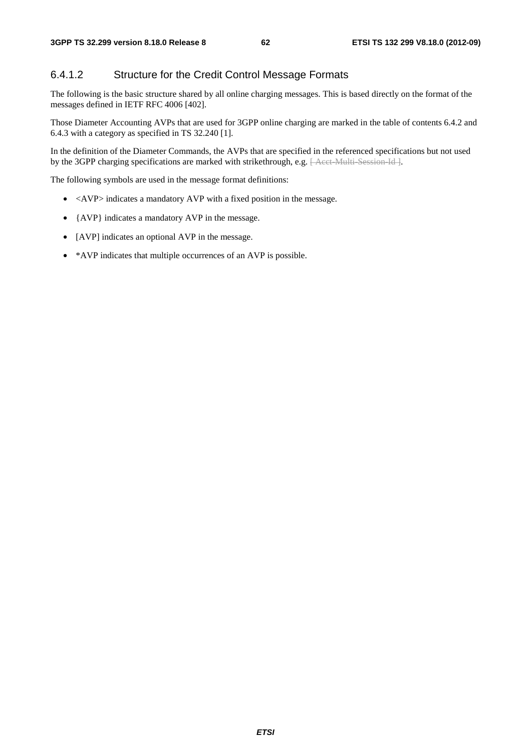### 6.4.1.2 Structure for the Credit Control Message Formats

The following is the basic structure shared by all online charging messages. This is based directly on the format of the messages defined in IETF RFC 4006 [402].

Those Diameter Accounting AVPs that are used for 3GPP online charging are marked in the table of contents 6.4.2 and 6.4.3 with a category as specified in TS 32.240 [1].

In the definition of the Diameter Commands, the AVPs that are specified in the referenced specifications but not used by the 3GPP charging specifications are marked with strikethrough, e.g. ~~[ Acct-Multi-Session-Id ]~~.

The following symbols are used in the message format definitions:

- <AVP> indicates a mandatory AVP with a fixed position in the message.
- {AVP} indicates a mandatory AVP in the message.
- [AVP] indicates an optional AVP in the message.
- *AVP indicates that multiple occurrences of an AVP is possible.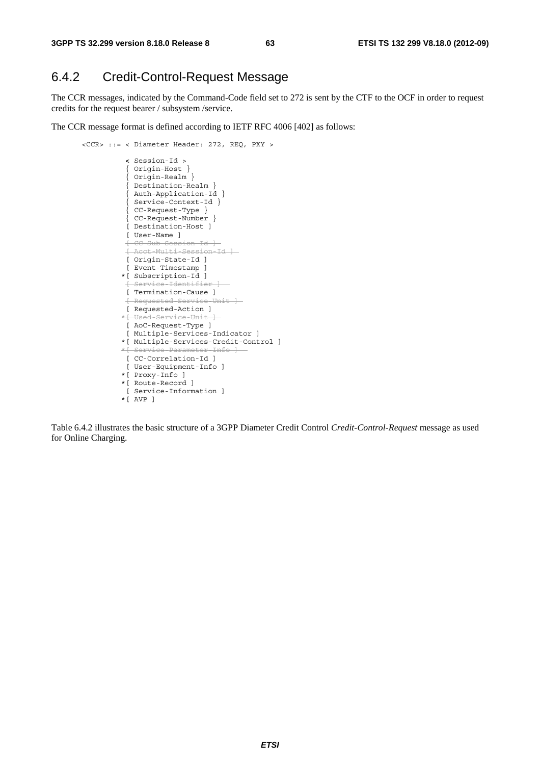## 6.4.2 Credit-Control-Request Message

The CCR messages, indicated by the Command-Code field set to 272 is sent by the CTF to the OCF in order to request credits for the request bearer / subsystem /service.

The CCR message format is defined according to IETF RFC 4006 [402] as follows:

```
<CCR> ::= < Diameter Header: 272, REQ, PXY >

          < Session-Id >
          { Origin-Host }
          { Origin-Realm }
          { Destination-Realm }
          { Auth-Application-Id }
          { Service-Context-Id }
          { CC-Request-Type }
          { CC-Request-Number }
          [ Destination-Host ]
          [ User-Name ]
          [ CC-Sub-Session-Id ]
          [ Acct-Multi-Session-Id ]
          [ Origin-State-Id ]
          [ Event-Timestamp ]
         *[ Subscription-Id ]
          [ Service-Identifier ]
          [ Termination-Cause ]
          [ Requested-Service-Unit ]
          [ Requested-Action ]
         *[ Used-Service-Unit ]
          [ AoC-Request-Type ]
          [ Multiple-Services-Indicator ]
         *[ Multiple-Services-Credit-Control ]
         *[ Service-Parameter-Info ]
          [ CC-Correlation-Id ]
          [ User-Equipment-Info ]
         *[ Proxy-Info ]
         *[ Route-Record ]
          [ Service-Information ]
         *[ AVP ]
```

Table 6.4.2 illustrates the basic structure of a 3GPP Diameter Credit Control *Credit-Control-Request* message as used for Online Charging.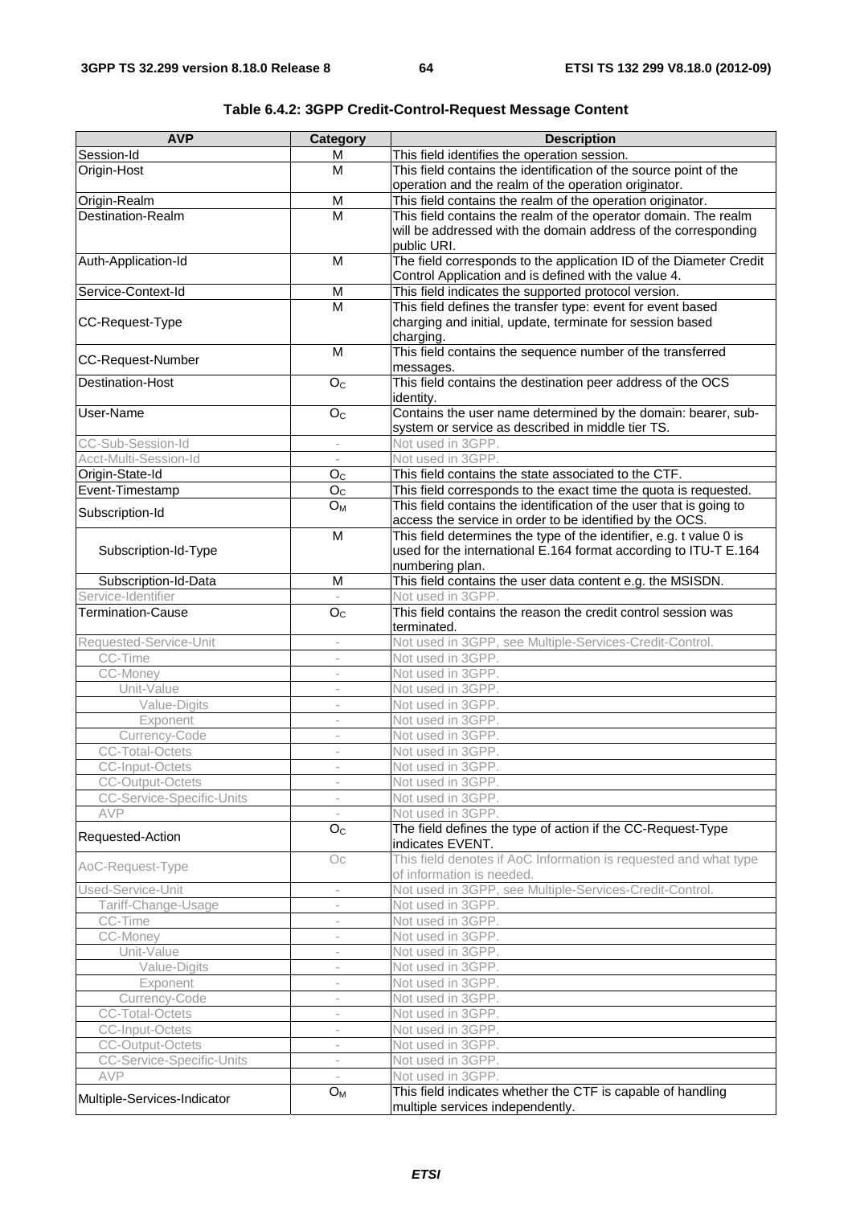**Table 6.4.2: 3GPP Credit-Control-Request Message Content**

| AVP | Category | Description |
|---|---|---|
| Session-Id | M | This field identifies the operation session. |
| Origin-Host | M | This field contains the identification of the source point of the operation and the realm of the operation originator. |
| Origin-Realm | M | This field contains the realm of the operation originator. |
| Destination-Realm | M | This field contains the realm of the operator domain. The realm will be addressed with the domain address of the corresponding public URI. |
| Auth-Application-Id | M | The field corresponds to the application ID of the Diameter Credit Control Application and is defined with the value 4. |
| Service-Context-Id | M | This field indicates the supported protocol version. |
| CC-Request-Type | M | This field defines the transfer type: event for event based charging and initial, update, terminate for session based charging. |
| CC-Request-Number | M | This field contains the sequence number of the transferred messages. |
| Destination-Host | $O_C$ | This field contains the destination peer address of the OCS identity. |
| User-Name | $O_C$ | Contains the user name determined by the domain: bearer, sub-system or service as described in middle tier TS. |
| CC-Sub-Session-Id | - | Not used in 3GPP. |
| Acct-Multi-Session-Id | - | Not used in 3GPP. |
| Origin-State-Id | $O_C$ | This field contains the state associated to the CTF. |
| Event-Timestamp | $O_C$ | This field corresponds to the exact time the quota is requested. |
| Subscription-Id | $O_M$ | This field contains the identification of the user that is going to access the service in order to be identified by the OCS. |
| Subscription-Id-Type | M | This field determines the type of the identifier, e.g. t value 0 is used for the international E.164 format according to ITU-T E.164 numbering plan. |
| Subscription-Id-Data | M | This field contains the user data content e.g. the MSISDN. |
| Service-Identifier | - | Not used in 3GPP. |
| Termination-Cause | $O_C$ | This field contains the reason the credit control session was terminated. |
| Requested-Service-Unit | - | Not used in 3GPP, see Multiple-Services-Credit-Control. |
| CC-Time | - | Not used in 3GPP. |
| CC-Money | - | Not used in 3GPP. |
| Unit-Value | - | Not used in 3GPP. |
| Value-Digits | - | Not used in 3GPP. |
| Exponent | - | Not used in 3GPP. |
| Currency-Code | - | Not used in 3GPP. |
| CC-Total-Octets | - | Not used in 3GPP. |
| CC-Input-Octets | - | Not used in 3GPP. |
| CC-Output-Octets | - | Not used in 3GPP. |
| CC-Service-Specific-Units | - | Not used in 3GPP. |
| AVP | - | Not used in 3GPP. |
| Requested-Action | $O_C$ | The field defines the type of action if the CC-Request-Type indicates EVENT. |
| AoC-Request-Type | Oc | This field denotes if AoC Information is requested and what type of information is needed. |
| Used-Service-Unit | - | Not used in 3GPP, see Multiple-Services-Credit-Control. |
| Tariff-Change-Usage | - | Not used in 3GPP. |
| CC-Time | - | Not used in 3GPP. |
| CC-Money | - | Not used in 3GPP. |
| Unit-Value | - | Not used in 3GPP. |
| Value-Digits | - | Not used in 3GPP. |
| Exponent | - | Not used in 3GPP. |
| Currency-Code | - | Not used in 3GPP. |
| CC-Total-Octets | - | Not used in 3GPP. |
| CC-Input-Octets | - | Not used in 3GPP. |
| CC-Output-Octets | - | Not used in 3GPP. |
| CC-Service-Specific-Units | - | Not used in 3GPP. |
| AVP | - | Not used in 3GPP. |
| Multiple-Services-Indicator | $O_M$ | This field indicates whether the CTF is capable of handling multiple services independently. |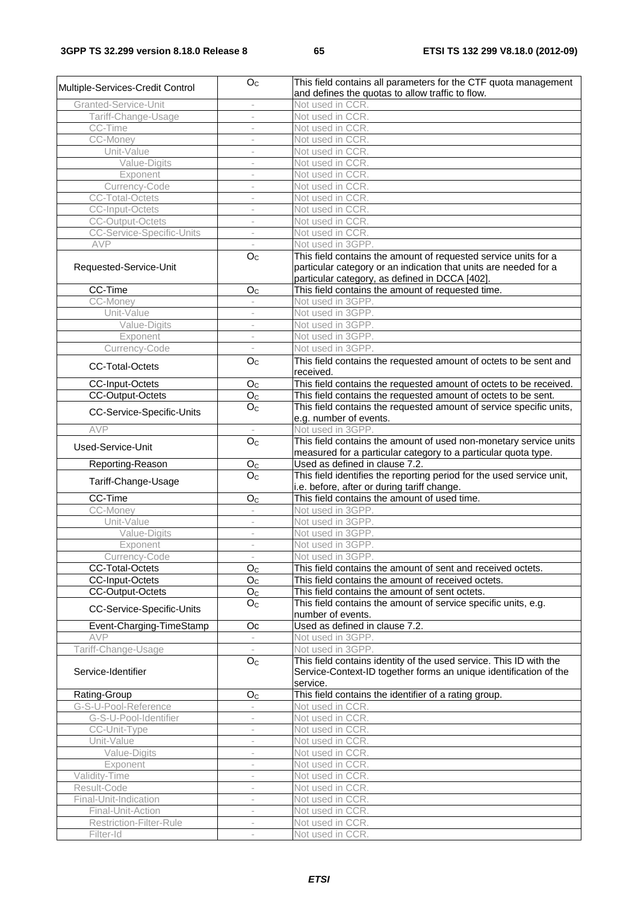| Multiple-Services-Credit Control | $O_C$ | This field contains all parameters for the CTF quota management and defines the quotas to allow traffic to flow. |
|---|---|---|
| Granted-Service-Unit | - | Not used in CCR. |
| Tariff-Change-Usage | - | Not used in CCR. |
| CC-Time | - | Not used in CCR. |
| CC-Money | - | Not used in CCR. |
| Unit-Value | - | Not used in CCR. |
| Value-Digits | - | Not used in CCR. |
| Exponent | - | Not used in CCR. |
| Currency-Code | - | Not used in CCR. |
| CC-Total-Octets | - | Not used in CCR. |
| CC-Input-Octets | - | Not used in CCR. |
| CC-Output-Octets | - | Not used in CCR. |
| CC-Service-Specific-Units | - | Not used in CCR. |
| AVP | - | Not used in 3GPP. |
| Requested-Service-Unit | $O_C$ | This field contains the amount of requested service units for a particular category or an indication that units are needed for a particular category, as defined in DCCA [402]. |
| CC-Time | $O_C$ | This field contains the amount of requested time. |
| CC-Money | - | Not used in 3GPP. |
| Unit-Value | - | Not used in 3GPP. |
| Value-Digits | - | Not used in 3GPP. |
| Exponent | - | Not used in 3GPP. |
| Currency-Code | - | Not used in 3GPP. |
| CC-Total-Octets | $O_C$ | This field contains the requested amount of octets to be sent and received. |
| CC-Input-Octets | $O_C$ | This field contains the requested amount of octets to be received. |
| CC-Output-Octets | $O_C$ | This field contains the requested amount of octets to be sent. |
| CC-Service-Specific-Units | $O_C$ | This field contains the requested amount of service specific units, e.g. number of events. |
| AVP | - | Not used in 3GPP. |
| Used-Service-Unit | $O_C$ | This field contains the amount of used non-monetary service units measured for a particular category to a particular quota type. |
| Reporting-Reason | $O_C$ | Used as defined in clause 7.2. |
| Tariff-Change-Usage | $O_C$ | This field identifies the reporting period for the used service unit, i.e. before, after or during tariff change. |
| CC-Time | $O_C$ | This field contains the amount of used time. |
| CC-Money | - | Not used in 3GPP. |
| Unit-Value | - | Not used in 3GPP. |
| Value-Digits | - | Not used in 3GPP. |
| Exponent | - | Not used in 3GPP. |
| Currency-Code | - | Not used in 3GPP. |
| CC-Total-Octets | $O_C$ | This field contains the amount of sent and received octets. |
| CC-Input-Octets | $O_C$ | This field contains the amount of received octets. |
| CC-Output-Octets | $O_C$ | This field contains the amount of sent octets. |
| CC-Service-Specific-Units | $O_C$ | This field contains the amount of service specific units, e.g. number of events. |
| Event-Charging-TimeStamp | Oc | Used as defined in clause 7.2. |
| AVP | - | Not used in 3GPP. |
| Tariff-Change-Usage | - | Not used in 3GPP. |
| Service-Identifier | $O_C$ | This field contains identity of the used service. This ID with the Service-Context-ID together forms an unique identification of the service. |
| Rating-Group | $O_C$ | This field contains the identifier of a rating group. |
| G-S-U-Pool-Reference | - | Not used in CCR. |
| G-S-U-Pool-Identifier | - | Not used in CCR. |
| CC-Unit-Type | - | Not used in CCR. |
| Unit-Value | - | Not used in CCR. |
| Value-Digits | - | Not used in CCR. |
| Exponent | - | Not used in CCR. |
| Validity-Time | - | Not used in CCR. |
| Result-Code | - | Not used in CCR. |
| Final-Unit-Indication | - | Not used in CCR. |
| Final-Unit-Action | - | Not used in CCR. |
| Restriction-Filter-Rule | - | Not used in CCR. |
| Filter-Id | - | Not used in CCR. |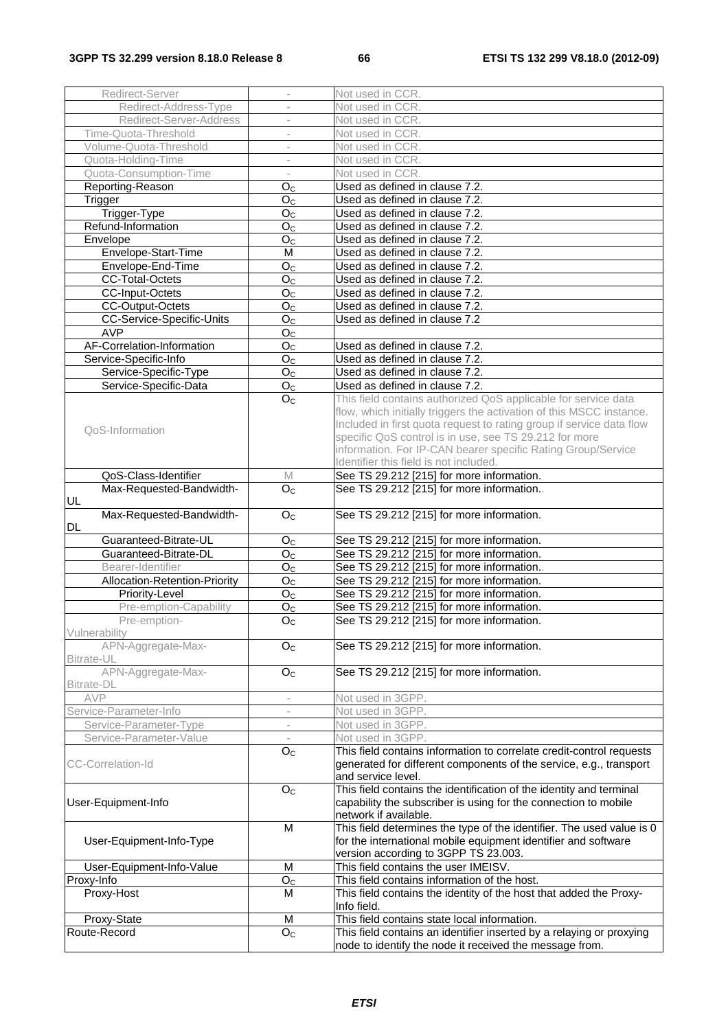| Redirect-Server | - | Not used in CCR. |
|---|---|---|
| Redirect-Address-Type | - | Not used in CCR. |
| Redirect-Server-Address | - | Not used in CCR. |
| Time-Quota-Threshold | - | Not used in CCR. |
| Volume-Quota-Threshold | - | Not used in CCR. |
| Quota-Holding-Time | - | Not used in CCR. |
| Quota-Consumption-Time | - | Not used in CCR. |
| Reporting-Reason | $O_C$ | Used as defined in clause 7.2. |
| Trigger | $O_C$ | Used as defined in clause 7.2. |
| Trigger-Type | $O_C$ | Used as defined in clause 7.2. |
| Refund-Information | $O_C$ | Used as defined in clause 7.2. |
| Envelope | $O_C$ | Used as defined in clause 7.2. |
| Envelope-Start-Time | M | Used as defined in clause 7.2. |
| Envelope-End-Time | $O_C$ | Used as defined in clause 7.2. |
| CC-Total-Octets | $O_C$ | Used as defined in clause 7.2. |
| CC-Input-Octets | $O_C$ | Used as defined in clause 7.2. |
| CC-Output-Octets | $O_C$ | Used as defined in clause 7.2. |
| CC-Service-Specific-Units | $O_C$ | Used as defined in clause 7.2 |
| AVP | $O_C$ | |
| AF-Correlation-Information | $O_C$ | Used as defined in clause 7.2. |
| Service-Specific-Info | $O_C$ | Used as defined in clause 7.2. |
| Service-Specific-Type | $O_C$ | Used as defined in clause 7.2. |
| Service-Specific-Data | $O_C$ | Used as defined in clause 7.2. |
| QoS-Information | $O_C$ | This field contains authorized QoS applicable for service data flow, which initially triggers the activation of this MSCC instance. Included in first quota request to rating group if service data flow specific QoS control is in use, see TS 29.212 for more information. For IP-CAN bearer specific Rating Group/Service Identifier this field is not included. |
| QoS-Class-Identifier | M | See TS 29.212 [215] for more information. |
| Max-Requested-Bandwidth-UL | $O_C$ | See TS 29.212 [215] for more information.. |
| Max-Requested-Bandwidth-DL | $O_C$ | See TS 29.212 [215] for more information. |
| Guaranteed-Bitrate-UL | $O_C$ | See TS 29.212 [215] for more information. |
| Guaranteed-Bitrate-DL | $O_C$ | See TS 29.212 [215] for more information. |
| Bearer-Identifier | $O_C$ | See TS 29.212 [215] for more information.. |
| Allocation-Retention-Priority | $O_C$ | See TS 29.212 [215] for more information. |
| Priority-Level | $O_C$ | See TS 29.212 [215] for more information. |
| Pre-emption-Capability | $O_C$ | See TS 29.212 [215] for more information. |
| Pre-emption-Vulnerability | $O_C$ | See TS 29.212 [215] for more information. |
| APN-Aggregate-Max-Bitrate-UL | $O_C$ | See TS 29.212 [215] for more information. |
| APN-Aggregate-Max-Bitrate-DL | $O_C$ | See TS 29.212 [215] for more information. |
| AVP | - | Not used in 3GPP. |
| Service-Parameter-Info | - | Not used in 3GPP. |
| Service-Parameter-Type | - | Not used in 3GPP. |
| Service-Parameter-Value | - | Not used in 3GPP. |
| CC-Correlation-Id | $O_C$ | This field contains information to correlate credit-control requests generated for different components of the service, e.g., transport and service level. |
| User-Equipment-Info | $O_C$ | This field contains the identification of the identity and terminal capability the subscriber is using for the connection to mobile network if available. |
| User-Equipment-Info-Type | M | This field determines the type of the identifier. The used value is 0 for the international mobile equipment identifier and software version according to 3GPP TS 23.003. |
| User-Equipment-Info-Value | M | This field contains the user IMEISV. |
| Proxy-Info | $O_C$ | This field contains information of the host. |
| Proxy-Host | M | This field contains the identity of the host that added the Proxy-Info field. |
| Proxy-State | M | This field contains state local information. |
| Route-Record | $O_C$ | This field contains an identifier inserted by a relaying or proxying node to identify the node it received the message from. |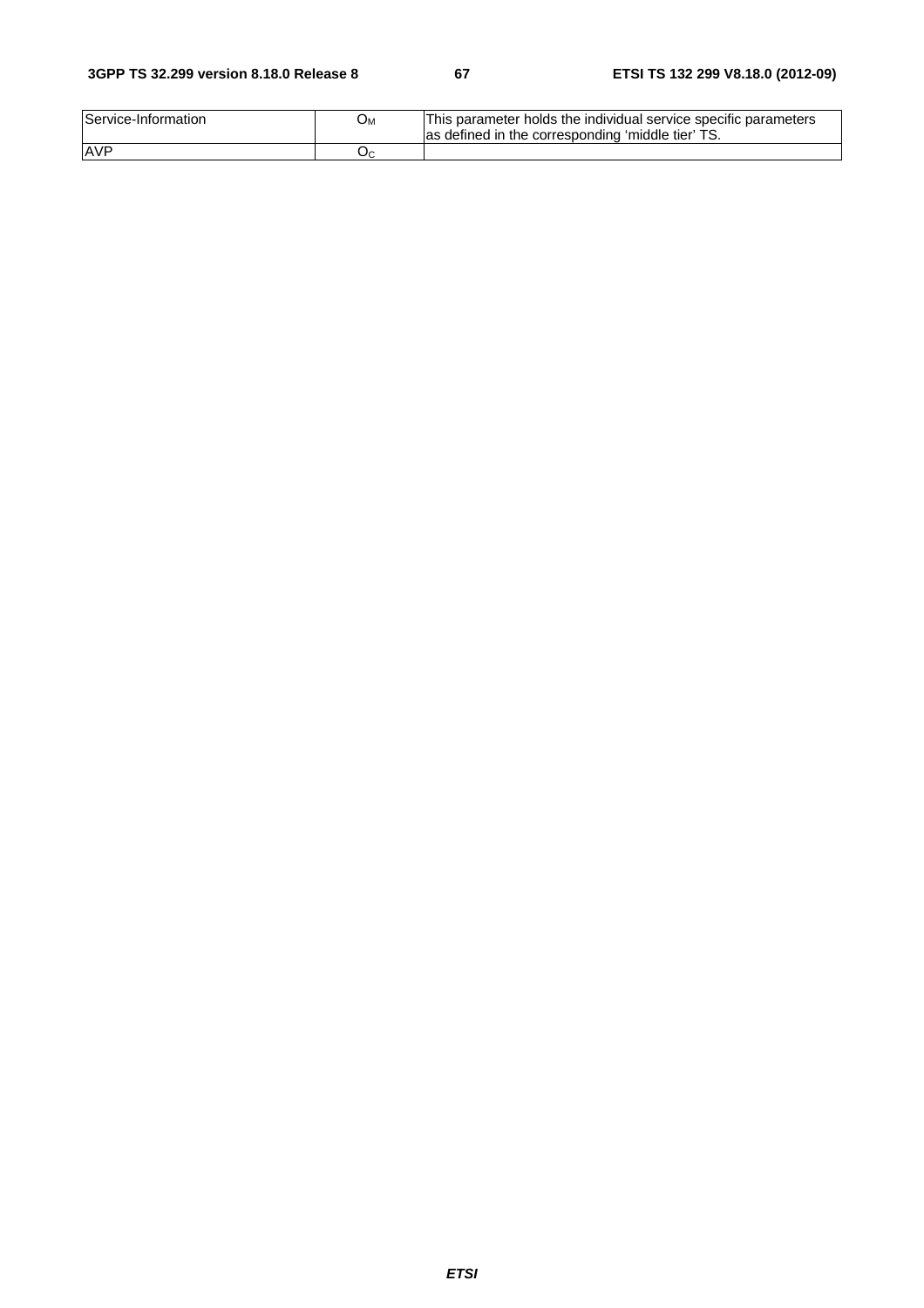| | | |
|---|---|---|
| Service-Information | $O_M$ | This parameter holds the individual service specific parameters as defined in the corresponding 'middle tier' TS. |
| AVP | $O_C$ | |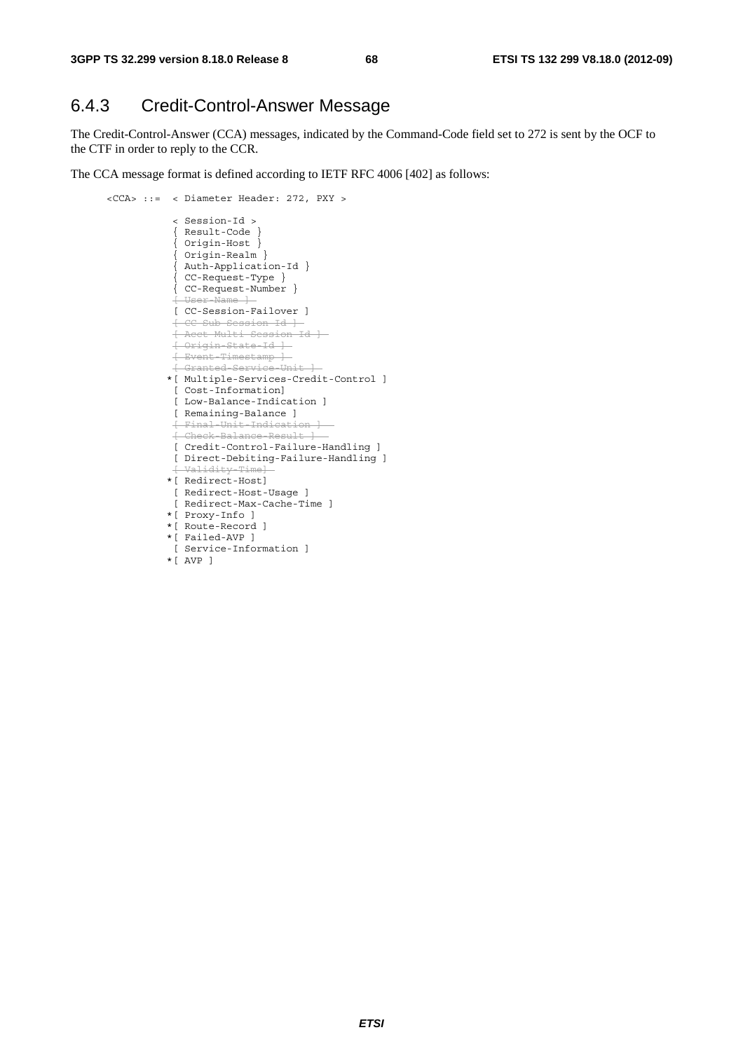## 6.4.3 Credit-Control-Answer Message

The Credit-Control-Answer (CCA) messages, indicated by the Command-Code field set to 272 is sent by the OCF to the CTF in order to reply to the CCR.

The CCA message format is defined according to IETF RFC 4006 [402] as follows:

```
<CCA> ::=  < Diameter Header: 272, PXY >

            < Session-Id >
            { Result-Code }
            { Origin-Host }
            { Origin-Realm }
            { Auth-Application-Id }
            { CC-Request-Type }
            { CC-Request-Number }
            [ User-Name ]
            [ CC-Session-Failover ]
            [ CC-Sub-Session-Id ]
            [ Acct-Multi-Session-Id ]
            [ Origin-State-Id ]
            [ Event-Timestamp ]
            [ Granted-Service-Unit ]
           *[ Multiple-Services-Credit-Control ]
            [ Cost-Information]
            [ Low-Balance-Indication ]
            [ Remaining-Balance ]
            [ Final-Unit-Indication ]
            [ Check-Balance-Result ]
            [ Credit-Control-Failure-Handling ]
            [ Direct-Debiting-Failure-Handling ]
            [ Validity-Time]
           *[ Redirect-Host]
            [ Redirect-Host-Usage ]
            [ Redirect-Max-Cache-Time ]
           *[ Proxy-Info ]
           *[ Route-Record ]
           *[ Failed-AVP ]
            [ Service-Information ]
           *[ AVP ]
```

Note: In the source, the following lines appear struck through: [ User-Name ], [ CC-Sub-Session-Id ], [ Acct-Multi-Session-Id ], [ Origin-State-Id ], [ Event-Timestamp ], [ Granted-Service-Unit ], [ Final-Unit-Indication ], [ Check-Balance-Result ], [ Validity-Time].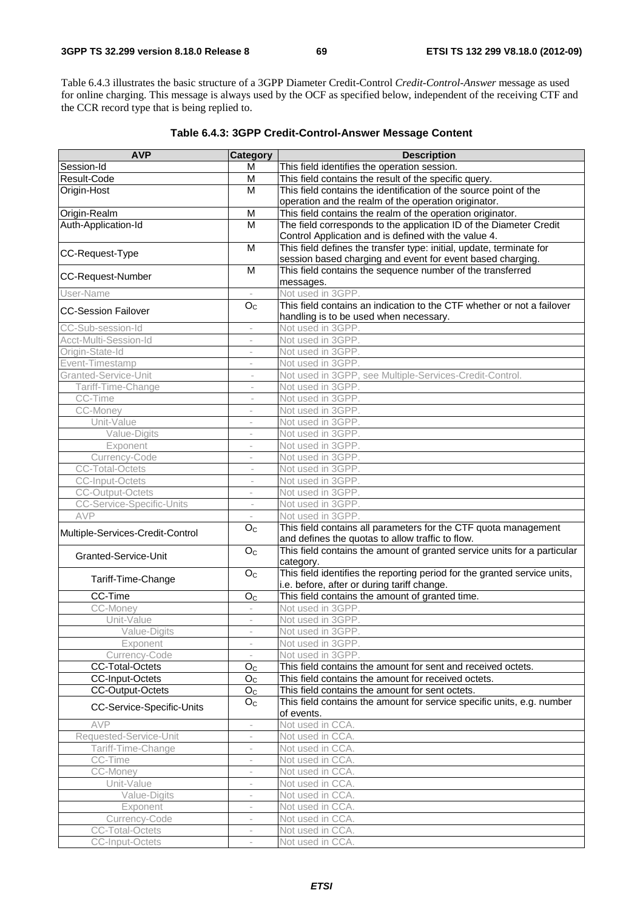Table 6.4.3 illustrates the basic structure of a 3GPP Diameter Credit-Control *Credit-Control-Answer* message as used for online charging. This message is always used by the OCF as specified below, independent of the receiving CTF and the CCR record type that is being replied to.

**Table 6.4.3: 3GPP Credit-Control-Answer Message Content**

| AVP | Category | Description |
|---|---|---|
| Session-Id | M | This field identifies the operation session. |
| Result-Code | M | This field contains the result of the specific query. |
| Origin-Host | M | This field contains the identification of the source point of the operation and the realm of the operation originator. |
| Origin-Realm | M | This field contains the realm of the operation originator. |
| Auth-Application-Id | M | The field corresponds to the application ID of the Diameter Credit Control Application and is defined with the value 4. |
| CC-Request-Type | M | This field defines the transfer type: initial, update, terminate for session based charging and event for event based charging. |
| CC-Request-Number | M | This field contains the sequence number of the transferred messages. |
| User-Name | - | Not used in 3GPP. |
| CC-Session Failover | $O_C$ | This field contains an indication to the CTF whether or not a failover handling is to be used when necessary. |
| CC-Sub-session-Id | - | Not used in 3GPP. |
| Acct-Multi-Session-Id | - | Not used in 3GPP. |
| Origin-State-Id | - | Not used in 3GPP. |
| Event-Timestamp | - | Not used in 3GPP. |
| Granted-Service-Unit | - | Not used in 3GPP, see Multiple-Services-Credit-Control. |
| Tariff-Time-Change | - | Not used in 3GPP. |
| CC-Time | - | Not used in 3GPP. |
| CC-Money | - | Not used in 3GPP. |
| Unit-Value | - | Not used in 3GPP. |
| Value-Digits | - | Not used in 3GPP. |
| Exponent | - | Not used in 3GPP. |
| Currency-Code | - | Not used in 3GPP. |
| CC-Total-Octets | - | Not used in 3GPP. |
| CC-Input-Octets | - | Not used in 3GPP. |
| CC-Output-Octets | - | Not used in 3GPP. |
| CC-Service-Specific-Units | - | Not used in 3GPP. |
| AVP | - | Not used in 3GPP. |
| Multiple-Services-Credit-Control | $O_C$ | This field contains all parameters for the CTF quota management and defines the quotas to allow traffic to flow. |
| Granted-Service-Unit | $O_C$ | This field contains the amount of granted service units for a particular category. |
| Tariff-Time-Change | $O_C$ | This field identifies the reporting period for the granted service units, i.e. before, after or during tariff change. |
| CC-Time | $O_C$ | This field contains the amount of granted time. |
| CC-Money | - | Not used in 3GPP. |
| Unit-Value | - | Not used in 3GPP. |
| Value-Digits | - | Not used in 3GPP. |
| Exponent | - | Not used in 3GPP. |
| Currency-Code | - | Not used in 3GPP. |
| CC-Total-Octets | $O_C$ | This field contains the amount for sent and received octets. |
| CC-Input-Octets | $O_C$ | This field contains the amount for received octets. |
| CC-Output-Octets | $O_C$ | This field contains the amount for sent octets. |
| CC-Service-Specific-Units | $O_C$ | This field contains the amount for service specific units, e.g. number of events. |
| AVP | - | Not used in CCA. |
| Requested-Service-Unit | - | Not used in CCA. |
| Tariff-Time-Change | - | Not used in CCA. |
| CC-Time | - | Not used in CCA. |
| CC-Money | - | Not used in CCA. |
| Unit-Value | - | Not used in CCA. |
| Value-Digits | - | Not used in CCA. |
| Exponent | - | Not used in CCA. |
| Currency-Code | - | Not used in CCA. |
| CC-Total-Octets | - | Not used in CCA. |
| CC-Input-Octets | - | Not used in CCA. |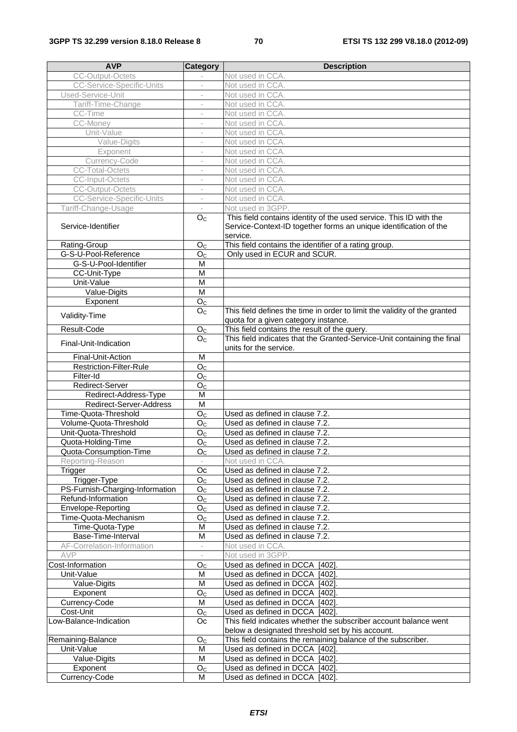| AVP | Category | Description |
| --- | --- | --- |
| CC-Output-Octets | - | Not used in CCA. |
| CC-Service-Specific-Units | - | Not used in CCA. |
| Used-Service-Unit | - | Not used in CCA. |
| Tariff-Time-Change | - | Not used in CCA. |
| CC-Time | - | Not used in CCA. |
| CC-Money | - | Not used in CCA. |
| Unit-Value | - | Not used in CCA. |
| Value-Digits | - | Not used in CCA. |
| Exponent | - | Not used in CCA. |
| Currency-Code | - | Not used in CCA. |
| CC-Total-Octets | - | Not used in CCA. |
| CC-Input-Octets | - | Not used in CCA. |
| CC-Output-Octets | - | Not used in CCA. |
| CC-Service-Specific-Units | - | Not used in CCA. |
| Tariff-Change-Usage | - | Not used in 3GPP. |
| Service-Identifier | $O_C$ | This field contains identity of the used service. This ID with the Service-Context-ID together forms an unique identification of the service. |
| Rating-Group | $O_C$ | This field contains the identifier of a rating group. |
| G-S-U-Pool-Reference | $O_C$ | Only used in ECUR and SCUR. |
| G-S-U-Pool-Identifier | M | |
| CC-Unit-Type | M | |
| Unit-Value | M | |
| Value-Digits | M | |
| Exponent | $O_C$ | |
| Validity-Time | $O_C$ | This field defines the time in order to limit the validity of the granted quota for a given category instance. |
| Result-Code | $O_C$ | This field contains the result of the query. |
| Final-Unit-Indication | $O_C$ | This field indicates that the Granted-Service-Unit containing the final units for the service. |
| Final-Unit-Action | M | |
| Restriction-Filter-Rule | $O_C$ | |
| Filter-Id | $O_C$ | |
| Redirect-Server | $O_C$ | |
| Redirect-Address-Type | M | |
| Redirect-Server-Address | M | |
| Time-Quota-Threshold | $O_C$ | Used as defined in clause 7.2. |
| Volume-Quota-Threshold | $O_C$ | Used as defined in clause 7.2. |
| Unit-Quota-Threshold | $O_C$ | Used as defined in clause 7.2. |
| Quota-Holding-Time | $O_C$ | Used as defined in clause 7.2. |
| Quota-Consumption-Time | $O_C$ | Used as defined in clause 7.2. |
| Reporting-Reason | - | Not used in CCA. |
| Trigger | Oc | Used as defined in clause 7.2. |
| Trigger-Type | $O_C$ | Used as defined in clause 7.2. |
| PS-Furnish-Charging-Information | $O_C$ | Used as defined in clause 7.2. |
| Refund-Information | $O_C$ | Used as defined in clause 7.2. |
| Envelope-Reporting | $O_C$ | Used as defined in clause 7.2. |
| Time-Quota-Mechanism | $O_C$ | Used as defined in clause 7.2. |
| Time-Quota-Type | M | Used as defined in clause 7.2. |
| Base-Time-Interval | M | Used as defined in clause 7.2. |
| AF-Correlation-Information | - | Not used in CCA. |
| AVP | - | Not used in 3GPP. |
| Cost-Information | $O_C$ | Used as defined in DCCA [402]. |
| Unit-Value | M | Used as defined in DCCA [402]. |
| Value-Digits | M | Used as defined in DCCA [402]. |
| Exponent | $O_C$ | Used as defined in DCCA [402]. |
| Currency-Code | M | Used as defined in DCCA [402]. |
| Cost-Unit | $O_C$ | Used as defined in DCCA [402]. |
| Low-Balance-Indication | Oc | This field indicates whether the subscriber account balance went below a designated threshold set by his account. |
| Remaining-Balance | $O_C$ | This field contains the remaining balance of the subscriber. |
| Unit-Value | M | Used as defined in DCCA [402]. |
| Value-Digits | M | Used as defined in DCCA [402]. |
| Exponent | $O_C$ | Used as defined in DCCA [402]. |
| Currency-Code | M | Used as defined in DCCA [402]. |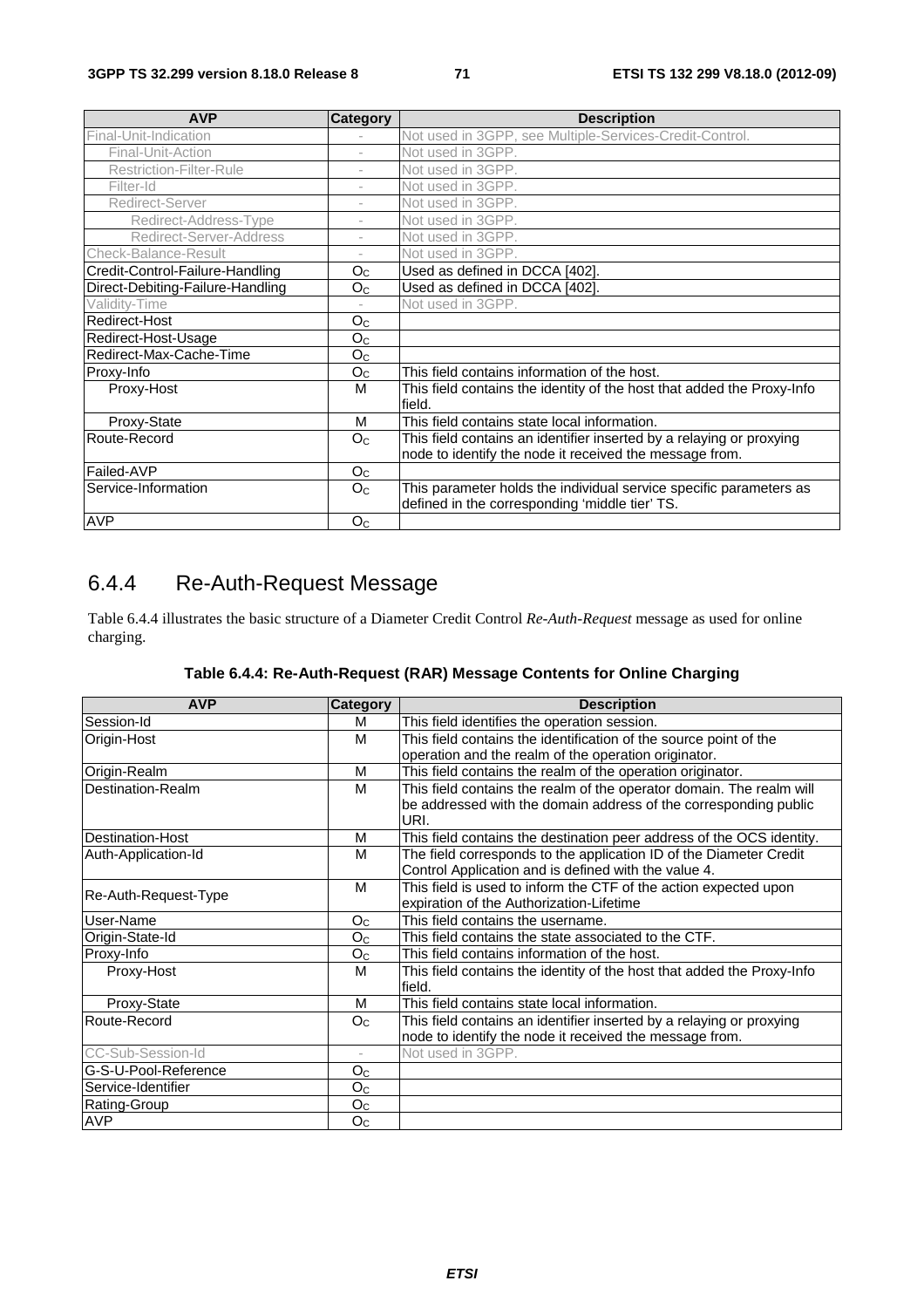| AVP | Category | Description |
| --- | --- | --- |
| Final-Unit-Indication | - | Not used in 3GPP, see Multiple-Services-Credit-Control. |
| Final-Unit-Action | - | Not used in 3GPP. |
| Restriction-Filter-Rule | - | Not used in 3GPP. |
| Filter-Id | - | Not used in 3GPP. |
| Redirect-Server | - | Not used in 3GPP. |
| Redirect-Address-Type | - | Not used in 3GPP. |
| Redirect-Server-Address | - | Not used in 3GPP. |
| Check-Balance-Result | - | Not used in 3GPP. |
| Credit-Control-Failure-Handling | $O_C$ | Used as defined in DCCA [402]. |
| Direct-Debiting-Failure-Handling | $O_C$ | Used as defined in DCCA [402]. |
| Validity-Time | - | Not used in 3GPP. |
| Redirect-Host | $O_C$ | |
| Redirect-Host-Usage | $O_C$ | |
| Redirect-Max-Cache-Time | $O_C$ | |
| Proxy-Info | $O_C$ | This field contains information of the host. |
| Proxy-Host | M | This field contains the identity of the host that added the Proxy-Info field. |
| Proxy-State | M | This field contains state local information. |
| Route-Record | $O_C$ | This field contains an identifier inserted by a relaying or proxying node to identify the node it received the message from. |
| Failed-AVP | $O_C$ | |
| Service-Information | $O_C$ | This parameter holds the individual service specific parameters as defined in the corresponding 'middle tier' TS. |
| AVP | $O_C$ | |

## 6.4.4 Re-Auth-Request Message

Table 6.4.4 illustrates the basic structure of a Diameter Credit Control *Re-Auth-Request* message as used for online charging.

**Table 6.4.4: Re-Auth-Request (RAR) Message Contents for Online Charging**

| AVP | Category | Description |
| --- | --- | --- |
| Session-Id | M | This field identifies the operation session. |
| Origin-Host | M | This field contains the identification of the source point of the operation and the realm of the operation originator. |
| Origin-Realm | M | This field contains the realm of the operation originator. |
| Destination-Realm | M | This field contains the realm of the operator domain. The realm will be addressed with the domain address of the corresponding public URI. |
| Destination-Host | M | This field contains the destination peer address of the OCS identity. |
| Auth-Application-Id | M | The field corresponds to the application ID of the Diameter Credit Control Application and is defined with the value 4. |
| Re-Auth-Request-Type | M | This field is used to inform the CTF of the action expected upon expiration of the Authorization-Lifetime |
| User-Name | $O_C$ | This field contains the username. |
| Origin-State-Id | $O_C$ | This field contains the state associated to the CTF. |
| Proxy-Info | $O_C$ | This field contains information of the host. |
| Proxy-Host | M | This field contains the identity of the host that added the Proxy-Info field. |
| Proxy-State | M | This field contains state local information. |
| Route-Record | $O_C$ | This field contains an identifier inserted by a relaying or proxying node to identify the node it received the message from. |
| CC-Sub-Session-Id | - | Not used in 3GPP. |
| G-S-U-Pool-Reference | $O_C$ | |
| Service-Identifier | $O_C$ | |
| Rating-Group | $O_C$ | |
| AVP | $O_C$ | |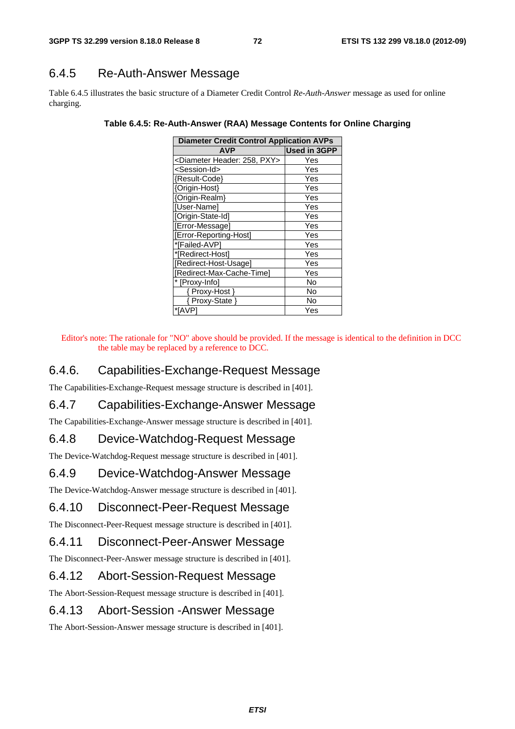### 6.4.5 Re-Auth-Answer Message

Table 6.4.5 illustrates the basic structure of a Diameter Credit Control *Re-Auth-Answer* message as used for online charging.

**Table 6.4.5: Re-Auth-Answer (RAA) Message Contents for Online Charging**

| Diameter Credit Control Application AVPs | |
|---|---|
| **AVP** | **Used in 3GPP** |
| <Diameter Header: 258, PXY> | Yes |
| <Session-Id> | Yes |
| {Result-Code} | Yes |
| {Origin-Host} | Yes |
| {Origin-Realm} | Yes |
| [User-Name] | Yes |
| [Origin-State-Id] | Yes |
| [Error-Message] | Yes |
| [Error-Reporting-Host] | Yes |
| *[Failed-AVP] | Yes |
| *[Redirect-Host] | Yes |
| [Redirect-Host-Usage] | Yes |
| [Redirect-Max-Cache-Time] | Yes |
| * [Proxy-Info] | No |
| { Proxy-Host } | No |
| { Proxy-State } | No |
| *[AVP] | Yes |

Editor's note: The rationale for "NO" above should be provided. If the message is identical to the definition in DCC the table may be replaced by a reference to DCC.

### 6.4.6. Capabilities-Exchange-Request Message

The Capabilities-Exchange-Request message structure is described in [401].

### 6.4.7 Capabilities-Exchange-Answer Message

The Capabilities-Exchange-Answer message structure is described in [401].

### 6.4.8 Device-Watchdog-Request Message

The Device-Watchdog-Request message structure is described in [401].

### 6.4.9 Device-Watchdog-Answer Message

The Device-Watchdog-Answer message structure is described in [401].

### 6.4.10 Disconnect-Peer-Request Message

The Disconnect-Peer-Request message structure is described in [401].

### 6.4.11 Disconnect-Peer-Answer Message

The Disconnect-Peer-Answer message structure is described in [401].

### 6.4.12 Abort-Session-Request Message

The Abort-Session-Request message structure is described in [401].

### 6.4.13 Abort-Session -Answer Message

The Abort-Session-Answer message structure is described in [401].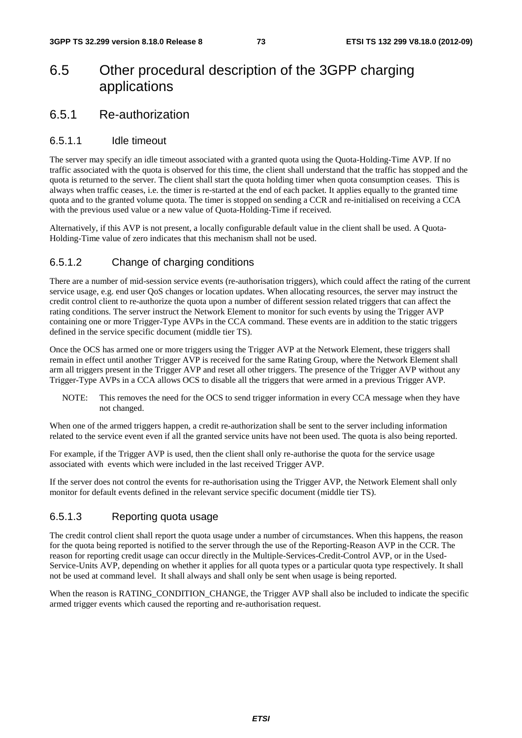## 6.5 Other procedural description of the 3GPP charging applications

### 6.5.1 Re-authorization

#### 6.5.1.1 Idle timeout

The server may specify an idle timeout associated with a granted quota using the Quota-Holding-Time AVP. If no traffic associated with the quota is observed for this time, the client shall understand that the traffic has stopped and the quota is returned to the server. The client shall start the quota holding timer when quota consumption ceases. This is always when traffic ceases, i.e. the timer is re-started at the end of each packet. It applies equally to the granted time quota and to the granted volume quota. The timer is stopped on sending a CCR and re-initialised on receiving a CCA with the previous used value or a new value of Quota-Holding-Time if received.

Alternatively, if this AVP is not present, a locally configurable default value in the client shall be used. A Quota-Holding-Time value of zero indicates that this mechanism shall not be used.

#### 6.5.1.2 Change of charging conditions

There are a number of mid-session service events (re-authorisation triggers), which could affect the rating of the current service usage, e.g. end user QoS changes or location updates. When allocating resources, the server may instruct the credit control client to re-authorize the quota upon a number of different session related triggers that can affect the rating conditions. The server instruct the Network Element to monitor for such events by using the Trigger AVP containing one or more Trigger-Type AVPs in the CCA command. These events are in addition to the static triggers defined in the service specific document (middle tier TS).

Once the OCS has armed one or more triggers using the Trigger AVP at the Network Element, these triggers shall remain in effect until another Trigger AVP is received for the same Rating Group, where the Network Element shall arm all triggers present in the Trigger AVP and reset all other triggers. The presence of the Trigger AVP without any Trigger-Type AVPs in a CCA allows OCS to disable all the triggers that were armed in a previous Trigger AVP.

NOTE: This removes the need for the OCS to send trigger information in every CCA message when they have not changed.

When one of the armed triggers happen, a credit re-authorization shall be sent to the server including information related to the service event even if all the granted service units have not been used. The quota is also being reported.

For example, if the Trigger AVP is used, then the client shall only re-authorise the quota for the service usage associated with events which were included in the last received Trigger AVP.

If the server does not control the events for re-authorisation using the Trigger AVP, the Network Element shall only monitor for default events defined in the relevant service specific document (middle tier TS).

#### 6.5.1.3 Reporting quota usage

The credit control client shall report the quota usage under a number of circumstances. When this happens, the reason for the quota being reported is notified to the server through the use of the Reporting-Reason AVP in the CCR. The reason for reporting credit usage can occur directly in the Multiple-Services-Credit-Control AVP, or in the Used-Service-Units AVP, depending on whether it applies for all quota types or a particular quota type respectively. It shall not be used at command level. It shall always and shall only be sent when usage is being reported.

When the reason is RATING_CONDITION_CHANGE, the Trigger AVP shall also be included to indicate the specific armed trigger events which caused the reporting and re-authorisation request.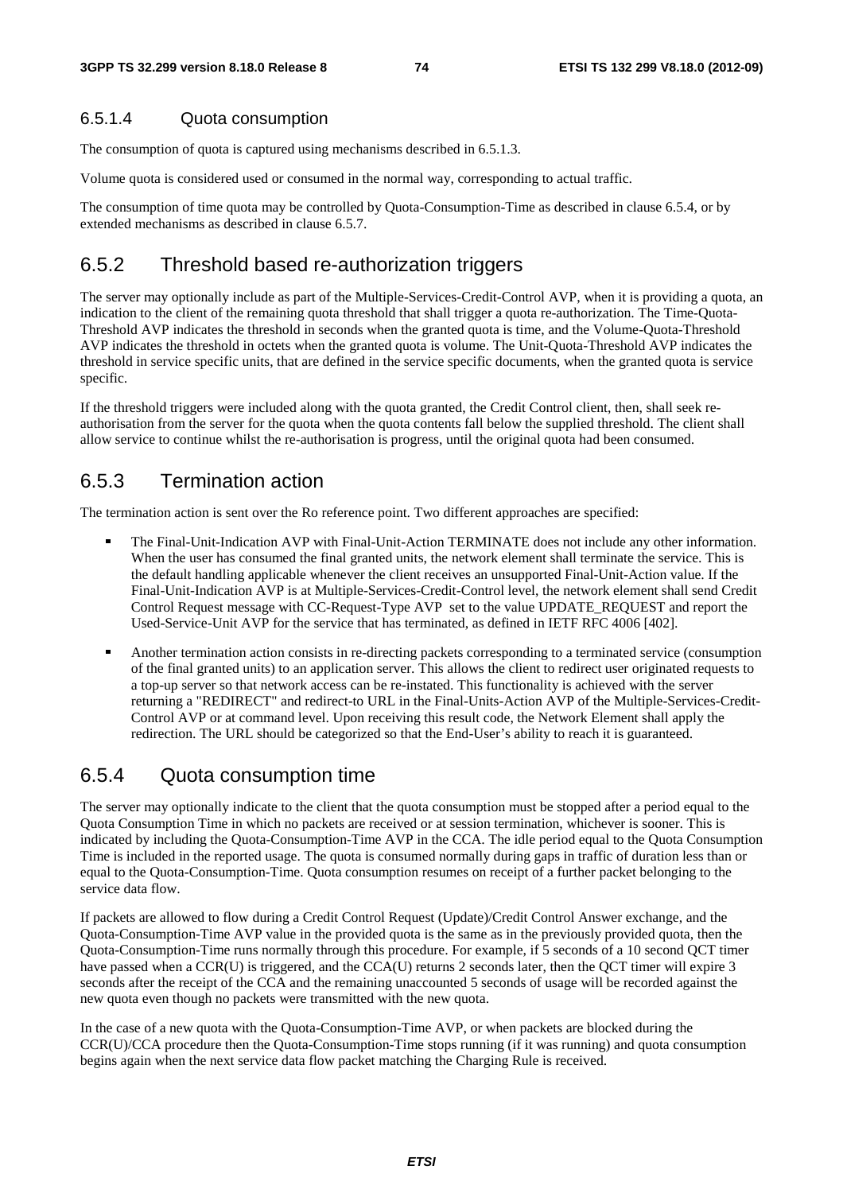#### 6.5.1.4 Quota consumption

The consumption of quota is captured using mechanisms described in 6.5.1.3.

Volume quota is considered used or consumed in the normal way, corresponding to actual traffic.

The consumption of time quota may be controlled by Quota-Consumption-Time as described in clause 6.5.4, or by extended mechanisms as described in clause 6.5.7.

### 6.5.2 Threshold based re-authorization triggers

The server may optionally include as part of the Multiple-Services-Credit-Control AVP, when it is providing a quota, an indication to the client of the remaining quota threshold that shall trigger a quota re-authorization. The Time-Quota-Threshold AVP indicates the threshold in seconds when the granted quota is time, and the Volume-Quota-Threshold AVP indicates the threshold in octets when the granted quota is volume. The Unit-Quota-Threshold AVP indicates the threshold in service specific units, that are defined in the service specific documents, when the granted quota is service specific.

If the threshold triggers were included along with the quota granted, the Credit Control client, then, shall seek re-authorisation from the server for the quota when the quota contents fall below the supplied threshold. The client shall allow service to continue whilst the re-authorisation is progress, until the original quota had been consumed.

### 6.5.3 Termination action

The termination action is sent over the Ro reference point. Two different approaches are specified:

- The Final-Unit-Indication AVP with Final-Unit-Action TERMINATE does not include any other information. When the user has consumed the final granted units, the network element shall terminate the service. This is the default handling applicable whenever the client receives an unsupported Final-Unit-Action value. If the Final-Unit-Indication AVP is at Multiple-Services-Credit-Control level, the network element shall send Credit Control Request message with CC-Request-Type AVP set to the value UPDATE_REQUEST and report the Used-Service-Unit AVP for the service that has terminated, as defined in IETF RFC 4006 [402].
- Another termination action consists in re-directing packets corresponding to a terminated service (consumption of the final granted units) to an application server. This allows the client to redirect user originated requests to a top-up server so that network access can be re-instated. This functionality is achieved with the server returning a "REDIRECT" and redirect-to URL in the Final-Units-Action AVP of the Multiple-Services-Credit-Control AVP or at command level. Upon receiving this result code, the Network Element shall apply the redirection. The URL should be categorized so that the End-User's ability to reach it is guaranteed.

### 6.5.4 Quota consumption time

The server may optionally indicate to the client that the quota consumption must be stopped after a period equal to the Quota Consumption Time in which no packets are received or at session termination, whichever is sooner. This is indicated by including the Quota-Consumption-Time AVP in the CCA. The idle period equal to the Quota Consumption Time is included in the reported usage. The quota is consumed normally during gaps in traffic of duration less than or equal to the Quota-Consumption-Time. Quota consumption resumes on receipt of a further packet belonging to the service data flow.

If packets are allowed to flow during a Credit Control Request (Update)/Credit Control Answer exchange, and the Quota-Consumption-Time AVP value in the provided quota is the same as in the previously provided quota, then the Quota-Consumption-Time runs normally through this procedure. For example, if 5 seconds of a 10 second QCT timer have passed when a CCR(U) is triggered, and the CCA(U) returns 2 seconds later, then the QCT timer will expire 3 seconds after the receipt of the CCA and the remaining unaccounted 5 seconds of usage will be recorded against the new quota even though no packets were transmitted with the new quota.

In the case of a new quota with the Quota-Consumption-Time AVP, or when packets are blocked during the CCR(U)/CCA procedure then the Quota-Consumption-Time stops running (if it was running) and quota consumption begins again when the next service data flow packet matching the Charging Rule is received.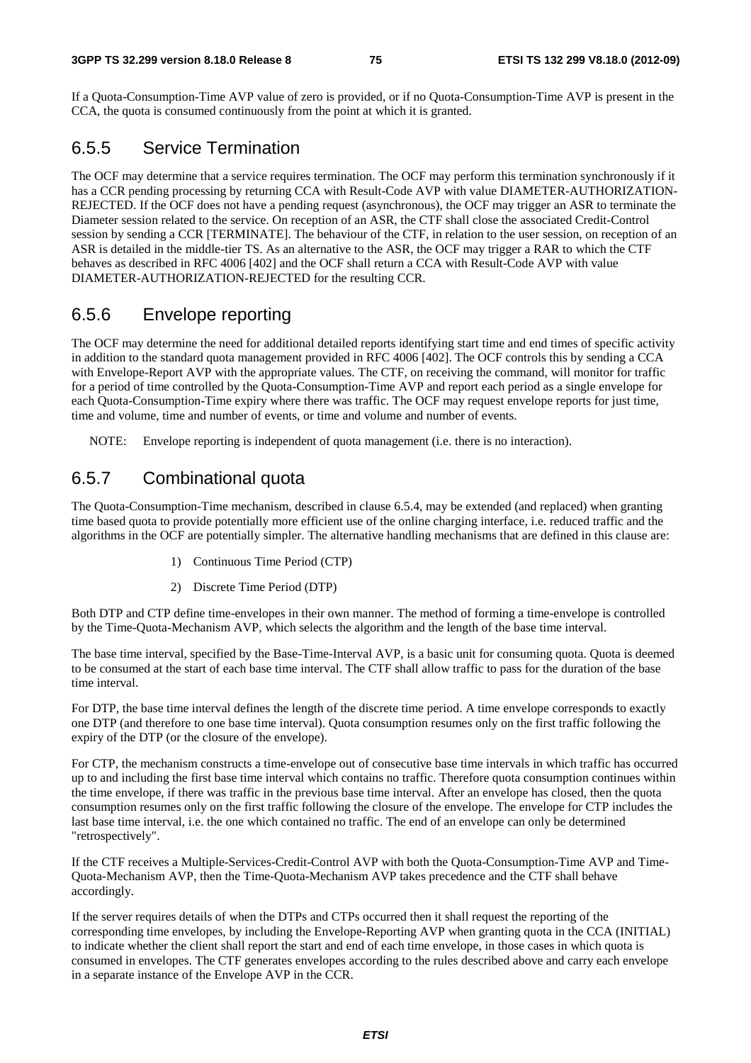If a Quota-Consumption-Time AVP value of zero is provided, or if no Quota-Consumption-Time AVP is present in the CCA, the quota is consumed continuously from the point at which it is granted.

## 6.5.5 Service Termination

The OCF may determine that a service requires termination. The OCF may perform this termination synchronously if it has a CCR pending processing by returning CCA with Result-Code AVP with value DIAMETER-AUTHORIZATION-REJECTED. If the OCF does not have a pending request (asynchronous), the OCF may trigger an ASR to terminate the Diameter session related to the service. On reception of an ASR, the CTF shall close the associated Credit-Control session by sending a CCR [TERMINATE]. The behaviour of the CTF, in relation to the user session, on reception of an ASR is detailed in the middle-tier TS. As an alternative to the ASR, the OCF may trigger a RAR to which the CTF behaves as described in RFC 4006 [402] and the OCF shall return a CCA with Result-Code AVP with value DIAMETER-AUTHORIZATION-REJECTED for the resulting CCR.

## 6.5.6 Envelope reporting

The OCF may determine the need for additional detailed reports identifying start time and end times of specific activity in addition to the standard quota management provided in RFC 4006 [402]. The OCF controls this by sending a CCA with Envelope-Report AVP with the appropriate values. The CTF, on receiving the command, will monitor for traffic for a period of time controlled by the Quota-Consumption-Time AVP and report each period as a single envelope for each Quota-Consumption-Time expiry where there was traffic. The OCF may request envelope reports for just time, time and volume, time and number of events, or time and volume and number of events.

NOTE: Envelope reporting is independent of quota management (i.e. there is no interaction).

## 6.5.7 Combinational quota

The Quota-Consumption-Time mechanism, described in clause 6.5.4, may be extended (and replaced) when granting time based quota to provide potentially more efficient use of the online charging interface, i.e. reduced traffic and the algorithms in the OCF are potentially simpler. The alternative handling mechanisms that are defined in this clause are:

1) Continuous Time Period (CTP)
2) Discrete Time Period (DTP)

Both DTP and CTP define time-envelopes in their own manner. The method of forming a time-envelope is controlled by the Time-Quota-Mechanism AVP, which selects the algorithm and the length of the base time interval.

The base time interval, specified by the Base-Time-Interval AVP, is a basic unit for consuming quota. Quota is deemed to be consumed at the start of each base time interval. The CTF shall allow traffic to pass for the duration of the base time interval.

For DTP, the base time interval defines the length of the discrete time period. A time envelope corresponds to exactly one DTP (and therefore to one base time interval). Quota consumption resumes only on the first traffic following the expiry of the DTP (or the closure of the envelope).

For CTP, the mechanism constructs a time-envelope out of consecutive base time intervals in which traffic has occurred up to and including the first base time interval which contains no traffic. Therefore quota consumption continues within the time envelope, if there was traffic in the previous base time interval. After an envelope has closed, then the quota consumption resumes only on the first traffic following the closure of the envelope. The envelope for CTP includes the last base time interval, i.e. the one which contained no traffic. The end of an envelope can only be determined "retrospectively".

If the CTF receives a Multiple-Services-Credit-Control AVP with both the Quota-Consumption-Time AVP and Time-Quota-Mechanism AVP, then the Time-Quota-Mechanism AVP takes precedence and the CTF shall behave accordingly.

If the server requires details of when the DTPs and CTPs occurred then it shall request the reporting of the corresponding time envelopes, by including the Envelope-Reporting AVP when granting quota in the CCA (INITIAL) to indicate whether the client shall report the start and end of each time envelope, in those cases in which quota is consumed in envelopes. The CTF generates envelopes according to the rules described above and carry each envelope in a separate instance of the Envelope AVP in the CCR.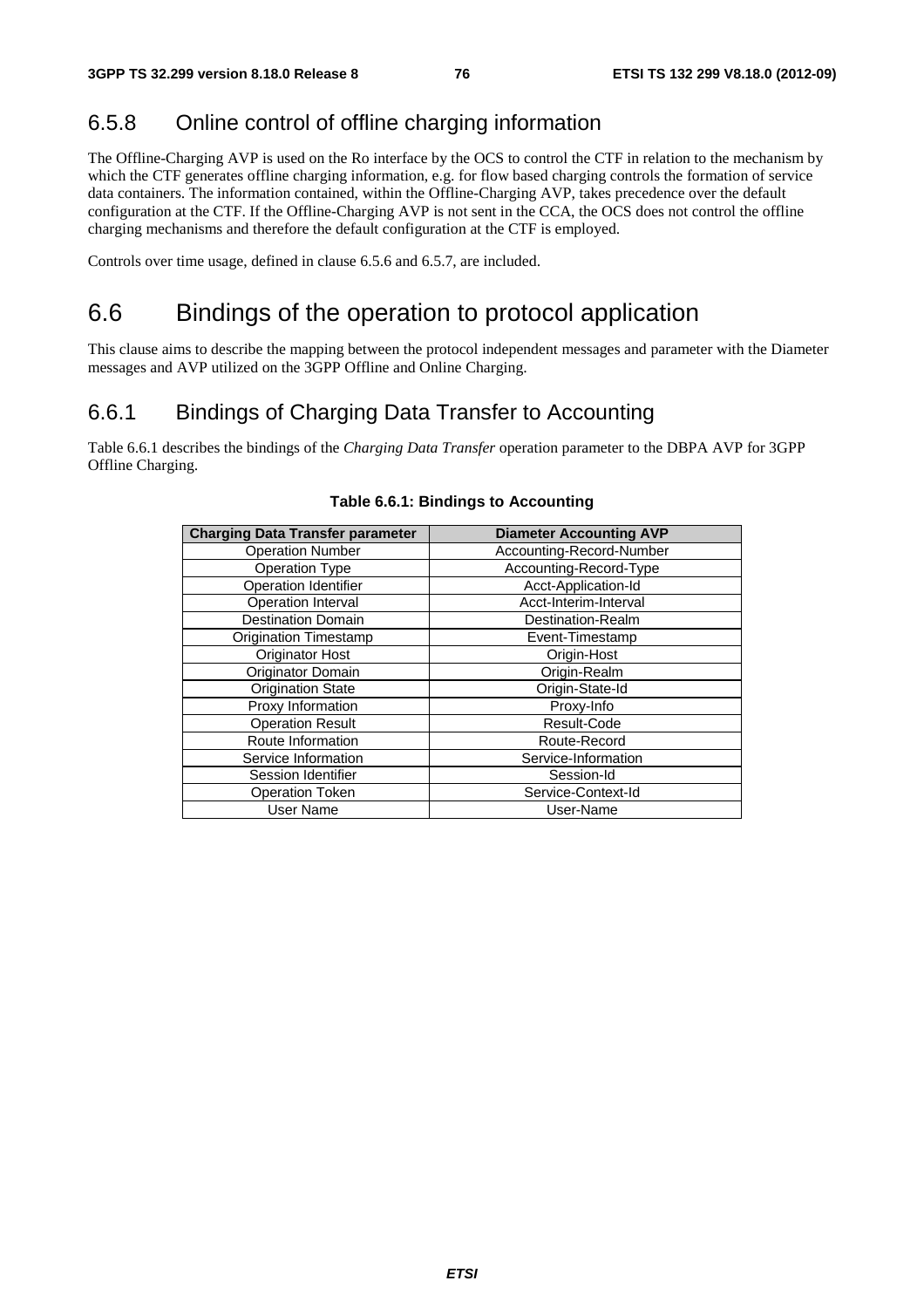### 6.5.8 Online control of offline charging information

The Offline-Charging AVP is used on the Ro interface by the OCS to control the CTF in relation to the mechanism by which the CTF generates offline charging information, e.g. for flow based charging controls the formation of service data containers. The information contained, within the Offline-Charging AVP, takes precedence over the default configuration at the CTF. If the Offline-Charging AVP is not sent in the CCA, the OCS does not control the offline charging mechanisms and therefore the default configuration at the CTF is employed.

Controls over time usage, defined in clause 6.5.6 and 6.5.7, are included.

## 6.6 Bindings of the operation to protocol application

This clause aims to describe the mapping between the protocol independent messages and parameter with the Diameter messages and AVP utilized on the 3GPP Offline and Online Charging.

### 6.6.1 Bindings of Charging Data Transfer to Accounting

Table 6.6.1 describes the bindings of the *Charging Data Transfer* operation parameter to the DBPA AVP for 3GPP Offline Charging.

**Table 6.6.1: Bindings to Accounting**

| Charging Data Transfer parameter | Diameter Accounting AVP |
|---|---|
| Operation Number | Accounting-Record-Number |
| Operation Type | Accounting-Record-Type |
| Operation Identifier | Acct-Application-Id |
| Operation Interval | Acct-Interim-Interval |
| Destination Domain | Destination-Realm |
| Origination Timestamp | Event-Timestamp |
| Originator Host | Origin-Host |
| Originator Domain | Origin-Realm |
| Origination State | Origin-State-Id |
| Proxy Information | Proxy-Info |
| Operation Result | Result-Code |
| Route Information | Route-Record |
| Service Information | Service-Information |
| Session Identifier | Session-Id |
| Operation Token | Service-Context-Id |
| User Name | User-Name |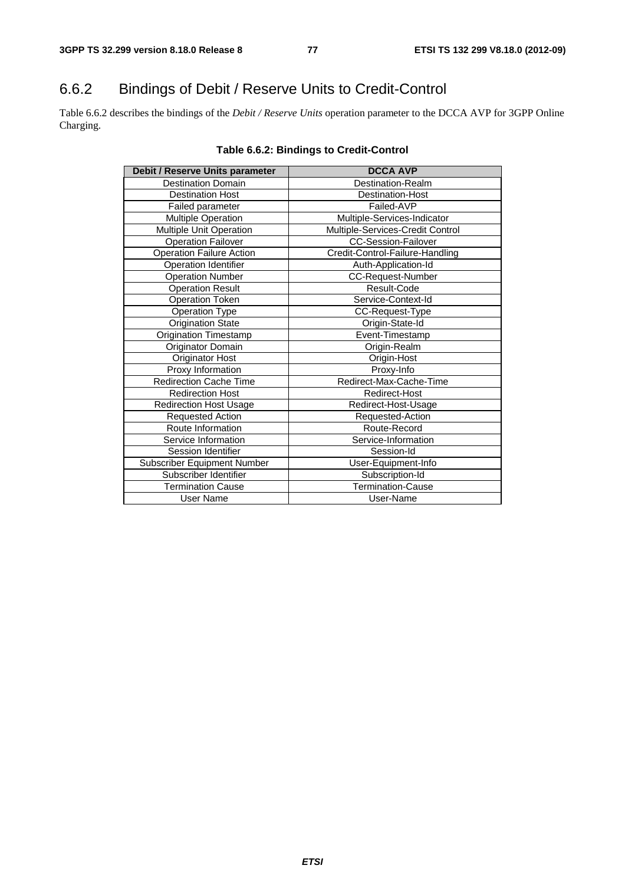## 6.6.2 Bindings of Debit / Reserve Units to Credit-Control

Table 6.6.2 describes the bindings of the *Debit / Reserve Units* operation parameter to the DCCA AVP for 3GPP Online Charging.

**Table 6.6.2: Bindings to Credit-Control**

| Debit / Reserve Units parameter | DCCA AVP |
|---|---|
| Destination Domain | Destination-Realm |
| Destination Host | Destination-Host |
| Failed parameter | Failed-AVP |
| Multiple Operation | Multiple-Services-Indicator |
| Multiple Unit Operation | Multiple-Services-Credit Control |
| Operation Failover | CC-Session-Failover |
| Operation Failure Action | Credit-Control-Failure-Handling |
| Operation Identifier | Auth-Application-Id |
| Operation Number | CC-Request-Number |
| Operation Result | Result-Code |
| Operation Token | Service-Context-Id |
| Operation Type | CC-Request-Type |
| Origination State | Origin-State-Id |
| Origination Timestamp | Event-Timestamp |
| Originator Domain | Origin-Realm |
| Originator Host | Origin-Host |
| Proxy Information | Proxy-Info |
| Redirection Cache Time | Redirect-Max-Cache-Time |
| Redirection Host | Redirect-Host |
| Redirection Host Usage | Redirect-Host-Usage |
| Requested Action | Requested-Action |
| Route Information | Route-Record |
| Service Information | Service-Information |
| Session Identifier | Session-Id |
| Subscriber Equipment Number | User-Equipment-Info |
| Subscriber Identifier | Subscription-Id |
| Termination Cause | Termination-Cause |
| User Name | User-Name |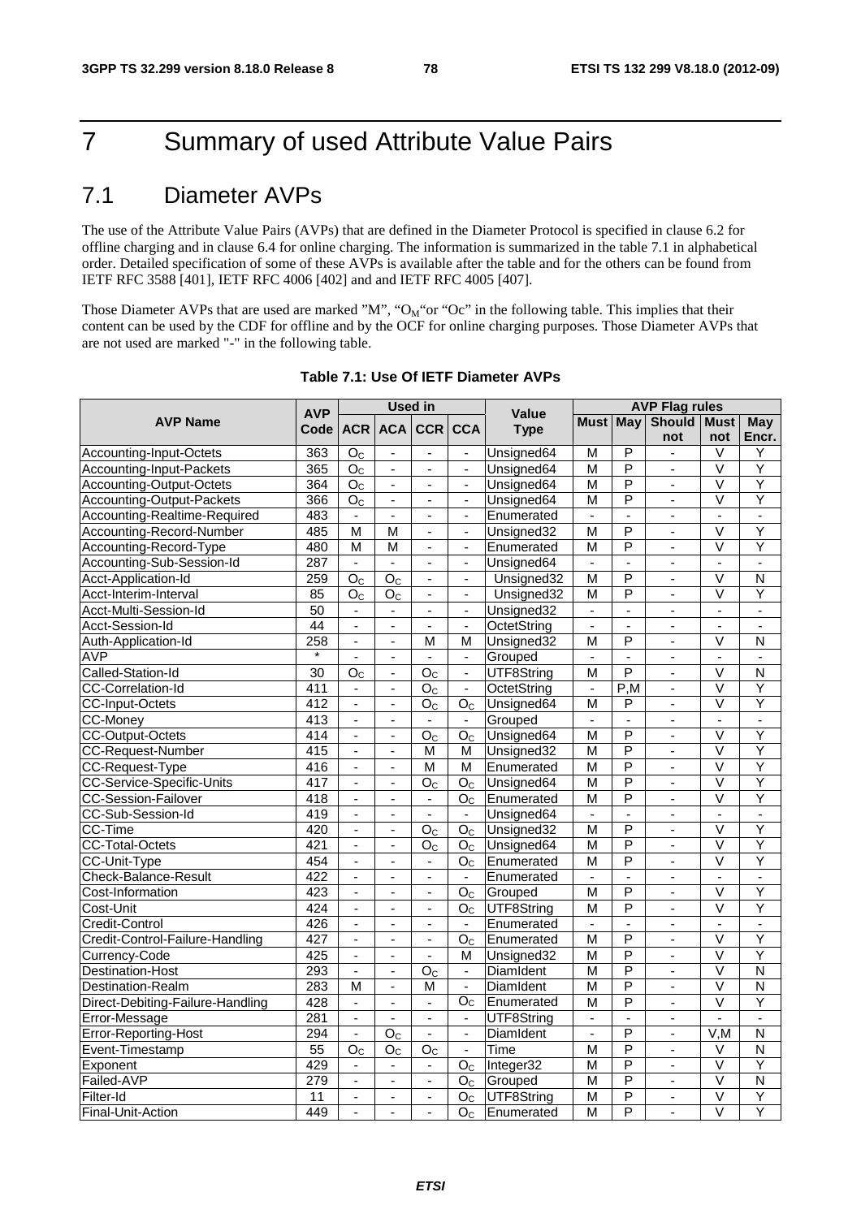# 7 Summary of used Attribute Value Pairs

## 7.1 Diameter AVPs

The use of the Attribute Value Pairs (AVPs) that are defined in the Diameter Protocol is specified in clause 6.2 for offline charging and in clause 6.4 for online charging. The information is summarized in the table 7.1 in alphabetical order. Detailed specification of some of these AVPs is available after the table and for the others can be found from IETF RFC 3588 [401], IETF RFC 4006 [402] and and IETF RFC 4005 [407].

Those Diameter AVPs that are used are marked "M", "$O_M$"or "Oc" in the following table. This implies that their content can be used by the CDF for offline and by the OCF for online charging purposes. Those Diameter AVPs that are not used are marked "-" in the following table.

**Table 7.1: Use Of IETF Diameter AVPs**

| AVP Name | AVP Code | Used in | | | | Value Type | AVP Flag rules | | | | |
|---|---|---|---|---|---|---|---|---|---|---|---|
| | | ACR | ACA | CCR | CCA | | Must | May | Should not | Must not | May Encr. |
| Accounting-Input-Octets | 363 | $O_C$ | - | - | - | Unsigned64 | M | P | - | V | Y |
| Accounting-Input-Packets | 365 | $O_C$ | - | - | - | Unsigned64 | M | P | - | V | Y |
| Accounting-Output-Octets | 364 | $O_C$ | - | - | - | Unsigned64 | M | P | - | V | Y |
| Accounting-Output-Packets | 366 | $O_C$ | - | - | - | Unsigned64 | M | P | - | V | Y |
| Accounting-Realtime-Required | 483 | - | - | - | - | Enumerated | - | - | - | - | - |
| Accounting-Record-Number | 485 | M | M | - | - | Unsigned32 | M | P | - | V | Y |
| Accounting-Record-Type | 480 | M | M | - | - | Enumerated | M | P | - | V | Y |
| Accounting-Sub-Session-Id | 287 | - | - | - | - | Unsigned64 | - | - | - | - | - |
| Acct-Application-Id | 259 | $O_C$ | $O_C$ | - | - | Unsigned32 | M | P | - | V | N |
| Acct-Interim-Interval | 85 | $O_C$ | $O_C$ | - | - | Unsigned32 | M | P | - | V | Y |
| Acct-Multi-Session-Id | 50 | - | - | - | - | Unsigned32 | - | - | - | - | - |
| Acct-Session-Id | 44 | - | - | - | - | OctetString | - | - | - | - | - |
| Auth-Application-Id | 258 | - | - | M | M | Unsigned32 | M | P | - | V | N |
| AVP | * | - | - | - | - | Grouped | - | - | - | - | - |
| Called-Station-Id | 30 | $O_C$ | - | $O_C$ | - | UTF8String | M | P | - | V | N |
| CC-Correlation-Id | 411 | - | - | $O_C$ | - | OctetString | - | P,M | - | V | Y |
| CC-Input-Octets | 412 | - | - | $O_C$ | $O_C$ | Unsigned64 | M | P | - | V | Y |
| CC-Money | 413 | - | - | - | - | Grouped | - | - | - | - | - |
| CC-Output-Octets | 414 | - | - | $O_C$ | $O_C$ | Unsigned64 | M | P | - | V | Y |
| CC-Request-Number | 415 | - | - | M | M | Unsigned32 | M | P | - | V | Y |
| CC-Request-Type | 416 | - | - | M | M | Enumerated | M | P | - | V | Y |
| CC-Service-Specific-Units | 417 | - | - | $O_C$ | $O_C$ | Unsigned64 | M | P | - | V | Y |
| CC-Session-Failover | 418 | - | - | - | $O_C$ | Enumerated | M | P | - | V | Y |
| CC-Sub-Session-Id | 419 | - | - | - | - | Unsigned64 | - | - | - | - | - |
| CC-Time | 420 | - | - | $O_C$ | $O_C$ | Unsigned32 | M | P | - | V | Y |
| CC-Total-Octets | 421 | - | - | $O_C$ | $O_C$ | Unsigned64 | M | P | - | V | Y |
| CC-Unit-Type | 454 | - | - | - | $O_C$ | Enumerated | M | P | - | V | Y |
| Check-Balance-Result | 422 | - | - | - | - | Enumerated | - | - | - | - | - |
| Cost-Information | 423 | - | - | - | $O_C$ | Grouped | M | P | - | V | Y |
| Cost-Unit | 424 | - | - | - | $O_C$ | UTF8String | M | P | - | V | Y |
| Credit-Control | 426 | - | - | - | - | Enumerated | - | - | - | - | - |
| Credit-Control-Failure-Handling | 427 | - | - | - | $O_C$ | Enumerated | M | P | - | V | Y |
| Currency-Code | 425 | - | - | - | M | Unsigned32 | M | P | - | V | Y |
| Destination-Host | 293 | - | - | $O_C$ | - | DiamIdent | M | P | - | V | N |
| Destination-Realm | 283 | M | - | M | - | DiamIdent | M | P | - | V | N |
| Direct-Debiting-Failure-Handling | 428 | - | - | - | $O_C$ | Enumerated | M | P | - | V | Y |
| Error-Message | 281 | - | - | - | - | UTF8String | - | - | - | - | - |
| Error-Reporting-Host | 294 | - | $O_C$ | - | - | DiamIdent | - | P | - | V,M | N |
| Event-Timestamp | 55 | $O_C$ | $O_C$ | $O_C$ | - | Time | M | P | - | V | N |
| Exponent | 429 | - | - | - | $O_C$ | Integer32 | M | P | - | V | Y |
| Failed-AVP | 279 | - | - | - | $O_C$ | Grouped | M | P | - | V | N |
| Filter-Id | 11 | - | - | - | $O_C$ | UTF8String | M | P | - | V | Y |
| Final-Unit-Action | 449 | - | - | - | $O_C$ | Enumerated | M | P | - | V | Y |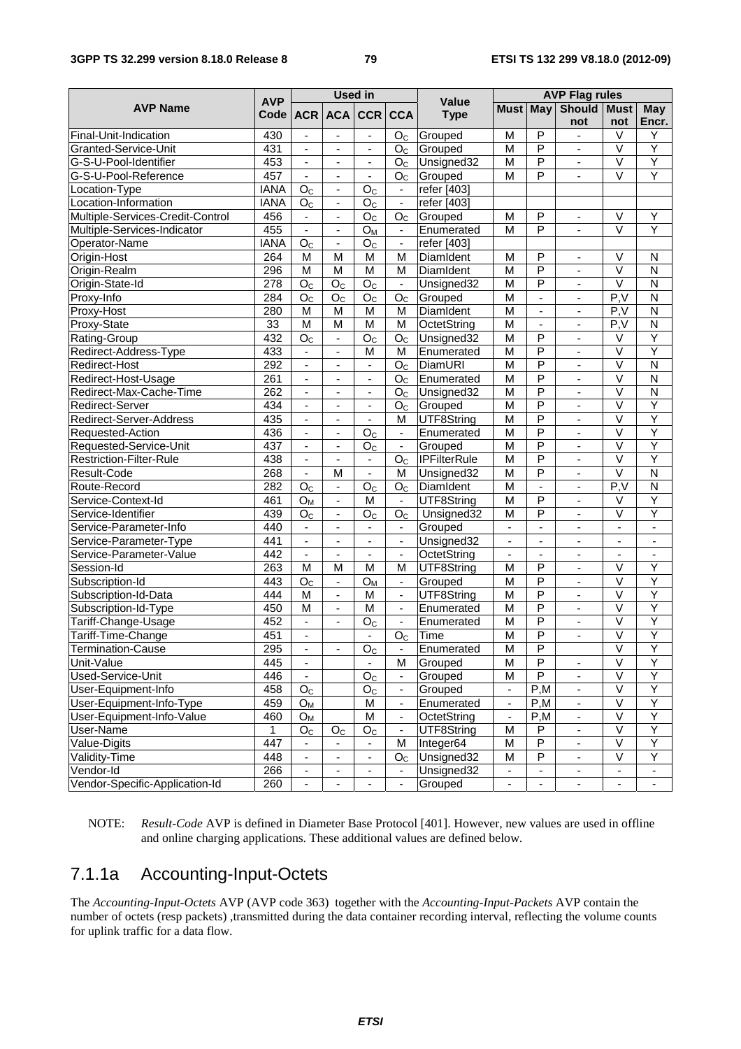| AVP Name | AVP Code | Used in | | | | Value Type | AVP Flag rules | | | | |
|---|---|---|---|---|---|---|---|---|---|---|---|
| | | ACR | ACA | CCR | CCA | | Must | May | Should not | Must not | May Encr. |
| Final-Unit-Indication | 430 | - | - | - | $O_C$ | Grouped | M | P | - | V | Y |
| Granted-Service-Unit | 431 | - | - | - | $O_C$ | Grouped | M | P | - | V | Y |
| G-S-U-Pool-Identifier | 453 | - | - | - | $O_C$ | Unsigned32 | M | P | - | V | Y |
| G-S-U-Pool-Reference | 457 | - | - | - | $O_C$ | Grouped | M | P | - | V | Y |
| Location-Type | IANA | $O_C$ | - | $O_C$ | - | refer [403] | | | | | |
| Location-Information | IANA | $O_C$ | - | $O_C$ | - | refer [403] | | | | | |
| Multiple-Services-Credit-Control | 456 | - | - | $O_C$ | $O_C$ | Grouped | M | P | - | V | Y |
| Multiple-Services-Indicator | 455 | - | - | $O_M$ | - | Enumerated | M | P | - | V | Y |
| Operator-Name | IANA | $O_C$ | - | $O_C$ | - | refer [403] | | | | | |
| Origin-Host | 264 | M | M | M | M | DiamIdent | M | P | - | V | N |
| Origin-Realm | 296 | M | M | M | M | DiamIdent | M | P | - | V | N |
| Origin-State-Id | 278 | $O_C$ | $O_C$ | $O_C$ | - | Unsigned32 | M | P | - | V | N |
| Proxy-Info | 284 | $O_C$ | $O_C$ | $O_C$ | $O_C$ | Grouped | M | - | - | P,V | N |
| Proxy-Host | 280 | M | M | M | M | DiamIdent | M | - | - | P,V | N |
| Proxy-State | 33 | M | M | M | M | OctetString | M | - | - | P,V | N |
| Rating-Group | 432 | $O_C$ | - | $O_C$ | $O_C$ | Unsigned32 | M | P | - | V | Y |
| Redirect-Address-Type | 433 | - | - | M | M | Enumerated | M | P | - | V | Y |
| Redirect-Host | 292 | - | - | - | $O_C$ | DiamURI | M | P | - | V | N |
| Redirect-Host-Usage | 261 | - | - | - | $O_C$ | Enumerated | M | P | - | V | N |
| Redirect-Max-Cache-Time | 262 | - | - | - | $O_C$ | Unsigned32 | M | P | - | V | N |
| Redirect-Server | 434 | - | - | - | $O_C$ | Grouped | M | P | - | V | Y |
| Redirect-Server-Address | 435 | - | - | - | M | UTF8String | M | P | - | V | Y |
| Requested-Action | 436 | - | - | $O_C$ | - | Enumerated | M | P | - | V | Y |
| Requested-Service-Unit | 437 | - | - | $O_C$ | - | Grouped | M | P | - | V | Y |
| Restriction-Filter-Rule | 438 | - | - | - | $O_C$ | IPFilterRule | M | P | - | V | Y |
| Result-Code | 268 | - | M | - | M | Unsigned32 | M | P | - | V | N |
| Route-Record | 282 | $O_C$ | - | $O_C$ | $O_C$ | DiamIdent | M | - | - | P,V | N |
| Service-Context-Id | 461 | $O_M$ | - | M | - | UTF8String | M | P | - | V | Y |
| Service-Identifier | 439 | $O_C$ | - | $O_C$ | $O_C$ | Unsigned32 | M | P | - | V | Y |
| Service-Parameter-Info | 440 | - | - | - | - | Grouped | - | - | - | - | - |
| Service-Parameter-Type | 441 | - | - | - | - | Unsigned32 | - | - | - | - | - |
| Service-Parameter-Value | 442 | - | - | - | - | OctetString | - | - | - | - | - |
| Session-Id | 263 | M | M | M | M | UTF8String | M | P | - | V | Y |
| Subscription-Id | 443 | $O_C$ | - | $O_M$ | - | Grouped | M | P | - | V | Y |
| Subscription-Id-Data | 444 | M | - | M | - | UTF8String | M | P | - | V | Y |
| Subscription-Id-Type | 450 | M | - | M | - | Enumerated | M | P | - | V | Y |
| Tariff-Change-Usage | 452 | - | - | $O_C$ | - | Enumerated | M | P | - | V | Y |
| Tariff-Time-Change | 451 | - | | - | $O_C$ | Time | M | P | - | V | Y |
| Termination-Cause | 295 | - | - | $O_C$ | - | Enumerated | M | P | | V | Y |
| Unit-Value | 445 | - | | - | M | Grouped | M | P | - | V | Y |
| Used-Service-Unit | 446 | - | | $O_C$ | - | Grouped | M | P | - | V | Y |
| User-Equipment-Info | 458 | $O_C$ | | $O_C$ | - | Grouped | - | P,M | - | V | Y |
| User-Equipment-Info-Type | 459 | $O_M$ | | M | - | Enumerated | - | P,M | - | V | Y |
| User-Equipment-Info-Value | 460 | $O_M$ | | M | - | OctetString | - | P,M | - | V | Y |
| User-Name | 1 | $O_C$ | $O_C$ | $O_C$ | - | UTF8String | M | P | - | V | Y |
| Value-Digits | 447 | - | - | - | M | Integer64 | M | P | - | V | Y |
| Validity-Time | 448 | - | - | - | $O_C$ | Unsigned32 | M | P | - | V | Y |
| Vendor-Id | 266 | - | - | - | - | Unsigned32 | - | - | - | - | - |
| Vendor-Specific-Application-Id | 260 | - | - | - | - | Grouped | - | - | - | - | - |

NOTE: *Result-Code* AVP is defined in Diameter Base Protocol [401]. However, new values are used in offline and online charging applications. These additional values are defined below.

## 7.1.1a Accounting-Input-Octets

The *Accounting-Input-Octets* AVP (AVP code 363) together with the *Accounting-Input-Packets* AVP contain the number of octets (resp packets) ,transmitted during the data container recording interval, reflecting the volume counts for uplink traffic for a data flow.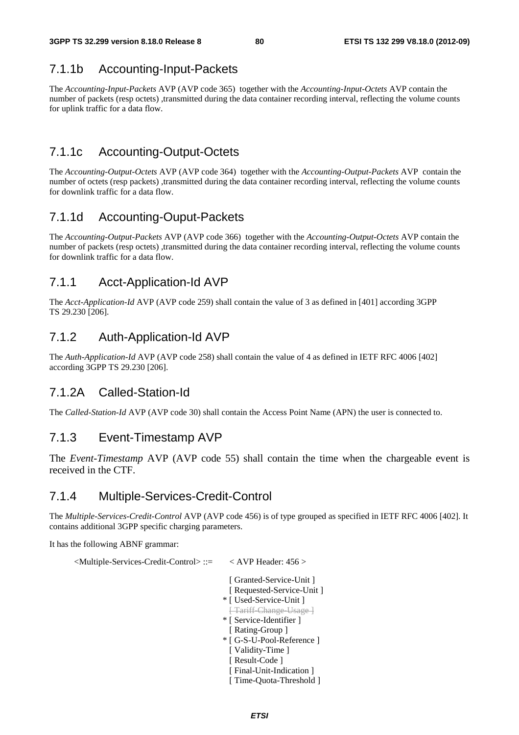### 7.1.1b Accounting-Input-Packets

The *Accounting-Input-Packets* AVP (AVP code 365) together with the *Accounting-Input-Octets* AVP contain the number of packets (resp octets) ,transmitted during the data container recording interval, reflecting the volume counts for uplink traffic for a data flow.

### 7.1.1c Accounting-Output-Octets

The *Accounting-Output-Octets* AVP (AVP code 364) together with the *Accounting-Output-Packets* AVP contain the number of octets (resp packets) ,transmitted during the data container recording interval, reflecting the volume counts for downlink traffic for a data flow.

### 7.1.1d Accounting-Ouput-Packets

The *Accounting-Output-Packets* AVP (AVP code 366) together with the *Accounting-Output-Octets* AVP contain the number of packets (resp octets) ,transmitted during the data container recording interval, reflecting the volume counts for downlink traffic for a data flow.

### 7.1.1 Acct-Application-Id AVP

The *Acct-Application-Id* AVP (AVP code 259) shall contain the value of 3 as defined in [401] according 3GPP TS 29.230 [206].

### 7.1.2 Auth-Application-Id AVP

The *Auth-Application-Id* AVP (AVP code 258) shall contain the value of 4 as defined in IETF RFC 4006 [402] according 3GPP TS 29.230 [206].

### 7.1.2A Called-Station-Id

The *Called-Station-Id* AVP (AVP code 30) shall contain the Access Point Name (APN) the user is connected to.

### 7.1.3 Event-Timestamp AVP

The *Event-Timestamp* AVP (AVP code 55) shall contain the time when the chargeable event is received in the CTF.

### 7.1.4 Multiple-Services-Credit-Control

The *Multiple-Services-Credit-Control* AVP (AVP code 456) is of type grouped as specified in IETF RFC 4006 [402]. It contains additional 3GPP specific charging parameters.

It has the following ABNF grammar:

```
<Multiple-Services-Credit-Control> ::=   < AVP Header: 456 >

                                           [ Granted-Service-Unit ]
                                           [ Requested-Service-Unit ]
                                         * [ Used-Service-Unit ]
                                           [ Tariff-Change-Usage ]
                                         * [ Service-Identifier ]
                                           [ Rating-Group ]
                                         * [ G-S-U-Pool-Reference ]
                                           [ Validity-Time ]
                                           [ Result-Code ]
                                           [ Final-Unit-Indication ]
                                           [ Time-Quota-Threshold ]
```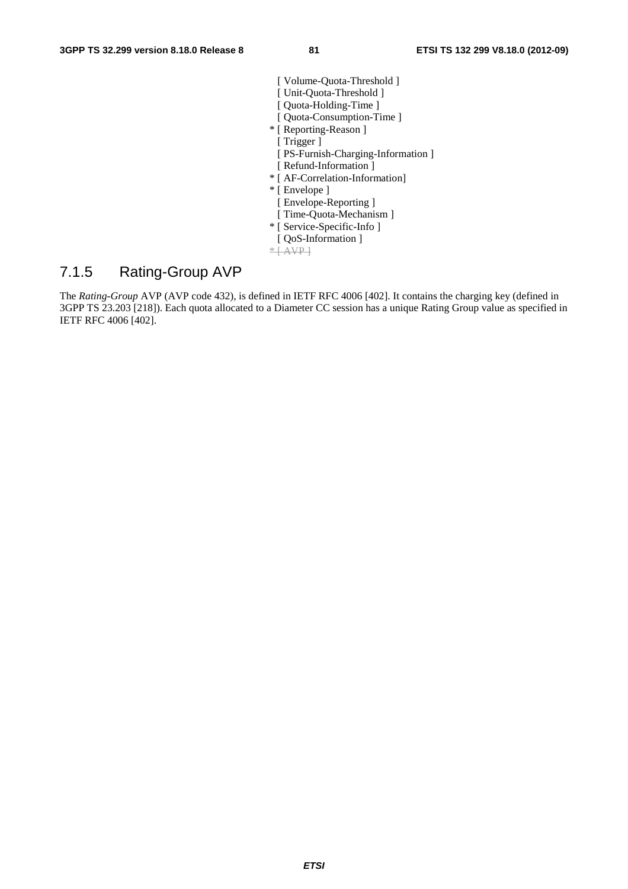```
                  [ Volume-Quota-Threshold ]
                  [ Unit-Quota-Threshold ]
                  [ Quota-Holding-Time ]
                  [ Quota-Consumption-Time ]
                * [ Reporting-Reason ]
                  [ Trigger ]
                  [ PS-Furnish-Charging-Information ]
                  [ Refund-Information ]
                * [ AF-Correlation-Information]
                * [ Envelope ]
                  [ Envelope-Reporting ]
                  [ Time-Quota-Mechanism ]
                * [ Service-Specific-Info ]
                  [ QoS-Information ]
                * [ AVP ]
```

## 7.1.5 Rating-Group AVP

The *Rating-Group* AVP (AVP code 432), is defined in IETF RFC 4006 [402]. It contains the charging key (defined in 3GPP TS 23.203 [218]). Each quota allocated to a Diameter CC session has a unique Rating Group value as specified in IETF RFC 4006 [402].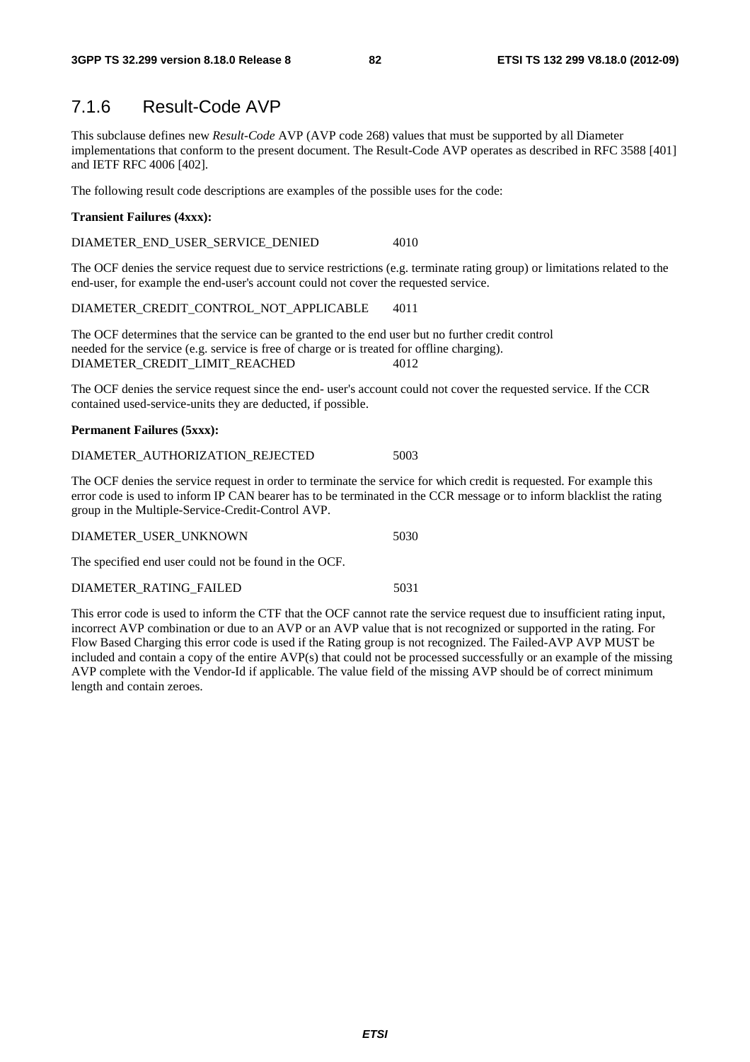## 7.1.6 Result-Code AVP

This subclause defines new *Result-Code* AVP (AVP code 268) values that must be supported by all Diameter implementations that conform to the present document. The Result-Code AVP operates as described in RFC 3588 [401] and IETF RFC 4006 [402].

The following result code descriptions are examples of the possible uses for the code:

**Transient Failures (4xxx):**

DIAMETER_END_USER_SERVICE_DENIED 4010

The OCF denies the service request due to service restrictions (e.g. terminate rating group) or limitations related to the end-user, for example the end-user's account could not cover the requested service.

DIAMETER_CREDIT_CONTROL_NOT_APPLICABLE 4011

The OCF determines that the service can be granted to the end user but no further credit control needed for the service (e.g. service is free of charge or is treated for offline charging).
DIAMETER_CREDIT_LIMIT_REACHED 4012

The OCF denies the service request since the end- user's account could not cover the requested service. If the CCR contained used-service-units they are deducted, if possible.

**Permanent Failures (5xxx):**

DIAMETER_AUTHORIZATION_REJECTED 5003

The OCF denies the service request in order to terminate the service for which credit is requested. For example this error code is used to inform IP CAN bearer has to be terminated in the CCR message or to inform blacklist the rating group in the Multiple-Service-Credit-Control AVP.

DIAMETER_USER_UNKNOWN 5030

The specified end user could not be found in the OCF.

DIAMETER_RATING_FAILED 5031

This error code is used to inform the CTF that the OCF cannot rate the service request due to insufficient rating input, incorrect AVP combination or due to an AVP or an AVP value that is not recognized or supported in the rating. For Flow Based Charging this error code is used if the Rating group is not recognized. The Failed-AVP AVP MUST be included and contain a copy of the entire AVP(s) that could not be processed successfully or an example of the missing AVP complete with the Vendor-Id if applicable. The value field of the missing AVP should be of correct minimum length and contain zeroes.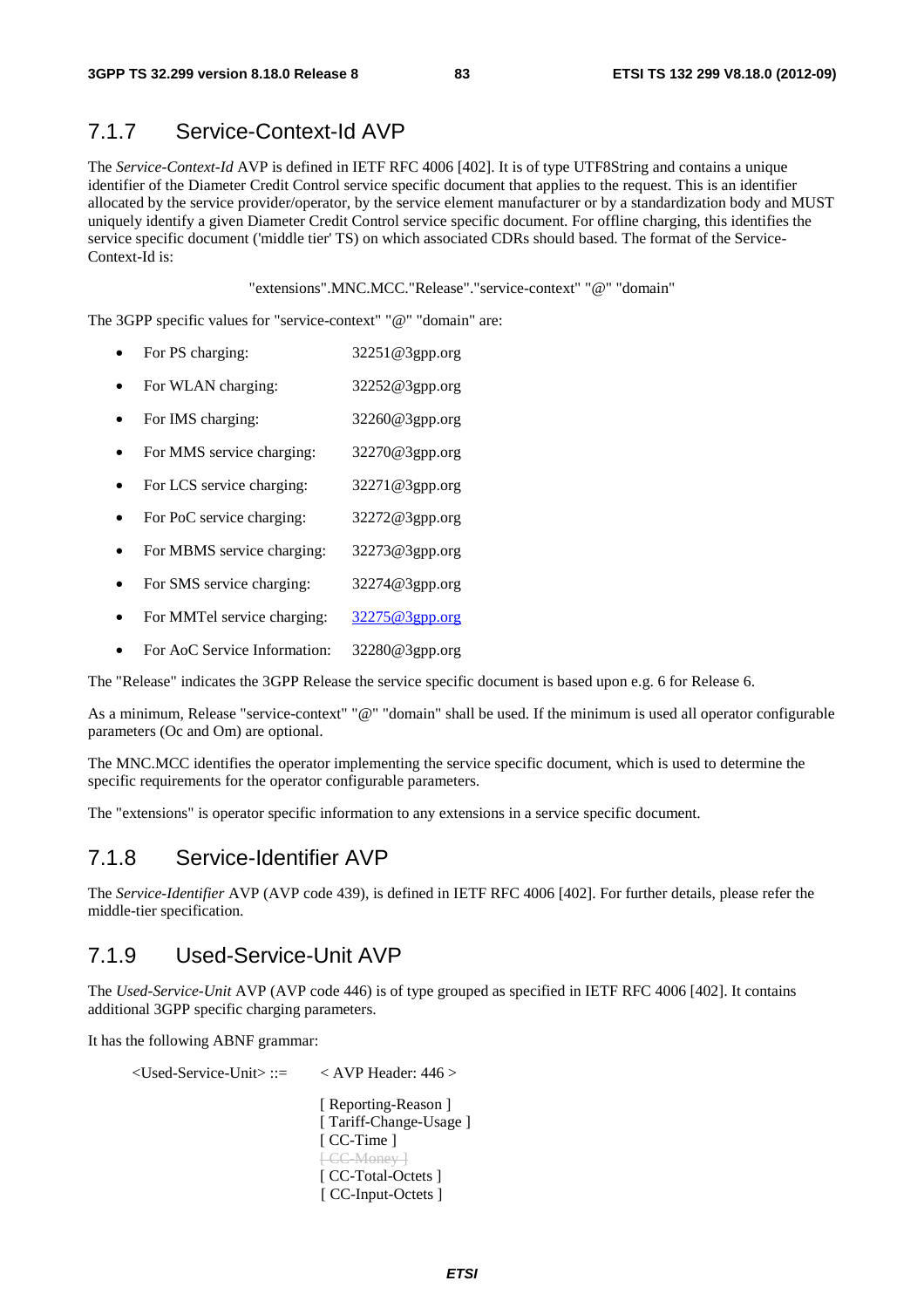### 7.1.7 Service-Context-Id AVP

The *Service-Context-Id* AVP is defined in IETF RFC 4006 [402]. It is of type UTF8String and contains a unique identifier of the Diameter Credit Control service specific document that applies to the request. This is an identifier allocated by the service provider/operator, by the service element manufacturer or by a standardization body and MUST uniquely identify a given Diameter Credit Control service specific document. For offline charging, this identifies the service specific document ('middle tier' TS) on which associated CDRs should based. The format of the Service-Context-Id is:

"extensions".MNC.MCC."Release"."service-context" "@" "domain"

The 3GPP specific values for "service-context" "@" "domain" are:

- For PS charging: 32251@3gpp.org
- For WLAN charging: 32252@3gpp.org
- For IMS charging: 32260@3gpp.org
- For MMS service charging: 32270@3gpp.org
- For LCS service charging: 32271@3gpp.org
- For PoC service charging: 32272@3gpp.org
- For MBMS service charging: 32273@3gpp.org
- For SMS service charging: 32274@3gpp.org
- For MMTel service charging: 32275@3gpp.org
- For AoC Service Information: 32280@3gpp.org

The "Release" indicates the 3GPP Release the service specific document is based upon e.g. 6 for Release 6.

As a minimum, Release "service-context" "@" "domain" shall be used. If the minimum is used all operator configurable parameters (Oc and Om) are optional.

The MNC.MCC identifies the operator implementing the service specific document, which is used to determine the specific requirements for the operator configurable parameters.

The "extensions" is operator specific information to any extensions in a service specific document.

### 7.1.8 Service-Identifier AVP

The *Service-Identifier* AVP (AVP code 439), is defined in IETF RFC 4006 [402]. For further details, please refer the middle-tier specification.

### 7.1.9 Used-Service-Unit AVP

The *Used-Service-Unit* AVP (AVP code 446) is of type grouped as specified in IETF RFC 4006 [402]. It contains additional 3GPP specific charging parameters.

It has the following ABNF grammar:

```
<Used-Service-Unit> ::=    < AVP Header: 446 >

                           [ Reporting-Reason ]
                           [ Tariff-Change-Usage ]
                           [ CC-Time ]
                           [ CC-Money ]
                           [ CC-Total-Octets ]
                           [ CC-Input-Octets ]
```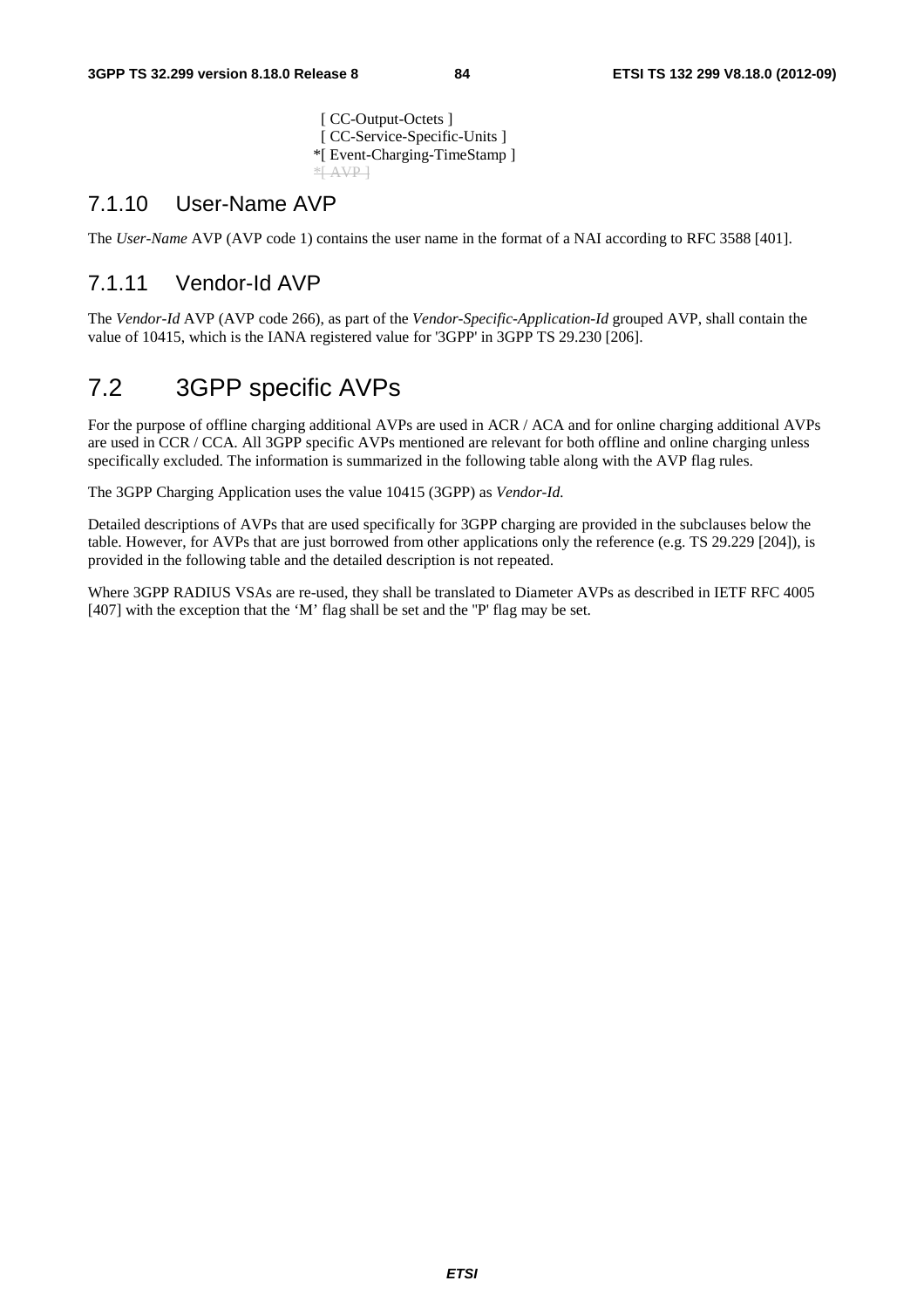```
 [ CC-Output-Octets ]
 [ CC-Service-Specific-Units ]
*[ Event-Charging-TimeStamp ]
*[ AVP ]
```

### 7.1.10 User-Name AVP

The *User-Name* AVP (AVP code 1) contains the user name in the format of a NAI according to RFC 3588 [401].

### 7.1.11 Vendor-Id AVP

The *Vendor-Id* AVP (AVP code 266), as part of the *Vendor-Specific-Application-Id* grouped AVP, shall contain the value of 10415, which is the IANA registered value for '3GPP' in 3GPP TS 29.230 [206].

## 7.2 3GPP specific AVPs

For the purpose of offline charging additional AVPs are used in ACR / ACA and for online charging additional AVPs are used in CCR / CCA. All 3GPP specific AVPs mentioned are relevant for both offline and online charging unless specifically excluded. The information is summarized in the following table along with the AVP flag rules.

The 3GPP Charging Application uses the value 10415 (3GPP) as *Vendor-Id.*

Detailed descriptions of AVPs that are used specifically for 3GPP charging are provided in the subclauses below the table. However, for AVPs that are just borrowed from other applications only the reference (e.g. TS 29.229 [204]), is provided in the following table and the detailed description is not repeated.

Where 3GPP RADIUS VSAs are re-used, they shall be translated to Diameter AVPs as described in IETF RFC 4005 [407] with the exception that the 'M' flag shall be set and the "P' flag may be set.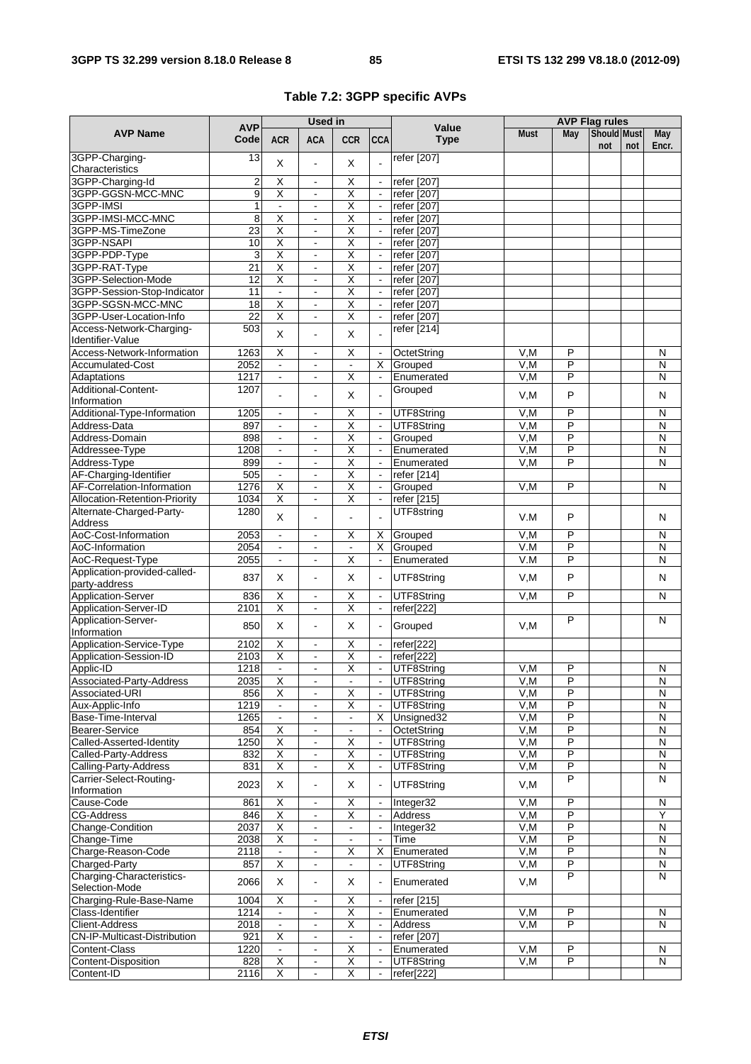**Table 7.2: 3GPP specific AVPs**

| AVP Name | AVP Code | Used in | | | | Value Type | AVP Flag rules | | | | |
|---|---|---|---|---|---|---|---|---|---|---|---|
| | | ACR | ACA | CCR | CCA | | Must | May | Should not | Must not | May Encr. |
| 3GPP-Charging-Characteristics | 13 | X | - | X | - | refer [207] | | | | | |
| 3GPP-Charging-Id | 2 | X | - | X | - | refer [207] | | | | | |
| 3GPP-GGSN-MCC-MNC | 9 | X | - | X | - | refer [207] | | | | | |
| 3GPP-IMSI | 1 | - | - | X | - | refer [207] | | | | | |
| 3GPP-IMSI-MCC-MNC | 8 | X | - | X | - | refer [207] | | | | | |
| 3GPP-MS-TimeZone | 23 | X | - | X | - | refer [207] | | | | | |
| 3GPP-NSAPI | 10 | X | - | X | - | refer [207] | | | | | |
| 3GPP-PDP-Type | 3 | X | - | X | - | refer [207] | | | | | |
| 3GPP-RAT-Type | 21 | X | - | X | - | refer [207] | | | | | |
| 3GPP-Selection-Mode | 12 | X | - | X | - | refer [207] | | | | | |
| 3GPP-Session-Stop-Indicator | 11 | - | - | X | - | refer [207] | | | | | |
| 3GPP-SGSN-MCC-MNC | 18 | X | - | X | - | refer [207] | | | | | |
| 3GPP-User-Location-Info | 22 | X | - | X | - | refer [207] | | | | | |
| Access-Network-Charging-Identifier-Value | 503 | X | - | X | - | refer [214] | | | | | |
| Access-Network-Information | 1263 | X | - | X | - | OctetString | V,M | P | | | N |
| Accumulated-Cost | 2052 | - | - | - | X | Grouped | V,M | P | | | N |
| Adaptations | 1217 | - | - | X | - | Enumerated | V,M | P | | | N |
| Additional-Content-Information | 1207 | - | - | X | - | Grouped | V,M | P | | | N |
| Additional-Type-Information | 1205 | - | - | X | - | UTF8String | V,M | P | | | N |
| Address-Data | 897 | - | - | X | - | UTF8String | V,M | P | | | N |
| Address-Domain | 898 | - | - | X | - | Grouped | V,M | P | | | N |
| Addressee-Type | 1208 | - | - | X | - | Enumerated | V,M | P | | | N |
| Address-Type | 899 | - | - | X | - | Enumerated | V,M | P | | | N |
| AF-Charging-Identifier | 505 | - | - | X | - | refer [214] | | | | | |
| AF-Correlation-Information | 1276 | X | - | X | - | Grouped | V,M | P | | | N |
| Allocation-Retention-Priority | 1034 | X | - | X | - | refer [215] | | | | | |
| Alternate-Charged-Party-Address | 1280 | X | - | - | - | UTF8string | V.M | P | | | N |
| AoC-Cost-Information | 2053 | - | - | X | X | Grouped | V,M | P | | | N |
| AoC-Information | 2054 | - | - | - | X | Grouped | V.M | P | | | N |
| AoC-Request-Type | 2055 | - | - | X | - | Enumerated | V.M | P | | | N |
| Application-provided-called-party-address | 837 | X | - | X | - | UTF8String | V,M | P | | | N |
| Application-Server | 836 | X | - | X | - | UTF8String | V,M | P | | | N |
| Application-Server-ID | 2101 | X | - | X | - | refer[222] | | | | | |
| Application-Server-Information | 850 | X | - | X | - | Grouped | V,M | P | | | N |
| Application-Service-Type | 2102 | X | - | X | - | refer[222] | | | | | |
| Application-Session-ID | 2103 | X | - | X | - | refer[222] | | | | | |
| Applic-ID | 1218 | - | - | X | - | UTF8String | V,M | P | | | N |
| Associated-Party-Address | 2035 | X | - | - | - | UTF8String | V,M | P | | | N |
| Associated-URI | 856 | X | - | X | - | UTF8String | V,M | P | | | N |
| Aux-Applic-Info | 1219 | - | - | X | - | UTF8String | V,M | P | | | N |
| Base-Time-Interval | 1265 | - | - | - | X | Unsigned32 | V,M | P | | | N |
| Bearer-Service | 854 | X | - | - | - | OctetString | V,M | P | | | N |
| Called-Asserted-Identity | 1250 | X | - | X | - | UTF8String | V,M | P | | | N |
| Called-Party-Address | 832 | X | - | X | - | UTF8String | V,M | P | | | N |
| Calling-Party-Address | 831 | X | - | X | - | UTF8String | V,M | P | | | N |
| Carrier-Select-Routing-Information | 2023 | X | - | X | - | UTF8String | V,M | P | | | N |
| Cause-Code | 861 | X | - | X | - | Integer32 | V,M | P | | | N |
| CG-Address | 846 | X | - | X | - | Address | V,M | P | | | Y |
| Change-Condition | 2037 | X | - | - | - | Integer32 | V,M | P | | | N |
| Change-Time | 2038 | X | - | - | - | Time | V,M | P | | | N |
| Charge-Reason-Code | 2118 | - | - | X | X | Enumerated | V,M | P | | | N |
| Charged-Party | 857 | X | - | - | - | UTF8String | V,M | P | | | N |
| Charging-Characteristics-Selection-Mode | 2066 | X | - | X | - | Enumerated | V,M | P | | | N |
| Charging-Rule-Base-Name | 1004 | X | - | X | - | refer [215] | | | | | |
| Class-Identifier | 1214 | - | - | X | - | Enumerated | V,M | P | | | N |
| Client-Address | 2018 | - | - | X | - | Address | V,M | P | | | N |
| CN-IP-Multicast-Distribution | 921 | X | - | - | - | refer [207] | | | | | |
| Content-Class | 1220 | - | - | X | - | Enumerated | V,M | P | | | N |
| Content-Disposition | 828 | X | - | X | - | UTF8String | V,M | P | | | N |
| Content-ID | 2116 | X | - | X | - | refer[222] | | | | | |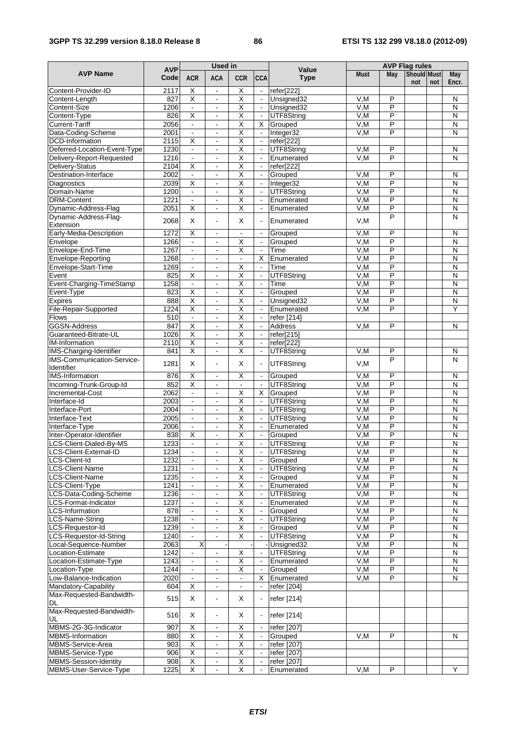| AVP Name | AVP Code | Used in | | | | Value Type | AVP Flag rules | | | | |
|---|---|---|---|---|---|---|---|---|---|---|---|
| | | ACR | ACA | CCR | CCA | | Must | May | Should not | Must not | May Encr. |
| Content-Provider-ID | 2117 | X | - | X | - | refer[222] | | | | | |
| Content-Length | 827 | X | - | X | - | Unsigned32 | V,M | P | | | N |
| Content-Size | 1206 | - | - | X | - | Unsigned32 | V,M | P | | | N |
| Content-Type | 826 | X | - | X | - | UTF8String | V,M | P | | | N |
| Current-Tariff | 2056 | - | - | X | X | Grouped | V,M | P | | | N |
| Data-Coding-Scheme | 2001 | - | - | X | - | Integer32 | V,M | P | | | N |
| DCD-Information | 2115 | X | - | X | - | refer[222] | | | | | |
| Deferred-Location-Event-Type | 1230 | - | - | X | - | UTF8String | V,M | P | | | N |
| Delivery-Report-Requested | 1216 | - | - | X | - | Enumerated | V,M | P | | | N |
| Delivery-Status | 2104 | X | - | X | - | refer[222] | | | | | |
| Destination-Interface | 2002 | - | - | X | - | Grouped | V,M | P | | | N |
| Diagnostics | 2039 | X | - | X | - | Integer32 | V,M | P | | | N |
| Domain-Name | 1200 | - | - | X | - | UTF8String | V,M | P | | | N |
| DRM-Content | 1221 | - | - | X | - | Enumerated | V,M | P | | | N |
| Dynamic-Address-Flag | 2051 | X | - | X | - | Enumerated | V,M | P | | | N |
| Dynamic-Address-Flag-Extension | 2068 | X | - | X | - | Enumerated | V,M | P | | | N |
| Early-Media-Description | 1272 | X | - | - | - | Grouped | V,M | P | | | N |
| Envelope | 1266 | - | - | X | - | Grouped | V,M | P | | | N |
| Envelope-End-Time | 1267 | - | - | X | - | Time | V,M | P | | | N |
| Envelope-Reporting | 1268 | - | - | - | X | Enumerated | V,M | P | | | N |
| Envelope-Start-Time | 1269 | - | - | X | - | Time | V,M | P | | | N |
| Event | 825 | X | - | X | - | UTF8String | V,M | P | | | N |
| Event-Charging-TimeStamp | 1258 | - | - | X | - | Time | V,M | P | | | N |
| Event-Type | 823 | X | - | X | - | Grouped | V,M | P | | | N |
| Expires | 888 | X | - | X | - | Unsigned32 | V,M | P | | | N |
| File-Repair-Supported | 1224 | X | - | X | - | Enumerated | V,M | P | | | Y |
| Flows | 510 | - | - | X | - | refer [214] | | | | | |
| GGSN-Address | 847 | X | - | X | - | Address | V,M | P | | | N |
| Guaranteed-Bitrate-UL | 1026 | X | - | X | - | refer[215] | | | | | |
| IM-Information | 2110 | X | - | X | - | refer[222] | | | | | |
| IMS-Charging-Identifier | 841 | X | - | X | - | UTF8String | V,M | P | | | N |
| IMS-Communication-Service-Identifier | 1281 | X | - | X | - | UTF8String | V,M | P | | | N |
| IMS-Information | 876 | X | - | X | - | Grouped | V,M | P | | | N |
| Incoming-Trunk-Group-Id | 852 | X | - | - | - | UTF8String | V,M | P | | | N |
| Incremental-Cost | 2062 | - | - | X | X | Grouped | V,M | P | | | N |
| Interface-Id | 2003 | - | - | X | - | UTF8String | V,M | P | | | N |
| Interface-Port | 2004 | - | - | X | - | UTF8String | V,M | P | | | N |
| Interface-Text | 2005 | - | - | X | - | UTF8String | V,M | P | | | N |
| Interface-Type | 2006 | - | - | X | - | Enumerated | V,M | P | | | N |
| Inter-Operator-Identifier | 838 | X | - | X | - | Grouped | V,M | P | | | N |
| LCS-Client-Dialed-By-MS | 1233 | - | - | X | - | UTF8String | V,M | P | | | N |
| LCS-Client-External-ID | 1234 | - | - | X | - | UTF8String | V,M | P | | | N |
| LCS-Client-Id | 1232 | - | - | X | - | Grouped | V,M | P | | | N |
| LCS-Client-Name | 1231 | - | - | X | - | UTF8String | V,M | P | | | N |
| LCS-Client-Name | 1235 | - | - | X | - | Grouped | V,M | P | | | N |
| LCS-Client-Type | 1241 | - | - | X | - | Enumerated | V,M | P | | | N |
| LCS-Data-Coding-Scheme | 1236 | - | - | X | - | UTF8String | V,M | P | | | N |
| LCS-Format-Indicator | 1237 | - | - | X | - | Enumerated | V,M | P | | | N |
| LCS-Information | 878 | - | - | X | - | Grouped | V,M | P | | | N |
| LCS-Name-String | 1238 | - | - | X | - | UTF8String | V,M | P | | | N |
| LCS-Requestor-Id | 1239 | - | - | X | - | Grouped | V,M | P | | | N |
| LCS-Requestor-Id-String | 1240 | - | - | X | - | UTF8String | V,M | P | | | N |
| Local-Sequence-Number | 2063 | X | - | - | - | Unsigned32 | V,M | P | | | N |
| Location-Estimate | 1242 | - | - | X | - | UTF8String | V,M | P | | | N |
| Location-Estimate-Type | 1243 | - | - | X | - | Enumerated | V,M | P | | | N |
| Location-Type | 1244 | - | - | X | - | Grouped | V,M | P | | | N |
| Low-Balance-Indication | 2020 | - | - | - | X | Enumerated | V,M | P | | | N |
| Mandatory-Capability | 604 | X | - | - | - | refer [204] | | | | | |
| Max-Requested-Bandwidth-DL | 515 | X | - | X | - | refer [214] | | | | | |
| Max-Requested-Bandwidth-UL | 516 | X | - | X | - | refer [214] | | | | | |
| MBMS-2G-3G-Indicator | 907 | X | - | X | - | refer [207] | | | | | |
| MBMS-Information | 880 | X | - | X | - | Grouped | V,M | P | | | N |
| MBMS-Service-Area | 903 | X | - | X | - | refer [207] | | | | | |
| MBMS-Service-Type | 906 | X | - | X | - | refer [207] | | | | | |
| MBMS-Session-Identity | 908 | X | - | X | - | refer [207] | | | | | |
| MBMS-User-Service-Type | 1225 | X | - | X | - | Enumerated | V,M | P | | | Y |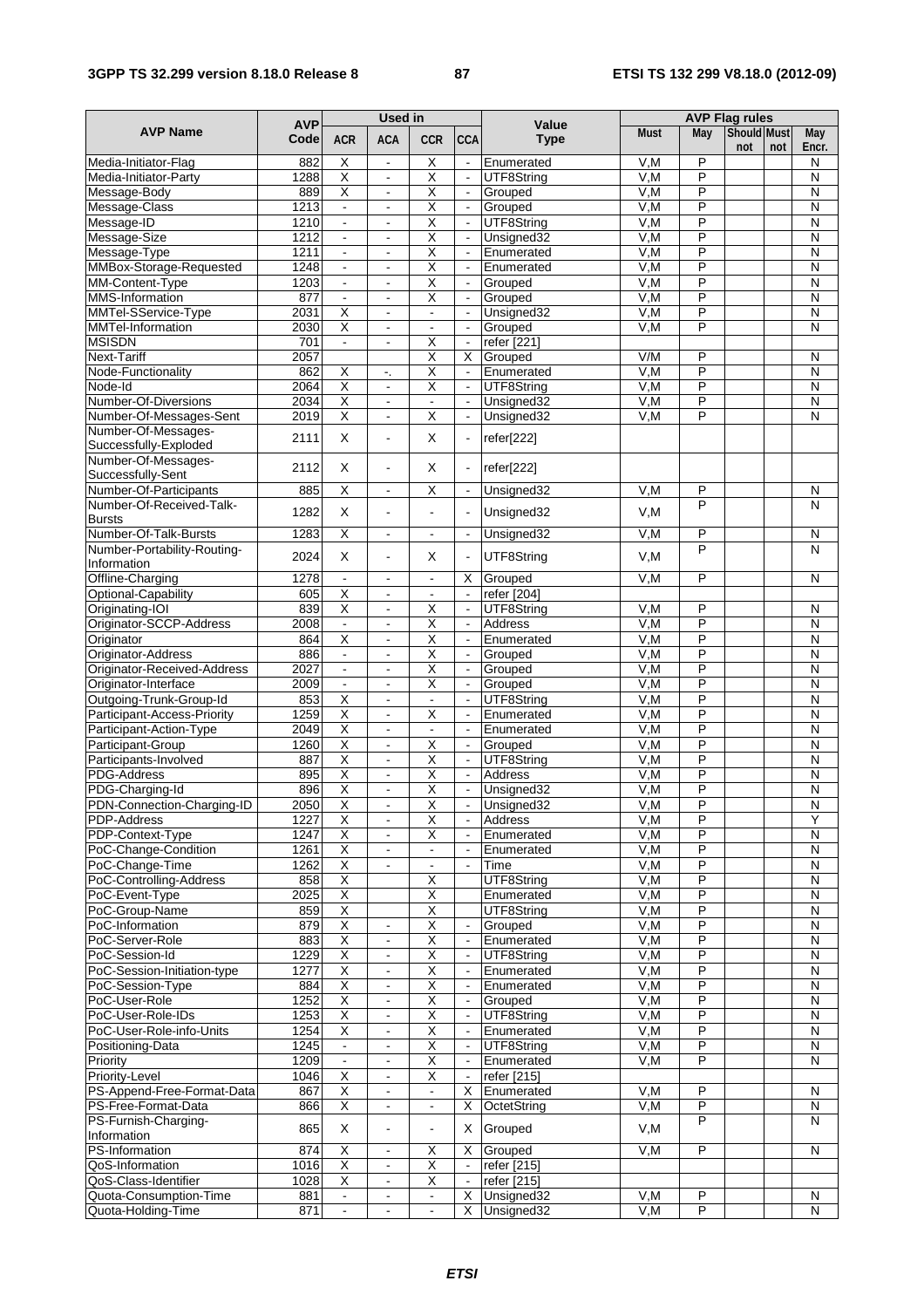| AVP Name | AVP Code | Used in | | | | Value Type | AVP Flag rules | | | | |
|---|---|---|---|---|---|---|---|---|---|---|---|
| | | ACR | ACA | CCR | CCA | | Must | May | Should not | Must not | May Encr. |
| Media-Initiator-Flag | 882 | X | - | X | - | Enumerated | V,M | P | | | N |
| Media-Initiator-Party | 1288 | X | - | X | - | UTF8String | V,M | P | | | N |
| Message-Body | 889 | X | - | X | - | Grouped | V,M | P | | | N |
| Message-Class | 1213 | - | - | X | - | Grouped | V,M | P | | | N |
| Message-ID | 1210 | - | - | X | - | UTF8String | V,M | P | | | N |
| Message-Size | 1212 | - | - | X | - | Unsigned32 | V,M | P | | | N |
| Message-Type | 1211 | - | - | X | - | Enumerated | V,M | P | | | N |
| MMBox-Storage-Requested | 1248 | - | - | X | - | Enumerated | V,M | P | | | N |
| MM-Content-Type | 1203 | - | - | X | - | Grouped | V,M | P | | | N |
| MMS-Information | 877 | - | - | X | - | Grouped | V,M | P | | | N |
| MMTel-SService-Type | 2031 | X | - | - | - | Unsigned32 | V,M | P | | | N |
| MMTel-Information | 2030 | X | - | - | - | Grouped | V,M | P | | | N |
| MSISDN | 701 | - | - | X | - | refer [221] | | | | | |
| Next-Tariff | 2057 | | | X | X | Grouped | V/M | P | | | N |
| Node-Functionality | 862 | X | -. | X | - | Enumerated | V,M | P | | | N |
| Node-Id | 2064 | X | - | X | - | UTF8String | V,M | P | | | N |
| Number-Of-Diversions | 2034 | X | - | - | - | Unsigned32 | V,M | P | | | N |
| Number-Of-Messages-Sent | 2019 | X | - | X | - | Unsigned32 | V,M | P | | | N |
| Number-Of-Messages-Successfully-Exploded | 2111 | X | - | X | - | refer[222] | | | | | |
| Number-Of-Messages-Successfully-Sent | 2112 | X | - | X | - | refer[222] | | | | | |
| Number-Of-Participants | 885 | X | - | X | - | Unsigned32 | V,M | P | | | N |
| Number-Of-Received-Talk-Bursts | 1282 | X | - | - | - | Unsigned32 | V,M | P | | | N |
| Number-Of-Talk-Bursts | 1283 | X | - | - | - | Unsigned32 | V,M | P | | | N |
| Number-Portability-Routing-Information | 2024 | X | - | X | - | UTF8String | V,M | P | | | N |
| Offline-Charging | 1278 | - | - | - | X | Grouped | V,M | P | | | N |
| Optional-Capability | 605 | X | - | - | - | refer [204] | | | | | |
| Originating-IOI | 839 | X | - | X | - | UTF8String | V,M | P | | | N |
| Originator-SCCP-Address | 2008 | - | - | X | - | Address | V,M | P | | | N |
| Originator | 864 | X | - | X | - | Enumerated | V,M | P | | | N |
| Originator-Address | 886 | - | - | X | - | Grouped | V,M | P | | | N |
| Originator-Received-Address | 2027 | - | - | X | - | Grouped | V,M | P | | | N |
| Originator-Interface | 2009 | - | - | X | - | Grouped | V,M | P | | | N |
| Outgoing-Trunk-Group-Id | 853 | X | - | - | - | UTF8String | V,M | P | | | N |
| Participant-Access-Priority | 1259 | X | - | X | - | Enumerated | V,M | P | | | N |
| Participant-Action-Type | 2049 | X | - | - | - | Enumerated | V,M | P | | | N |
| Participant-Group | 1260 | X | - | X | - | Grouped | V,M | P | | | N |
| Participants-Involved | 887 | X | - | X | - | UTF8String | V,M | P | | | N |
| PDG-Address | 895 | X | - | X | - | Address | V,M | P | | | N |
| PDG-Charging-Id | 896 | X | - | X | - | Unsigned32 | V,M | P | | | N |
| PDN-Connection-Charging-ID | 2050 | X | - | X | - | Unsigned32 | V,M | P | | | N |
| PDP-Address | 1227 | X | - | X | - | Address | V,M | P | | | Y |
| PDP-Context-Type | 1247 | X | - | X | - | Enumerated | V,M | P | | | N |
| PoC-Change-Condition | 1261 | X | - | - | - | Enumerated | V,M | P | | | N |
| PoC-Change-Time | 1262 | X | - | - | - | Time | V,M | P | | | N |
| PoC-Controlling-Address | 858 | X | | X | | UTF8String | V,M | P | | | N |
| PoC-Event-Type | 2025 | X | | X | | Enumerated | V,M | P | | | N |
| PoC-Group-Name | 859 | X | | X | | UTF8String | V,M | P | | | N |
| PoC-Information | 879 | X | - | X | - | Grouped | V,M | P | | | N |
| PoC-Server-Role | 883 | X | - | X | - | Enumerated | V,M | P | | | N |
| PoC-Session-Id | 1229 | X | - | X | - | UTF8String | V,M | P | | | N |
| PoC-Session-Initiation-type | 1277 | X | - | X | - | Enumerated | V,M | P | | | N |
| PoC-Session-Type | 884 | X | - | X | - | Enumerated | V,M | P | | | N |
| PoC-User-Role | 1252 | X | - | X | - | Grouped | V,M | P | | | N |
| PoC-User-Role-IDs | 1253 | X | - | X | - | UTF8String | V,M | P | | | N |
| PoC-User-Role-info-Units | 1254 | X | - | X | - | Enumerated | V,M | P | | | N |
| Positioning-Data | 1245 | - | - | X | - | UTF8String | V,M | P | | | N |
| Priority | 1209 | - | - | X | - | Enumerated | V,M | P | | | N |
| Priority-Level | 1046 | X | - | X | - | refer [215] | | | | | |
| PS-Append-Free-Format-Data | 867 | X | - | - | X | Enumerated | V,M | P | | | N |
| PS-Free-Format-Data | 866 | X | - | - | X | OctetString | V,M | P | | | N |
| PS-Furnish-Charging-Information | 865 | X | - | - | X | Grouped | V,M | P | | | N |
| PS-Information | 874 | X | - | X | X | Grouped | V,M | P | | | N |
| QoS-Information | 1016 | X | - | X | - | refer [215] | | | | | |
| QoS-Class-Identifier | 1028 | X | - | X | - | refer [215] | | | | | |
| Quota-Consumption-Time | 881 | - | - | - | X | Unsigned32 | V,M | P | | | N |
| Quota-Holding-Time | 871 | - | - | - | X | Unsigned32 | V,M | P | | | N |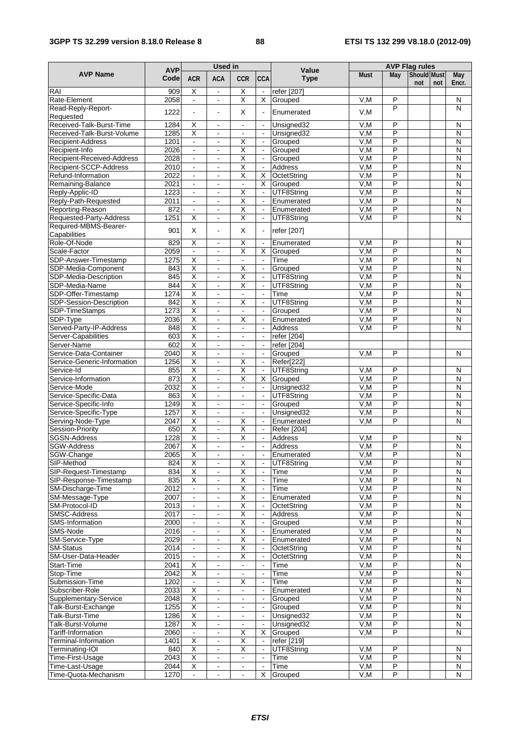| AVP Name | AVP Code | Used in | | | | Value Type | AVP Flag rules | | | | |
|---|---|---|---|---|---|---|---|---|---|---|---|
| | | ACR | ACA | CCR | CCA | | Must | May | Should not | Must not | May Encr. |
| RAI | 909 | X | - | X | - | refer [207] | | | | | |
| Rate-Element | 2058 | - | - | X | X | Grouped | V,M | P | | | N |
| Read-Reply-Report-Requested | 1222 | - | - | X | - | Enumerated | V,M | P | | | N |
| Received-Talk-Burst-Time | 1284 | X | - | - | - | Unsigned32 | V,M | P | | | N |
| Received-Talk-Burst-Volume | 1285 | X | - | - | - | Unsigned32 | V,M | P | | | N |
| Recipient-Address | 1201 | - | - | X | - | Grouped | V,M | P | | | N |
| Recipient-Info | 2026 | - | - | X | - | Grouped | V,M | P | | | N |
| Recipient-Received-Address | 2028 | - | - | X | - | Grouped | V,M | P | | | N |
| Recipient-SCCP-Address | 2010 | - | - | X | - | Address | V,M | P | | | N |
| Refund-Information | 2022 | - | - | X | X | OctetString | V,M | P | | | N |
| Remaining-Balance | 2021 | - | - | - | X | Grouped | V,M | P | | | N |
| Reply-Applic-ID | 1223 | - | - | X | - | UTF8String | V,M | P | | | N |
| Reply-Path-Requested | 2011 | - | - | X | - | Enumerated | V,M | P | | | N |
| Reporting-Reason | 872 | - | - | X | - | Enumerated | V,M | P | | | N |
| Requested-Party-Address | 1251 | X | - | X | - | UTF8String | V,M | P | | | N |
| Required-MBMS-Bearer-Capabilities | 901 | X | - | X | - | refer [207] | | | | | |
| Role-Of-Node | 829 | X | - | X | - | Enumerated | V,M | P | | | N |
| Scale-Factor | 2059 | - | - | X | X | Grouped | V,M | P | | | N |
| SDP-Answer-Timestamp | 1275 | X | - | - | - | Time | V,M | P | | | N |
| SDP-Media-Component | 843 | X | - | X | - | Grouped | V,M | P | | | N |
| SDP-Media-Description | 845 | X | - | X | - | UTF8String | V,M | P | | | N |
| SDP-Media-Name | 844 | X | - | X | - | UTF8String | V,M | P | | | N |
| SDP-Offer-Timestamp | 1274 | X | - | - | - | Time | V,M | P | | | N |
| SDP-Session-Description | 842 | X | - | X | - | UTF8String | V,M | P | | | N |
| SDP-TimeStamps | 1273 | X | - | - | - | Grouped | V,M | P | | | N |
| SDP-Type | 2036 | X | - | X | - | Enumerated | V,M | P | | | N |
| Served-Party-IP-Address | 848 | X | - | - | - | Address | V,M | P | | | N |
| Server-Capabilities | 603 | X | - | - | - | refer [204] | | | | | |
| Server-Name | 602 | X | - | - | - | refer [204] | | | | | |
| Service-Data-Container | 2040 | X | - | - | - | Grouped | V,M | P | | | N |
| Service-Generic-Information | 1256 | X | - | X | - | Refer[222] | | | | | |
| Service-Id | 855 | X | - | X | - | UTF8String | V,M | P | | | N |
| Service-Information | 873 | X | - | X | X | Grouped | V,M | P | | | N |
| Service-Mode | 2032 | X | - | - | - | Unsigned32 | V,M | P | | | N |
| Service-Specific-Data | 863 | X | - | - | - | UTF8String | V,M | P | | | N |
| Service-Specific-Info | 1249 | X | - | - | - | Grouped | V,M | P | | | N |
| Service-Specific-Type | 1257 | X | - | - | - | Unsigned32 | V,M | P | | | N |
| Serving-Node-Type | 2047 | X | - | X | - | Enumerated | V,M | P | | | N |
| Session-Priority | 650 | X | - | X | - | Refer [204] | | | | | |
| SGSN-Address | 1228 | X | - | X | - | Address | V,M | P | | | N |
| SGW-Address | 2067 | X | - | - | - | Address | V,M | P | | | N |
| SGW-Change | 2065 | X | - | - | - | Enumerated | V,M | P | | | N |
| SIP-Method | 824 | X | - | X | - | UTF8String | V,M | P | | | N |
| SIP-Request-Timestamp | 834 | X | - | X | - | Time | V,M | P | | | N |
| SIP-Response-Timestamp | 835 | X | - | X | - | Time | V,M | P | | | N |
| SM-Discharge-Time | 2012 | - | - | X | - | Time | V,M | P | | | N |
| SM-Message-Type | 2007 | - | - | X | - | Enumerated | V,M | P | | | N |
| SM-Protocol-ID | 2013 | - | - | X | - | OctetString | V,M | P | | | N |
| SMSC-Address | 2017 | - | - | X | - | Address | V,M | P | | | N |
| SMS-Information | 2000 | - | - | X | - | Grouped | V,M | P | | | N |
| SMS-Node | 2016 | - | - | X | - | Enumerated | V,M | P | | | N |
| SM-Service-Type | 2029 | - | - | X | - | Enumerated | V,M | P | | | N |
| SM-Status | 2014 | - | - | X | - | OctetString | V,M | P | | | N |
| SM-User-Data-Header | 2015 | - | - | X | - | OctetString | V,M | P | | | N |
| Start-Time | 2041 | X | - | - | - | Time | V,M | P | | | N |
| Stop-Time | 2042 | X | - | - | - | Time | V,M | P | | | N |
| Submission-Time | 1202 | - | - | X | - | Time | V,M | P | | | N |
| Subscriber-Role | 2033 | X | - | - | - | Enumerated | V,M | P | | | N |
| Supplementary-Service | 2048 | X | - | - | - | Grouped | V,M | P | | | N |
| Talk-Burst-Exchange | 1255 | X | - | - | - | Grouped | V,M | P | | | N |
| Talk-Burst-Time | 1286 | X | - | - | - | Unsigned32 | V,M | P | | | N |
| Talk-Burst-Volume | 1287 | X | - | - | - | Unsigned32 | V,M | P | | | N |
| Tariff-Information | 2060 | - | - | X | X | Grouped | V,M | P | | | N |
| Terminal-Information | 1401 | X | - | X | - | refer [219] | | | | | |
| Terminating-IOI | 840 | X | - | X | - | UTF8String | V,M | P | | | N |
| Time-First-Usage | 2043 | X | - | - | - | Time | V,M | P | | | N |
| Time-Last-Usage | 2044 | X | - | - | - | Time | V,M | P | | | N |
| Time-Quota-Mechanism | 1270 | - | - | - | X | Grouped | V,M | P | | | N |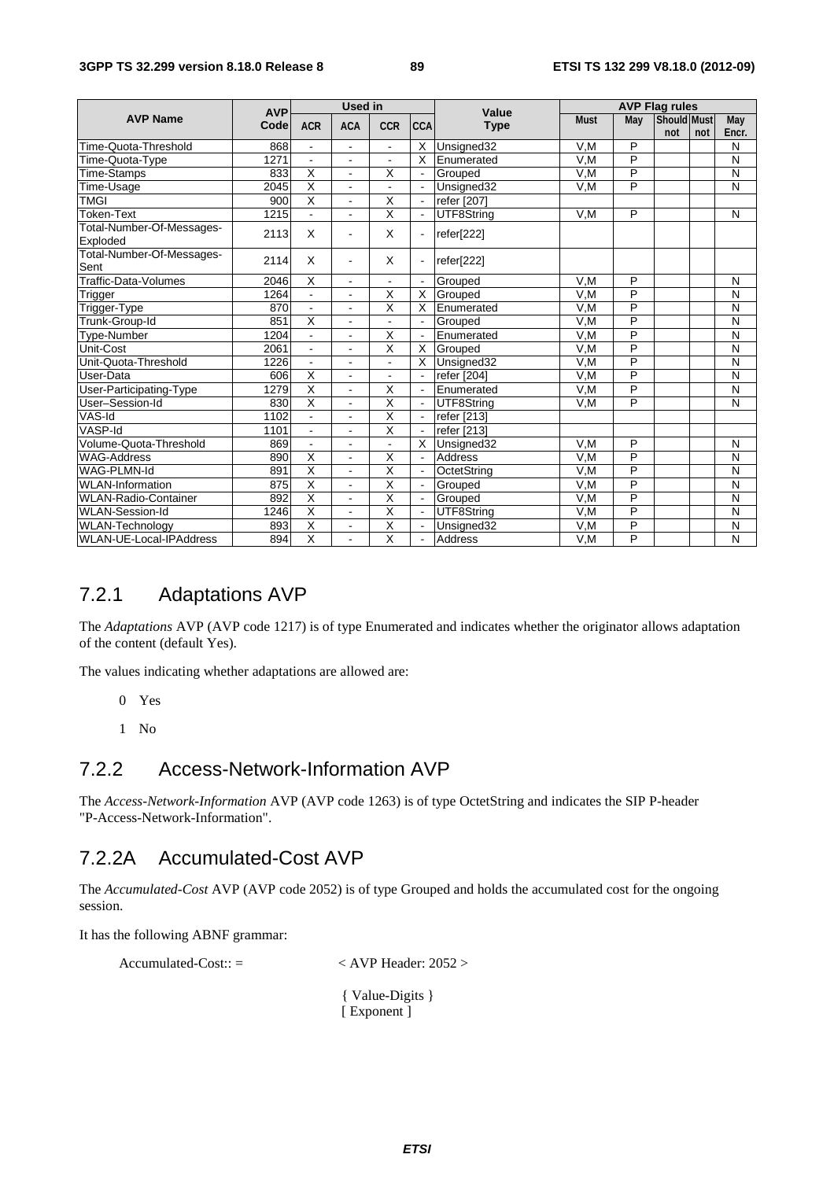| AVP Name | AVP Code | Used in | | | | Value Type | AVP Flag rules | | | | |
|---|---|---|---|---|---|---|---|---|---|---|---|
| | | ACR | ACA | CCR | CCA | | Must | May | Should not | Must not | May Encr. |
| Time-Quota-Threshold | 868 | - | - | - | X | Unsigned32 | V,M | P | | | N |
| Time-Quota-Type | 1271 | - | - | - | X | Enumerated | V,M | P | | | N |
| Time-Stamps | 833 | X | - | X | - | Grouped | V,M | P | | | N |
| Time-Usage | 2045 | X | - | - | - | Unsigned32 | V,M | P | | | N |
| TMGI | 900 | X | - | X | - | refer [207] | | | | | |
| Token-Text | 1215 | - | - | X | - | UTF8String | V,M | P | | | N |
| Total-Number-Of-Messages-Exploded | 2113 | X | - | X | - | refer[222] | | | | | |
| Total-Number-Of-Messages-Sent | 2114 | X | - | X | - | refer[222] | | | | | |
| Traffic-Data-Volumes | 2046 | X | - | - | - | Grouped | V,M | P | | | N |
| Trigger | 1264 | - | - | X | X | Grouped | V,M | P | | | N |
| Trigger-Type | 870 | - | - | X | X | Enumerated | V,M | P | | | N |
| Trunk-Group-Id | 851 | X | - | - | - | Grouped | V,M | P | | | N |
| Type-Number | 1204 | - | - | X | - | Enumerated | V,M | P | | | N |
| Unit-Cost | 2061 | - | - | X | X | Grouped | V,M | P | | | N |
| Unit-Quota-Threshold | 1226 | - | - | - | X | Unsigned32 | V,M | P | | | N |
| User-Data | 606 | X | - | - | - | refer [204] | V,M | P | | | N |
| User-Participating-Type | 1279 | X | - | X | - | Enumerated | V,M | P | | | N |
| User–Session-Id | 830 | X | - | X | - | UTF8String | V,M | P | | | N |
| VAS-Id | 1102 | - | - | X | - | refer [213] | | | | | |
| VASP-Id | 1101 | - | - | X | - | refer [213] | | | | | |
| Volume-Quota-Threshold | 869 | - | - | - | X | Unsigned32 | V,M | P | | | N |
| WAG-Address | 890 | X | - | X | - | Address | V,M | P | | | N |
| WAG-PLMN-Id | 891 | X | - | X | - | OctetString | V,M | P | | | N |
| WLAN-Information | 875 | X | - | X | - | Grouped | V,M | P | | | N |
| WLAN-Radio-Container | 892 | X | - | X | - | Grouped | V,M | P | | | N |
| WLAN-Session-Id | 1246 | X | - | X | - | UTF8String | V,M | P | | | N |
| WLAN-Technology | 893 | X | - | X | - | Unsigned32 | V,M | P | | | N |
| WLAN-UE-Local-IPAddress | 894 | X | - | X | - | Address | V,M | P | | | N |

## 7.2.1 Adaptations AVP

The *Adaptations* AVP (AVP code 1217) is of type Enumerated and indicates whether the originator allows adaptation of the content (default Yes).

The values indicating whether adaptations are allowed are:

0 Yes

1 No

## 7.2.2 Access-Network-Information AVP

The *Access-Network-Information* AVP (AVP code 1263) is of type OctetString and indicates the SIP P-header "P-Access-Network-Information".

## 7.2.2A Accumulated-Cost AVP

The *Accumulated-Cost* AVP (AVP code 2052) is of type Grouped and holds the accumulated cost for the ongoing session.

It has the following ABNF grammar:

```
Accumulated-Cost:: =          < AVP Header: 2052 >

                              { Value-Digits }
                              [ Exponent ]
```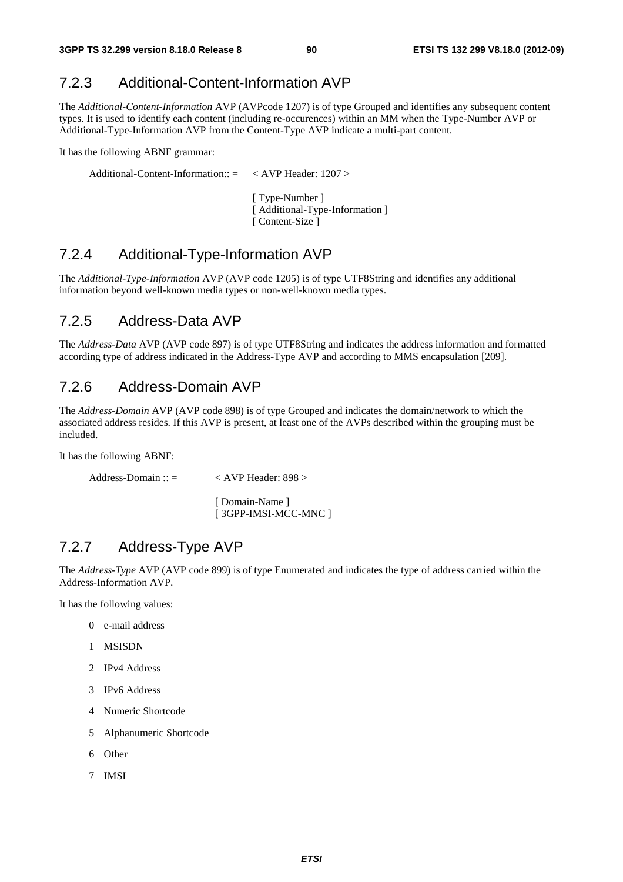## 7.2.3 Additional-Content-Information AVP

The *Additional-Content-Information* AVP (AVPcode 1207) is of type Grouped and identifies any subsequent content types. It is used to identify each content (including re-occurences) within an MM when the Type-Number AVP or Additional-Type-Information AVP from the Content-Type AVP indicate a multi-part content.

It has the following ABNF grammar:

```
Additional-Content-Information:: =    < AVP Header: 1207 >

                                      [ Type-Number ]
                                      [ Additional-Type-Information ]
                                      [ Content-Size ]
```

## 7.2.4 Additional-Type-Information AVP

The *Additional-Type-Information* AVP (AVP code 1205) is of type UTF8String and identifies any additional information beyond well-known media types or non-well-known media types.

## 7.2.5 Address-Data AVP

The *Address-Data* AVP (AVP code 897) is of type UTF8String and indicates the address information and formatted according type of address indicated in the Address-Type AVP and according to MMS encapsulation [209].

## 7.2.6 Address-Domain AVP

The *Address-Domain* AVP (AVP code 898) is of type Grouped and indicates the domain/network to which the associated address resides. If this AVP is present, at least one of the AVPs described within the grouping must be included.

It has the following ABNF:

```
Address-Domain :: =          < AVP Header: 898 >

                             [ Domain-Name ]
                             [ 3GPP-IMSI-MCC-MNC ]
```

## 7.2.7 Address-Type AVP

The *Address-Type* AVP (AVP code 899) is of type Enumerated and indicates the type of address carried within the Address-Information AVP.

It has the following values:

0 e-mail address

1 MSISDN

2 IPv4 Address

3 IPv6 Address

4 Numeric Shortcode

5 Alphanumeric Shortcode

6 Other

7 IMSI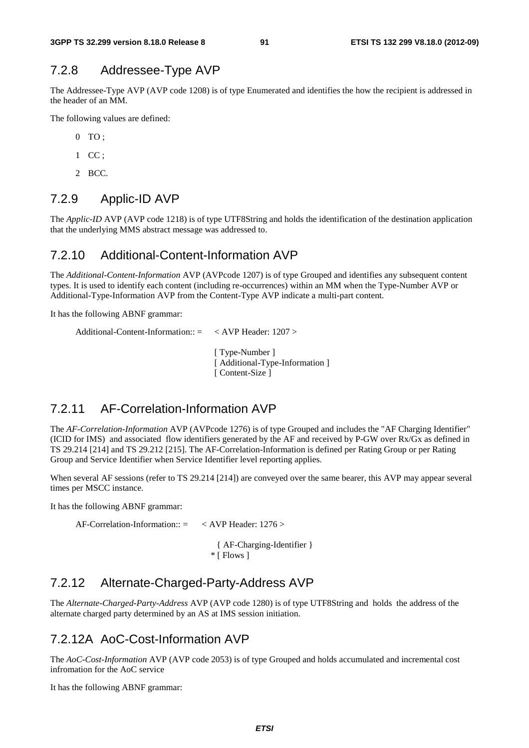## 7.2.8 Addressee-Type AVP

The Addressee-Type AVP (AVP code 1208) is of type Enumerated and identifies the how the recipient is addressed in the header of an MM.

The following values are defined:

0 TO ;

1 CC ;

2 BCC.

## 7.2.9 Applic-ID AVP

The *Applic-ID* AVP (AVP code 1218) is of type UTF8String and holds the identification of the destination application that the underlying MMS abstract message was addressed to.

## 7.2.10 Additional-Content-Information AVP

The *Additional-Content-Information* AVP (AVPcode 1207) is of type Grouped and identifies any subsequent content types. It is used to identify each content (including re-occurrences) within an MM when the Type-Number AVP or Additional-Type-Information AVP from the Content-Type AVP indicate a multi-part content.

It has the following ABNF grammar:

```
Additional-Content-Information:: =    < AVP Header: 1207 >

                                      [ Type-Number ]
                                      [ Additional-Type-Information ]
                                      [ Content-Size ]
```

## 7.2.11 AF-Correlation-Information AVP

The *AF-Correlation-Information* AVP (AVPcode 1276) is of type Grouped and includes the "AF Charging Identifier" (ICID for IMS) and associated flow identifiers generated by the AF and received by P-GW over Rx/Gx as defined in TS 29.214 [214] and TS 29.212 [215]. The AF-Correlation-Information is defined per Rating Group or per Rating Group and Service Identifier when Service Identifier level reporting applies.

When several AF sessions (refer to TS 29.214 [214]) are conveyed over the same bearer, this AVP may appear several times per MSCC instance.

It has the following ABNF grammar:

```
AF-Correlation-Information:: =    < AVP Header: 1276 >

                                    { AF-Charging-Identifier }
                                   * [ Flows ]
```

## 7.2.12 Alternate-Charged-Party-Address AVP

The *Alternate-Charged-Party-Address* AVP (AVP code 1280) is of type UTF8String and holds the address of the alternate charged party determined by an AS at IMS session initiation.

## 7.2.12A AoC-Cost-Information AVP

The *AoC-Cost-Information* AVP (AVP code 2053) is of type Grouped and holds accumulated and incremental cost infromation for the AoC service

It has the following ABNF grammar: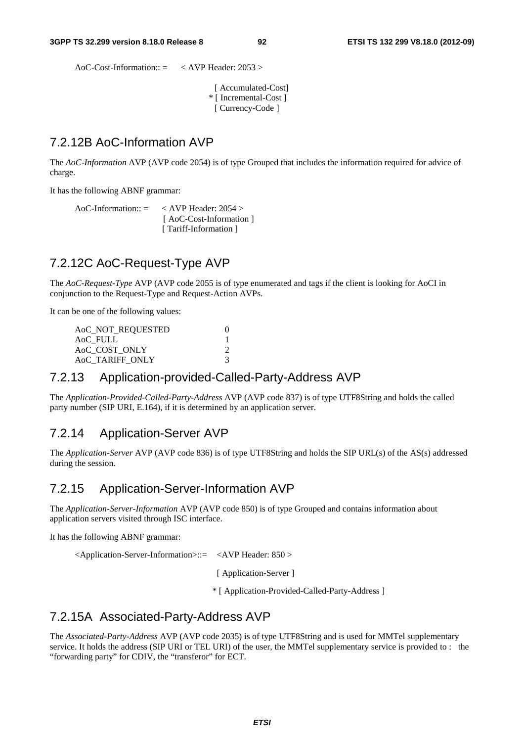```
AoC-Cost-Information:: =    < AVP Header: 2053 >

                            [ Accumulated-Cost]
                          * [ Incremental-Cost ]
                            [ Currency-Code ]
```

## 7.2.12B AoC-Information AVP

The *AoC-Information* AVP (AVP code 2054) is of type Grouped that includes the information required for advice of charge.

It has the following ABNF grammar:

```
AoC-Information:: =    < AVP Header: 2054 >
                        [ AoC-Cost-Information ]
                        [ Tariff-Information ]
```

## 7.2.12C AoC-Request-Type AVP

The *AoC-Request-Type* AVP (AVP code 2055 is of type enumerated and tags if the client is looking for AoCI in conjunction to the Request-Type and Request-Action AVPs.

It can be one of the following values:

```
AoC_NOT_REQUESTED        0
AoC_FULL                 1
AoC_COST_ONLY            2
AoC_TARIFF_ONLY          3
```

## 7.2.13 Application-provided-Called-Party-Address AVP

The *Application-Provided-Called-Party-Address* AVP (AVP code 837) is of type UTF8String and holds the called party number (SIP URI, E.164), if it is determined by an application server.

## 7.2.14 Application-Server AVP

The *Application-Server* AVP (AVP code 836) is of type UTF8String and holds the SIP URL(s) of the AS(s) addressed during the session.

## 7.2.15 Application-Server-Information AVP

The *Application-Server-Information* AVP (AVP code 850) is of type Grouped and contains information about application servers visited through ISC interface.

It has the following ABNF grammar:

```
<Application-Server-Information>::=    <AVP Header: 850 >

                                        [ Application-Server ]

                                      * [ Application-Provided-Called-Party-Address ]
```

## 7.2.15A Associated-Party-Address AVP

The *Associated-Party-Address* AVP (AVP code 2035) is of type UTF8String and is used for MMTel supplementary service. It holds the address (SIP URI or TEL URI) of the user, the MMTel supplementary service is provided to : the "forwarding party" for CDIV, the "transferor" for ECT.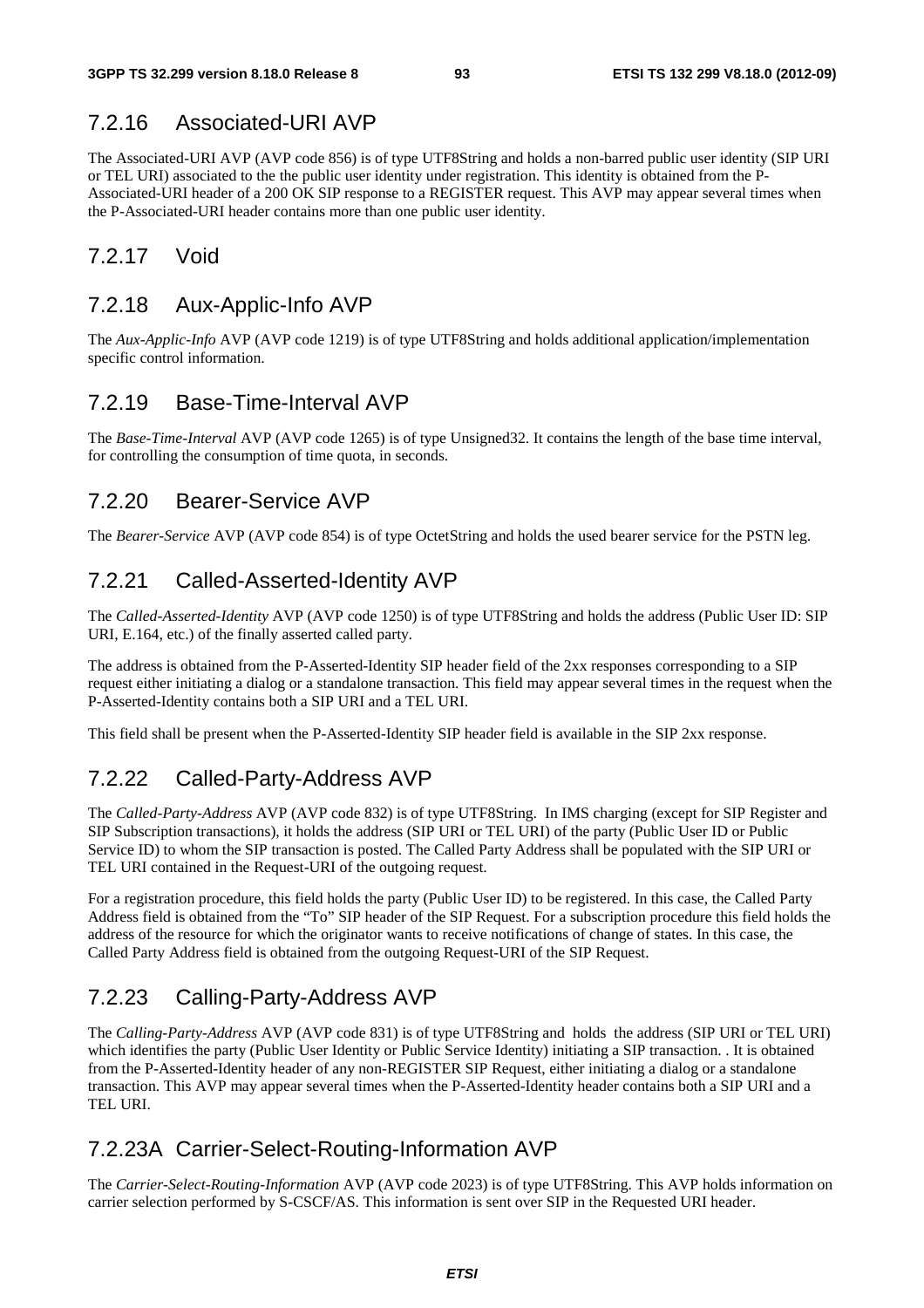### 7.2.16 Associated-URI AVP

The Associated-URI AVP (AVP code 856) is of type UTF8String and holds a non-barred public user identity (SIP URI or TEL URI) associated to the the public user identity under registration. This identity is obtained from the P-Associated-URI header of a 200 OK SIP response to a REGISTER request. This AVP may appear several times when the P-Associated-URI header contains more than one public user identity.

### 7.2.17 Void

### 7.2.18 Aux-Applic-Info AVP

The *Aux-Applic-Info* AVP (AVP code 1219) is of type UTF8String and holds additional application/implementation specific control information.

### 7.2.19 Base-Time-Interval AVP

The *Base-Time-Interval* AVP (AVP code 1265) is of type Unsigned32. It contains the length of the base time interval, for controlling the consumption of time quota, in seconds.

### 7.2.20 Bearer-Service AVP

The *Bearer-Service* AVP (AVP code 854) is of type OctetString and holds the used bearer service for the PSTN leg.

### 7.2.21 Called-Asserted-Identity AVP

The *Called-Asserted-Identity* AVP (AVP code 1250) is of type UTF8String and holds the address (Public User ID: SIP URI, E.164, etc.) of the finally asserted called party.

The address is obtained from the P-Asserted-Identity SIP header field of the 2xx responses corresponding to a SIP request either initiating a dialog or a standalone transaction. This field may appear several times in the request when the P-Asserted-Identity contains both a SIP URI and a TEL URI.

This field shall be present when the P-Asserted-Identity SIP header field is available in the SIP 2xx response.

### 7.2.22 Called-Party-Address AVP

The *Called-Party-Address* AVP (AVP code 832) is of type UTF8String. In IMS charging (except for SIP Register and SIP Subscription transactions), it holds the address (SIP URI or TEL URI) of the party (Public User ID or Public Service ID) to whom the SIP transaction is posted. The Called Party Address shall be populated with the SIP URI or TEL URI contained in the Request-URI of the outgoing request.

For a registration procedure, this field holds the party (Public User ID) to be registered. In this case, the Called Party Address field is obtained from the "To" SIP header of the SIP Request. For a subscription procedure this field holds the address of the resource for which the originator wants to receive notifications of change of states. In this case, the Called Party Address field is obtained from the outgoing Request-URI of the SIP Request.

### 7.2.23 Calling-Party-Address AVP

The *Calling-Party-Address* AVP (AVP code 831) is of type UTF8String and holds the address (SIP URI or TEL URI) which identifies the party (Public User Identity or Public Service Identity) initiating a SIP transaction. . It is obtained from the P-Asserted-Identity header of any non-REGISTER SIP Request, either initiating a dialog or a standalone transaction. This AVP may appear several times when the P-Asserted-Identity header contains both a SIP URI and a TEL URI.

### 7.2.23A Carrier-Select-Routing-Information AVP

The *Carrier-Select-Routing-Information* AVP (AVP code 2023) is of type UTF8String. This AVP holds information on carrier selection performed by S-CSCF/AS. This information is sent over SIP in the Requested URI header.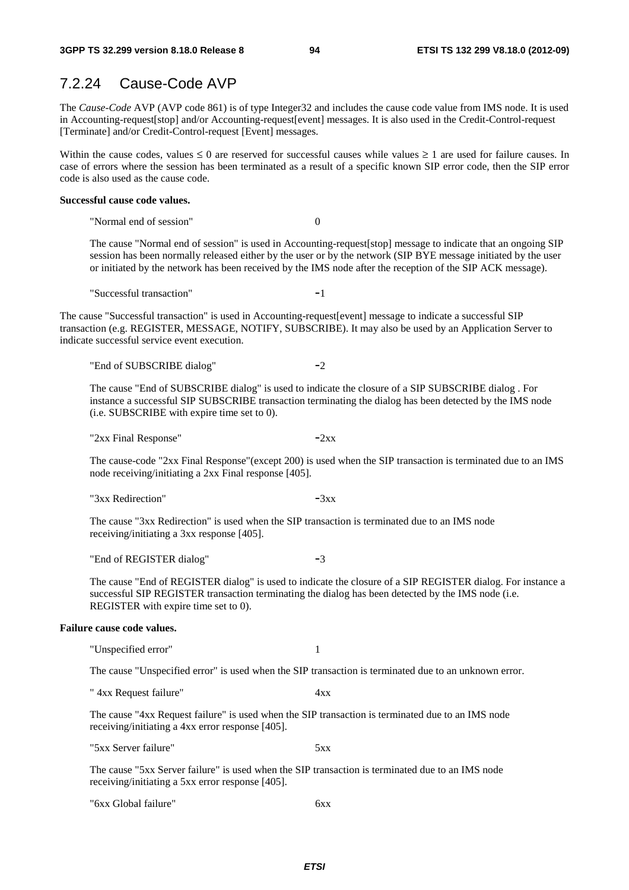### 7.2.24 Cause-Code AVP

The *Cause-Code* AVP (AVP code 861) is of type Integer32 and includes the cause code value from IMS node. It is used in Accounting-request[stop] and/or Accounting-request[event] messages. It is also used in the Credit-Control-request [Terminate] and/or Credit-Control-request [Event] messages.

Within the cause codes, values ≤ 0 are reserved for successful causes while values ≥ 1 are used for failure causes. In case of errors where the session has been terminated as a result of a specific known SIP error code, then the SIP error code is also used as the cause code.

**Successful cause code values.**

"Normal end of session" 0

The cause "Normal end of session" is used in Accounting-request[stop] message to indicate that an ongoing SIP session has been normally released either by the user or by the network (SIP BYE message initiated by the user or initiated by the network has been received by the IMS node after the reception of the SIP ACK message).

"Successful transaction" -1

The cause "Successful transaction" is used in Accounting-request[event] message to indicate a successful SIP transaction (e.g. REGISTER, MESSAGE, NOTIFY, SUBSCRIBE). It may also be used by an Application Server to indicate successful service event execution.

"End of SUBSCRIBE dialog" -2

The cause "End of SUBSCRIBE dialog" is used to indicate the closure of a SIP SUBSCRIBE dialog . For instance a successful SIP SUBSCRIBE transaction terminating the dialog has been detected by the IMS node (i.e. SUBSCRIBE with expire time set to 0).

"2xx Final Response" -2xx

The cause-code "2xx Final Response"(except 200) is used when the SIP transaction is terminated due to an IMS node receiving/initiating a 2xx Final response [405].

"3xx Redirection" -3xx

The cause "3xx Redirection" is used when the SIP transaction is terminated due to an IMS node receiving/initiating a 3xx response [405].

"End of REGISTER dialog" -3

The cause "End of REGISTER dialog" is used to indicate the closure of a SIP REGISTER dialog. For instance a successful SIP REGISTER transaction terminating the dialog has been detected by the IMS node (i.e. REGISTER with expire time set to 0).

**Failure cause code values.**

"Unspecified error" 1

The cause "Unspecified error" is used when the SIP transaction is terminated due to an unknown error.

" 4xx Request failure" 4xx

The cause "4xx Request failure" is used when the SIP transaction is terminated due to an IMS node receiving/initiating a 4xx error response [405].

"5xx Server failure" 5xx

The cause "5xx Server failure" is used when the SIP transaction is terminated due to an IMS node receiving/initiating a 5xx error response [405].

"6xx Global failure" 6xx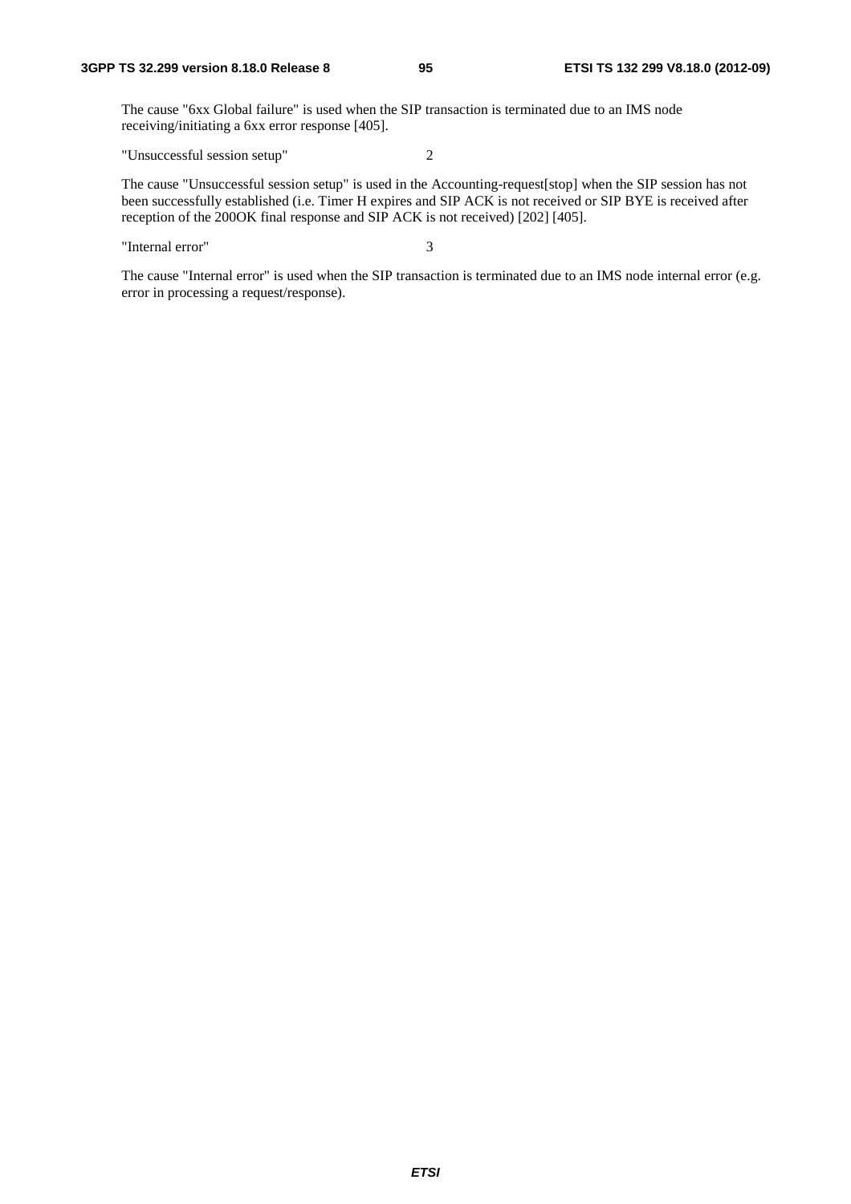The cause "6xx Global failure" is used when the SIP transaction is terminated due to an IMS node receiving/initiating a 6xx error response [405].

"Unsuccessful session setup"    2

The cause "Unsuccessful session setup" is used in the Accounting-request[stop] when the SIP session has not been successfully established (i.e. Timer H expires and SIP ACK is not received or SIP BYE is received after reception of the 200OK final response and SIP ACK is not received) [202] [405].

"Internal error"    3

The cause "Internal error" is used when the SIP transaction is terminated due to an IMS node internal error (e.g. error in processing a request/response).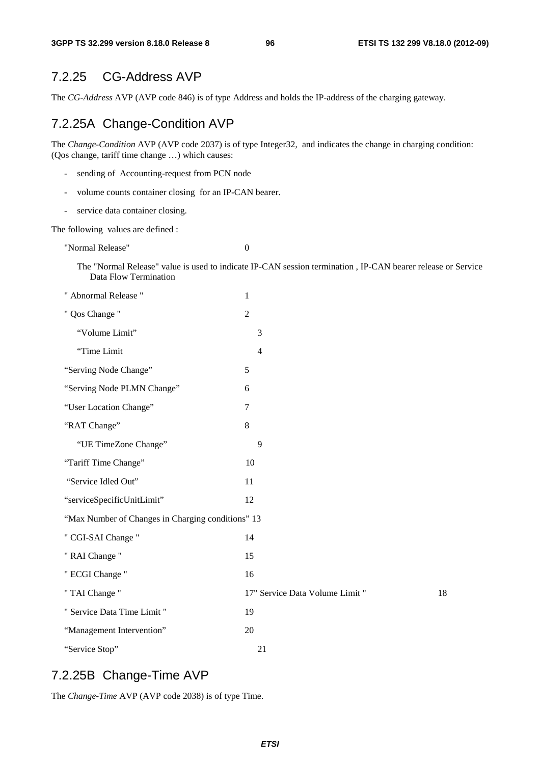## 7.2.25 CG-Address AVP

The *CG-Address* AVP (AVP code 846) is of type Address and holds the IP-address of the charging gateway.

## 7.2.25A Change-Condition AVP

The *Change-Condition* AVP (AVP code 2037) is of type Integer32, and indicates the change in charging condition: (Qos change, tariff time change …) which causes:

- sending of Accounting-request from PCN node
- volume counts container closing for an IP-CAN bearer.
- service data container closing.

The following values are defined :

"Normal Release" 0

The "Normal Release" value is used to indicate IP-CAN session termination , IP-CAN bearer release or Service Data Flow Termination

" Abnormal Release " 1

" Qos Change " 2

"Volume Limit" 3

"Time Limit 4

"Serving Node Change" 5

"Serving Node PLMN Change" 6

"User Location Change" 7

"RAT Change" 8

"UE TimeZone Change" 9

"Tariff Time Change" 10

"Service Idled Out" 11

"serviceSpecificUnitLimit" 12

"Max Number of Changes in Charging conditions" 13

" CGI-SAI Change " 14

" RAI Change " 15

" ECGI Change " 16

" TAI Change " 17" Service Data Volume Limit " 18

" Service Data Time Limit " 19

"Management Intervention" 20

"Service Stop" 21

## 7.2.25B Change-Time AVP

The *Change-Time* AVP (AVP code 2038) is of type Time.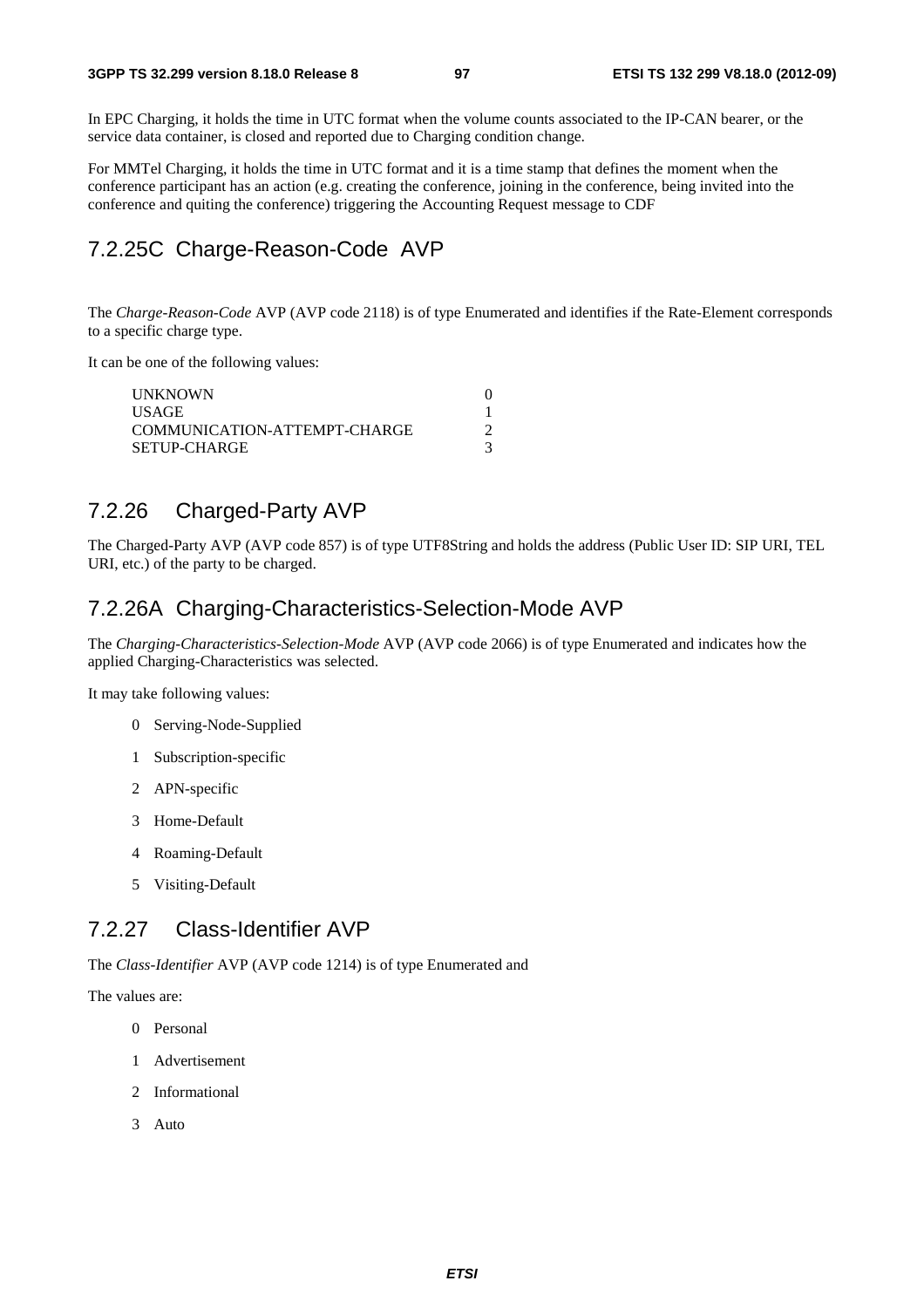In EPC Charging, it holds the time in UTC format when the volume counts associated to the IP-CAN bearer, or the service data container, is closed and reported due to Charging condition change.

For MMTel Charging, it holds the time in UTC format and it is a time stamp that defines the moment when the conference participant has an action (e.g. creating the conference, joining in the conference, being invited into the conference and quiting the conference) triggering the Accounting Request message to CDF

## 7.2.25C Charge-Reason-Code AVP

The *Charge-Reason-Code* AVP (AVP code 2118) is of type Enumerated and identifies if the Rate-Element corresponds to a specific charge type.

It can be one of the following values:

| | |
|---|---|
| UNKNOWN | 0 |
| USAGE | 1 |
| COMMUNICATION-ATTEMPT-CHARGE | 2 |
| SETUP-CHARGE | 3 |

## 7.2.26 Charged-Party AVP

The Charged-Party AVP (AVP code 857) is of type UTF8String and holds the address (Public User ID: SIP URI, TEL URI, etc.) of the party to be charged.

## 7.2.26A Charging-Characteristics-Selection-Mode AVP

The *Charging-Characteristics-Selection-Mode* AVP (AVP code 2066) is of type Enumerated and indicates how the applied Charging-Characteristics was selected.

It may take following values:

0 Serving-Node-Supplied

1 Subscription-specific

2 APN-specific

3 Home-Default

4 Roaming-Default

5 Visiting-Default

## 7.2.27 Class-Identifier AVP

The *Class-Identifier* AVP (AVP code 1214) is of type Enumerated and

The values are:

0 Personal

1 Advertisement

2 Informational

3 Auto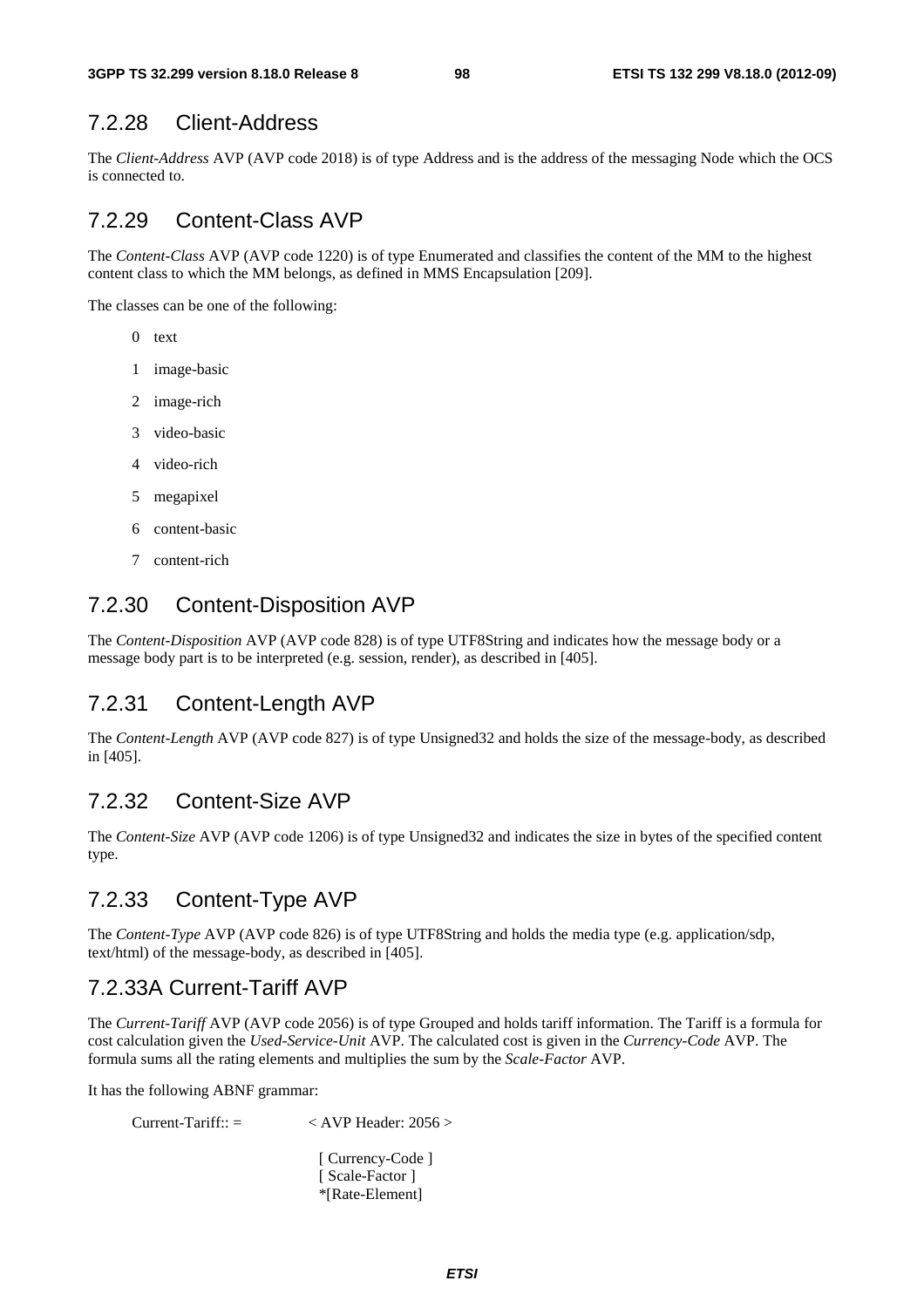## 7.2.28 Client-Address

The *Client-Address* AVP (AVP code 2018) is of type Address and is the address of the messaging Node which the OCS is connected to.

## 7.2.29 Content-Class AVP

The *Content-Class* AVP (AVP code 1220) is of type Enumerated and classifies the content of the MM to the highest content class to which the MM belongs, as defined in MMS Encapsulation [209].

The classes can be one of the following:

- 0 text
- 1 image-basic
- 2 image-rich
- 3 video-basic
- 4 video-rich
- 5 megapixel
- 6 content-basic
- 7 content-rich

## 7.2.30 Content-Disposition AVP

The *Content-Disposition* AVP (AVP code 828) is of type UTF8String and indicates how the message body or a message body part is to be interpreted (e.g. session, render), as described in [405].

## 7.2.31 Content-Length AVP

The *Content-Length* AVP (AVP code 827) is of type Unsigned32 and holds the size of the message-body, as described in [405].

## 7.2.32 Content-Size AVP

The *Content-Size* AVP (AVP code 1206) is of type Unsigned32 and indicates the size in bytes of the specified content type.

## 7.2.33 Content-Type AVP

The *Content-Type* AVP (AVP code 826) is of type UTF8String and holds the media type (e.g. application/sdp, text/html) of the message-body, as described in [405].

## 7.2.33A Current-Tariff AVP

The *Current-Tariff* AVP (AVP code 2056) is of type Grouped and holds tariff information. The Tariff is a formula for cost calculation given the *Used-Service-Unit* AVP. The calculated cost is given in the *Currency-Code* AVP. The formula sums all the rating elements and multiplies the sum by the *Scale-Factor* AVP.

It has the following ABNF grammar:

```
Current-Tariff:: =        < AVP Header: 2056 >

                          [ Currency-Code ]
                          [ Scale-Factor ]
                          *[Rate-Element]
```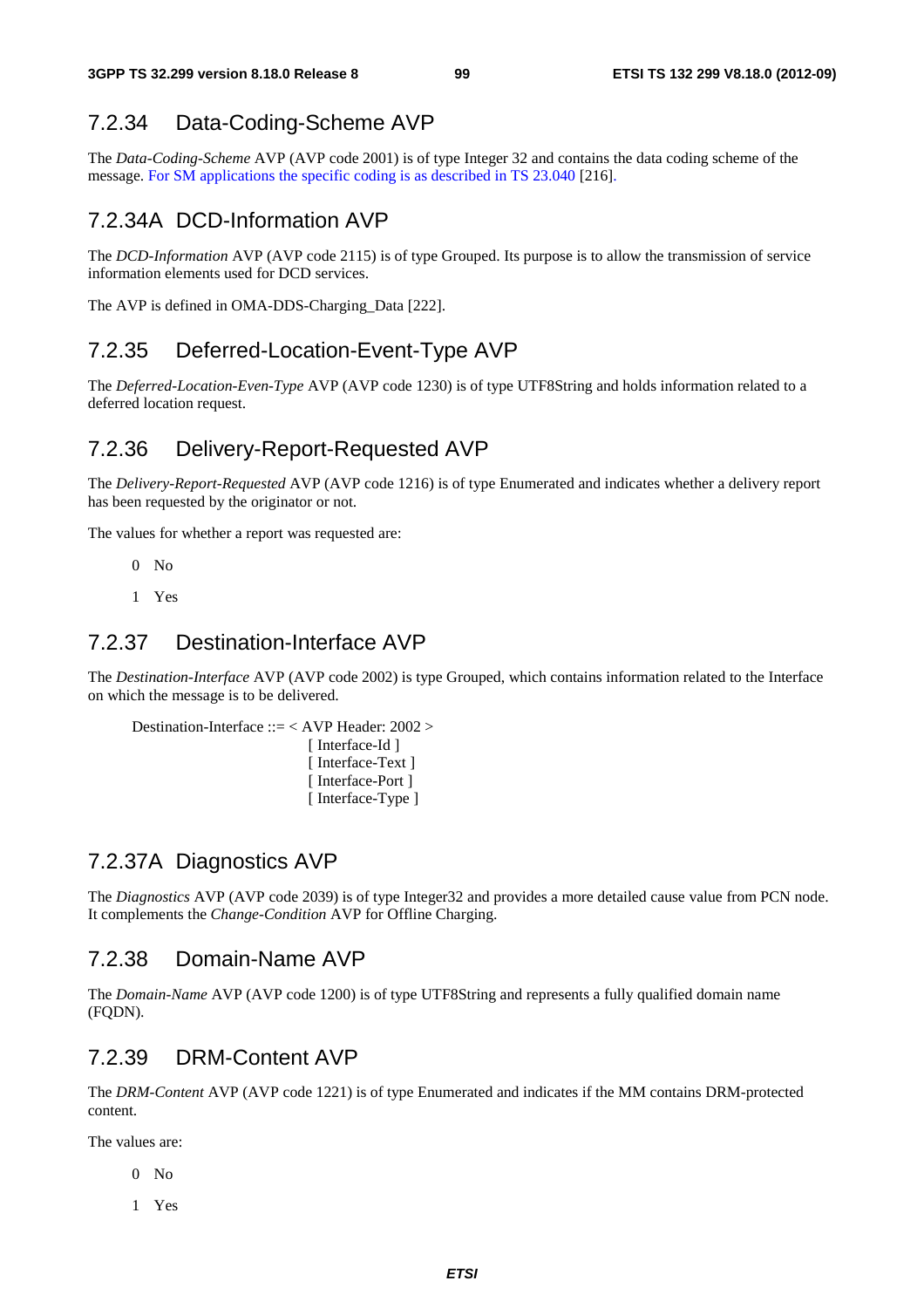### 7.2.34 Data-Coding-Scheme AVP

The *Data-Coding-Scheme* AVP (AVP code 2001) is of type Integer 32 and contains the data coding scheme of the message. For SM applications the specific coding is as described in TS 23.040 [216].

### 7.2.34A DCD-Information AVP

The *DCD-Information* AVP (AVP code 2115) is of type Grouped. Its purpose is to allow the transmission of service information elements used for DCD services.

The AVP is defined in OMA-DDS-Charging_Data [222].

### 7.2.35 Deferred-Location-Event-Type AVP

The *Deferred-Location-Even-Type* AVP (AVP code 1230) is of type UTF8String and holds information related to a deferred location request.

### 7.2.36 Delivery-Report-Requested AVP

The *Delivery-Report-Requested* AVP (AVP code 1216) is of type Enumerated and indicates whether a delivery report has been requested by the originator or not.

The values for whether a report was requested are:

0 No

1 Yes

### 7.2.37 Destination-Interface AVP

The *Destination-Interface* AVP (AVP code 2002) is type Grouped, which contains information related to the Interface on which the message is to be delivered.

```
Destination-Interface ::= < AVP Header: 2002 >
                          [ Interface-Id ]
                          [ Interface-Text ]
                          [ Interface-Port ]
                          [ Interface-Type ]
```

### 7.2.37A Diagnostics AVP

The *Diagnostics* AVP (AVP code 2039) is of type Integer32 and provides a more detailed cause value from PCN node. It complements the *Change-Condition* AVP for Offline Charging.

### 7.2.38 Domain-Name AVP

The *Domain-Name* AVP (AVP code 1200) is of type UTF8String and represents a fully qualified domain name (FQDN).

### 7.2.39 DRM-Content AVP

The *DRM-Content* AVP (AVP code 1221) is of type Enumerated and indicates if the MM contains DRM-protected content.

The values are:

0 No

1 Yes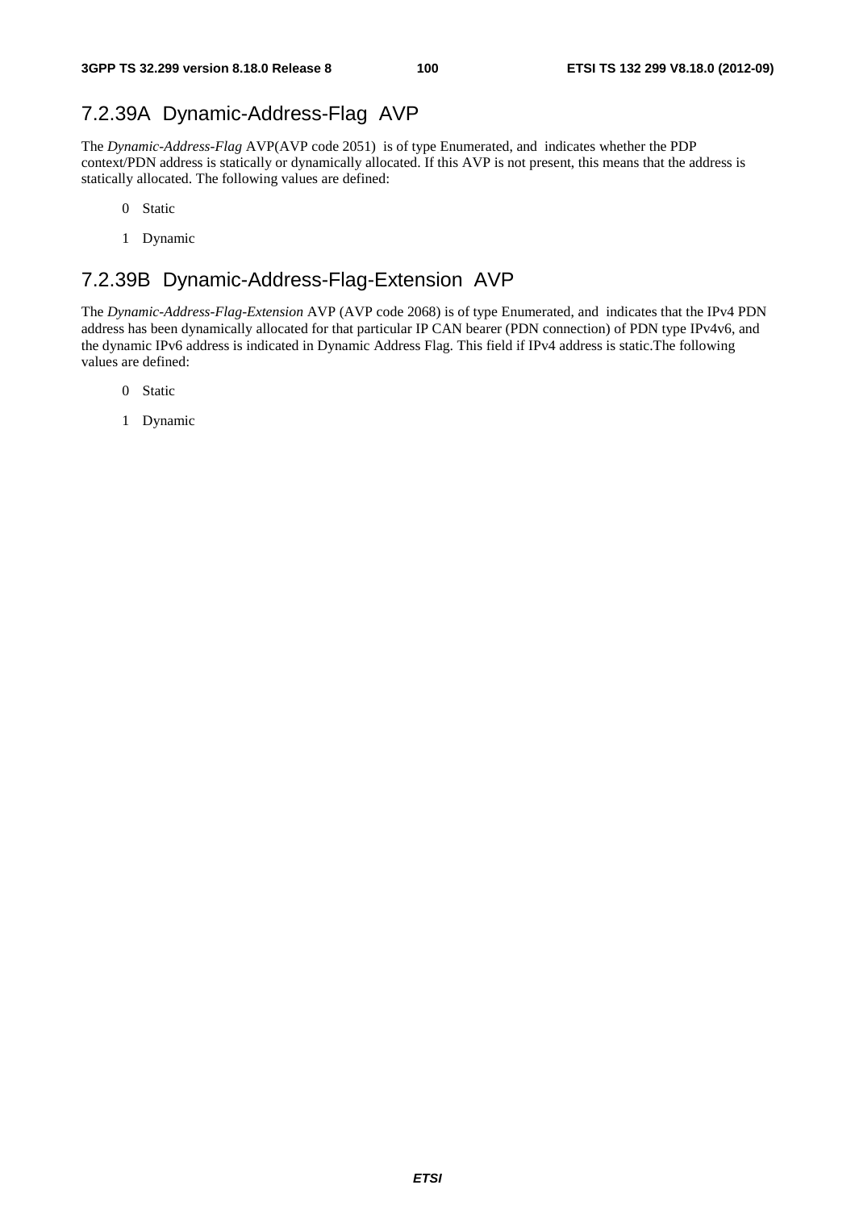## 7.2.39A Dynamic-Address-Flag AVP

The *Dynamic-Address-Flag* AVP(AVP code 2051) is of type Enumerated, and indicates whether the PDP context/PDN address is statically or dynamically allocated. If this AVP is not present, this means that the address is statically allocated. The following values are defined:

0 Static

1 Dynamic

## 7.2.39B Dynamic-Address-Flag-Extension AVP

The *Dynamic-Address-Flag-Extension* AVP (AVP code 2068) is of type Enumerated, and indicates that the IPv4 PDN address has been dynamically allocated for that particular IP CAN bearer (PDN connection) of PDN type IPv4v6, and the dynamic IPv6 address is indicated in Dynamic Address Flag. This field if IPv4 address is static.The following values are defined:

0 Static

1 Dynamic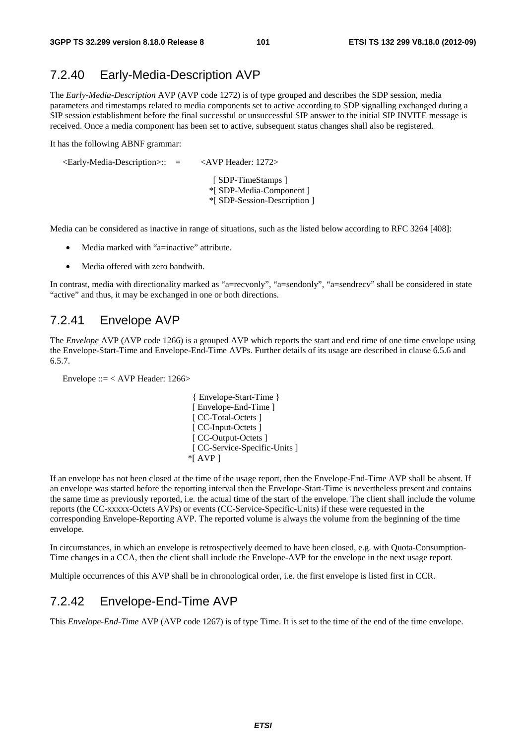## 7.2.40 Early-Media-Description AVP

The *Early-Media-Description* AVP (AVP code 1272) is of type grouped and describes the SDP session, media parameters and timestamps related to media components set to active according to SDP signalling exchanged during a SIP session establishment before the final successful or unsuccessful SIP answer to the initial SIP INVITE message is received. Once a media component has been set to active, subsequent status changes shall also be registered.

It has the following ABNF grammar:

```
<Early-Media-Description>::  =     <AVP Header: 1272>

                                     [ SDP-TimeStamps ]
                                    *[ SDP-Media-Component ]
                                    *[ SDP-Session-Description ]
```

Media can be considered as inactive in range of situations, such as the listed below according to RFC 3264 [408]:

- Media marked with "a=inactive" attribute.
- Media offered with zero bandwith.

In contrast, media with directionality marked as "a=recvonly", "a=sendonly", "a=sendrecv" shall be considered in state "active" and thus, it may be exchanged in one or both directions.

## 7.2.41 Envelope AVP

The *Envelope* AVP (AVP code 1266) is a grouped AVP which reports the start and end time of one time envelope using the Envelope-Start-Time and Envelope-End-Time AVPs. Further details of its usage are described in clause 6.5.6 and 6.5.7.

```
Envelope ::= < AVP Header: 1266>

                                 { Envelope-Start-Time }
                                 [ Envelope-End-Time ]
                                 [ CC-Total-Octets ]
                                 [ CC-Input-Octets ]
                                 [ CC-Output-Octets ]
                                 [ CC-Service-Specific-Units ]
                                *[ AVP ]
```

If an envelope has not been closed at the time of the usage report, then the Envelope-End-Time AVP shall be absent. If an envelope was started before the reporting interval then the Envelope-Start-Time is nevertheless present and contains the same time as previously reported, i.e. the actual time of the start of the envelope. The client shall include the volume reports (the CC-xxxxx-Octets AVPs) or events (CC-Service-Specific-Units) if these were requested in the corresponding Envelope-Reporting AVP. The reported volume is always the volume from the beginning of the time envelope.

In circumstances, in which an envelope is retrospectively deemed to have been closed, e.g. with Quota-Consumption-Time changes in a CCA, then the client shall include the Envelope-AVP for the envelope in the next usage report.

Multiple occurrences of this AVP shall be in chronological order, i.e. the first envelope is listed first in CCR.

## 7.2.42 Envelope-End-Time AVP

This *Envelope-End-Time* AVP (AVP code 1267) is of type Time. It is set to the time of the end of the time envelope.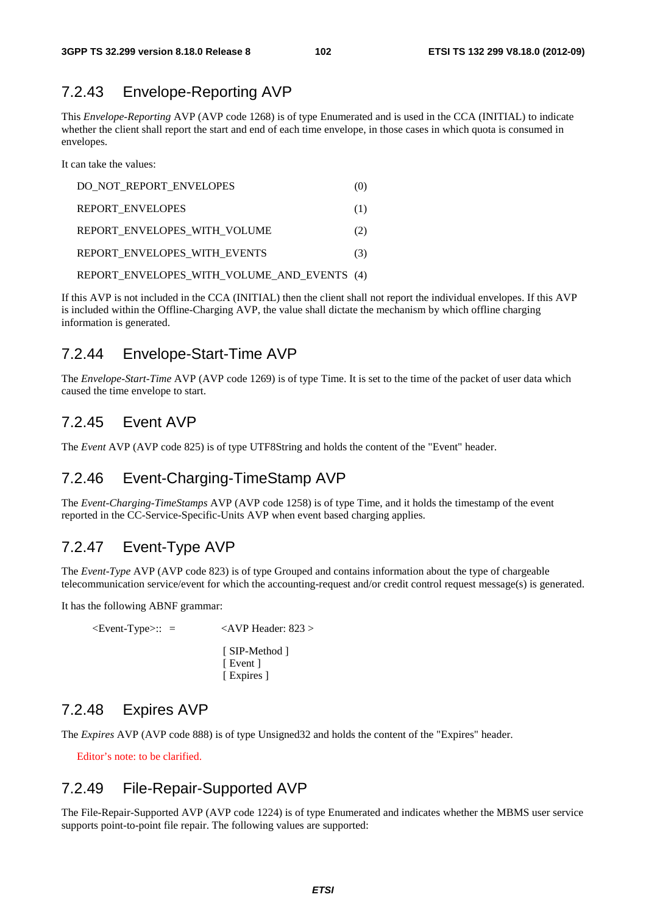### 7.2.43 Envelope-Reporting AVP

This *Envelope-Reporting* AVP (AVP code 1268) is of type Enumerated and is used in the CCA (INITIAL) to indicate whether the client shall report the start and end of each time envelope, in those cases in which quota is consumed in envelopes.

It can take the values:

DO_NOT_REPORT_ENVELOPES (0)

REPORT_ENVELOPES (1)

REPORT_ENVELOPES_WITH_VOLUME (2)

REPORT_ENVELOPES_WITH_EVENTS (3)

REPORT_ENVELOPES_WITH_VOLUME_AND_EVENTS (4)

If this AVP is not included in the CCA (INITIAL) then the client shall not report the individual envelopes. If this AVP is included within the Offline-Charging AVP, the value shall dictate the mechanism by which offline charging information is generated.

### 7.2.44 Envelope-Start-Time AVP

The *Envelope-Start-Time* AVP (AVP code 1269) is of type Time. It is set to the time of the packet of user data which caused the time envelope to start.

### 7.2.45 Event AVP

The *Event* AVP (AVP code 825) is of type UTF8String and holds the content of the "Event" header.

### 7.2.46 Event-Charging-TimeStamp AVP

The *Event-Charging-TimeStamps* AVP (AVP code 1258) is of type Time, and it holds the timestamp of the event reported in the CC-Service-Specific-Units AVP when event based charging applies.

### 7.2.47 Event-Type AVP

The *Event-Type* AVP (AVP code 823) is of type Grouped and contains information about the type of chargeable telecommunication service/event for which the accounting-request and/or credit control request message(s) is generated.

It has the following ABNF grammar:

```
<Event-Type>:: =        <AVP Header: 823 >

                        [ SIP-Method ]
                        [ Event ]
                        [ Expires ]
```

### 7.2.48 Expires AVP

The *Expires* AVP (AVP code 888) is of type Unsigned32 and holds the content of the "Expires" header.

Editor's note: to be clarified.

### 7.2.49 File-Repair-Supported AVP

The File-Repair-Supported AVP (AVP code 1224) is of type Enumerated and indicates whether the MBMS user service supports point-to-point file repair. The following values are supported: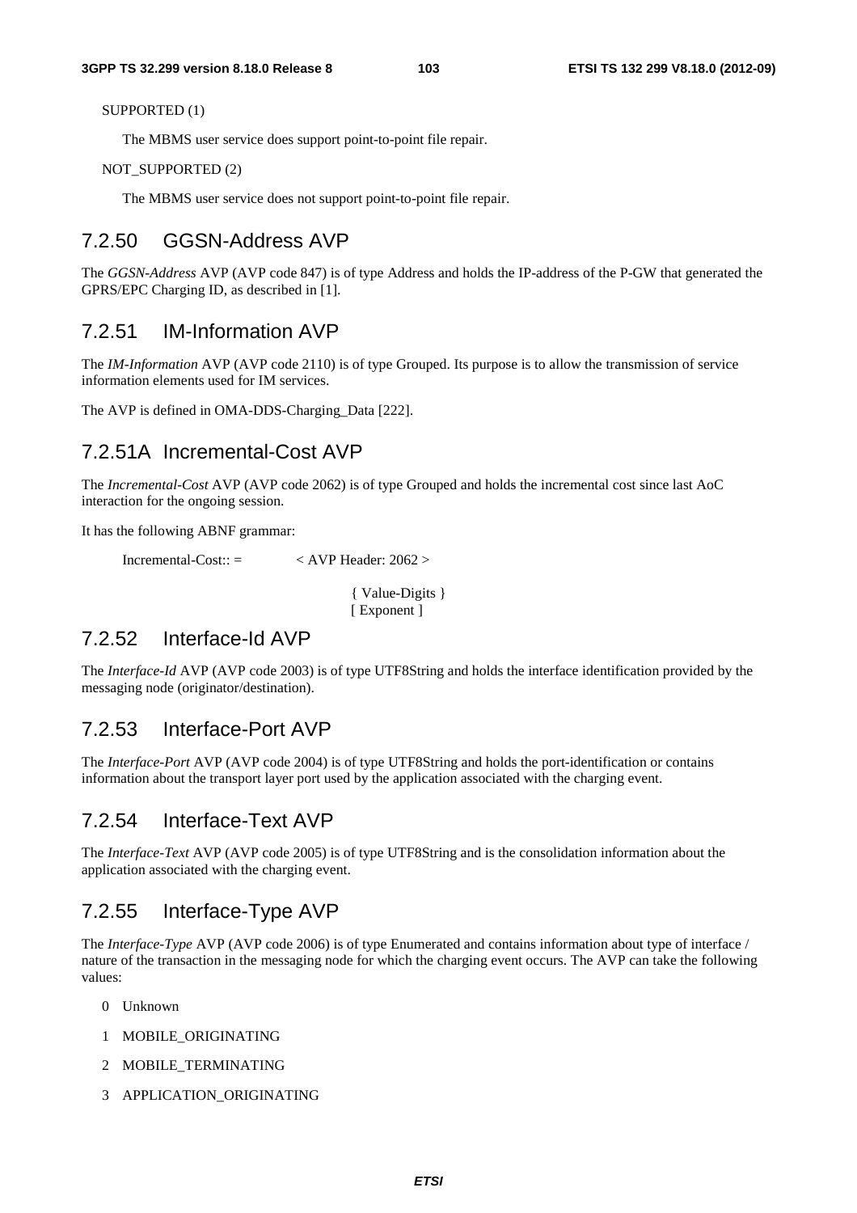SUPPORTED (1)

The MBMS user service does support point-to-point file repair.

NOT_SUPPORTED (2)

The MBMS user service does not support point-to-point file repair.

### 7.2.50 GGSN-Address AVP

The *GGSN-Address* AVP (AVP code 847) is of type Address and holds the IP-address of the P-GW that generated the GPRS/EPC Charging ID, as described in [1].

### 7.2.51 IM-Information AVP

The *IM-Information* AVP (AVP code 2110) is of type Grouped. Its purpose is to allow the transmission of service information elements used for IM services.

The AVP is defined in OMA-DDS-Charging_Data [222].

### 7.2.51A Incremental-Cost AVP

The *Incremental-Cost* AVP (AVP code 2062) is of type Grouped and holds the incremental cost since last AoC interaction for the ongoing session.

It has the following ABNF grammar:

```
Incremental-Cost:: =        < AVP Header: 2062 >

                            { Value-Digits }
                            [ Exponent ]
```

### 7.2.52 Interface-Id AVP

The *Interface-Id* AVP (AVP code 2003) is of type UTF8String and holds the interface identification provided by the messaging node (originator/destination).

### 7.2.53 Interface-Port AVP

The *Interface-Port* AVP (AVP code 2004) is of type UTF8String and holds the port-identification or contains information about the transport layer port used by the application associated with the charging event.

### 7.2.54 Interface-Text AVP

The *Interface-Text* AVP (AVP code 2005) is of type UTF8String and is the consolidation information about the application associated with the charging event.

### 7.2.55 Interface-Type AVP

The *Interface-Type* AVP (AVP code 2006) is of type Enumerated and contains information about type of interface / nature of the transaction in the messaging node for which the charging event occurs. The AVP can take the following values:

0 Unknown

1 MOBILE_ORIGINATING

2 MOBILE_TERMINATING

3 APPLICATION_ORIGINATING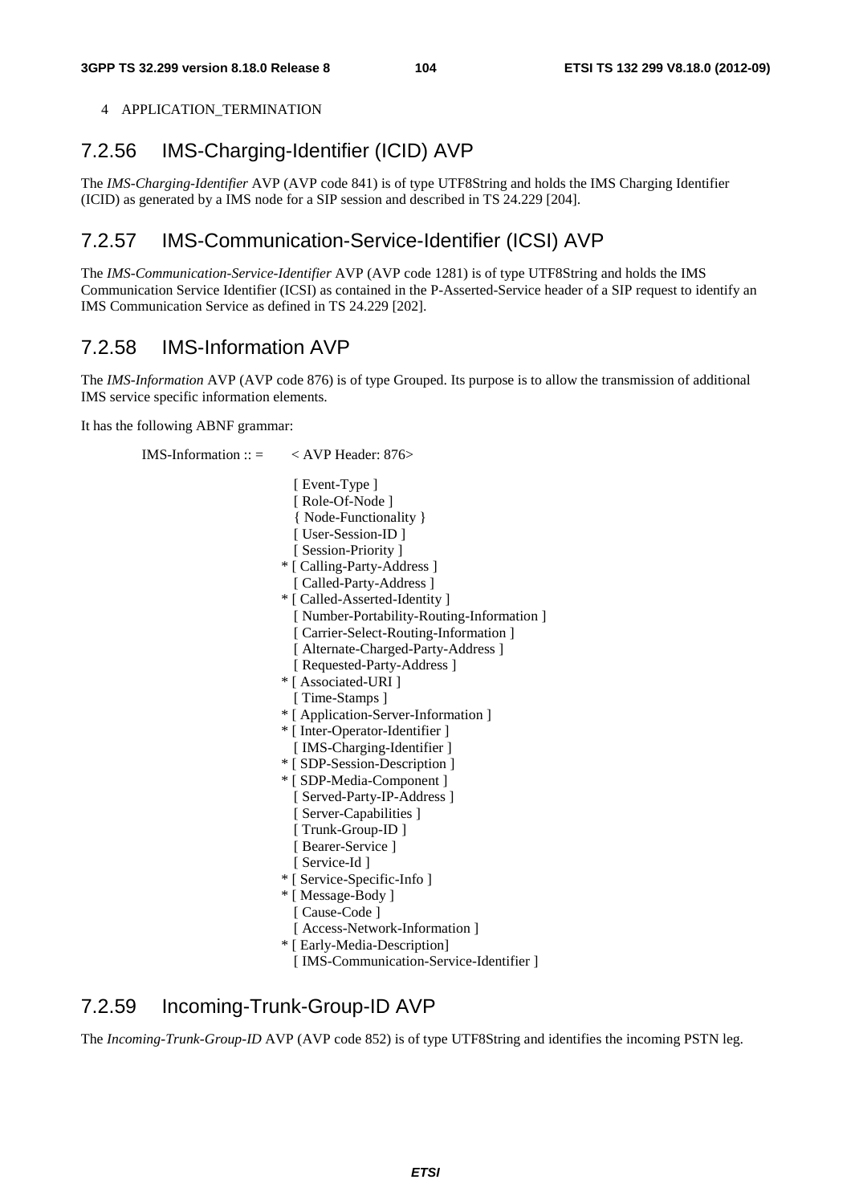4 APPLICATION_TERMINATION

### 7.2.56 IMS-Charging-Identifier (ICID) AVP

The *IMS-Charging-Identifier* AVP (AVP code 841) is of type UTF8String and holds the IMS Charging Identifier (ICID) as generated by a IMS node for a SIP session and described in TS 24.229 [204].

### 7.2.57 IMS-Communication-Service-Identifier (ICSI) AVP

The *IMS-Communication-Service-Identifier* AVP (AVP code 1281) is of type UTF8String and holds the IMS Communication Service Identifier (ICSI) as contained in the P-Asserted-Service header of a SIP request to identify an IMS Communication Service as defined in TS 24.229 [202].

### 7.2.58 IMS-Information AVP

The *IMS-Information* AVP (AVP code 876) is of type Grouped. Its purpose is to allow the transmission of additional IMS service specific information elements.

It has the following ABNF grammar:

```
IMS-Information :: =    < AVP Header: 876>

                          [ Event-Type ]
                          [ Role-Of-Node ]
                          { Node-Functionality }
                          [ User-Session-ID ]
                          [ Session-Priority ]
                        * [ Calling-Party-Address ]
                          [ Called-Party-Address ]
                        * [ Called-Asserted-Identity ]
                          [ Number-Portability-Routing-Information ]
                          [ Carrier-Select-Routing-Information ]
                          [ Alternate-Charged-Party-Address ]
                          [ Requested-Party-Address ]
                        * [ Associated-URI ]
                          [ Time-Stamps ]
                        * [ Application-Server-Information ]
                        * [ Inter-Operator-Identifier ]
                          [ IMS-Charging-Identifier ]
                        * [ SDP-Session-Description ]
                        * [ SDP-Media-Component ]
                          [ Served-Party-IP-Address ]
                          [ Server-Capabilities ]
                          [ Trunk-Group-ID ]
                          [ Bearer-Service ]
                          [ Service-Id ]
                        * [ Service-Specific-Info ]
                        * [ Message-Body ]
                          [ Cause-Code ]
                          [ Access-Network-Information ]
                        * [ Early-Media-Description]
                          [ IMS-Communication-Service-Identifier ]
```

### 7.2.59 Incoming-Trunk-Group-ID AVP

The *Incoming-Trunk-Group-ID* AVP (AVP code 852) is of type UTF8String and identifies the incoming PSTN leg.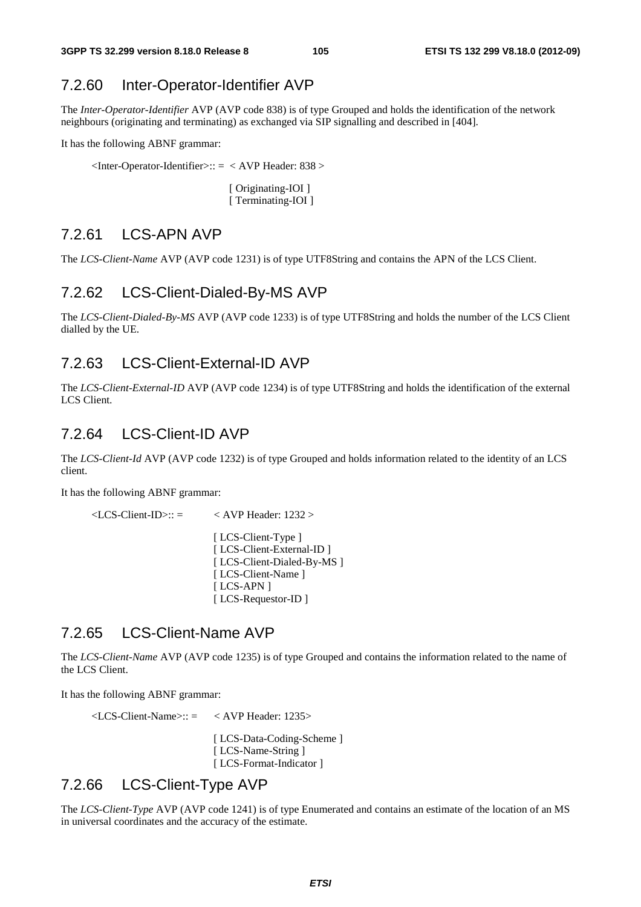## 7.2.60 Inter-Operator-Identifier AVP

The *Inter-Operator-Identifier* AVP (AVP code 838) is of type Grouped and holds the identification of the network neighbours (originating and terminating) as exchanged via SIP signalling and described in [404].

It has the following ABNF grammar:

```
<Inter-Operator-Identifier>:: =  < AVP Header: 838 >

                                  [ Originating-IOI ]
                                  [ Terminating-IOI ]
```

## 7.2.61 LCS-APN AVP

The *LCS-Client-Name* AVP (AVP code 1231) is of type UTF8String and contains the APN of the LCS Client.

## 7.2.62 LCS-Client-Dialed-By-MS AVP

The *LCS-Client-Dialed-By-MS* AVP (AVP code 1233) is of type UTF8String and holds the number of the LCS Client dialled by the UE.

## 7.2.63 LCS-Client-External-ID AVP

The *LCS-Client-External-ID* AVP (AVP code 1234) is of type UTF8String and holds the identification of the external LCS Client.

## 7.2.64 LCS-Client-ID AVP

The *LCS-Client-Id* AVP (AVP code 1232) is of type Grouped and holds information related to the identity of an LCS client.

It has the following ABNF grammar:

```
<LCS-Client-ID>:: =        < AVP Header: 1232 >

                           [ LCS-Client-Type ]
                           [ LCS-Client-External-ID ]
                           [ LCS-Client-Dialed-By-MS ]
                           [ LCS-Client-Name ]
                           [ LCS-APN ]
                           [ LCS-Requestor-ID ]
```

## 7.2.65 LCS-Client-Name AVP

The *LCS-Client-Name* AVP (AVP code 1235) is of type Grouped and contains the information related to the name of the LCS Client.

It has the following ABNF grammar:

```
<LCS-Client-Name>:: =     < AVP Header: 1235>

                          [ LCS-Data-Coding-Scheme ]
                          [ LCS-Name-String ]
                          [ LCS-Format-Indicator ]
```

## 7.2.66 LCS-Client-Type AVP

The *LCS-Client-Type* AVP (AVP code 1241) is of type Enumerated and contains an estimate of the location of an MS in universal coordinates and the accuracy of the estimate.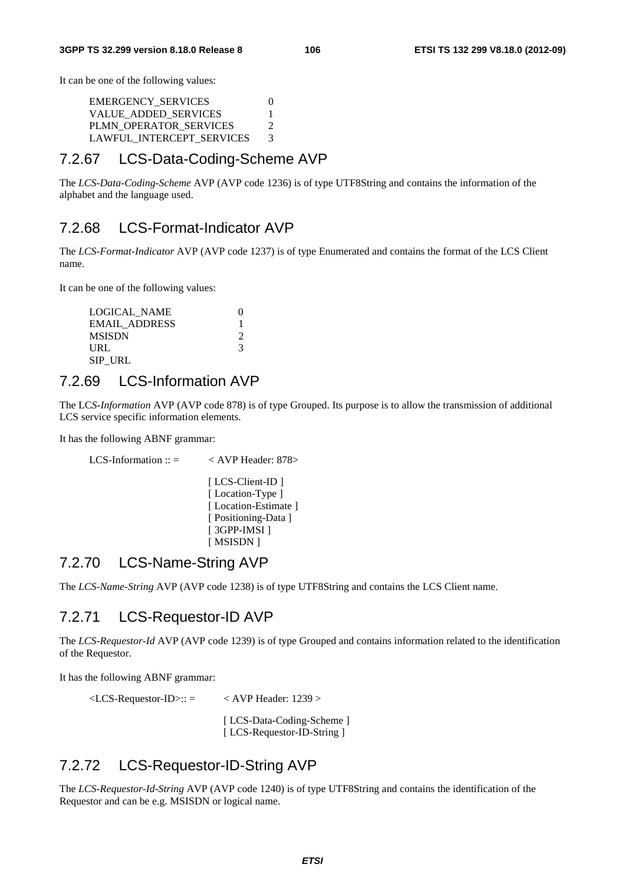It can be one of the following values:

| | |
|---|---|
| EMERGENCY_SERVICES | 0 |
| VALUE_ADDED_SERVICES | 1 |
| PLMN_OPERATOR_SERVICES | 2 |
| LAWFUL_INTERCEPT_SERVICES | 3 |

## 7.2.67 LCS-Data-Coding-Scheme AVP

The *LCS-Data-Coding-Scheme* AVP (AVP code 1236) is of type UTF8String and contains the information of the alphabet and the language used.

## 7.2.68 LCS-Format-Indicator AVP

The *LCS-Format-Indicator* AVP (AVP code 1237) is of type Enumerated and contains the format of the LCS Client name.

It can be one of the following values:

| | |
|---|---|
| LOGICAL_NAME | 0 |
| EMAIL_ADDRESS | 1 |
| MSISDN | 2 |
| URL | 3 |
| SIP_URL | |

## 7.2.69 LCS-Information AVP

The LC*S-Information* AVP (AVP code 878) is of type Grouped. Its purpose is to allow the transmission of additional LCS service specific information elements.

It has the following ABNF grammar:

```
LCS-Information :: =        < AVP Header: 878>

                            [ LCS-Client-ID ]
                            [ Location-Type ]
                            [ Location-Estimate ]
                            [ Positioning-Data ]
                            [ 3GPP-IMSI ]
                            [ MSISDN ]
```

## 7.2.70 LCS-Name-String AVP

The *LCS-Name-String* AVP (AVP code 1238) is of type UTF8String and contains the LCS Client name.

## 7.2.71 LCS-Requestor-ID AVP

The *LCS-Requestor-Id* AVP (AVP code 1239) is of type Grouped and contains information related to the identification of the Requestor.

It has the following ABNF grammar:

```
<LCS-Requestor-ID>:: =      < AVP Header: 1239 >

                            [ LCS-Data-Coding-Scheme ]
                            [ LCS-Requestor-ID-String ]
```

## 7.2.72 LCS-Requestor-ID-String AVP

The *LCS-Requestor-Id-String* AVP (AVP code 1240) is of type UTF8String and contains the identification of the Requestor and can be e.g. MSISDN or logical name.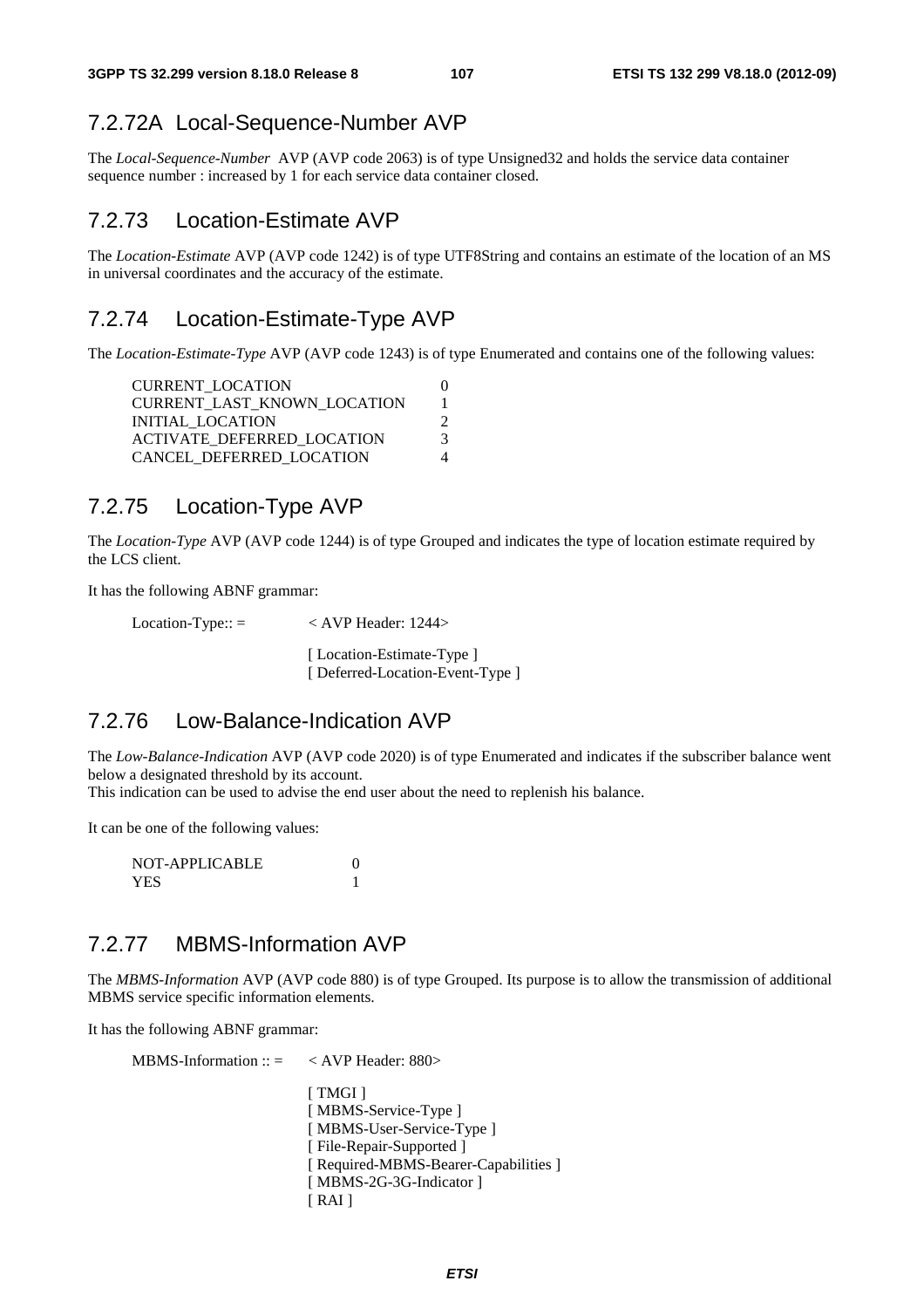## 7.2.72A Local-Sequence-Number AVP

The *Local-Sequence-Number* AVP (AVP code 2063) is of type Unsigned32 and holds the service data container sequence number : increased by 1 for each service data container closed.

## 7.2.73 Location-Estimate AVP

The *Location-Estimate* AVP (AVP code 1242) is of type UTF8String and contains an estimate of the location of an MS in universal coordinates and the accuracy of the estimate.

## 7.2.74 Location-Estimate-Type AVP

The *Location-Estimate-Type* AVP (AVP code 1243) is of type Enumerated and contains one of the following values:

```
CURRENT_LOCATION                0
CURRENT_LAST_KNOWN_LOCATION     1
INITIAL_LOCATION                2
ACTIVATE_DEFERRED_LOCATION      3
CANCEL_DEFERRED_LOCATION        4
```

## 7.2.75 Location-Type AVP

The *Location-Type* AVP (AVP code 1244) is of type Grouped and indicates the type of location estimate required by the LCS client.

It has the following ABNF grammar:

```
Location-Type:: =        < AVP Header: 1244>

                         [ Location-Estimate-Type ]
                         [ Deferred-Location-Event-Type ]
```

## 7.2.76 Low-Balance-Indication AVP

The *Low-Balance-Indication* AVP (AVP code 2020) is of type Enumerated and indicates if the subscriber balance went below a designated threshold by its account.
This indication can be used to advise the end user about the need to replenish his balance.

It can be one of the following values:

```
NOT-APPLICABLE          0
YES                     1
```

## 7.2.77 MBMS-Information AVP

The *MBMS-Information* AVP (AVP code 880) is of type Grouped. Its purpose is to allow the transmission of additional MBMS service specific information elements.

It has the following ABNF grammar:

```
MBMS-Information :: =    < AVP Header: 880>

                         [ TMGI ]
                         [ MBMS-Service-Type ]
                         [ MBMS-User-Service-Type ]
                         [ File-Repair-Supported ]
                         [ Required-MBMS-Bearer-Capabilities ]
                         [ MBMS-2G-3G-Indicator ]
                         [ RAI ]
```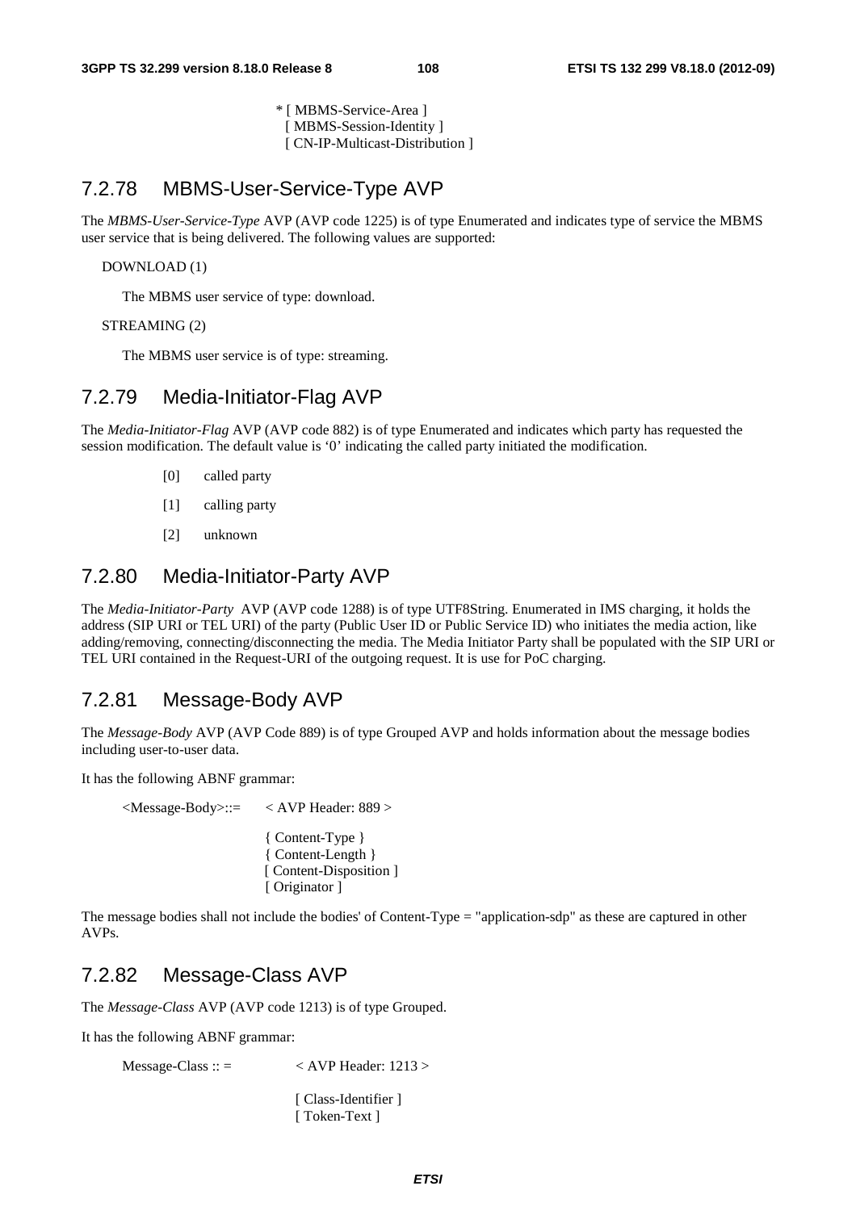```
* [ MBMS-Service-Area ]
  [ MBMS-Session-Identity ]
  [ CN-IP-Multicast-Distribution ]
```

### 7.2.78 MBMS-User-Service-Type AVP

The *MBMS-User-Service-Type* AVP (AVP code 1225) is of type Enumerated and indicates type of service the MBMS user service that is being delivered. The following values are supported:

DOWNLOAD (1)

The MBMS user service of type: download.

STREAMING (2)

The MBMS user service is of type: streaming.

### 7.2.79 Media-Initiator-Flag AVP

The *Media-Initiator-Flag* AVP (AVP code 882) is of type Enumerated and indicates which party has requested the session modification. The default value is '0' indicating the called party initiated the modification.

[0] called party

[1] calling party

[2] unknown

### 7.2.80 Media-Initiator-Party AVP

The *Media-Initiator-Party* AVP (AVP code 1288) is of type UTF8String. Enumerated in IMS charging, it holds the address (SIP URI or TEL URI) of the party (Public User ID or Public Service ID) who initiates the media action, like adding/removing, connecting/disconnecting the media. The Media Initiator Party shall be populated with the SIP URI or TEL URI contained in the Request-URI of the outgoing request. It is use for PoC charging.

### 7.2.81 Message-Body AVP

The *Message-Body* AVP (AVP Code 889) is of type Grouped AVP and holds information about the message bodies including user-to-user data.

It has the following ABNF grammar:

```
<Message-Body>::=    < AVP Header: 889 >

                     { Content-Type }
                     { Content-Length }
                     [ Content-Disposition ]
                     [ Originator ]
```

The message bodies shall not include the bodies' of Content-Type = "application-sdp" as these are captured in other AVPs.

### 7.2.82 Message-Class AVP

The *Message-Class* AVP (AVP code 1213) is of type Grouped.

It has the following ABNF grammar:

```
Message-Class :: =        < AVP Header: 1213 >

                          [ Class-Identifier ]
                          [ Token-Text ]
```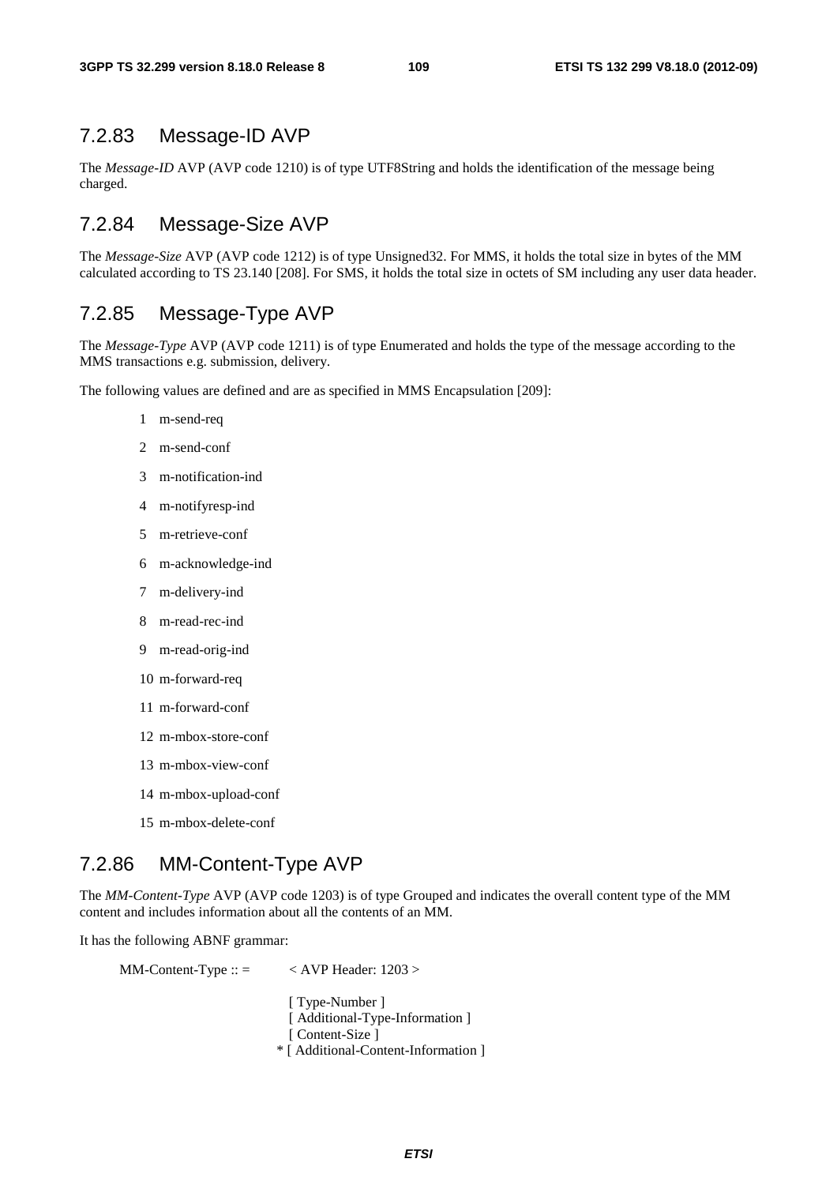### 7.2.83 Message-ID AVP

The *Message-ID* AVP (AVP code 1210) is of type UTF8String and holds the identification of the message being charged.

### 7.2.84 Message-Size AVP

The *Message-Size* AVP (AVP code 1212) is of type Unsigned32. For MMS, it holds the total size in bytes of the MM calculated according to TS 23.140 [208]. For SMS, it holds the total size in octets of SM including any user data header.

### 7.2.85 Message-Type AVP

The *Message-Type* AVP (AVP code 1211) is of type Enumerated and holds the type of the message according to the MMS transactions e.g. submission, delivery.

The following values are defined and are as specified in MMS Encapsulation [209]:

1 m-send-req

2 m-send-conf

3 m-notification-ind

4 m-notifyresp-ind

5 m-retrieve-conf

6 m-acknowledge-ind

7 m-delivery-ind

8 m-read-rec-ind

9 m-read-orig-ind

10 m-forward-req

11 m-forward-conf

12 m-mbox-store-conf

13 m-mbox-view-conf

14 m-mbox-upload-conf

15 m-mbox-delete-conf

### 7.2.86 MM-Content-Type AVP

The *MM-Content-Type* AVP (AVP code 1203) is of type Grouped and indicates the overall content type of the MM content and includes information about all the contents of an MM.

It has the following ABNF grammar:

```
MM-Content-Type :: =    < AVP Header: 1203 >

                          [ Type-Number ]
                          [ Additional-Type-Information ]
                          [ Content-Size ]
                        * [ Additional-Content-Information ]
```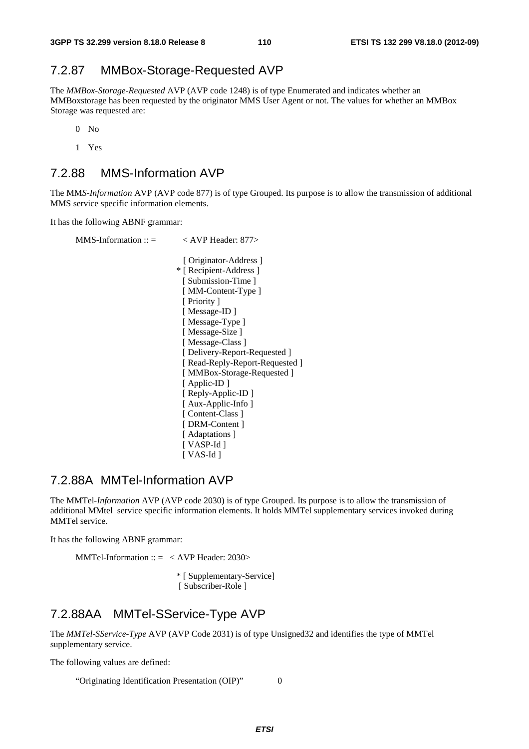### 7.2.87 MMBox-Storage-Requested AVP

The *MMBox-Storage-Requested* AVP (AVP code 1248) is of type Enumerated and indicates whether an MMBoxstorage has been requested by the originator MMS User Agent or not. The values for whether an MMBox Storage was requested are:

0 No

1 Yes

### 7.2.88 MMS-Information AVP

The MM*S-Information* AVP (AVP code 877) is of type Grouped. Its purpose is to allow the transmission of additional MMS service specific information elements.

It has the following ABNF grammar:

```
MMS-Information :: =        < AVP Header: 877>

                              [ Originator-Address ]
                            * [ Recipient-Address ]
                              [ Submission-Time ]
                              [ MM-Content-Type ]
                              [ Priority ]
                              [ Message-ID ]
                              [ Message-Type ]
                              [ Message-Size ]
                              [ Message-Class ]
                              [ Delivery-Report-Requested ]
                              [ Read-Reply-Report-Requested ]
                              [ MMBox-Storage-Requested ]
                              [ Applic-ID ]
                              [ Reply-Applic-ID ]
                              [ Aux-Applic-Info ]
                              [ Content-Class ]
                              [ DRM-Content ]
                              [ Adaptations ]
                              [ VASP-Id ]
                              [ VAS-Id ]
```

### 7.2.88A MMTel-Information AVP

The MMTel-*Information* AVP (AVP code 2030) is of type Grouped. Its purpose is to allow the transmission of additional MMtel service specific information elements. It holds MMTel supplementary services invoked during MMTel service.

It has the following ABNF grammar:

```
MMTel-Information :: =  < AVP Header: 2030>

                          * [ Supplementary-Service]
                            [ Subscriber-Role ]
```

### 7.2.88AA MMTel-SService-Type AVP

The *MMTel-SService-Type* AVP (AVP Code 2031) is of type Unsigned32 and identifies the type of MMTel supplementary service.

The following values are defined:

"Originating Identification Presentation (OIP)" 0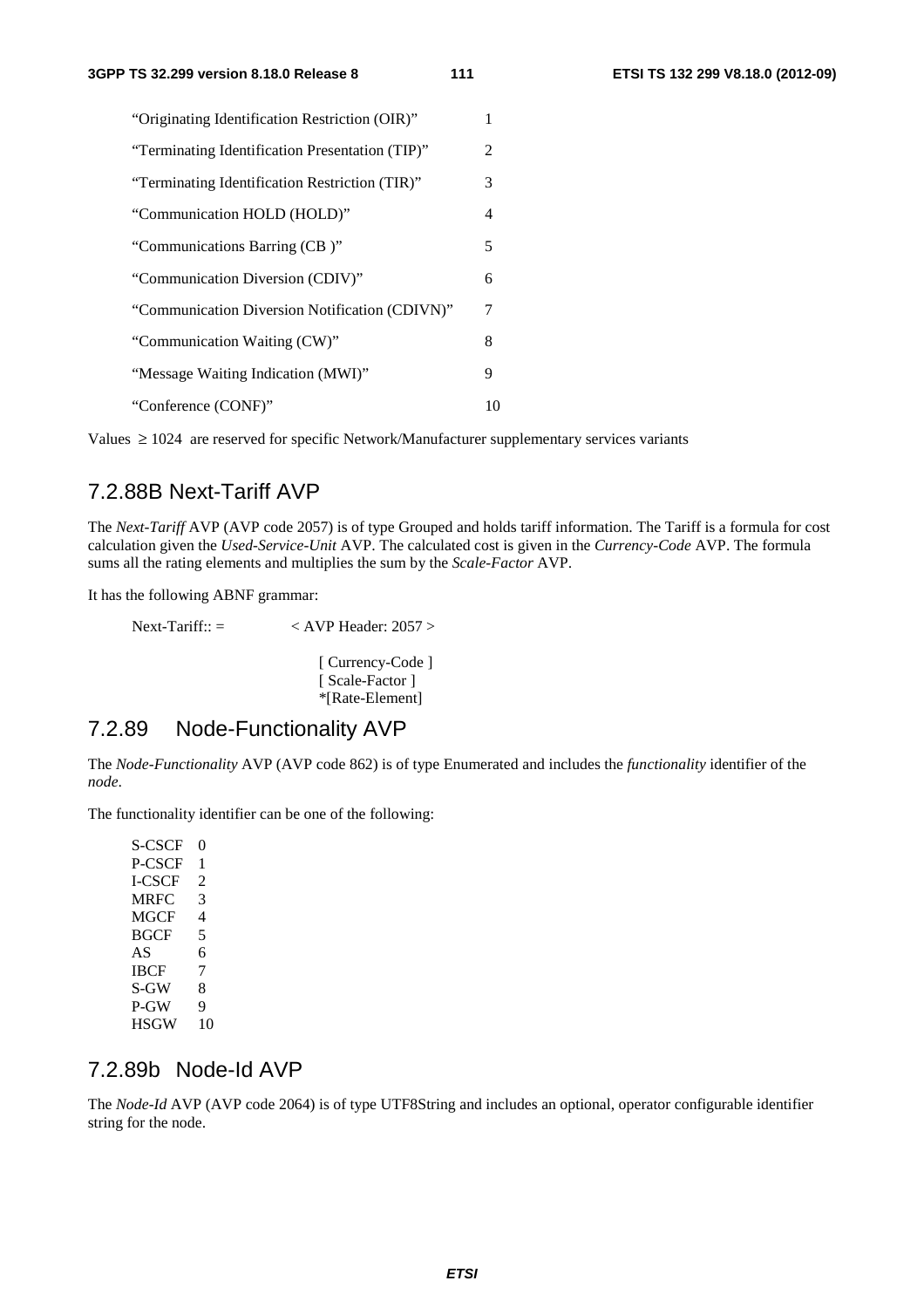| | |
|---|---|
| "Originating Identification Restriction (OIR)" | 1 |
| "Terminating Identification Presentation (TIP)" | 2 |
| "Terminating Identification Restriction (TIR)" | 3 |
| "Communication HOLD (HOLD)" | 4 |
| "Communications Barring (CB )" | 5 |
| "Communication Diversion (CDIV)" | 6 |
| "Communication Diversion Notification (CDIVN)" | 7 |
| "Communication Waiting (CW)" | 8 |
| "Message Waiting Indication (MWI)" | 9 |
| "Conference (CONF)" | 10 |

Values $\geq$ 1024 are reserved for specific Network/Manufacturer supplementary services variants

## 7.2.88B Next-Tariff AVP

The *Next-Tariff* AVP (AVP code 2057) is of type Grouped and holds tariff information. The Tariff is a formula for cost calculation given the *Used-Service-Unit* AVP. The calculated cost is given in the *Currency-Code* AVP. The formula sums all the rating elements and multiplies the sum by the *Scale-Factor* AVP.

It has the following ABNF grammar:

```
Next-Tariff:: =         < AVP Header: 2057 >

                          [ Currency-Code ]
                          [ Scale-Factor ]
                          *[Rate-Element]
```

## 7.2.89 Node-Functionality AVP

The *Node-Functionality* AVP (AVP code 862) is of type Enumerated and includes the *functionality* identifier of the *node*.

The functionality identifier can be one of the following:

| | |
|---|---|
| S-CSCF | 0 |
| P-CSCF | 1 |
| I-CSCF | 2 |
| MRFC | 3 |
| MGCF | 4 |
| BGCF | 5 |
| AS | 6 |
| IBCF | 7 |
| S-GW | 8 |
| P-GW | 9 |
| HSGW | 10 |

## 7.2.89b Node-Id AVP

The *Node-Id* AVP (AVP code 2064) is of type UTF8String and includes an optional, operator configurable identifier string for the node.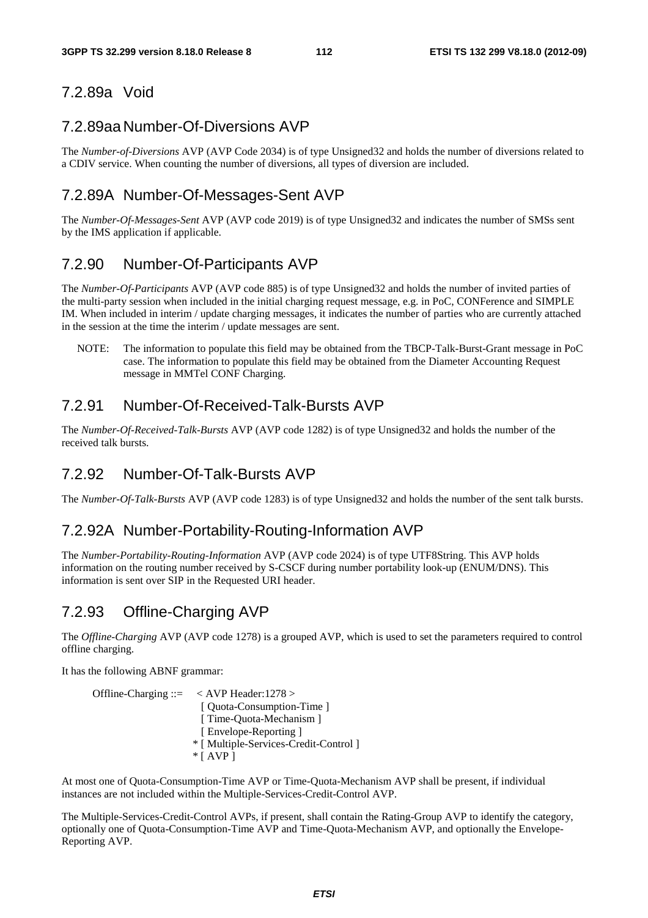### 7.2.89a Void

### 7.2.89aa Number-Of-Diversions AVP

The *Number-of-Diversions* AVP (AVP Code 2034) is of type Unsigned32 and holds the number of diversions related to a CDIV service. When counting the number of diversions, all types of diversion are included.

### 7.2.89A Number-Of-Messages-Sent AVP

The *Number-Of-Messages-Sent* AVP (AVP code 2019) is of type Unsigned32 and indicates the number of SMSs sent by the IMS application if applicable.

### 7.2.90 Number-Of-Participants AVP

The *Number-Of-Participants* AVP (AVP code 885) is of type Unsigned32 and holds the number of invited parties of the multi-party session when included in the initial charging request message, e.g. in PoC, CONFerence and SIMPLE IM. When included in interim / update charging messages, it indicates the number of parties who are currently attached in the session at the time the interim / update messages are sent.

NOTE: The information to populate this field may be obtained from the TBCP-Talk-Burst-Grant message in PoC case. The information to populate this field may be obtained from the Diameter Accounting Request message in MMTel CONF Charging.

### 7.2.91 Number-Of-Received-Talk-Bursts AVP

The *Number-Of-Received-Talk-Bursts* AVP (AVP code 1282) is of type Unsigned32 and holds the number of the received talk bursts.

### 7.2.92 Number-Of-Talk-Bursts AVP

The *Number-Of-Talk-Bursts* AVP (AVP code 1283) is of type Unsigned32 and holds the number of the sent talk bursts.

### 7.2.92A Number-Portability-Routing-Information AVP

The *Number-Portability-Routing-Information* AVP (AVP code 2024) is of type UTF8String. This AVP holds information on the routing number received by S-CSCF during number portability look-up (ENUM/DNS). This information is sent over SIP in the Requested URI header.

### 7.2.93 Offline-Charging AVP

The *Offline-Charging* AVP (AVP code 1278) is a grouped AVP, which is used to set the parameters required to control offline charging.

It has the following ABNF grammar:

```
Offline-Charging ::=   < AVP Header:1278 >
                         [ Quota-Consumption-Time ]
                         [ Time-Quota-Mechanism ]
                         [ Envelope-Reporting ]
                       * [ Multiple-Services-Credit-Control ]
                       * [ AVP ]
```

At most one of Quota-Consumption-Time AVP or Time-Quota-Mechanism AVP shall be present, if individual instances are not included within the Multiple-Services-Credit-Control AVP.

The Multiple-Services-Credit-Control AVPs, if present, shall contain the Rating-Group AVP to identify the category, optionally one of Quota-Consumption-Time AVP and Time-Quota-Mechanism AVP, and optionally the Envelope-Reporting AVP.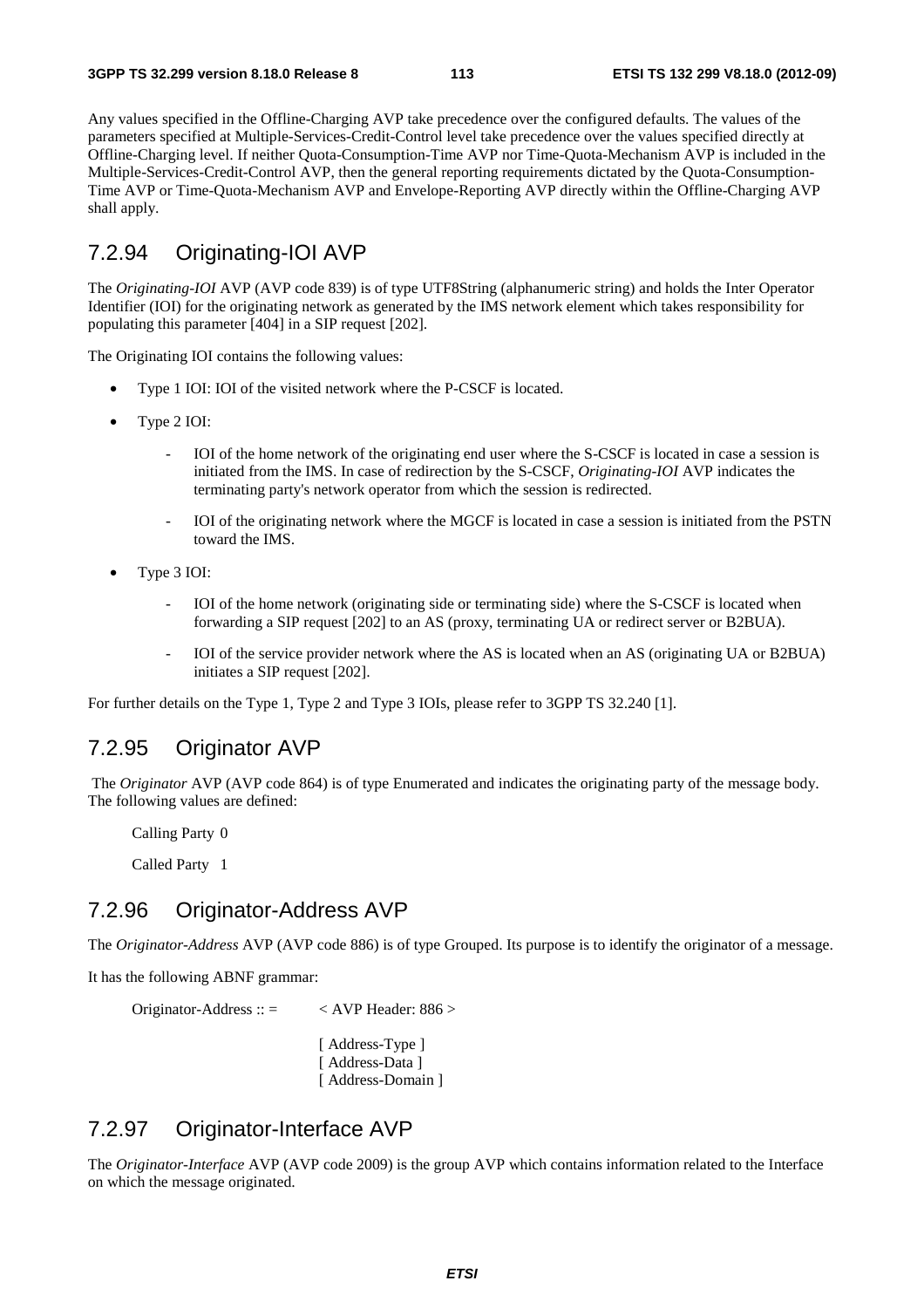Any values specified in the Offline-Charging AVP take precedence over the configured defaults. The values of the parameters specified at Multiple-Services-Credit-Control level take precedence over the values specified directly at Offline-Charging level. If neither Quota-Consumption-Time AVP nor Time-Quota-Mechanism AVP is included in the Multiple-Services-Credit-Control AVP, then the general reporting requirements dictated by the Quota-Consumption-Time AVP or Time-Quota-Mechanism AVP and Envelope-Reporting AVP directly within the Offline-Charging AVP shall apply.

## 7.2.94 Originating-IOI AVP

The *Originating-IOI* AVP (AVP code 839) is of type UTF8String (alphanumeric string) and holds the Inter Operator Identifier (IOI) for the originating network as generated by the IMS network element which takes responsibility for populating this parameter [404] in a SIP request [202].

The Originating IOI contains the following values:

- Type 1 IOI: IOI of the visited network where the P-CSCF is located.
- Type 2 IOI:
  - IOI of the home network of the originating end user where the S-CSCF is located in case a session is initiated from the IMS. In case of redirection by the S-CSCF, *Originating-IOI* AVP indicates the terminating party's network operator from which the session is redirected.
  - IOI of the originating network where the MGCF is located in case a session is initiated from the PSTN toward the IMS.
- Type 3 IOI:
  - IOI of the home network (originating side or terminating side) where the S-CSCF is located when forwarding a SIP request [202] to an AS (proxy, terminating UA or redirect server or B2BUA).
  - IOI of the service provider network where the AS is located when an AS (originating UA or B2BUA) initiates a SIP request [202].

For further details on the Type 1, Type 2 and Type 3 IOIs, please refer to 3GPP TS 32.240 [1].

## 7.2.95 Originator AVP

The *Originator* AVP (AVP code 864) is of type Enumerated and indicates the originating party of the message body. The following values are defined:

Calling Party 0

Called Party 1

## 7.2.96 Originator-Address AVP

The *Originator-Address* AVP (AVP code 886) is of type Grouped. Its purpose is to identify the originator of a message.

It has the following ABNF grammar:

```
Originator-Address :: =    < AVP Header: 886 >

                           [ Address-Type ]
                           [ Address-Data ]
                           [ Address-Domain ]
```

## 7.2.97 Originator-Interface AVP

The *Originator-Interface* AVP (AVP code 2009) is the group AVP which contains information related to the Interface on which the message originated.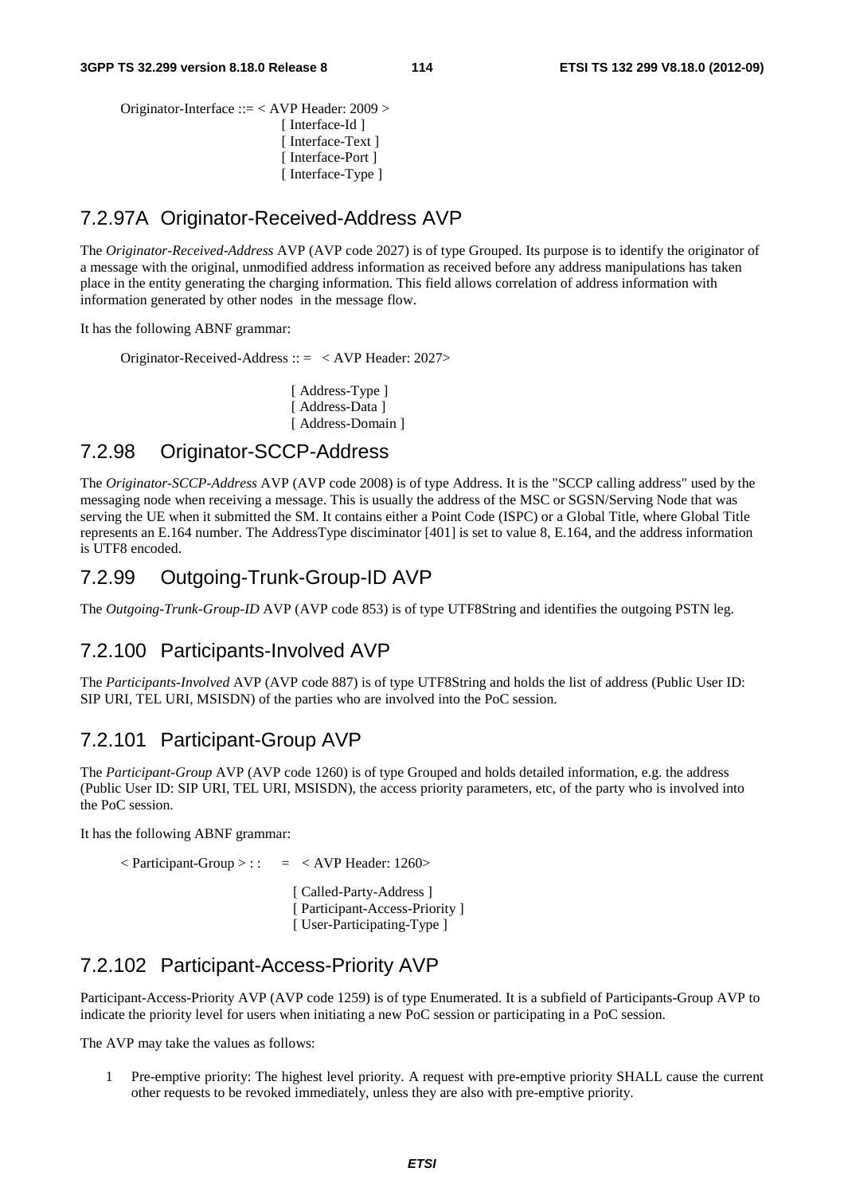```
Originator-Interface ::= < AVP Header: 2009 >
                         [ Interface-Id ]
                         [ Interface-Text ]
                         [ Interface-Port ]
                         [ Interface-Type ]
```

## 7.2.97A Originator-Received-Address AVP

The *Originator-Received-Address* AVP (AVP code 2027) is of type Grouped. Its purpose is to identify the originator of a message with the original, unmodified address information as received before any address manipulations has taken place in the entity generating the charging information. This field allows correlation of address information with information generated by other nodes in the message flow.

It has the following ABNF grammar:

```
Originator-Received-Address :: =   < AVP Header: 2027>

                         [ Address-Type ]
                         [ Address-Data ]
                         [ Address-Domain ]
```

## 7.2.98 Originator-SCCP-Address

The *Originator-SCCP-Address* AVP (AVP code 2008) is of type Address. It is the "SCCP calling address" used by the messaging node when receiving a message. This is usually the address of the MSC or SGSN/Serving Node that was serving the UE when it submitted the SM. It contains either a Point Code (ISPC) or a Global Title, where Global Title represents an E.164 number. The AddressType discriminator [401] is set to value 8, E.164, and the address information is UTF8 encoded.

## 7.2.99 Outgoing-Trunk-Group-ID AVP

The *Outgoing-Trunk-Group-ID* AVP (AVP code 853) is of type UTF8String and identifies the outgoing PSTN leg.

## 7.2.100 Participants-Involved AVP

The *Participants-Involved* AVP (AVP code 887) is of type UTF8String and holds the list of address (Public User ID: SIP URI, TEL URI, MSISDN) of the parties who are involved into the PoC session.

## 7.2.101 Participant-Group AVP

The *Participant-Group* AVP (AVP code 1260) is of type Grouped and holds detailed information, e.g. the address (Public User ID: SIP URI, TEL URI, MSISDN), the access priority parameters, etc, of the party who is involved into the PoC session.

It has the following ABNF grammar:

```
< Participant-Group > : :     =   < AVP Header: 1260>

                         [ Called-Party-Address ]
                         [ Participant-Access-Priority ]
                         [ User-Participating-Type ]
```

## 7.2.102 Participant-Access-Priority AVP

Participant-Access-Priority AVP (AVP code 1259) is of type Enumerated. It is a subfield of Participants-Group AVP to indicate the priority level for users when initiating a new PoC session or participating in a PoC session.

The AVP may take the values as follows:

1 Pre-emptive priority: The highest level priority. A request with pre-emptive priority SHALL cause the current other requests to be revoked immediately, unless they are also with pre-emptive priority.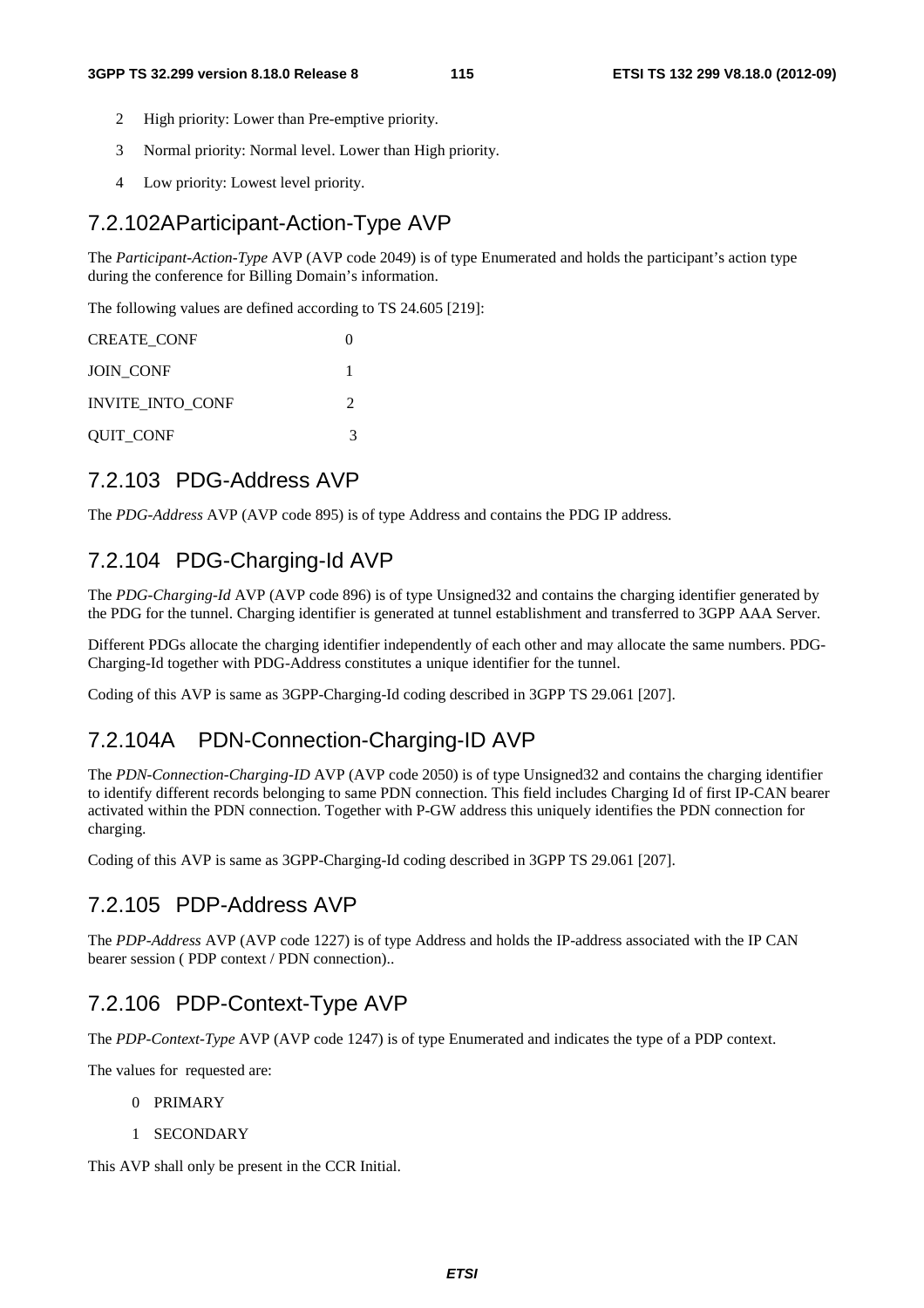2 High priority: Lower than Pre-emptive priority.

3 Normal priority: Normal level. Lower than High priority.

4 Low priority: Lowest level priority.

## 7.2.102A Participant-Action-Type AVP

The *Participant-Action-Type* AVP (AVP code 2049) is of type Enumerated and holds the participant's action type during the conference for Billing Domain's information.

The following values are defined according to TS 24.605 [219]:

| | |
|---|---|
| CREATE_CONF | 0 |
| JOIN_CONF | 1 |
| INVITE_INTO_CONF | 2 |
| QUIT_CONF | 3 |

## 7.2.103 PDG-Address AVP

The *PDG-Address* AVP (AVP code 895) is of type Address and contains the PDG IP address.

## 7.2.104 PDG-Charging-Id AVP

The *PDG-Charging-Id* AVP (AVP code 896) is of type Unsigned32 and contains the charging identifier generated by the PDG for the tunnel. Charging identifier is generated at tunnel establishment and transferred to 3GPP AAA Server.

Different PDGs allocate the charging identifier independently of each other and may allocate the same numbers. PDG-Charging-Id together with PDG-Address constitutes a unique identifier for the tunnel.

Coding of this AVP is same as 3GPP-Charging-Id coding described in 3GPP TS 29.061 [207].

## 7.2.104A PDN-Connection-Charging-ID AVP

The *PDN-Connection-Charging-ID* AVP (AVP code 2050) is of type Unsigned32 and contains the charging identifier to identify different records belonging to same PDN connection. This field includes Charging Id of first IP-CAN bearer activated within the PDN connection. Together with P-GW address this uniquely identifies the PDN connection for charging.

Coding of this AVP is same as 3GPP-Charging-Id coding described in 3GPP TS 29.061 [207].

## 7.2.105 PDP-Address AVP

The *PDP-Address* AVP (AVP code 1227) is of type Address and holds the IP-address associated with the IP CAN bearer session ( PDP context / PDN connection)..

## 7.2.106 PDP-Context-Type AVP

The *PDP-Context-Type* AVP (AVP code 1247) is of type Enumerated and indicates the type of a PDP context.

The values for requested are:

0 PRIMARY

1 SECONDARY

This AVP shall only be present in the CCR Initial.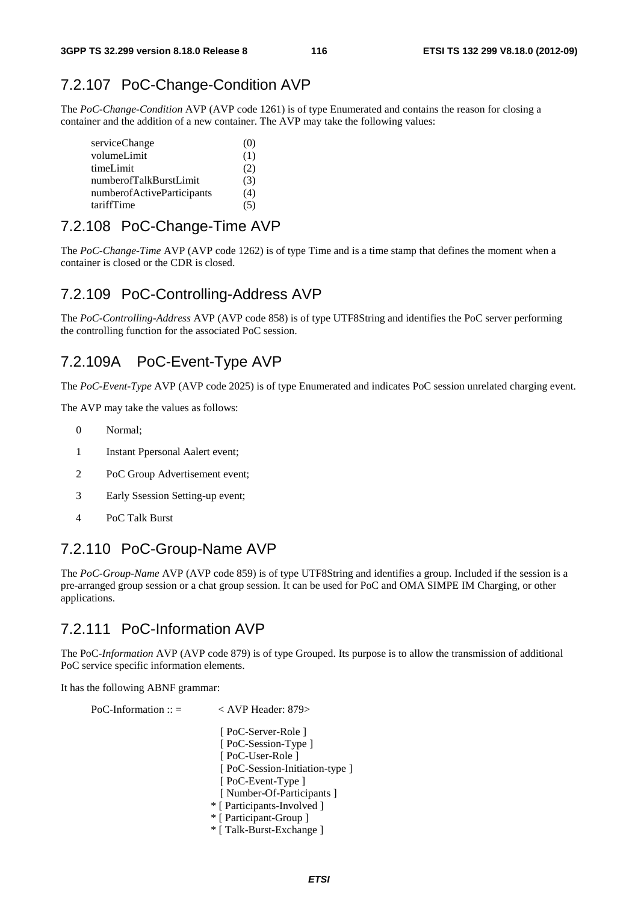### 7.2.107 PoC-Change-Condition AVP

The *PoC-Change-Condition* AVP (AVP code 1261) is of type Enumerated and contains the reason for closing a container and the addition of a new container. The AVP may take the following values:

| | |
|---|---|
| serviceChange | (0) |
| volumeLimit | (1) |
| timeLimit | (2) |
| numberofTalkBurstLimit | (3) |
| numberofActiveParticipants | (4) |
| tariffTime | (5) |

### 7.2.108 PoC-Change-Time AVP

The *PoC-Change-Time* AVP (AVP code 1262) is of type Time and is a time stamp that defines the moment when a container is closed or the CDR is closed.

### 7.2.109 PoC-Controlling-Address AVP

The *PoC-Controlling-Address* AVP (AVP code 858) is of type UTF8String and identifies the PoC server performing the controlling function for the associated PoC session.

### 7.2.109A PoC-Event-Type AVP

The *PoC-Event-Type* AVP (AVP code 2025) is of type Enumerated and indicates PoC session unrelated charging event.

The AVP may take the values as follows:

0 Normal;

1 Instant Ppersonal Aalert event;

2 PoC Group Advertisement event;

3 Early Ssession Setting-up event;

4 PoC Talk Burst

### 7.2.110 PoC-Group-Name AVP

The *PoC-Group-Name* AVP (AVP code 859) is of type UTF8String and identifies a group. Included if the session is a pre-arranged group session or a chat group session. It can be used for PoC and OMA SIMPE IM Charging, or other applications.

### 7.2.111 PoC-Information AVP

The PoC-*Information* AVP (AVP code 879) is of type Grouped. Its purpose is to allow the transmission of additional PoC service specific information elements.

It has the following ABNF grammar:

```
PoC-Information :: =        < AVP Header: 879>

                             [ PoC-Server-Role ]
                             [ PoC-Session-Type ]
                             [ PoC-User-Role ]
                             [ PoC-Session-Initiation-type ]
                             [ PoC-Event-Type ]
                             [ Number-Of-Participants ]
                           * [ Participants-Involved ]
                           * [ Participant-Group ]
                           * [ Talk-Burst-Exchange ]
```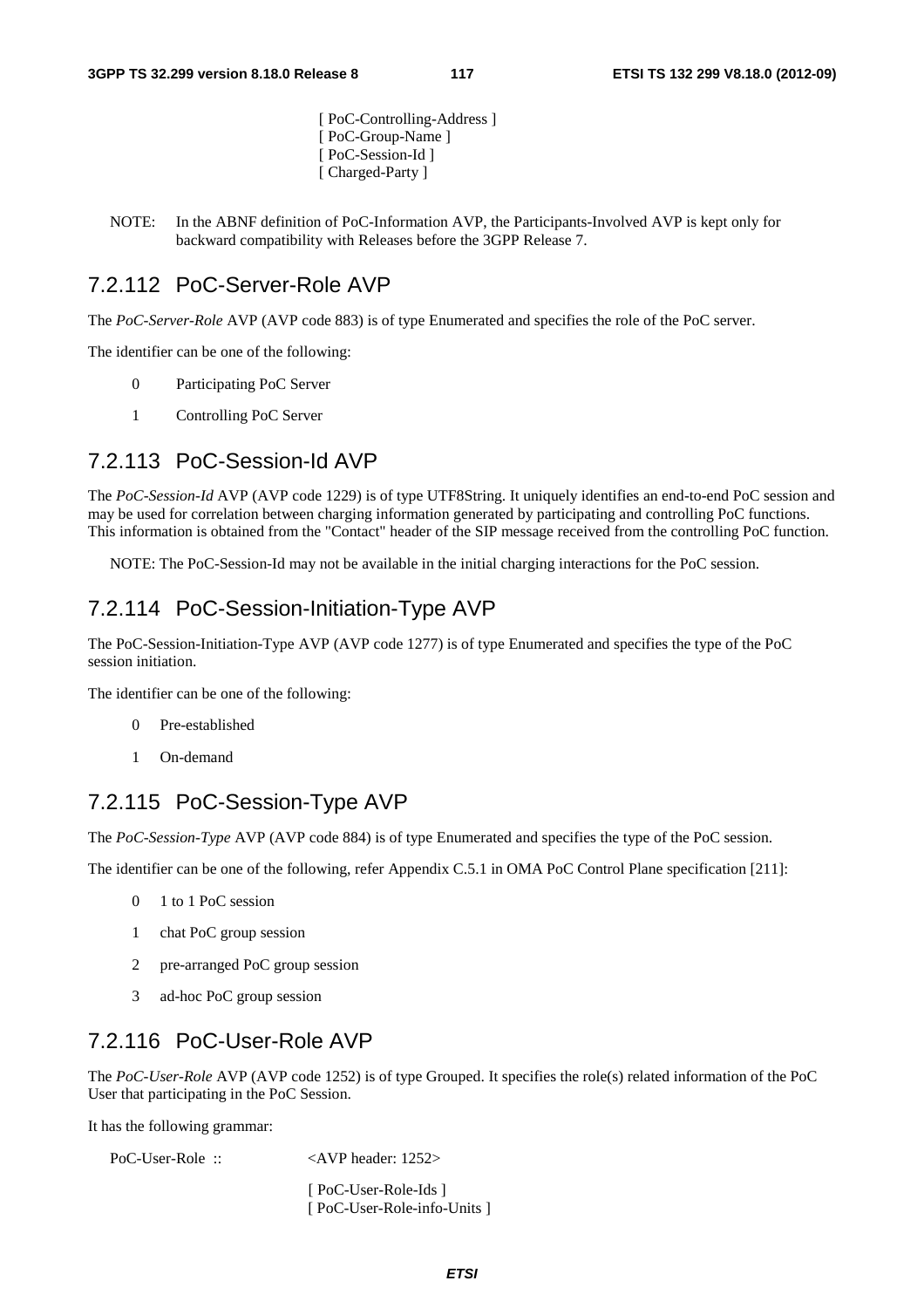[ PoC-Controlling-Address ]
[ PoC-Group-Name ]
[ PoC-Session-Id ]
[ Charged-Party ]

NOTE: In the ABNF definition of PoC-Information AVP, the Participants-Involved AVP is kept only for backward compatibility with Releases before the 3GPP Release 7.

### 7.2.112 PoC-Server-Role AVP

The *PoC-Server-Role* AVP (AVP code 883) is of type Enumerated and specifies the role of the PoC server.

The identifier can be one of the following:

0 Participating PoC Server

1 Controlling PoC Server

### 7.2.113 PoC-Session-Id AVP

The *PoC-Session-Id* AVP (AVP code 1229) is of type UTF8String. It uniquely identifies an end-to-end PoC session and may be used for correlation between charging information generated by participating and controlling PoC functions. This information is obtained from the "Contact" header of the SIP message received from the controlling PoC function.

NOTE: The PoC-Session-Id may not be available in the initial charging interactions for the PoC session.

### 7.2.114 PoC-Session-Initiation-Type AVP

The PoC-Session-Initiation-Type AVP (AVP code 1277) is of type Enumerated and specifies the type of the PoC session initiation.

The identifier can be one of the following:

0 Pre-established

1 On-demand

### 7.2.115 PoC-Session-Type AVP

The *PoC-Session-Type* AVP (AVP code 884) is of type Enumerated and specifies the type of the PoC session.

The identifier can be one of the following, refer Appendix C.5.1 in OMA PoC Control Plane specification [211]:

0 1 to 1 PoC session

1 chat PoC group session

2 pre-arranged PoC group session

3 ad-hoc PoC group session

### 7.2.116 PoC-User-Role AVP

The *PoC-User-Role* AVP (AVP code 1252) is of type Grouped. It specifies the role(s) related information of the PoC User that participating in the PoC Session.

It has the following grammar:

```
PoC-User-Role ::        <AVP header: 1252>

                        [ PoC-User-Role-Ids ]
                        [ PoC-User-Role-info-Units ]
```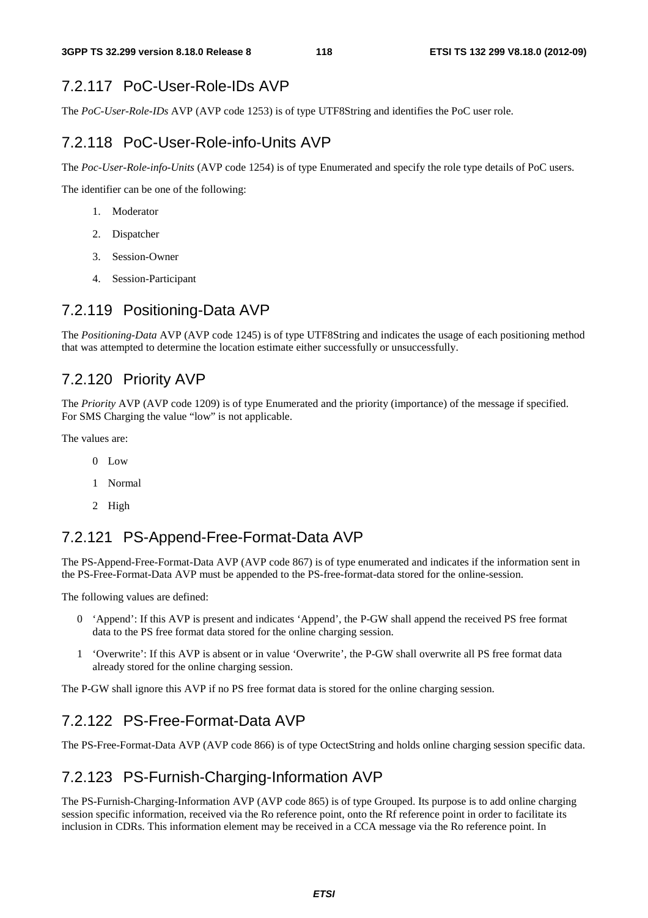### 7.2.117 PoC-User-Role-IDs AVP

The *PoC-User-Role-IDs* AVP (AVP code 1253) is of type UTF8String and identifies the PoC user role.

### 7.2.118 PoC-User-Role-info-Units AVP

The *Poc-User-Role-info-Units* (AVP code 1254) is of type Enumerated and specify the role type details of PoC users.

The identifier can be one of the following:

1. Moderator
2. Dispatcher
3. Session-Owner
4. Session-Participant

### 7.2.119 Positioning-Data AVP

The *Positioning-Data* AVP (AVP code 1245) is of type UTF8String and indicates the usage of each positioning method that was attempted to determine the location estimate either successfully or unsuccessfully.

### 7.2.120 Priority AVP

The *Priority* AVP (AVP code 1209) is of type Enumerated and the priority (importance) of the message if specified. For SMS Charging the value "low" is not applicable.

The values are:

0 Low

1 Normal

2 High

### 7.2.121 PS-Append-Free-Format-Data AVP

The PS-Append-Free-Format-Data AVP (AVP code 867) is of type enumerated and indicates if the information sent in the PS-Free-Format-Data AVP must be appended to the PS-free-format-data stored for the online-session.

The following values are defined:

0 'Append': If this AVP is present and indicates 'Append', the P-GW shall append the received PS free format data to the PS free format data stored for the online charging session.

1 'Overwrite': If this AVP is absent or in value 'Overwrite', the P-GW shall overwrite all PS free format data already stored for the online charging session.

The P-GW shall ignore this AVP if no PS free format data is stored for the online charging session.

### 7.2.122 PS-Free-Format-Data AVP

The PS-Free-Format-Data AVP (AVP code 866) is of type OctectString and holds online charging session specific data.

### 7.2.123 PS-Furnish-Charging-Information AVP

The PS-Furnish-Charging-Information AVP (AVP code 865) is of type Grouped. Its purpose is to add online charging session specific information, received via the Ro reference point, onto the Rf reference point in order to facilitate its inclusion in CDRs. This information element may be received in a CCA message via the Ro reference point. In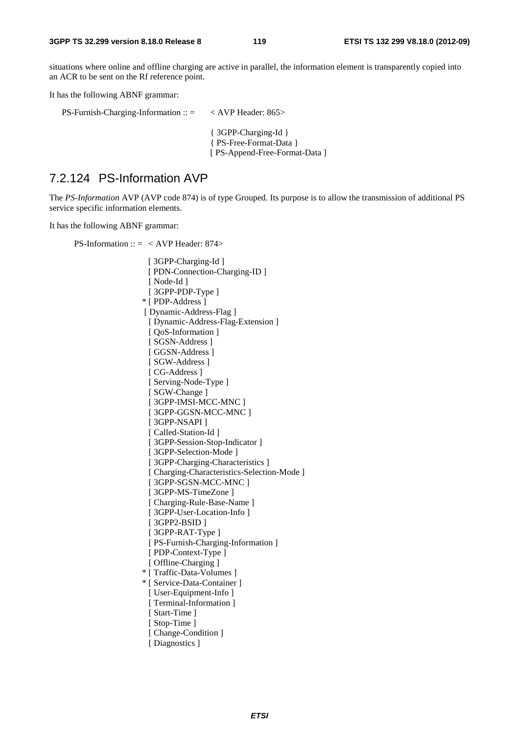situations where online and offline charging are active in parallel, the information element is transparently copied into an ACR to be sent on the Rf reference point.

It has the following ABNF grammar:

```
PS-Furnish-Charging-Information :: =    < AVP Header: 865>

                                        { 3GPP-Charging-Id }
                                        { PS-Free-Format-Data }
                                        [ PS-Append-Free-Format-Data ]
```

## 7.2.124 PS-Information AVP

The *PS-Information* AVP (AVP code 874) is of type Grouped. Its purpose is to allow the transmission of additional PS service specific information elements.

It has the following ABNF grammar:

```
PS-Information :: =  < AVP Header: 874>

                       [ 3GPP-Charging-Id ]
                       [ PDN-Connection-Charging-ID ]
                       [ Node-Id ]
                       [ 3GPP-PDP-Type ]
                     * [ PDP-Address ]
                       [ Dynamic-Address-Flag ]
                       [ Dynamic-Address-Flag-Extension ]
                       [ QoS-Information ]
                       [ SGSN-Address ]
                       [ GGSN-Address ]
                       [ SGW-Address ]
                       [ CG-Address ]
                       [ Serving-Node-Type ]
                       [ SGW-Change ]
                       [ 3GPP-IMSI-MCC-MNC ]
                       [ 3GPP-GGSN-MCC-MNC ]
                       [ 3GPP-NSAPI ]
                       [ Called-Station-Id ]
                       [ 3GPP-Session-Stop-Indicator ]
                       [ 3GPP-Selection-Mode ]
                       [ 3GPP-Charging-Characteristics ]
                       [ Charging-Characteristics-Selection-Mode ]
                       [ 3GPP-SGSN-MCC-MNC ]
                       [ 3GPP-MS-TimeZone ]
                       [ Charging-Rule-Base-Name ]
                       [ 3GPP-User-Location-Info ]
                       [ 3GPP2-BSID ]
                       [ 3GPP-RAT-Type ]
                       [ PS-Furnish-Charging-Information ]
                       [ PDP-Context-Type ]
                       [ Offline-Charging ]
                     * [ Traffic-Data-Volumes ]
                     * [ Service-Data-Container ]
                       [ User-Equipment-Info ]
                       [ Terminal-Information ]
                       [ Start-Time ]
                       [ Stop-Time ]
                       [ Change-Condition ]
                       [ Diagnostics ]
```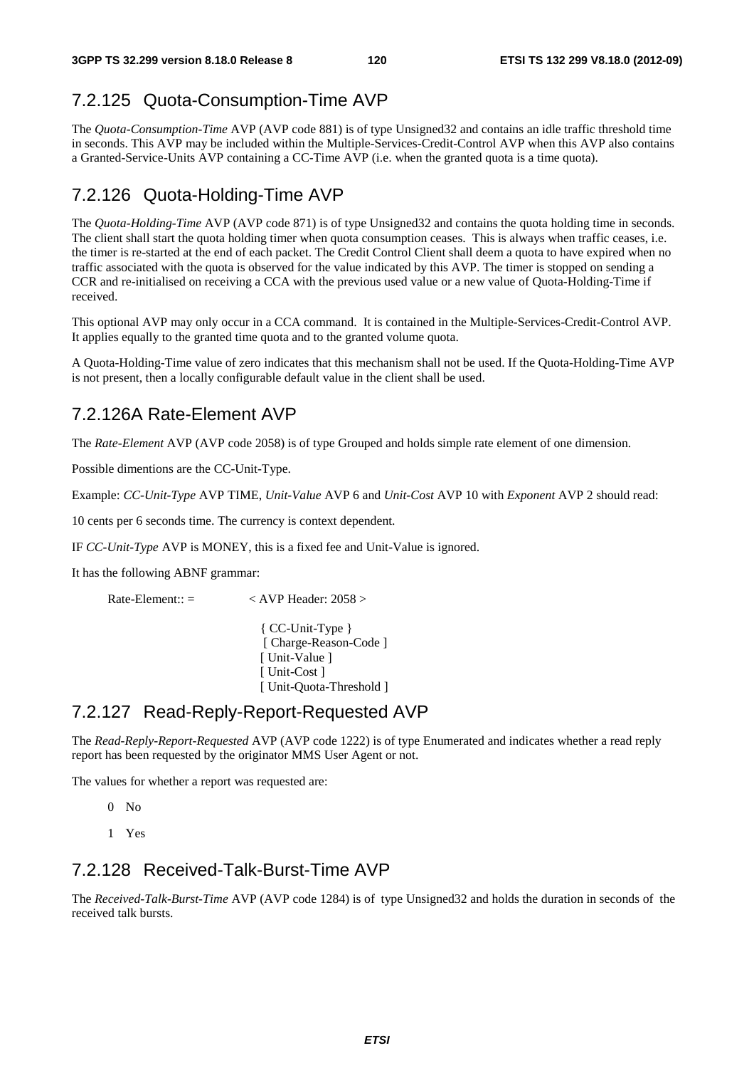## 7.2.125 Quota-Consumption-Time AVP

The *Quota-Consumption-Time* AVP (AVP code 881) is of type Unsigned32 and contains an idle traffic threshold time in seconds. This AVP may be included within the Multiple-Services-Credit-Control AVP when this AVP also contains a Granted-Service-Units AVP containing a CC-Time AVP (i.e. when the granted quota is a time quota).

## 7.2.126 Quota-Holding-Time AVP

The *Quota-Holding-Time* AVP (AVP code 871) is of type Unsigned32 and contains the quota holding time in seconds. The client shall start the quota holding timer when quota consumption ceases. This is always when traffic ceases, i.e. the timer is re-started at the end of each packet. The Credit Control Client shall deem a quota to have expired when no traffic associated with the quota is observed for the value indicated by this AVP. The timer is stopped on sending a CCR and re-initialised on receiving a CCA with the previous used value or a new value of Quota-Holding-Time if received.

This optional AVP may only occur in a CCA command. It is contained in the Multiple-Services-Credit-Control AVP. It applies equally to the granted time quota and to the granted volume quota.

A Quota-Holding-Time value of zero indicates that this mechanism shall not be used. If the Quota-Holding-Time AVP is not present, then a locally configurable default value in the client shall be used.

## 7.2.126A Rate-Element AVP

The *Rate-Element* AVP (AVP code 2058) is of type Grouped and holds simple rate element of one dimension.

Possible dimentions are the CC-Unit-Type.

Example: *CC-Unit-Type* AVP TIME, *Unit-Value* AVP 6 and *Unit-Cost* AVP 10 with *Exponent* AVP 2 should read:

10 cents per 6 seconds time. The currency is context dependent.

IF *CC-Unit-Type* AVP is MONEY, this is a fixed fee and Unit-Value is ignored.

It has the following ABNF grammar:

```
Rate-Element:: =        < AVP Header: 2058 >

                          { CC-Unit-Type }
                          [ Charge-Reason-Code ]
                          [ Unit-Value ]
                          [ Unit-Cost ]
                          [ Unit-Quota-Threshold ]
```

## 7.2.127 Read-Reply-Report-Requested AVP

The *Read-Reply-Report-Requested* AVP (AVP code 1222) is of type Enumerated and indicates whether a read reply report has been requested by the originator MMS User Agent or not.

The values for whether a report was requested are:

0 No

1 Yes

## 7.2.128 Received-Talk-Burst-Time AVP

The *Received-Talk-Burst-Time* AVP (AVP code 1284) is of type Unsigned32 and holds the duration in seconds of the received talk bursts.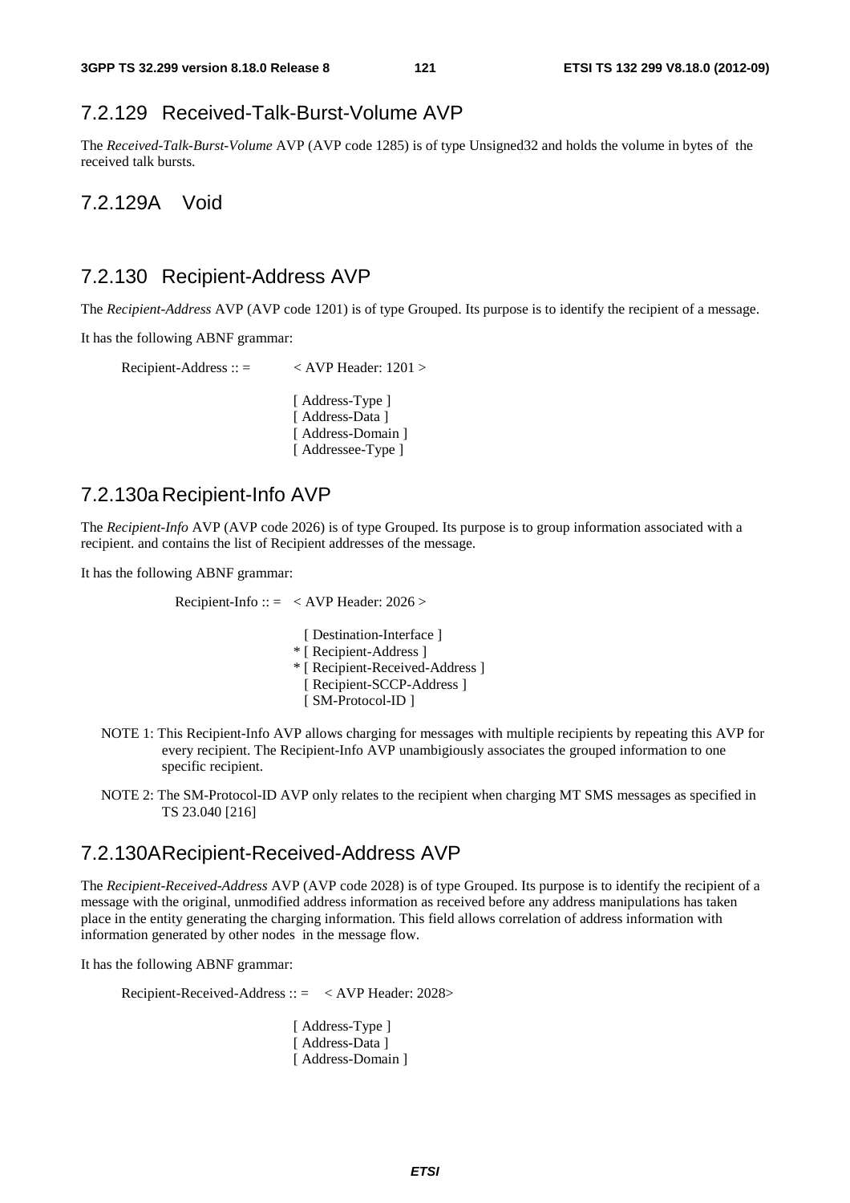### 7.2.129 Received-Talk-Burst-Volume AVP

The *Received-Talk-Burst-Volume* AVP (AVP code 1285) is of type Unsigned32 and holds the volume in bytes of the received talk bursts.

### 7.2.129A Void

### 7.2.130 Recipient-Address AVP

The *Recipient-Address* AVP (AVP code 1201) is of type Grouped. Its purpose is to identify the recipient of a message.

It has the following ABNF grammar:

```
Recipient-Address :: =     < AVP Header: 1201 >

                           [ Address-Type ]
                           [ Address-Data ]
                           [ Address-Domain ]
                           [ Addressee-Type ]
```

### 7.2.130a Recipient-Info AVP

The *Recipient-Info* AVP (AVP code 2026) is of type Grouped. Its purpose is to group information associated with a recipient. and contains the list of Recipient addresses of the message.

It has the following ABNF grammar:

```
Recipient-Info :: =  < AVP Header: 2026 >

                       [ Destination-Interface ]
                     * [ Recipient-Address ]
                     * [ Recipient-Received-Address ]
                       [ Recipient-SCCP-Address ]
                       [ SM-Protocol-ID ]
```

NOTE 1: This Recipient-Info AVP allows charging for messages with multiple recipients by repeating this AVP for every recipient. The Recipient-Info AVP unambigiously associates the grouped information to one specific recipient.

NOTE 2: The SM-Protocol-ID AVP only relates to the recipient when charging MT SMS messages as specified in TS 23.040 [216]

### 7.2.130A Recipient-Received-Address AVP

The *Recipient-Received-Address* AVP (AVP code 2028) is of type Grouped. Its purpose is to identify the recipient of a message with the original, unmodified address information as received before any address manipulations has taken place in the entity generating the charging information. This field allows correlation of address information with information generated by other nodes in the message flow.

It has the following ABNF grammar:

```
Recipient-Received-Address :: =   < AVP Header: 2028>

                                  [ Address-Type ]
                                  [ Address-Data ]
                                  [ Address-Domain ]
```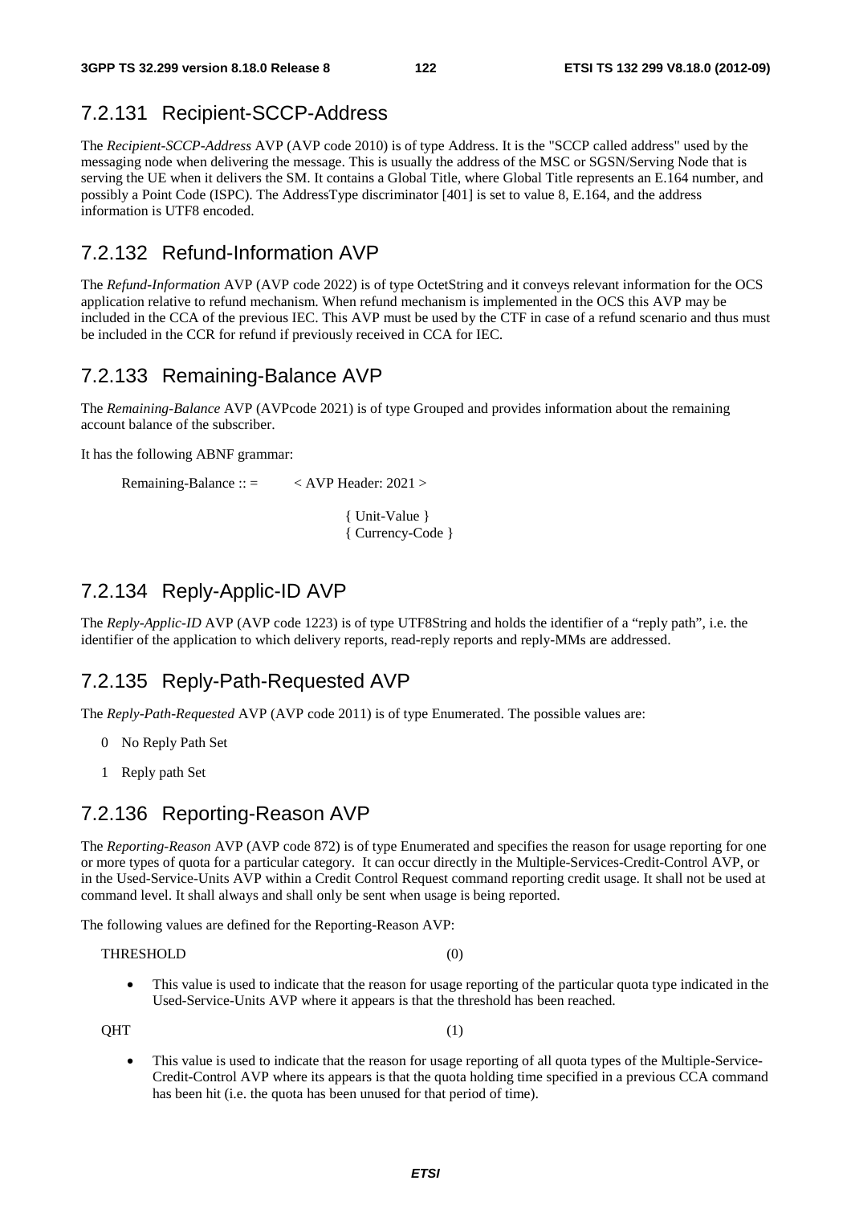### 7.2.131 Recipient-SCCP-Address

The *Recipient-SCCP-Address* AVP (AVP code 2010) is of type Address. It is the "SCCP called address" used by the messaging node when delivering the message. This is usually the address of the MSC or SGSN/Serving Node that is serving the UE when it delivers the SM. It contains a Global Title, where Global Title represents an E.164 number, and possibly a Point Code (ISPC). The AddressType discriminator [401] is set to value 8, E.164, and the address information is UTF8 encoded.

### 7.2.132 Refund-Information AVP

The *Refund-Information* AVP (AVP code 2022) is of type OctetString and it conveys relevant information for the OCS application relative to refund mechanism. When refund mechanism is implemented in the OCS this AVP may be included in the CCA of the previous IEC. This AVP must be used by the CTF in case of a refund scenario and thus must be included in the CCR for refund if previously received in CCA for IEC.

### 7.2.133 Remaining-Balance AVP

The *Remaining-Balance* AVP (AVPcode 2021) is of type Grouped and provides information about the remaining account balance of the subscriber.

It has the following ABNF grammar:

```
Remaining-Balance :: =     < AVP Header: 2021 >

                           { Unit-Value }
                           { Currency-Code }
```

### 7.2.134 Reply-Applic-ID AVP

The *Reply-Applic-ID* AVP (AVP code 1223) is of type UTF8String and holds the identifier of a "reply path", i.e. the identifier of the application to which delivery reports, read-reply reports and reply-MMs are addressed.

### 7.2.135 Reply-Path-Requested AVP

The *Reply-Path-Requested* AVP (AVP code 2011) is of type Enumerated. The possible values are:

0 No Reply Path Set

1 Reply path Set

### 7.2.136 Reporting-Reason AVP

The *Reporting-Reason* AVP (AVP code 872) is of type Enumerated and specifies the reason for usage reporting for one or more types of quota for a particular category. It can occur directly in the Multiple-Services-Credit-Control AVP, or in the Used-Service-Units AVP within a Credit Control Request command reporting credit usage. It shall not be used at command level. It shall always and shall only be sent when usage is being reported.

The following values are defined for the Reporting-Reason AVP:

THRESHOLD (0)

- This value is used to indicate that the reason for usage reporting of the particular quota type indicated in the Used-Service-Units AVP where it appears is that the threshold has been reached.

QHT (1)

- This value is used to indicate that the reason for usage reporting of all quota types of the Multiple-Service-Credit-Control AVP where its appears is that the quota holding time specified in a previous CCA command has been hit (i.e. the quota has been unused for that period of time).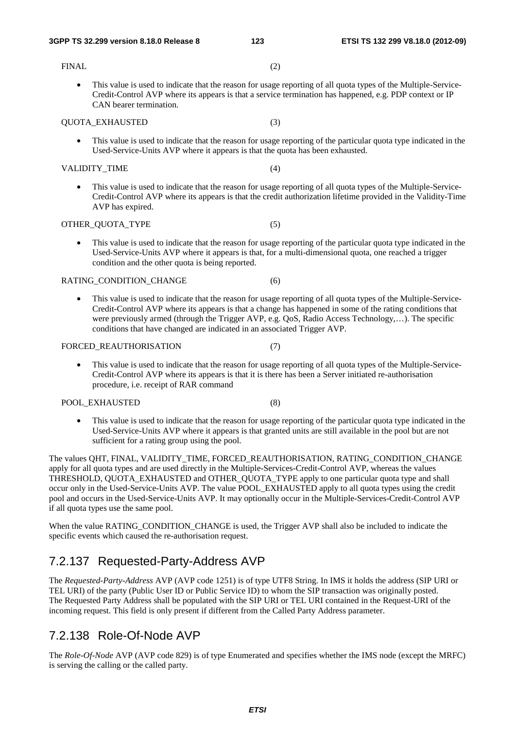FINAL (2)

- This value is used to indicate that the reason for usage reporting of all quota types of the Multiple-Service-Credit-Control AVP where its appears is that a service termination has happened, e.g. PDP context or IP CAN bearer termination.

QUOTA_EXHAUSTED (3)

- This value is used to indicate that the reason for usage reporting of the particular quota type indicated in the Used-Service-Units AVP where it appears is that the quota has been exhausted.

VALIDITY_TIME (4)

- This value is used to indicate that the reason for usage reporting of all quota types of the Multiple-Service-Credit-Control AVP where its appears is that the credit authorization lifetime provided in the Validity-Time AVP has expired.

OTHER_QUOTA_TYPE (5)

- This value is used to indicate that the reason for usage reporting of the particular quota type indicated in the Used-Service-Units AVP where it appears is that, for a multi-dimensional quota, one reached a trigger condition and the other quota is being reported.

RATING_CONDITION_CHANGE (6)

- This value is used to indicate that the reason for usage reporting of all quota types of the Multiple-Service-Credit-Control AVP where its appears is that a change has happened in some of the rating conditions that were previously armed (through the Trigger AVP, e.g. QoS, Radio Access Technology,…). The specific conditions that have changed are indicated in an associated Trigger AVP.

FORCED_REAUTHORISATION (7)

- This value is used to indicate that the reason for usage reporting of all quota types of the Multiple-Service-Credit-Control AVP where its appears is that it is there has been a Server initiated re-authorisation procedure, i.e. receipt of RAR command

POOL_EXHAUSTED (8)

- This value is used to indicate that the reason for usage reporting of the particular quota type indicated in the Used-Service-Units AVP where it appears is that granted units are still available in the pool but are not sufficient for a rating group using the pool.

The values QHT, FINAL, VALIDITY_TIME, FORCED_REAUTHORISATION, RATING_CONDITION_CHANGE apply for all quota types and are used directly in the Multiple-Services-Credit-Control AVP, whereas the values THRESHOLD, QUOTA_EXHAUSTED and OTHER_QUOTA_TYPE apply to one particular quota type and shall occur only in the Used-Service-Units AVP. The value POOL_EXHAUSTED apply to all quota types using the credit pool and occurs in the Used-Service-Units AVP. It may optionally occur in the Multiple-Services-Credit-Control AVP if all quota types use the same pool.

When the value RATING_CONDITION_CHANGE is used, the Trigger AVP shall also be included to indicate the specific events which caused the re-authorisation request.

## 7.2.137 Requested-Party-Address AVP

The *Requested-Party-Address* AVP (AVP code 1251) is of type UTF8 String. In IMS it holds the address (SIP URI or TEL URI) of the party (Public User ID or Public Service ID) to whom the SIP transaction was originally posted. The Requested Party Address shall be populated with the SIP URI or TEL URI contained in the Request-URI of the incoming request. This field is only present if different from the Called Party Address parameter.

## 7.2.138 Role-Of-Node AVP

The *Role-Of-Node* AVP (AVP code 829) is of type Enumerated and specifies whether the IMS node (except the MRFC) is serving the calling or the called party.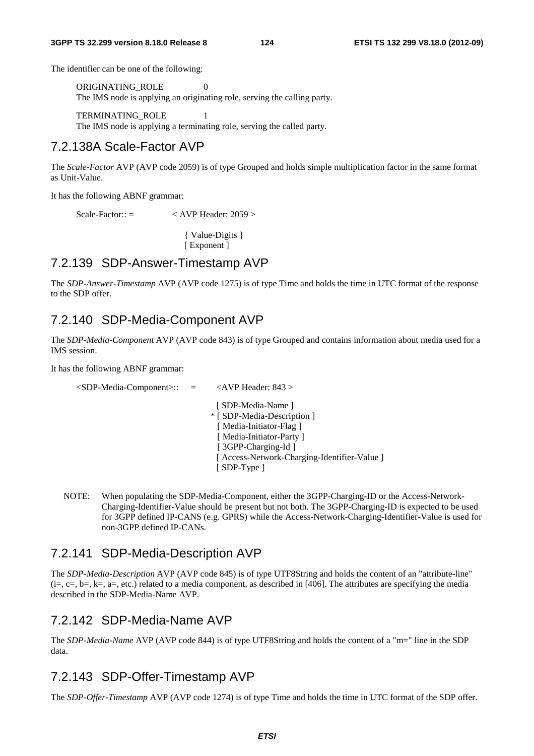The identifier can be one of the following:

ORIGINATING_ROLE 0
The IMS node is applying an originating role, serving the calling party.

TERMINATING_ROLE 1
The IMS node is applying a terminating role, serving the called party.

## 7.2.138A Scale-Factor AVP

The *Scale-Factor* AVP (AVP code 2059) is of type Grouped and holds simple multiplication factor in the same format as Unit-Value.

It has the following ABNF grammar:

```
Scale-Factor:: =        < AVP Header: 2059 >

                          { Value-Digits }
                          [ Exponent ]
```

## 7.2.139 SDP-Answer-Timestamp AVP

The *SDP-Answer-Timestamp* AVP (AVP code 1275) is of type Time and holds the time in UTC format of the response to the SDP offer.

## 7.2.140 SDP-Media-Component AVP

The *SDP-Media-Component* AVP (AVP code 843) is of type Grouped and contains information about media used for a IMS session.

It has the following ABNF grammar:

```
<SDP-Media-Component>::   =     <AVP Header: 843 >

                                  [ SDP-Media-Name ]
                                * [ SDP-Media-Description ]
                                  [ Media-Initiator-Flag ]
                                  [ Media-Initiator-Party ]
                                  [ 3GPP-Charging-Id ]
                                  [ Access-Network-Charging-Identifier-Value ]
                                  [ SDP-Type ]
```

NOTE: When populating the SDP-Media-Component, either the 3GPP-Charging-ID or the Access-Network-Charging-Identifier-Value should be present but not both. The 3GPP-Charging-ID is expected to be used for 3GPP defined IP-CANS (e.g. GPRS) while the Access-Network-Charging-Identifier-Value is used for non-3GPP defined IP-CANs.

## 7.2.141 SDP-Media-Description AVP

The *SDP-Media-Description* AVP (AVP code 845) is of type UTF8String and holds the content of an "attribute-line" (i=, c=, b=, k=, a=, etc.) related to a media component, as described in [406]. The attributes are specifying the media described in the SDP-Media-Name AVP.

## 7.2.142 SDP-Media-Name AVP

The *SDP-Media-Name* AVP (AVP code 844) is of type UTF8String and holds the content of a "m=" line in the SDP data.

## 7.2.143 SDP-Offer-Timestamp AVP

The *SDP-Offer-Timestamp* AVP (AVP code 1274) is of type Time and holds the time in UTC format of the SDP offer.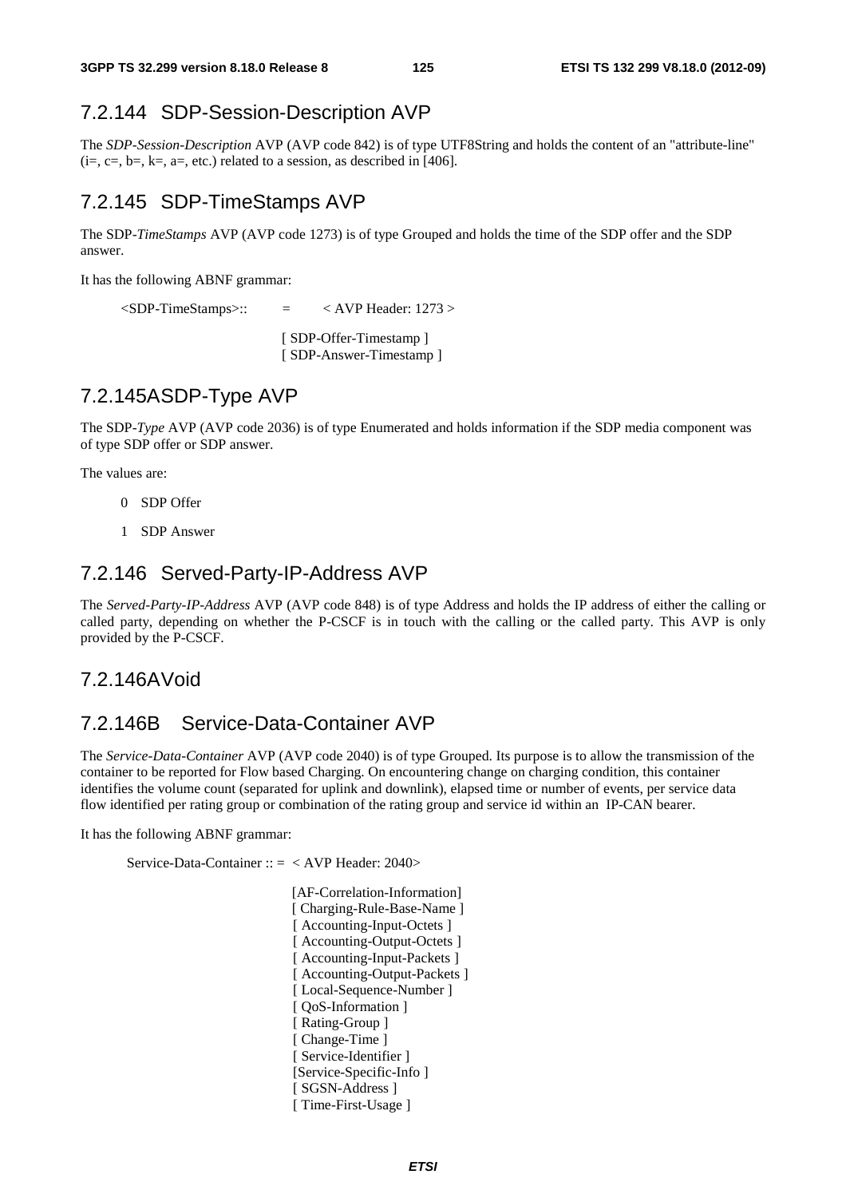### 7.2.144 SDP-Session-Description AVP

The *SDP-Session-Description* AVP (AVP code 842) is of type UTF8String and holds the content of an "attribute-line" (i=, c=, b=, k=, a=, etc.) related to a session, as described in [406].

### 7.2.145 SDP-TimeStamps AVP

The SDP-*TimeStamps* AVP (AVP code 1273) is of type Grouped and holds the time of the SDP offer and the SDP answer.

It has the following ABNF grammar:

```
<SDP-TimeStamps>::    =    < AVP Header: 1273 >

                           [ SDP-Offer-Timestamp ]
                           [ SDP-Answer-Timestamp ]
```

### 7.2.145ASDP-Type AVP

The SDP-*Type* AVP (AVP code 2036) is of type Enumerated and holds information if the SDP media component was of type SDP offer or SDP answer.

The values are:

0 SDP Offer

1 SDP Answer

### 7.2.146 Served-Party-IP-Address AVP

The *Served-Party-IP-Address* AVP (AVP code 848) is of type Address and holds the IP address of either the calling or called party, depending on whether the P-CSCF is in touch with the calling or the called party. This AVP is only provided by the P-CSCF.

### 7.2.146AVoid

### 7.2.146B Service-Data-Container AVP

The *Service-Data-Container* AVP (AVP code 2040) is of type Grouped. Its purpose is to allow the transmission of the container to be reported for Flow based Charging. On encountering change on charging condition, this container identifies the volume count (separated for uplink and downlink), elapsed time or number of events, per service data flow identified per rating group or combination of the rating group and service id within an IP-CAN bearer.

It has the following ABNF grammar:

```
Service-Data-Container :: =  < AVP Header: 2040>

                             [AF-Correlation-Information]
                             [ Charging-Rule-Base-Name ]
                             [ Accounting-Input-Octets ]
                             [ Accounting-Output-Octets ]
                             [ Accounting-Input-Packets ]
                             [ Accounting-Output-Packets ]
                             [ Local-Sequence-Number ]
                             [ QoS-Information ]
                             [ Rating-Group ]
                             [ Change-Time ]
                             [ Service-Identifier ]
                             [Service-Specific-Info ]
                             [ SGSN-Address ]
                             [ Time-First-Usage ]
```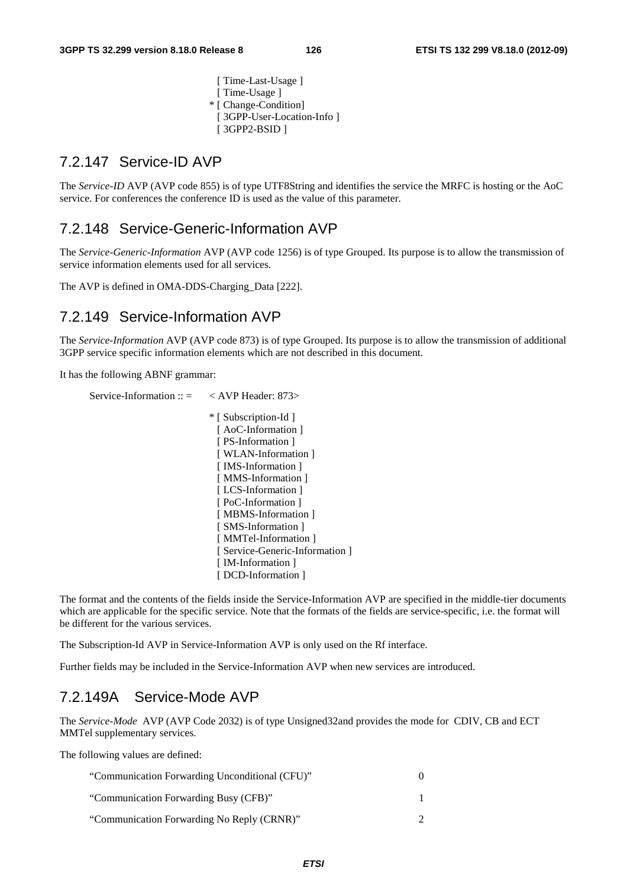```
[ Time-Last-Usage ]
[ Time-Usage ]
* [ Change-Condition]
[ 3GPP-User-Location-Info ]
[ 3GPP2-BSID ]
```

## 7.2.147 Service-ID AVP

The *Service-ID* AVP (AVP code 855) is of type UTF8String and identifies the service the MRFC is hosting or the AoC service. For conferences the conference ID is used as the value of this parameter.

## 7.2.148 Service-Generic-Information AVP

The *Service-Generic-Information* AVP (AVP code 1256) is of type Grouped. Its purpose is to allow the transmission of service information elements used for all services.

The AVP is defined in OMA-DDS-Charging_Data [222].

## 7.2.149 Service-Information AVP

The *Service-Information* AVP (AVP code 873) is of type Grouped. Its purpose is to allow the transmission of additional 3GPP service specific information elements which are not described in this document.

It has the following ABNF grammar:

```
Service-Information :: =    < AVP Header: 873>

                            * [ Subscription-Id ]
                              [ AoC-Information ]
                              [ PS-Information ]
                              [ WLAN-Information ]
                              [ IMS-Information ]
                              [ MMS-Information ]
                              [ LCS-Information ]
                              [ PoC-Information ]
                              [ MBMS-Information ]
                              [ SMS-Information ]
                              [ MMTel-Information ]
                              [ Service-Generic-Information ]
                              [ IM-Information ]
                              [ DCD-Information ]
```

The format and the contents of the fields inside the Service-Information AVP are specified in the middle-tier documents which are applicable for the specific service. Note that the formats of the fields are service-specific, i.e. the format will be different for the various services.

The Subscription-Id AVP in Service-Information AVP is only used on the Rf interface.

Further fields may be included in the Service-Information AVP when new services are introduced.

## 7.2.149A Service-Mode AVP

The *Service-Mode* AVP (AVP Code 2032) is of type Unsigned32and provides the mode for CDIV, CB and ECT MMTel supplementary services.

The following values are defined:

| | |
|---|---|
| "Communication Forwarding Unconditional (CFU)" | 0 |
| "Communication Forwarding Busy (CFB)" | 1 |
| "Communication Forwarding No Reply (CRNR)" | 2 |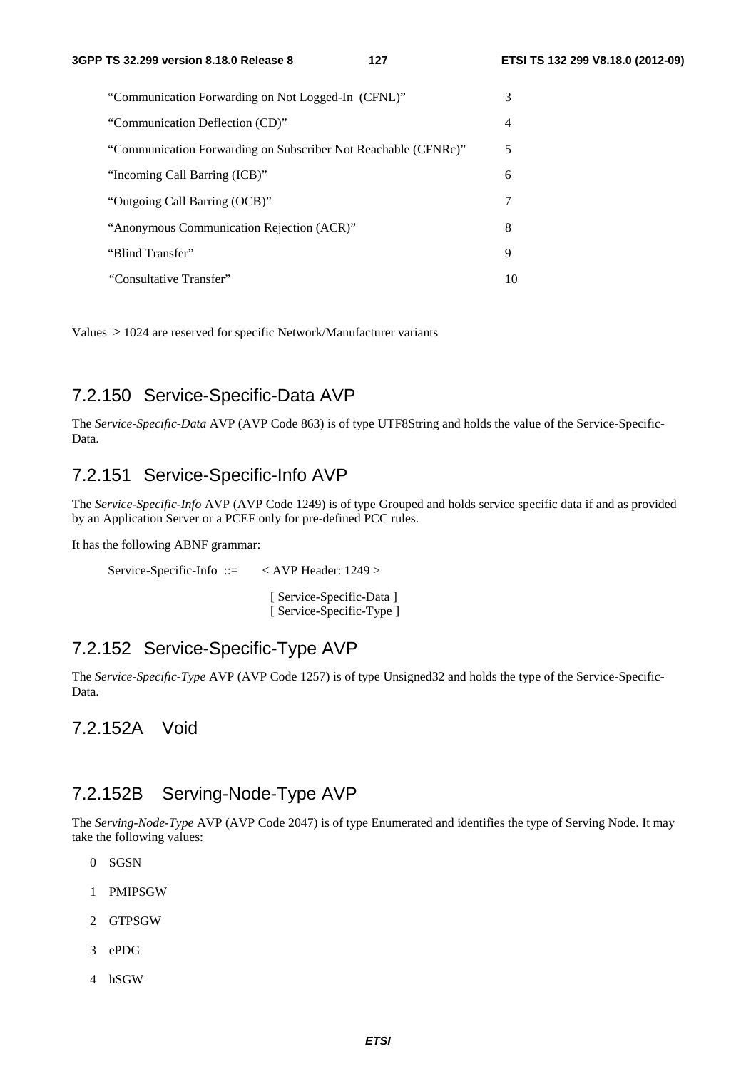| | |
|---|---|
| "Communication Forwarding on Not Logged-In (CFNL)" | 3 |
| "Communication Deflection (CD)" | 4 |
| "Communication Forwarding on Subscriber Not Reachable (CFNRc)" | 5 |
| "Incoming Call Barring (ICB)" | 6 |
| "Outgoing Call Barring (OCB)" | 7 |
| "Anonymous Communication Rejection (ACR)" | 8 |
| "Blind Transfer" | 9 |
| "Consultative Transfer" | 10 |

Values $\geq$ 1024 are reserved for specific Network/Manufacturer variants

### 7.2.150 Service-Specific-Data AVP

The *Service-Specific-Data* AVP (AVP Code 863) is of type UTF8String and holds the value of the Service-Specific-Data.

### 7.2.151 Service-Specific-Info AVP

The *Service-Specific-Info* AVP (AVP Code 1249) is of type Grouped and holds service specific data if and as provided by an Application Server or a PCEF only for pre-defined PCC rules.

It has the following ABNF grammar:

```
Service-Specific-Info ::=    < AVP Header: 1249 >

                              [ Service-Specific-Data ]
                              [ Service-Specific-Type ]
```

### 7.2.152 Service-Specific-Type AVP

The *Service-Specific-Type* AVP (AVP Code 1257) is of type Unsigned32 and holds the type of the Service-Specific-Data.

### 7.2.152A Void

### 7.2.152B Serving-Node-Type AVP

The *Serving-Node-Type* AVP (AVP Code 2047) is of type Enumerated and identifies the type of Serving Node. It may take the following values:

0 SGSN

1 PMIPSGW

2 GTPSGW

3 ePDG

4 hSGW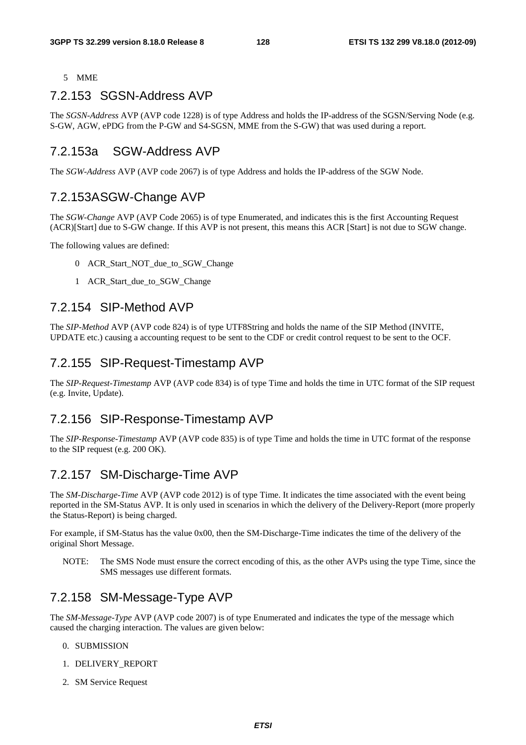5 MME

### 7.2.153 SGSN-Address AVP

The *SGSN-Address* AVP (AVP code 1228) is of type Address and holds the IP-address of the SGSN/Serving Node (e.g. S-GW, AGW, ePDG from the P-GW and S4-SGSN, MME from the S-GW) that was used during a report.

### 7.2.153a SGW-Address AVP

The *SGW-Address* AVP (AVP code 2067) is of type Address and holds the IP-address of the SGW Node.

### 7.2.153ASGW-Change AVP

The *SGW-Change* AVP (AVP Code 2065) is of type Enumerated, and indicates this is the first Accounting Request (ACR)[Start] due to S-GW change. If this AVP is not present, this means this ACR [Start] is not due to SGW change.

The following values are defined:

0 ACR_Start_NOT_due_to_SGW_Change

1 ACR_Start_due_to_SGW_Change

### 7.2.154 SIP-Method AVP

The *SIP-Method* AVP (AVP code 824) is of type UTF8String and holds the name of the SIP Method (INVITE, UPDATE etc.) causing a accounting request to be sent to the CDF or credit control request to be sent to the OCF.

### 7.2.155 SIP-Request-Timestamp AVP

The *SIP-Request-Timestamp* AVP (AVP code 834) is of type Time and holds the time in UTC format of the SIP request (e.g. Invite, Update).

### 7.2.156 SIP-Response-Timestamp AVP

The *SIP-Response-Timestamp* AVP (AVP code 835) is of type Time and holds the time in UTC format of the response to the SIP request (e.g. 200 OK).

### 7.2.157 SM-Discharge-Time AVP

The *SM-Discharge-Time* AVP (AVP code 2012) is of type Time. It indicates the time associated with the event being reported in the SM-Status AVP. It is only used in scenarios in which the delivery of the Delivery-Report (more properly the Status-Report) is being charged.

For example, if SM-Status has the value 0x00, then the SM-Discharge-Time indicates the time of the delivery of the original Short Message.

NOTE: The SMS Node must ensure the correct encoding of this, as the other AVPs using the type Time, since the SMS messages use different formats.

### 7.2.158 SM-Message-Type AVP

The *SM-Message-Type* AVP (AVP code 2007) is of type Enumerated and indicates the type of the message which caused the charging interaction. The values are given below:

0. SUBMISSION

1. DELIVERY_REPORT

2. SM Service Request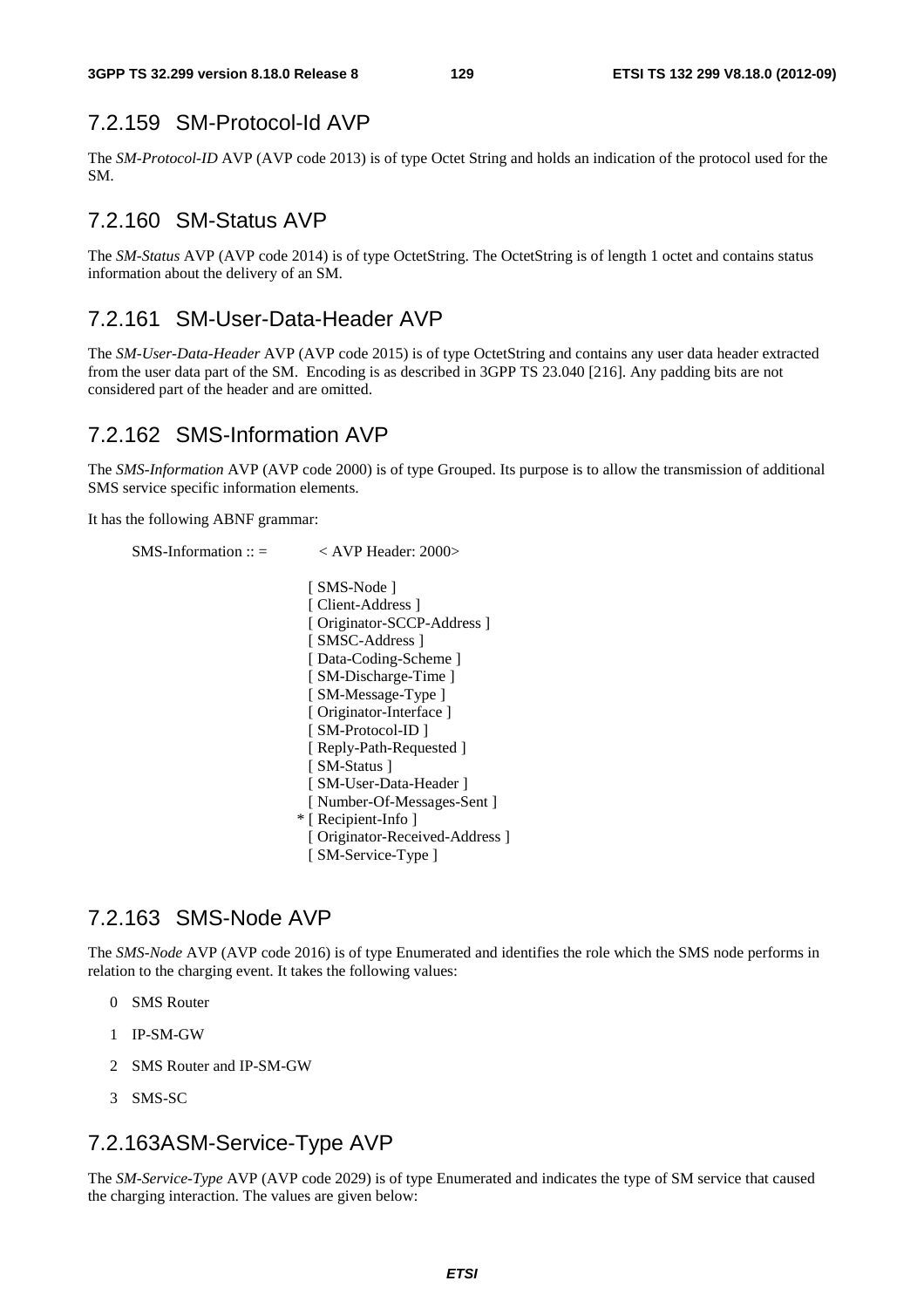## 7.2.159 SM-Protocol-Id AVP

The *SM-Protocol-ID* AVP (AVP code 2013) is of type Octet String and holds an indication of the protocol used for the SM.

## 7.2.160 SM-Status AVP

The *SM-Status* AVP (AVP code 2014) is of type OctetString. The OctetString is of length 1 octet and contains status information about the delivery of an SM.

## 7.2.161 SM-User-Data-Header AVP

The *SM-User-Data-Header* AVP (AVP code 2015) is of type OctetString and contains any user data header extracted from the user data part of the SM. Encoding is as described in 3GPP TS 23.040 [216]. Any padding bits are not considered part of the header and are omitted.

## 7.2.162 SMS-Information AVP

The *SMS-Information* AVP (AVP code 2000) is of type Grouped. Its purpose is to allow the transmission of additional SMS service specific information elements.

It has the following ABNF grammar:

```
SMS-Information :: =        < AVP Header: 2000>

                            [ SMS-Node ]
                            [ Client-Address ]
                            [ Originator-SCCP-Address ]
                            [ SMSC-Address ]
                            [ Data-Coding-Scheme ]
                            [ SM-Discharge-Time ]
                            [ SM-Message-Type ]
                            [ Originator-Interface ]
                            [ SM-Protocol-ID ]
                            [ Reply-Path-Requested ]
                            [ SM-Status ]
                            [ SM-User-Data-Header ]
                            [ Number-Of-Messages-Sent ]
                          * [ Recipient-Info ]
                            [ Originator-Received-Address ]
                            [ SM-Service-Type ]
```

## 7.2.163 SMS-Node AVP

The *SMS-Node* AVP (AVP code 2016) is of type Enumerated and identifies the role which the SMS node performs in relation to the charging event. It takes the following values:

0 SMS Router

1 IP-SM-GW

2 SMS Router and IP-SM-GW

3 SMS-SC

## 7.2.163A SM-Service-Type AVP

The *SM-Service-Type* AVP (AVP code 2029) is of type Enumerated and indicates the type of SM service that caused the charging interaction. The values are given below: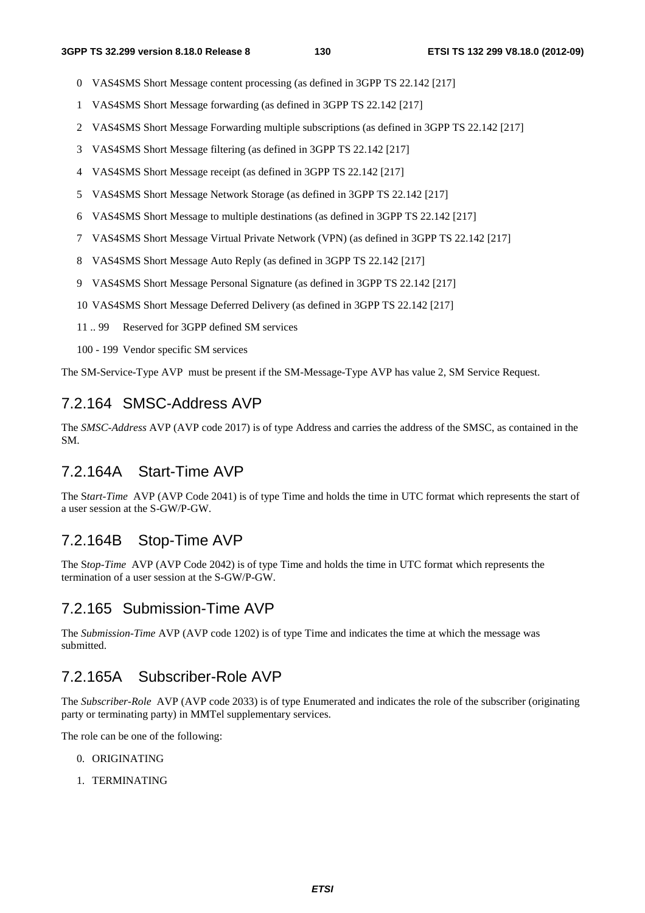0 VAS4SMS Short Message content processing (as defined in 3GPP TS 22.142 [217]

1 VAS4SMS Short Message forwarding (as defined in 3GPP TS 22.142 [217]

2 VAS4SMS Short Message Forwarding multiple subscriptions (as defined in 3GPP TS 22.142 [217]

3 VAS4SMS Short Message filtering (as defined in 3GPP TS 22.142 [217]

4 VAS4SMS Short Message receipt (as defined in 3GPP TS 22.142 [217]

5 VAS4SMS Short Message Network Storage (as defined in 3GPP TS 22.142 [217]

6 VAS4SMS Short Message to multiple destinations (as defined in 3GPP TS 22.142 [217]

7 VAS4SMS Short Message Virtual Private Network (VPN) (as defined in 3GPP TS 22.142 [217]

8 VAS4SMS Short Message Auto Reply (as defined in 3GPP TS 22.142 [217]

9 VAS4SMS Short Message Personal Signature (as defined in 3GPP TS 22.142 [217]

10 VAS4SMS Short Message Deferred Delivery (as defined in 3GPP TS 22.142 [217]

11 .. 99 Reserved for 3GPP defined SM services

100 - 199 Vendor specific SM services

The SM-Service-Type AVP must be present if the SM-Message-Type AVP has value 2, SM Service Request.

## 7.2.164 SMSC-Address AVP

The *SMSC-Address* AVP (AVP code 2017) is of type Address and carries the address of the SMSC, as contained in the SM.

## 7.2.164A Start-Time AVP

The S*tart-Time* AVP (AVP Code 2041) is of type Time and holds the time in UTC format which represents the start of a user session at the S-GW/P-GW.

## 7.2.164B Stop-Time AVP

The S*top-Time* AVP (AVP Code 2042) is of type Time and holds the time in UTC format which represents the termination of a user session at the S-GW/P-GW.

## 7.2.165 Submission-Time AVP

The *Submission-Time* AVP (AVP code 1202) is of type Time and indicates the time at which the message was submitted.

## 7.2.165A Subscriber-Role AVP

The *Subscriber-Role* AVP (AVP code 2033) is of type Enumerated and indicates the role of the subscriber (originating party or terminating party) in MMTel supplementary services.

The role can be one of the following:

0. ORIGINATING
1. TERMINATING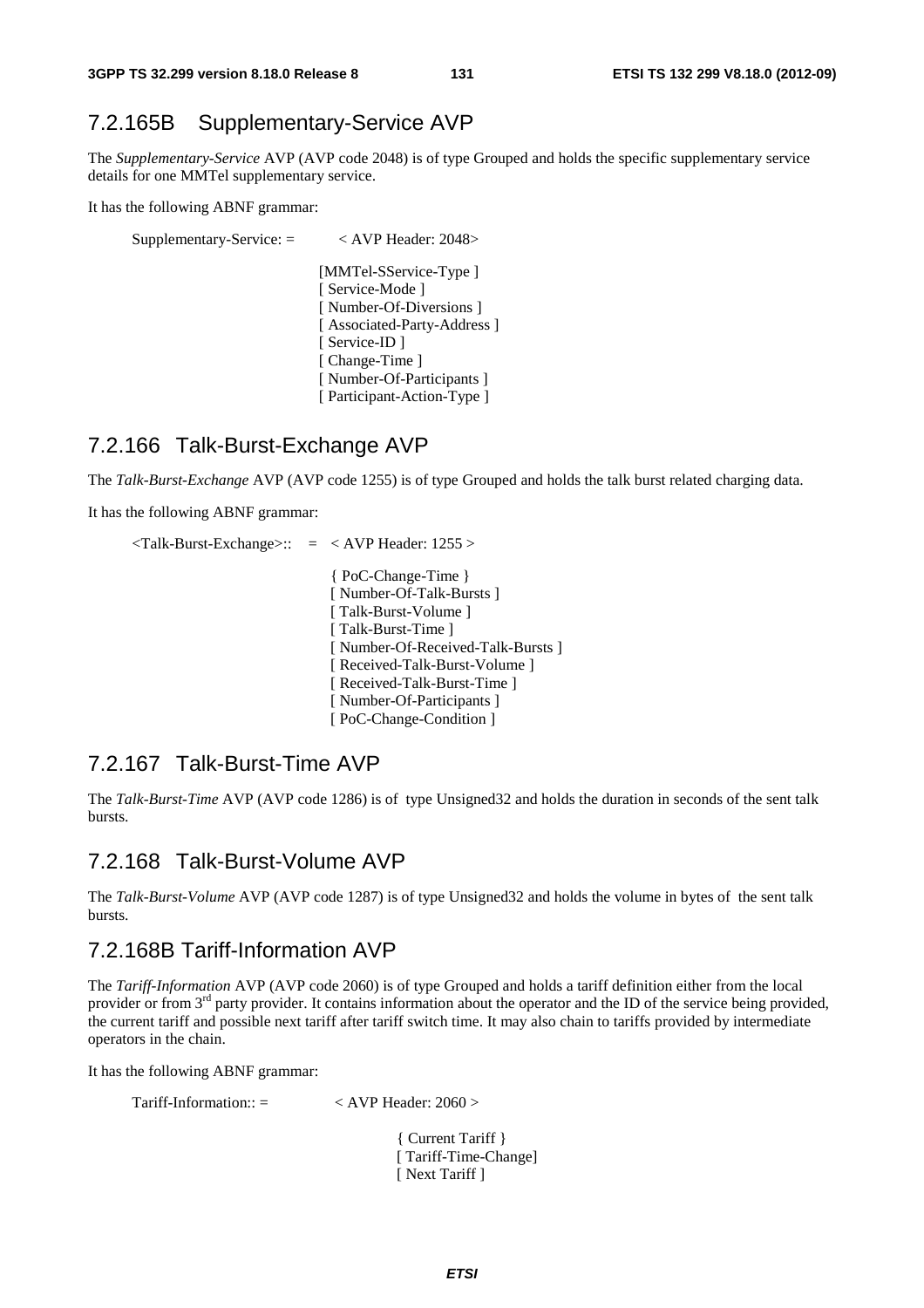## 7.2.165B Supplementary-Service AVP

The *Supplementary-Service* AVP (AVP code 2048) is of type Grouped and holds the specific supplementary service details for one MMTel supplementary service.

It has the following ABNF grammar:

```
Supplementary-Service: =        < AVP Header: 2048>

                                [MMTel-SService-Type ]
                                [ Service-Mode ]
                                [ Number-Of-Diversions ]
                                [ Associated-Party-Address ]
                                [ Service-ID ]
                                [ Change-Time ]
                                [ Number-Of-Participants ]
                                [ Participant-Action-Type ]
```

## 7.2.166 Talk-Burst-Exchange AVP

The *Talk-Burst-Exchange* AVP (AVP code 1255) is of type Grouped and holds the talk burst related charging data.

It has the following ABNF grammar:

```
<Talk-Burst-Exchange>::   =  < AVP Header: 1255 >

                             { PoC-Change-Time }
                             [ Number-Of-Talk-Bursts ]
                             [ Talk-Burst-Volume ]
                             [ Talk-Burst-Time ]
                             [ Number-Of-Received-Talk-Bursts ]
                             [ Received-Talk-Burst-Volume ]
                             [ Received-Talk-Burst-Time ]
                             [ Number-Of-Participants ]
                             [ PoC-Change-Condition ]
```

## 7.2.167 Talk-Burst-Time AVP

The *Talk-Burst-Time* AVP (AVP code 1286) is of type Unsigned32 and holds the duration in seconds of the sent talk bursts.

## 7.2.168 Talk-Burst-Volume AVP

The *Talk-Burst-Volume* AVP (AVP code 1287) is of type Unsigned32 and holds the volume in bytes of the sent talk bursts.

## 7.2.168B Tariff-Information AVP

The *Tariff-Information* AVP (AVP code 2060) is of type Grouped and holds a tariff definition either from the local provider or from 3rd party provider. It contains information about the operator and the ID of the service being provided, the current tariff and possible next tariff after tariff switch time. It may also chain to tariffs provided by intermediate operators in the chain.

It has the following ABNF grammar:

```
Tariff-Information:: =          < AVP Header: 2060 >

                                { Current Tariff }
                                [ Tariff-Time-Change]
                                [ Next Tariff ]
```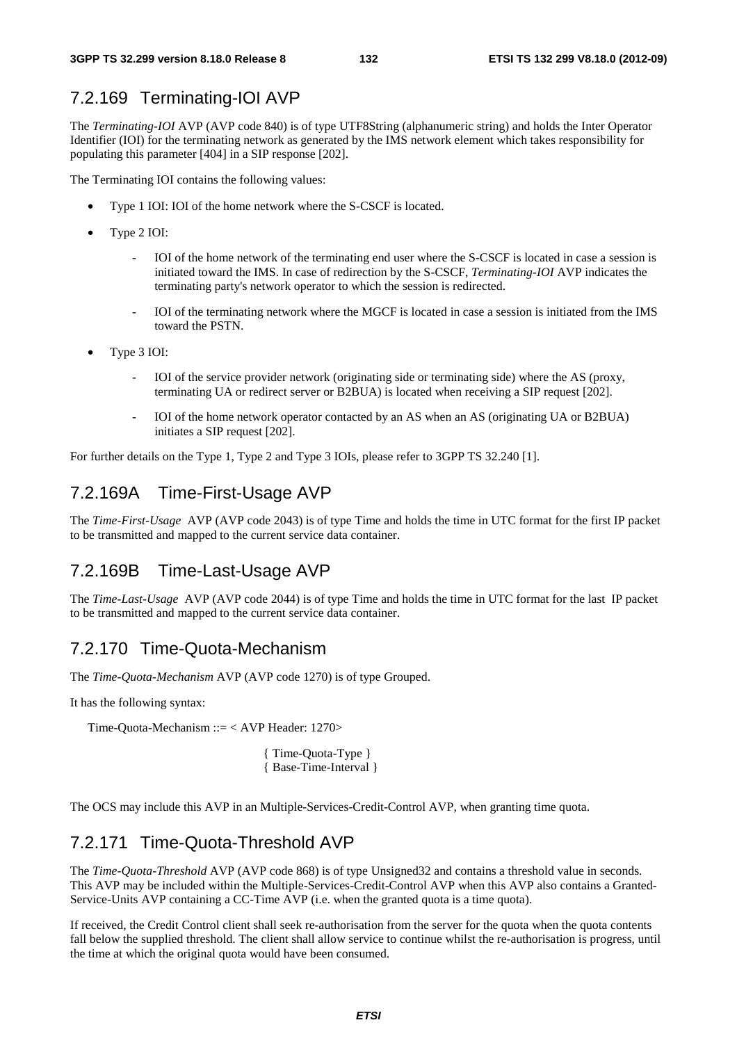### 7.2.169 Terminating-IOI AVP

The *Terminating-IOI* AVP (AVP code 840) is of type UTF8String (alphanumeric string) and holds the Inter Operator Identifier (IOI) for the terminating network as generated by the IMS network element which takes responsibility for populating this parameter [404] in a SIP response [202].

The Terminating IOI contains the following values:

- Type 1 IOI: IOI of the home network where the S-CSCF is located.
- Type 2 IOI:
  - IOI of the home network of the terminating end user where the S-CSCF is located in case a session is initiated toward the IMS. In case of redirection by the S-CSCF, *Terminating-IOI* AVP indicates the terminating party's network operator to which the session is redirected.
  - IOI of the terminating network where the MGCF is located in case a session is initiated from the IMS toward the PSTN.
- Type 3 IOI:
  - IOI of the service provider network (originating side or terminating side) where the AS (proxy, terminating UA or redirect server or B2BUA) is located when receiving a SIP request [202].
  - IOI of the home network operator contacted by an AS when an AS (originating UA or B2BUA) initiates a SIP request [202].

For further details on the Type 1, Type 2 and Type 3 IOIs, please refer to 3GPP TS 32.240 [1].

### 7.2.169A Time-First-Usage AVP

The *Time-First-Usage* AVP (AVP code 2043) is of type Time and holds the time in UTC format for the first IP packet to be transmitted and mapped to the current service data container.

### 7.2.169B Time-Last-Usage AVP

The *Time-Last-Usage* AVP (AVP code 2044) is of type Time and holds the time in UTC format for the last IP packet to be transmitted and mapped to the current service data container.

### 7.2.170 Time-Quota-Mechanism

The *Time-Quota-Mechanism* AVP (AVP code 1270) is of type Grouped.

It has the following syntax:

```
Time-Quota-Mechanism ::= < AVP Header: 1270>

                        { Time-Quota-Type }
                        { Base-Time-Interval }
```

The OCS may include this AVP in an Multiple-Services-Credit-Control AVP, when granting time quota.

### 7.2.171 Time-Quota-Threshold AVP

The *Time-Quota-Threshold* AVP (AVP code 868) is of type Unsigned32 and contains a threshold value in seconds. This AVP may be included within the Multiple-Services-Credit-Control AVP when this AVP also contains a Granted-Service-Units AVP containing a CC-Time AVP (i.e. when the granted quota is a time quota).

If received, the Credit Control client shall seek re-authorisation from the server for the quota when the quota contents fall below the supplied threshold. The client shall allow service to continue whilst the re-authorisation is progress, until the time at which the original quota would have been consumed.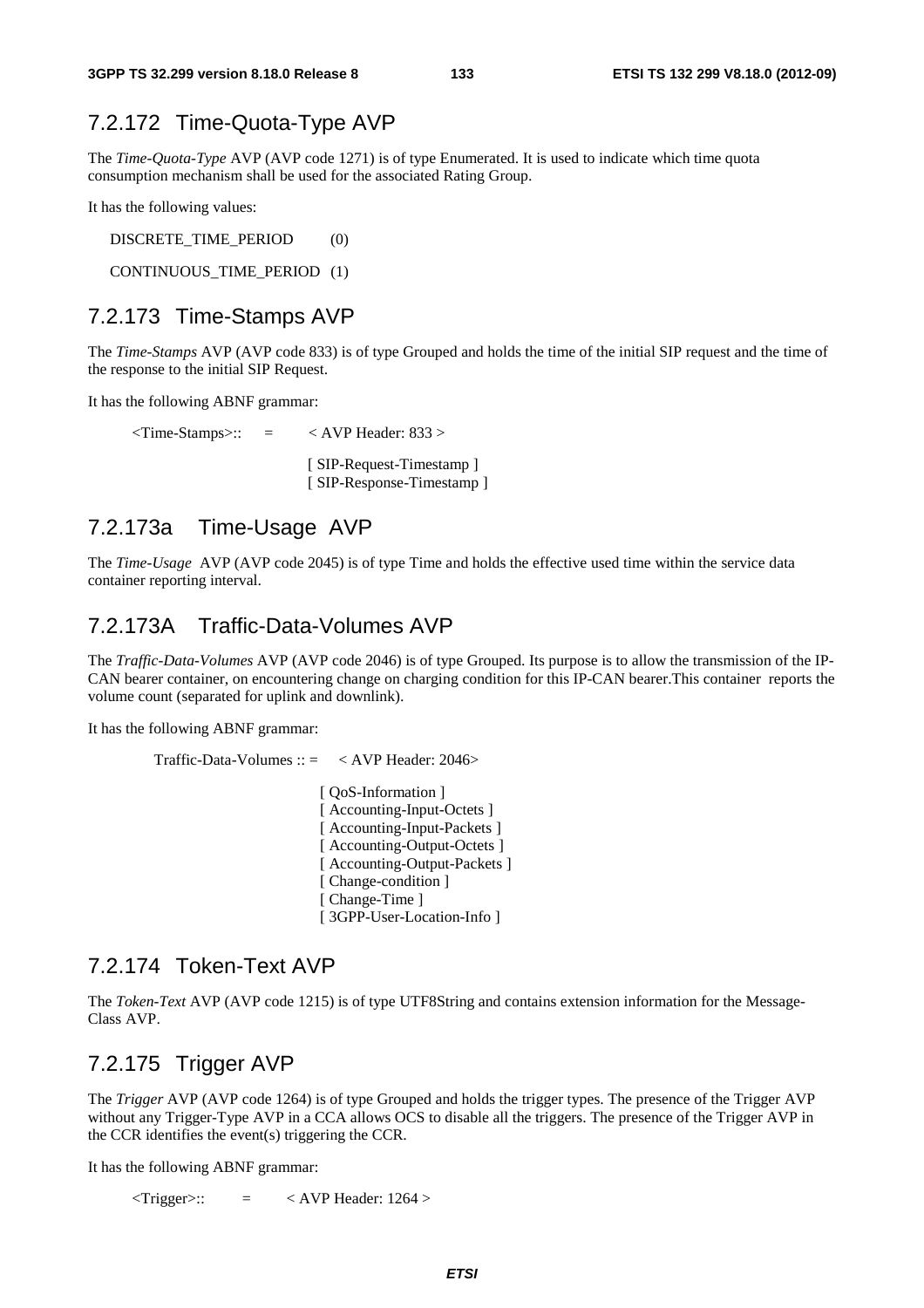### 7.2.172 Time-Quota-Type AVP

The *Time-Quota-Type* AVP (AVP code 1271) is of type Enumerated. It is used to indicate which time quota consumption mechanism shall be used for the associated Rating Group.

It has the following values:

DISCRETE_TIME_PERIOD (0)

CONTINUOUS_TIME_PERIOD (1)

### 7.2.173 Time-Stamps AVP

The *Time-Stamps* AVP (AVP code 833) is of type Grouped and holds the time of the initial SIP request and the time of the response to the initial SIP Request.

It has the following ABNF grammar:

```
<Time-Stamps>::   =     < AVP Header: 833 >

                        [ SIP-Request-Timestamp ]
                        [ SIP-Response-Timestamp ]
```

### 7.2.173a Time-Usage AVP

The *Time-Usage* AVP (AVP code 2045) is of type Time and holds the effective used time within the service data container reporting interval.

### 7.2.173A Traffic-Data-Volumes AVP

The *Traffic-Data-Volumes* AVP (AVP code 2046) is of type Grouped. Its purpose is to allow the transmission of the IP-CAN bearer container, on encountering change on charging condition for this IP-CAN bearer.This container reports the volume count (separated for uplink and downlink).

It has the following ABNF grammar:

```
Traffic-Data-Volumes :: =   < AVP Header: 2046>

                            [ QoS-Information ]
                            [ Accounting-Input-Octets ]
                            [ Accounting-Input-Packets ]
                            [ Accounting-Output-Octets ]
                            [ Accounting-Output-Packets ]
                            [ Change-condition ]
                            [ Change-Time ]
                            [ 3GPP-User-Location-Info ]
```

### 7.2.174 Token-Text AVP

The *Token-Text* AVP (AVP code 1215) is of type UTF8String and contains extension information for the Message-Class AVP.

### 7.2.175 Trigger AVP

The *Trigger* AVP (AVP code 1264) is of type Grouped and holds the trigger types. The presence of the Trigger AVP without any Trigger-Type AVP in a CCA allows OCS to disable all the triggers. The presence of the Trigger AVP in the CCR identifies the event(s) triggering the CCR.

It has the following ABNF grammar:

```
<Trigger>::       =     < AVP Header: 1264 >
```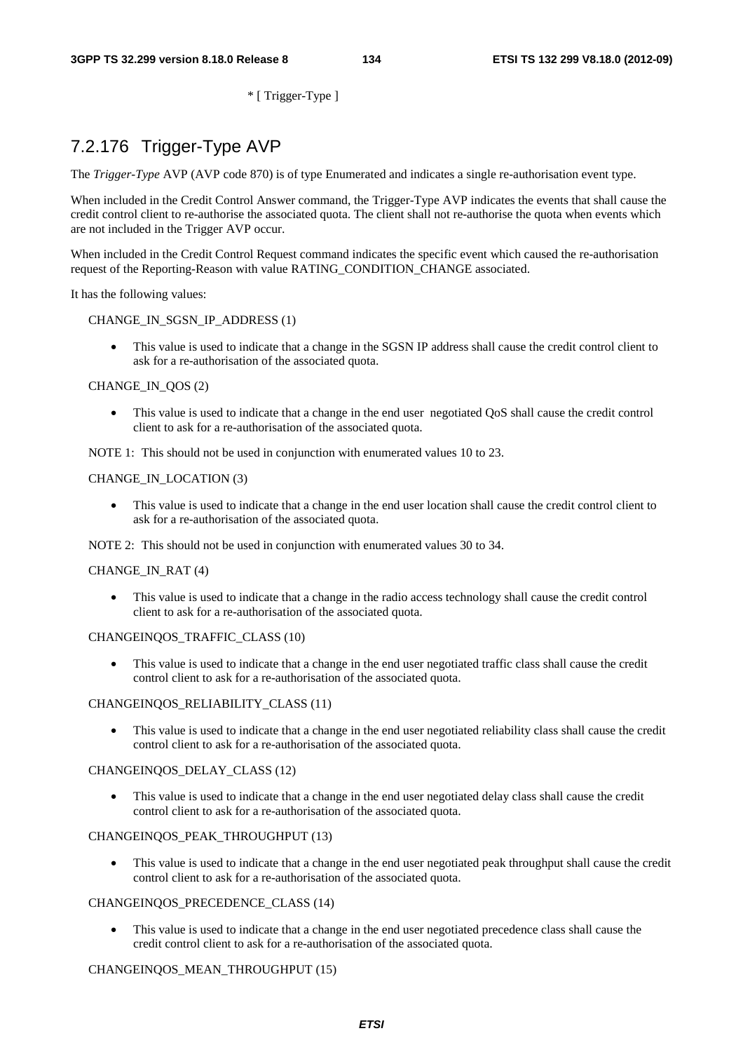* [ Trigger-Type ]

### 7.2.176 Trigger-Type AVP

The *Trigger-Type* AVP (AVP code 870) is of type Enumerated and indicates a single re-authorisation event type.

When included in the Credit Control Answer command, the Trigger-Type AVP indicates the events that shall cause the credit control client to re-authorise the associated quota. The client shall not re-authorise the quota when events which are not included in the Trigger AVP occur.

When included in the Credit Control Request command indicates the specific event which caused the re-authorisation request of the Reporting-Reason with value RATING_CONDITION_CHANGE associated.

It has the following values:

CHANGE_IN_SGSN_IP_ADDRESS (1)

- This value is used to indicate that a change in the SGSN IP address shall cause the credit control client to ask for a re-authorisation of the associated quota.

CHANGE_IN_QOS (2)

- This value is used to indicate that a change in the end user negotiated QoS shall cause the credit control client to ask for a re-authorisation of the associated quota.

NOTE 1: This should not be used in conjunction with enumerated values 10 to 23.

CHANGE_IN_LOCATION (3)

- This value is used to indicate that a change in the end user location shall cause the credit control client to ask for a re-authorisation of the associated quota.

NOTE 2: This should not be used in conjunction with enumerated values 30 to 34.

CHANGE_IN_RAT (4)

- This value is used to indicate that a change in the radio access technology shall cause the credit control client to ask for a re-authorisation of the associated quota.

CHANGEINQOS_TRAFFIC_CLASS (10)

- This value is used to indicate that a change in the end user negotiated traffic class shall cause the credit control client to ask for a re-authorisation of the associated quota.

CHANGEINQOS_RELIABILITY_CLASS (11)

- This value is used to indicate that a change in the end user negotiated reliability class shall cause the credit control client to ask for a re-authorisation of the associated quota.

CHANGEINQOS_DELAY_CLASS (12)

- This value is used to indicate that a change in the end user negotiated delay class shall cause the credit control client to ask for a re-authorisation of the associated quota.

CHANGEINQOS_PEAK_THROUGHPUT (13)

- This value is used to indicate that a change in the end user negotiated peak throughput shall cause the credit control client to ask for a re-authorisation of the associated quota.

CHANGEINQOS_PRECEDENCE_CLASS (14)

- This value is used to indicate that a change in the end user negotiated precedence class shall cause the credit control client to ask for a re-authorisation of the associated quota.

CHANGEINQOS_MEAN_THROUGHPUT (15)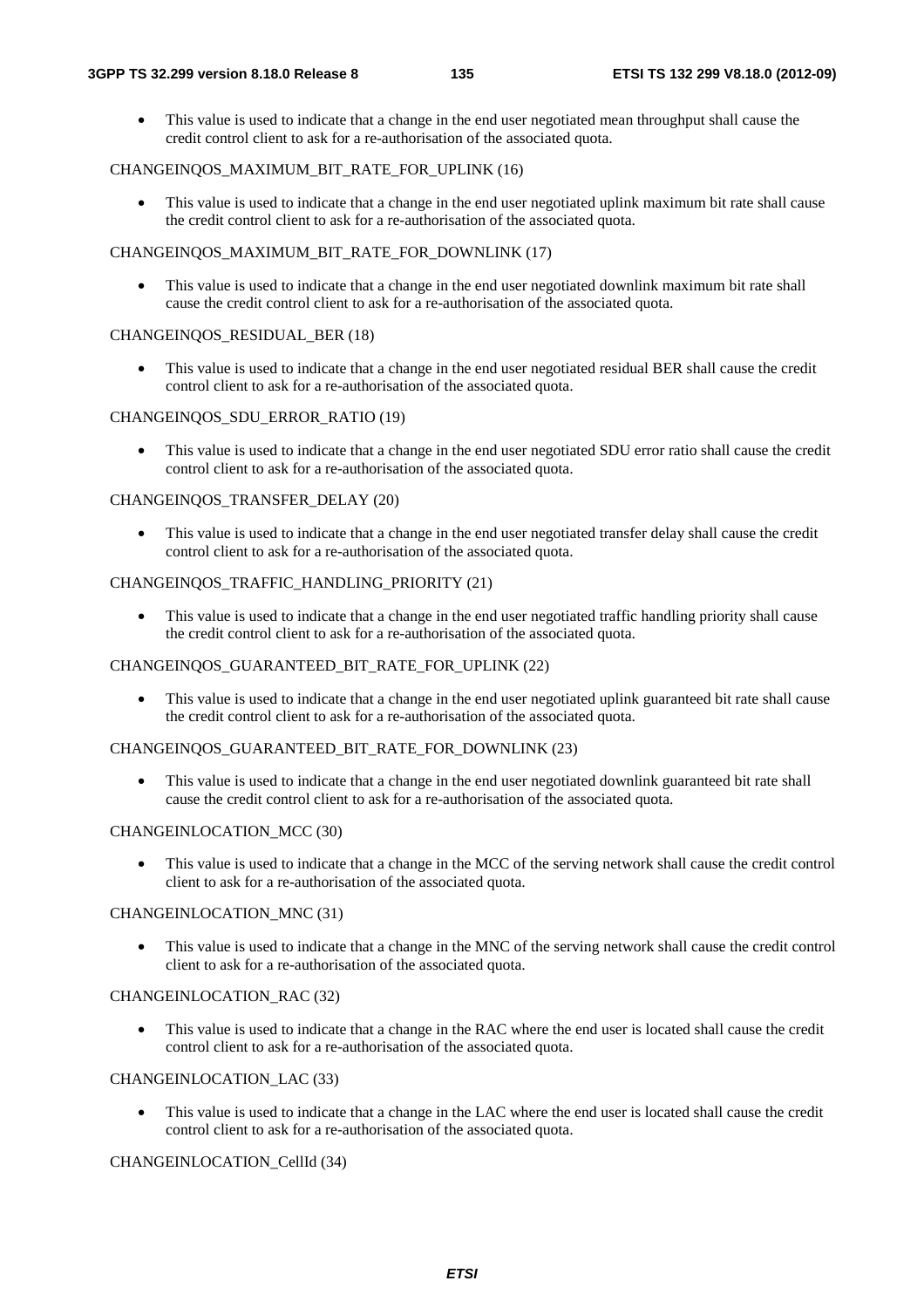- This value is used to indicate that a change in the end user negotiated mean throughput shall cause the credit control client to ask for a re-authorisation of the associated quota.

CHANGEINQOS_MAXIMUM_BIT_RATE_FOR_UPLINK (16)

- This value is used to indicate that a change in the end user negotiated uplink maximum bit rate shall cause the credit control client to ask for a re-authorisation of the associated quota.

CHANGEINQOS_MAXIMUM_BIT_RATE_FOR_DOWNLINK (17)

- This value is used to indicate that a change in the end user negotiated downlink maximum bit rate shall cause the credit control client to ask for a re-authorisation of the associated quota.

CHANGEINQOS_RESIDUAL_BER (18)

- This value is used to indicate that a change in the end user negotiated residual BER shall cause the credit control client to ask for a re-authorisation of the associated quota.

CHANGEINQOS_SDU_ERROR_RATIO (19)

- This value is used to indicate that a change in the end user negotiated SDU error ratio shall cause the credit control client to ask for a re-authorisation of the associated quota.

CHANGEINQOS_TRANSFER_DELAY (20)

- This value is used to indicate that a change in the end user negotiated transfer delay shall cause the credit control client to ask for a re-authorisation of the associated quota.

CHANGEINQOS_TRAFFIC_HANDLING_PRIORITY (21)

- This value is used to indicate that a change in the end user negotiated traffic handling priority shall cause the credit control client to ask for a re-authorisation of the associated quota.

CHANGEINQOS_GUARANTEED_BIT_RATE_FOR_UPLINK (22)

- This value is used to indicate that a change in the end user negotiated uplink guaranteed bit rate shall cause the credit control client to ask for a re-authorisation of the associated quota.

CHANGEINQOS_GUARANTEED_BIT_RATE_FOR_DOWNLINK (23)

- This value is used to indicate that a change in the end user negotiated downlink guaranteed bit rate shall cause the credit control client to ask for a re-authorisation of the associated quota.

CHANGEINLOCATION_MCC (30)

- This value is used to indicate that a change in the MCC of the serving network shall cause the credit control client to ask for a re-authorisation of the associated quota.

CHANGEINLOCATION_MNC (31)

- This value is used to indicate that a change in the MNC of the serving network shall cause the credit control client to ask for a re-authorisation of the associated quota.

CHANGEINLOCATION_RAC (32)

- This value is used to indicate that a change in the RAC where the end user is located shall cause the credit control client to ask for a re-authorisation of the associated quota.

CHANGEINLOCATION_LAC (33)

- This value is used to indicate that a change in the LAC where the end user is located shall cause the credit control client to ask for a re-authorisation of the associated quota.

CHANGEINLOCATION_CellId (34)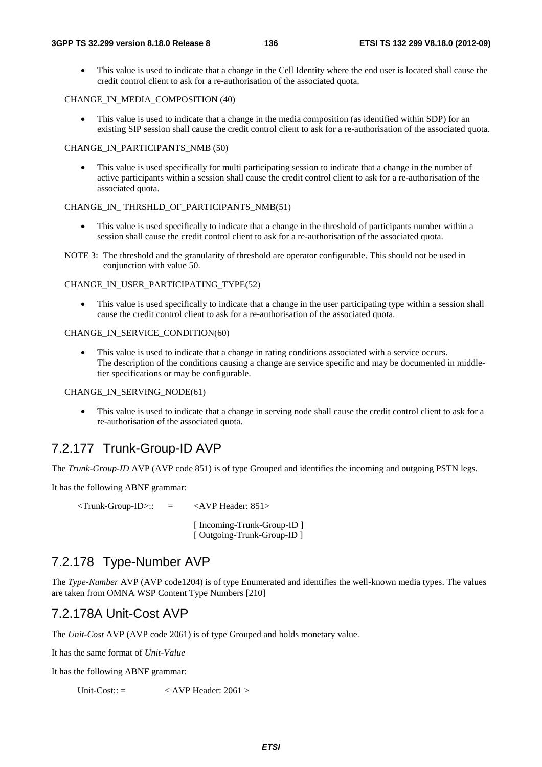- This value is used to indicate that a change in the Cell Identity where the end user is located shall cause the credit control client to ask for a re-authorisation of the associated quota.

CHANGE_IN_MEDIA_COMPOSITION (40)

- This value is used to indicate that a change in the media composition (as identified within SDP) for an existing SIP session shall cause the credit control client to ask for a re-authorisation of the associated quota.

CHANGE_IN_PARTICIPANTS_NMB (50)

- This value is used specifically for multi participating session to indicate that a change in the number of active participants within a session shall cause the credit control client to ask for a re-authorisation of the associated quota.

CHANGE_IN_ THRSHLD_OF_PARTICIPANTS_NMB(51)

- This value is used specifically to indicate that a change in the threshold of participants number within a session shall cause the credit control client to ask for a re-authorisation of the associated quota.

NOTE 3: The threshold and the granularity of threshold are operator configurable. This should not be used in conjunction with value 50.

CHANGE_IN_USER_PARTICIPATING_TYPE(52)

- This value is used specifically to indicate that a change in the user participating type within a session shall cause the credit control client to ask for a re-authorisation of the associated quota.

CHANGE_IN_SERVICE_CONDITION(60)

- This value is used to indicate that a change in rating conditions associated with a service occurs. The description of the conditions causing a change are service specific and may be documented in middle-tier specifications or may be configurable.

CHANGE_IN_SERVING_NODE(61)

- This value is used to indicate that a change in serving node shall cause the credit control client to ask for a re-authorisation of the associated quota.

## 7.2.177 Trunk-Group-ID AVP

The *Trunk-Group-ID* AVP (AVP code 851) is of type Grouped and identifies the incoming and outgoing PSTN legs.

It has the following ABNF grammar:

```
<Trunk-Group-ID>::    =    <AVP Header: 851>

                           [ Incoming-Trunk-Group-ID ]
                           [ Outgoing-Trunk-Group-ID ]
```

## 7.2.178 Type-Number AVP

The *Type-Number* AVP (AVP code1204) is of type Enumerated and identifies the well-known media types. The values are taken from OMNA WSP Content Type Numbers [210]

## 7.2.178A Unit-Cost AVP

The *Unit-Cost* AVP (AVP code 2061) is of type Grouped and holds monetary value.

It has the same format of *Unit-Value*

It has the following ABNF grammar:

```
Unit-Cost:: =          < AVP Header: 2061 >
```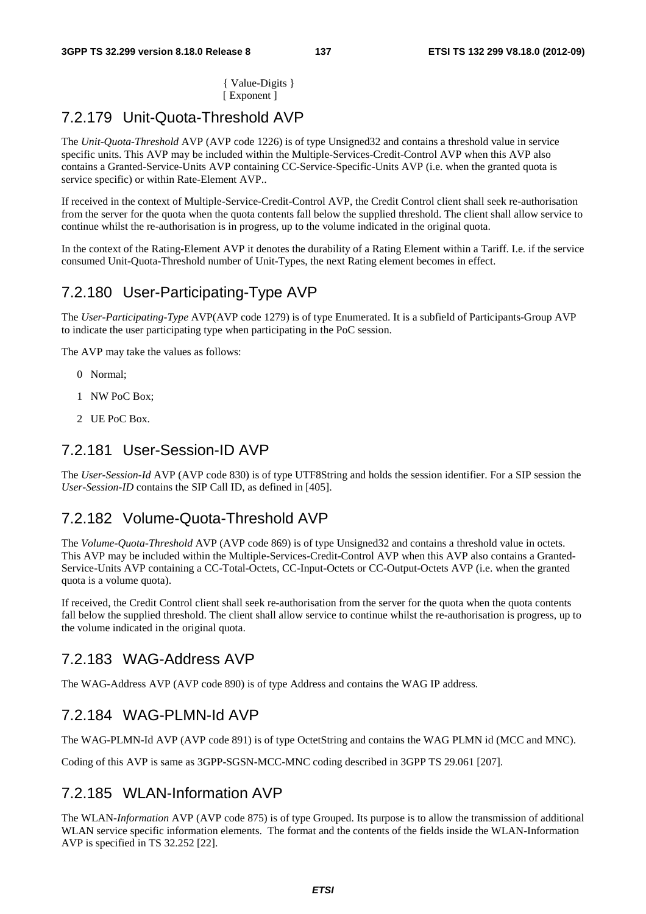{ Value-Digits }
[ Exponent ]

### 7.2.179 Unit-Quota-Threshold AVP

The *Unit-Quota-Threshold* AVP (AVP code 1226) is of type Unsigned32 and contains a threshold value in service specific units. This AVP may be included within the Multiple-Services-Credit-Control AVP when this AVP also contains a Granted-Service-Units AVP containing CC-Service-Specific-Units AVP (i.e. when the granted quota is service specific) or within Rate-Element AVP..

If received in the context of Multiple-Service-Credit-Control AVP, the Credit Control client shall seek re-authorisation from the server for the quota when the quota contents fall below the supplied threshold. The client shall allow service to continue whilst the re-authorisation is in progress, up to the volume indicated in the original quota.

In the context of the Rating-Element AVP it denotes the durability of a Rating Element within a Tariff. I.e. if the service consumed Unit-Quota-Threshold number of Unit-Types, the next Rating element becomes in effect.

### 7.2.180 User-Participating-Type AVP

The *User-Participating-Type* AVP(AVP code 1279) is of type Enumerated. It is a subfield of Participants-Group AVP to indicate the user participating type when participating in the PoC session.

The AVP may take the values as follows:

0 Normal;

1 NW PoC Box;

2 UE PoC Box.

### 7.2.181 User-Session-ID AVP

The *User-Session-Id* AVP (AVP code 830) is of type UTF8String and holds the session identifier. For a SIP session the *User-Session-ID* contains the SIP Call ID, as defined in [405].

### 7.2.182 Volume-Quota-Threshold AVP

The *Volume-Quota-Threshold* AVP (AVP code 869) is of type Unsigned32 and contains a threshold value in octets. This AVP may be included within the Multiple-Services-Credit-Control AVP when this AVP also contains a Granted-Service-Units AVP containing a CC-Total-Octets, CC-Input-Octets or CC-Output-Octets AVP (i.e. when the granted quota is a volume quota).

If received, the Credit Control client shall seek re-authorisation from the server for the quota when the quota contents fall below the supplied threshold. The client shall allow service to continue whilst the re-authorisation is progress, up to the volume indicated in the original quota.

### 7.2.183 WAG-Address AVP

The WAG-Address AVP (AVP code 890) is of type Address and contains the WAG IP address.

### 7.2.184 WAG-PLMN-Id AVP

The WAG-PLMN-Id AVP (AVP code 891) is of type OctetString and contains the WAG PLMN id (MCC and MNC).

Coding of this AVP is same as 3GPP-SGSN-MCC-MNC coding described in 3GPP TS 29.061 [207].

### 7.2.185 WLAN-Information AVP

The WLAN-*Information* AVP (AVP code 875) is of type Grouped. Its purpose is to allow the transmission of additional WLAN service specific information elements. The format and the contents of the fields inside the WLAN-Information AVP is specified in TS 32.252 [22].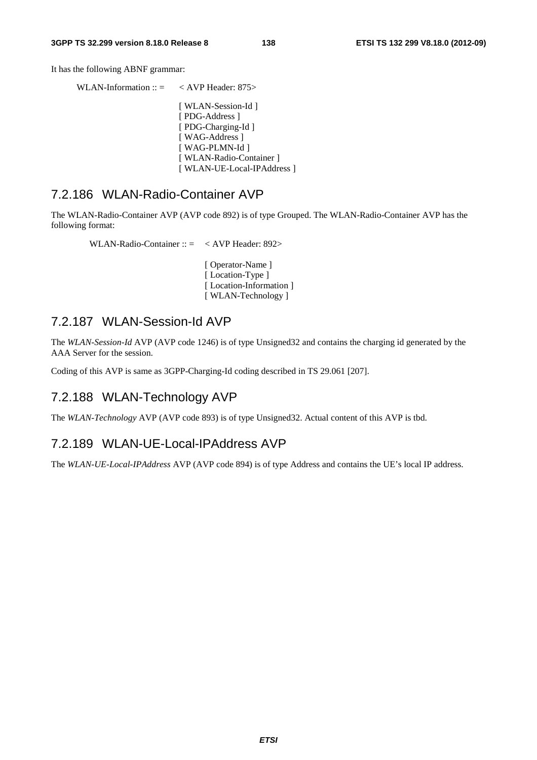It has the following ABNF grammar:

```
WLAN-Information :: =     < AVP Header: 875>

                          [ WLAN-Session-Id ]
                          [ PDG-Address ]
                          [ PDG-Charging-Id ]
                          [ WAG-Address ]
                          [ WAG-PLMN-Id ]
                          [ WLAN-Radio-Container ]
                          [ WLAN-UE-Local-IPAddress ]
```

## 7.2.186 WLAN-Radio-Container AVP

The WLAN-Radio-Container AVP (AVP code 892) is of type Grouped. The WLAN-Radio-Container AVP has the following format:

```
WLAN-Radio-Container :: =    < AVP Header: 892>

                             [ Operator-Name ]
                             [ Location-Type ]
                             [ Location-Information ]
                             [ WLAN-Technology ]
```

## 7.2.187 WLAN-Session-Id AVP

The *WLAN-Session-Id* AVP (AVP code 1246) is of type Unsigned32 and contains the charging id generated by the AAA Server for the session.

Coding of this AVP is same as 3GPP-Charging-Id coding described in TS 29.061 [207].

## 7.2.188 WLAN-Technology AVP

The *WLAN-Technology* AVP (AVP code 893) is of type Unsigned32. Actual content of this AVP is tbd.

## 7.2.189 WLAN-UE-Local-IPAddress AVP

The *WLAN-UE-Local-IPAddress* AVP (AVP code 894) is of type Address and contains the UE's local IP address.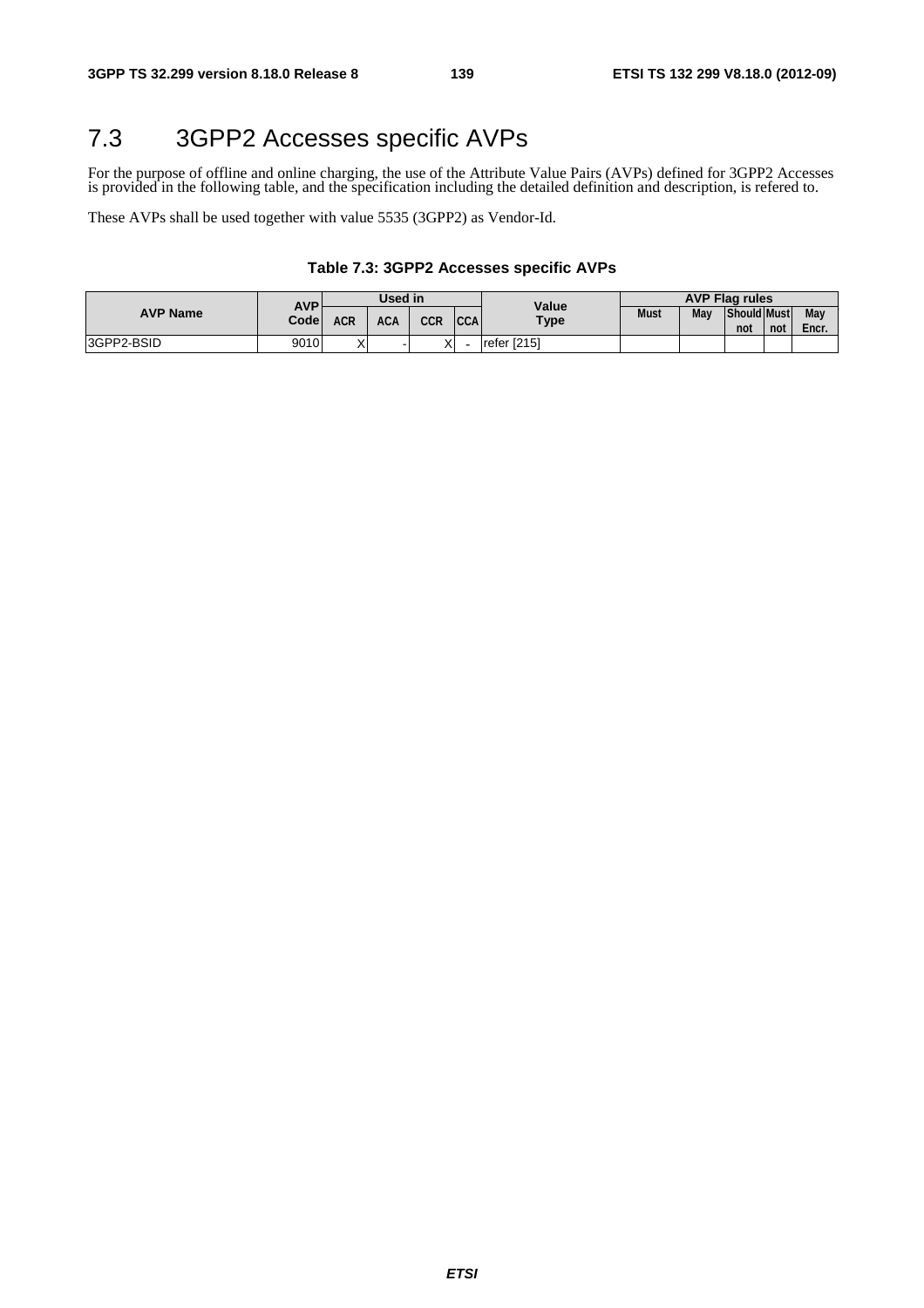# 7.3 3GPP2 Accesses specific AVPs

For the purpose of offline and online charging, the use of the Attribute Value Pairs (AVPs) defined for 3GPP2 Accesses is provided in the following table, and the specification including the detailed definition and description, is refered to.

These AVPs shall be used together with value 5535 (3GPP2) as Vendor-Id.

**Table 7.3: 3GPP2 Accesses specific AVPs**

| AVP Name | AVP Code | Used in | | | | Value Type | AVP Flag rules | | | | |
|---|---|---|---|---|---|---|---|---|---|---|---|
| | | ACR | ACA | CCR | CCA | | Must | May | Should not | Must not | May Encr. |
| 3GPP2-BSID | 9010 | X | - | X | - | refer [215] | | | | | |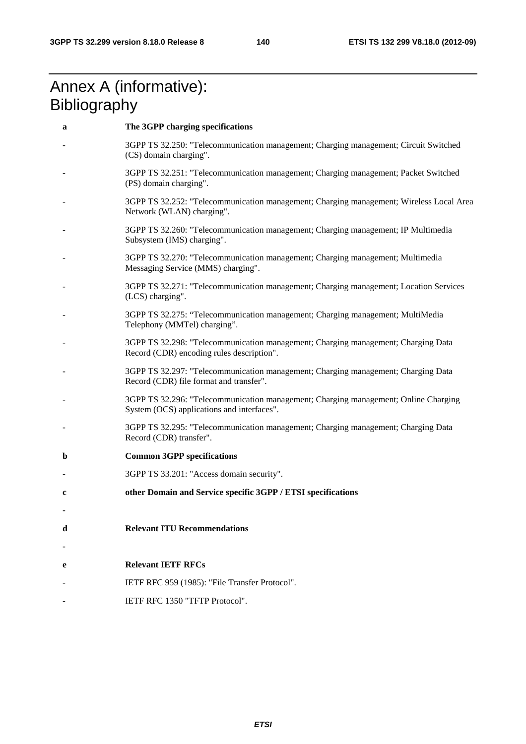# Annex A (informative): Bibliography

**a The 3GPP charging specifications**

- 3GPP TS 32.250: "Telecommunication management; Charging management; Circuit Switched (CS) domain charging".
- 3GPP TS 32.251: "Telecommunication management; Charging management; Packet Switched (PS) domain charging".
- 3GPP TS 32.252: "Telecommunication management; Charging management; Wireless Local Area Network (WLAN) charging".
- 3GPP TS 32.260: "Telecommunication management; Charging management; IP Multimedia Subsystem (IMS) charging".
- 3GPP TS 32.270: "Telecommunication management; Charging management; Multimedia Messaging Service (MMS) charging".
- 3GPP TS 32.271: "Telecommunication management; Charging management; Location Services (LCS) charging".
- 3GPP TS 32.275: "Telecommunication management; Charging management; MultiMedia Telephony (MMTel) charging".
- 3GPP TS 32.298: "Telecommunication management; Charging management; Charging Data Record (CDR) encoding rules description".
- 3GPP TS 32.297: "Telecommunication management; Charging management; Charging Data Record (CDR) file format and transfer".
- 3GPP TS 32.296: "Telecommunication management; Charging management; Online Charging System (OCS) applications and interfaces".
- 3GPP TS 32.295: "Telecommunication management; Charging management; Charging Data Record (CDR) transfer".

**b Common 3GPP specifications**

- 3GPP TS 33.201: "Access domain security".

**c other Domain and Service specific 3GPP / ETSI specifications**

-

**d Relevant ITU Recommendations**

-

**e Relevant IETF RFCs**

- IETF RFC 959 (1985): "File Transfer Protocol".
- IETF RFC 1350 "TFTP Protocol".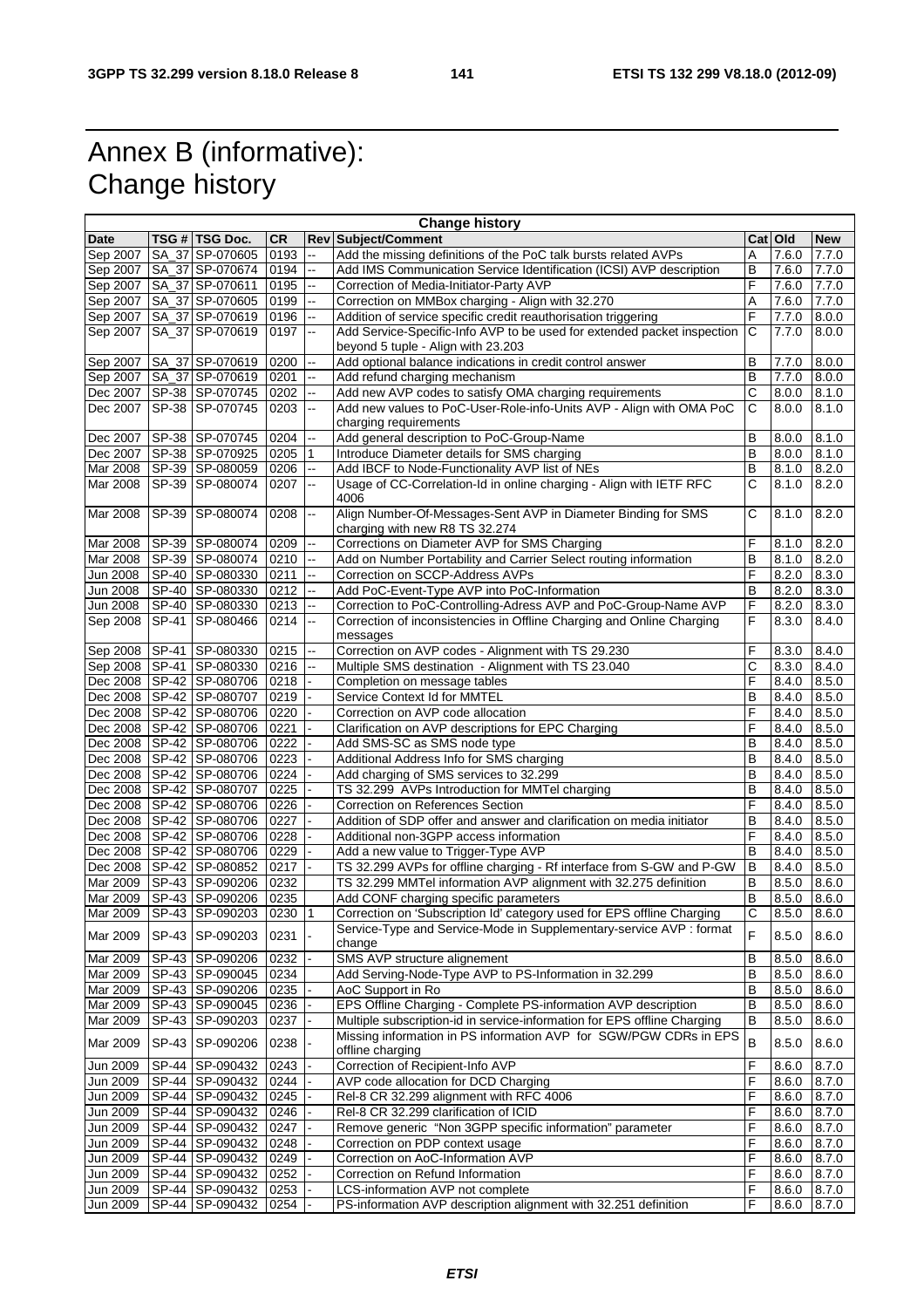# Annex B (informative): Change history

| Change history | | | | | | | | |
|---|---|---|---|---|---|---|---|---|
| **Date** | **TSG #** | **TSG Doc.** | **CR** | **Rev** | **Subject/Comment** | **Cat** | **Old** | **New** |
| Sep 2007 | SA_37 | SP-070605 | 0193 | -- | Add the missing definitions of the PoC talk bursts related AVPs | A | 7.6.0 | 7.7.0 |
| Sep 2007 | SA_37 | SP-070674 | 0194 | -- | Add IMS Communication Service Identification (ICSI) AVP description | B | 7.6.0 | 7.7.0 |
| Sep 2007 | SA_37 | SP-070611 | 0195 | -- | Correction of Media-Initiator-Party AVP | F | 7.6.0 | 7.7.0 |
| Sep 2007 | SA_37 | SP-070605 | 0199 | -- | Correction on MMBox charging - Align with 32.270 | A | 7.6.0 | 7.7.0 |
| Sep 2007 | SA_37 | SP-070619 | 0196 | -- | Addition of service specific credit reauthorisation triggering | F | 7.7.0 | 8.0.0 |
| Sep 2007 | SA_37 | SP-070619 | 0197 | -- | Add Service-Specific-Info AVP to be used for extended packet inspection beyond 5 tuple - Align with 23.203 | C | 7.7.0 | 8.0.0 |
| Sep 2007 | SA_37 | SP-070619 | 0200 | -- | Add optional balance indications in credit control answer | B | 7.7.0 | 8.0.0 |
| Sep 2007 | SA_37 | SP-070619 | 0201 | -- | Add refund charging mechanism | B | 7.7.0 | 8.0.0 |
| Dec 2007 | SP-38 | SP-070745 | 0202 | -- | Add new AVP codes to satisfy OMA charging requirements | C | 8.0.0 | 8.1.0 |
| Dec 2007 | SP-38 | SP-070745 | 0203 | -- | Add new values to PoC-User-Role-info-Units AVP - Align with OMA PoC charging requirements | C | 8.0.0 | 8.1.0 |
| Dec 2007 | SP-38 | SP-070745 | 0204 | -- | Add general description to PoC-Group-Name | B | 8.0.0 | 8.1.0 |
| Dec 2007 | SP-38 | SP-070925 | 0205 | 1 | Introduce Diameter details for SMS charging | B | 8.0.0 | 8.1.0 |
| Mar 2008 | SP-39 | SP-080059 | 0206 | -- | Add IBCF to Node-Functionality AVP list of NEs | B | 8.1.0 | 8.2.0 |
| Mar 2008 | SP-39 | SP-080074 | 0207 | -- | Usage of CC-Correlation-Id in online charging - Align with IETF RFC 4006 | C | 8.1.0 | 8.2.0 |
| Mar 2008 | SP-39 | SP-080074 | 0208 | -- | Align Number-Of-Messages-Sent AVP in Diameter Binding for SMS charging with new R8 TS 32.274 | C | 8.1.0 | 8.2.0 |
| Mar 2008 | SP-39 | SP-080074 | 0209 | -- | Corrections on Diameter AVP for SMS Charging | F | 8.1.0 | 8.2.0 |
| Mar 2008 | SP-39 | SP-080074 | 0210 | -- | Add on Number Portability and Carrier Select routing information | B | 8.1.0 | 8.2.0 |
| Jun 2008 | SP-40 | SP-080330 | 0211 | -- | Correction on SCCP-Address AVPs | F | 8.2.0 | 8.3.0 |
| Jun 2008 | SP-40 | SP-080330 | 0212 | -- | Add PoC-Event-Type AVP into PoC-Information | B | 8.2.0 | 8.3.0 |
| Jun 2008 | SP-40 | SP-080330 | 0213 | -- | Correction to PoC-Controlling-Adress AVP and PoC-Group-Name AVP | F | 8.2.0 | 8.3.0 |
| Sep 2008 | SP-41 | SP-080466 | 0214 | -- | Correction of inconsistencies in Offline Charging and Online Charging messages | F | 8.3.0 | 8.4.0 |
| Sep 2008 | SP-41 | SP-080330 | 0215 | -- | Correction on AVP codes - Alignment with TS 29.230 | F | 8.3.0 | 8.4.0 |
| Sep 2008 | SP-41 | SP-080330 | 0216 | -- | Multiple SMS destination - Alignment with TS 23.040 | C | 8.3.0 | 8.4.0 |
| Dec 2008 | SP-42 | SP-080706 | 0218 | - | Completion on message tables | F | 8.4.0 | 8.5.0 |
| Dec 2008 | SP-42 | SP-080707 | 0219 | - | Service Context Id for MMTEL | B | 8.4.0 | 8.5.0 |
| Dec 2008 | SP-42 | SP-080706 | 0220 | - | Correction on AVP code allocation | F | 8.4.0 | 8.5.0 |
| Dec 2008 | SP-42 | SP-080706 | 0221 | - | Clarification on AVP descriptions for EPC Charging | F | 8.4.0 | 8.5.0 |
| Dec 2008 | SP-42 | SP-080706 | 0222 | - | Add SMS-SC as SMS node type | B | 8.4.0 | 8.5.0 |
| Dec 2008 | SP-42 | SP-080706 | 0223 | - | Additional Address Info for SMS charging | B | 8.4.0 | 8.5.0 |
| Dec 2008 | SP-42 | SP-080706 | 0224 | - | Add charging of SMS services to 32.299 | B | 8.4.0 | 8.5.0 |
| Dec 2008 | SP-42 | SP-080707 | 0225 | - | TS 32.299 AVPs Introduction for MMTel charging | B | 8.4.0 | 8.5.0 |
| Dec 2008 | SP-42 | SP-080706 | 0226 | - | Correction on References Section | F | 8.4.0 | 8.5.0 |
| Dec 2008 | SP-42 | SP-080706 | 0227 | - | Addition of SDP offer and answer and clarification on media initiator | B | 8.4.0 | 8.5.0 |
| Dec 2008 | SP-42 | SP-080706 | 0228 | - | Additional non-3GPP access information | F | 8.4.0 | 8.5.0 |
| Dec 2008 | SP-42 | SP-080706 | 0229 | - | Add a new value to Trigger-Type AVP | B | 8.4.0 | 8.5.0 |
| Dec 2008 | SP-42 | SP-080852 | 0217 | - | TS 32.299 AVPs for offline charging - Rf interface from S-GW and P-GW | B | 8.4.0 | 8.5.0 |
| Mar 2009 | SP-43 | SP-090206 | 0232 | | TS 32.299 MMTel information AVP alignment with 32.275 definition | B | 8.5.0 | 8.6.0 |
| Mar 2009 | SP-43 | SP-090206 | 0235 | | Add CONF charging specific parameters | B | 8.5.0 | 8.6.0 |
| Mar 2009 | SP-43 | SP-090203 | 0230 | 1 | Correction on 'Subscription Id' category used for EPS offline Charging | C | 8.5.0 | 8.6.0 |
| Mar 2009 | SP-43 | SP-090203 | 0231 | - | Service-Type and Service-Mode in Supplementary-service AVP : format change | F | 8.5.0 | 8.6.0 |
| Mar 2009 | SP-43 | SP-090206 | 0232 | - | SMS AVP structure alignement | B | 8.5.0 | 8.6.0 |
| Mar 2009 | SP-43 | SP-090045 | 0234 | | Add Serving-Node-Type AVP to PS-Information in 32.299 | B | 8.5.0 | 8.6.0 |
| Mar 2009 | SP-43 | SP-090206 | 0235 | - | AoC Support in Ro | B | 8.5.0 | 8.6.0 |
| Mar 2009 | SP-43 | SP-090045 | 0236 | - | EPS Offline Charging - Complete PS-information AVP description | B | 8.5.0 | 8.6.0 |
| Mar 2009 | SP-43 | SP-090203 | 0237 | - | Multiple subscription-id in service-information for EPS offline Charging | B | 8.5.0 | 8.6.0 |
| Mar 2009 | SP-43 | SP-090206 | 0238 | - | Missing information in PS information AVP for SGW/PGW CDRs in EPS offline charging | B | 8.5.0 | 8.6.0 |
| Jun 2009 | SP-44 | SP-090432 | 0243 | - | Correction of Recipient-Info AVP | F | 8.6.0 | 8.7.0 |
| Jun 2009 | SP-44 | SP-090432 | 0244 | - | AVP code allocation for DCD Charging | F | 8.6.0 | 8.7.0 |
| Jun 2009 | SP-44 | SP-090432 | 0245 | - | Rel-8 CR 32.299 alignment with RFC 4006 | F | 8.6.0 | 8.7.0 |
| Jun 2009 | SP-44 | SP-090432 | 0246 | - | Rel-8 CR 32.299 clarification of ICID | F | 8.6.0 | 8.7.0 |
| Jun 2009 | SP-44 | SP-090432 | 0247 | - | Remove generic "Non 3GPP specific information" parameter | F | 8.6.0 | 8.7.0 |
| Jun 2009 | SP-44 | SP-090432 | 0248 | - | Correction on PDP context usage | F | 8.6.0 | 8.7.0 |
| Jun 2009 | SP-44 | SP-090432 | 0249 | - | Correction on AoC-Information AVP | F | 8.6.0 | 8.7.0 |
| Jun 2009 | SP-44 | SP-090432 | 0252 | - | Correction on Refund Information | F | 8.6.0 | 8.7.0 |
| Jun 2009 | SP-44 | SP-090432 | 0253 | - | LCS-information AVP not complete | F | 8.6.0 | 8.7.0 |
| Jun 2009 | SP-44 | SP-090432 | 0254 | - | PS-information AVP description alignment with 32.251 definition | F | 8.6.0 | 8.7.0 |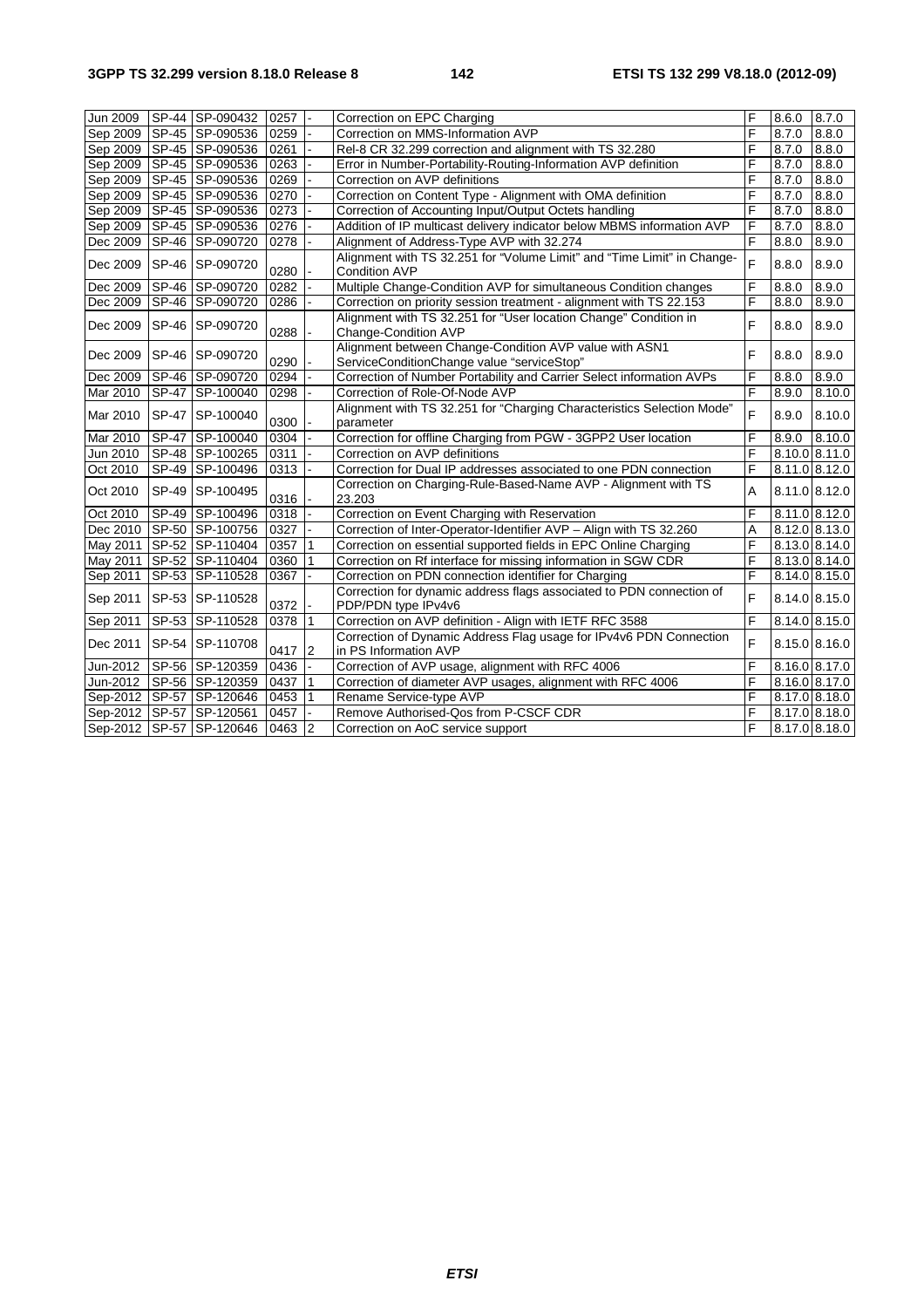| Jun 2009 | SP-44 | SP-090432 | 0257 | - | Correction on EPC Charging | F | 8.6.0 | 8.7.0 |
|---|---|---|---|---|---|---|---|---|
| Sep 2009 | SP-45 | SP-090536 | 0259 | - | Correction on MMS-Information AVP | F | 8.7.0 | 8.8.0 |
| Sep 2009 | SP-45 | SP-090536 | 0261 | - | Rel-8 CR 32.299 correction and alignment with TS 32.280 | F | 8.7.0 | 8.8.0 |
| Sep 2009 | SP-45 | SP-090536 | 0263 | - | Error in Number-Portability-Routing-Information AVP definition | F | 8.7.0 | 8.8.0 |
| Sep 2009 | SP-45 | SP-090536 | 0269 | - | Correction on AVP definitions | F | 8.7.0 | 8.8.0 |
| Sep 2009 | SP-45 | SP-090536 | 0270 | - | Correction on Content Type - Alignment with OMA definition | F | 8.7.0 | 8.8.0 |
| Sep 2009 | SP-45 | SP-090536 | 0273 | - | Correction of Accounting Input/Output Octets handling | F | 8.7.0 | 8.8.0 |
| Sep 2009 | SP-45 | SP-090536 | 0276 | - | Addition of IP multicast delivery indicator below MBMS information AVP | F | 8.7.0 | 8.8.0 |
| Dec 2009 | SP-46 | SP-090720 | 0278 | - | Alignment of Address-Type AVP with 32.274 | F | 8.8.0 | 8.9.0 |
| Dec 2009 | SP-46 | SP-090720 | 0280 | - | Alignment with TS 32.251 for "Volume Limit" and "Time Limit" in Change-Condition AVP | F | 8.8.0 | 8.9.0 |
| Dec 2009 | SP-46 | SP-090720 | 0282 | - | Multiple Change-Condition AVP for simultaneous Condition changes | F | 8.8.0 | 8.9.0 |
| Dec 2009 | SP-46 | SP-090720 | 0286 | - | Correction on priority session treatment - alignment with TS 22.153 | F | 8.8.0 | 8.9.0 |
| Dec 2009 | SP-46 | SP-090720 | 0288 | - | Alignment with TS 32.251 for "User location Change" Condition in Change-Condition AVP | F | 8.8.0 | 8.9.0 |
| Dec 2009 | SP-46 | SP-090720 | 0290 | - | Alignment between Change-Condition AVP value with ASN1 ServiceConditionChange value "serviceStop" | F | 8.8.0 | 8.9.0 |
| Dec 2009 | SP-46 | SP-090720 | 0294 | - | Correction of Number Portability and Carrier Select information AVPs | F | 8.8.0 | 8.9.0 |
| Mar 2010 | SP-47 | SP-100040 | 0298 | - | Correction of Role-Of-Node AVP | F | 8.9.0 | 8.10.0 |
| Mar 2010 | SP-47 | SP-100040 | 0300 | - | Alignment with TS 32.251 for "Charging Characteristics Selection Mode" parameter | F | 8.9.0 | 8.10.0 |
| Mar 2010 | SP-47 | SP-100040 | 0304 | - | Correction for offline Charging from PGW - 3GPP2 User location | F | 8.9.0 | 8.10.0 |
| Jun 2010 | SP-48 | SP-100265 | 0311 | - | Correction on AVP definitions | F | 8.10.0 | 8.11.0 |
| Oct 2010 | SP-49 | SP-100496 | 0313 | - | Correction for Dual IP addresses associated to one PDN connection | F | 8.11.0 | 8.12.0 |
| Oct 2010 | SP-49 | SP-100495 | 0316 | - | Correction on Charging-Rule-Based-Name AVP - Alignment with TS 23.203 | A | 8.11.0 | 8.12.0 |
| Oct 2010 | SP-49 | SP-100496 | 0318 | - | Correction on Event Charging with Reservation | F | 8.11.0 | 8.12.0 |
| Dec 2010 | SP-50 | SP-100756 | 0327 | - | Correction of Inter-Operator-Identifier AVP – Align with TS 32.260 | A | 8.12.0 | 8.13.0 |
| May 2011 | SP-52 | SP-110404 | 0357 | 1 | Correction on essential supported fields in EPC Online Charging | F | 8.13.0 | 8.14.0 |
| May 2011 | SP-52 | SP-110404 | 0360 | 1 | Correction on Rf interface for missing information in SGW CDR | F | 8.13.0 | 8.14.0 |
| Sep 2011 | SP-53 | SP-110528 | 0367 | - | Correction on PDN connection identifier for Charging | F | 8.14.0 | 8.15.0 |
| Sep 2011 | SP-53 | SP-110528 | 0372 | - | Correction for dynamic address flags associated to PDN connection of PDP/PDN type IPv4v6 | F | 8.14.0 | 8.15.0 |
| Sep 2011 | SP-53 | SP-110528 | 0378 | 1 | Correction on AVP definition - Align with IETF RFC 3588 | F | 8.14.0 | 8.15.0 |
| Dec 2011 | SP-54 | SP-110708 | 0417 | 2 | Correction of Dynamic Address Flag usage for IPv4v6 PDN Connection in PS Information AVP | F | 8.15.0 | 8.16.0 |
| Jun-2012 | SP-56 | SP-120359 | 0436 | - | Correction of AVP usage, alignment with RFC 4006 | F | 8.16.0 | 8.17.0 |
| Jun-2012 | SP-56 | SP-120359 | 0437 | 1 | Correction of diameter AVP usages, alignment with RFC 4006 | F | 8.16.0 | 8.17.0 |
| Sep-2012 | SP-57 | SP-120646 | 0453 | 1 | Rename Service-type AVP | F | 8.17.0 | 8.18.0 |
| Sep-2012 | SP-57 | SP-120561 | 0457 | - | Remove Authorised-Qos from P-CSCF CDR | F | 8.17.0 | 8.18.0 |
| Sep-2012 | SP-57 | SP-120646 | 0463 | 2 | Correction on AoC service support | F | 8.17.0 | 8.18.0 |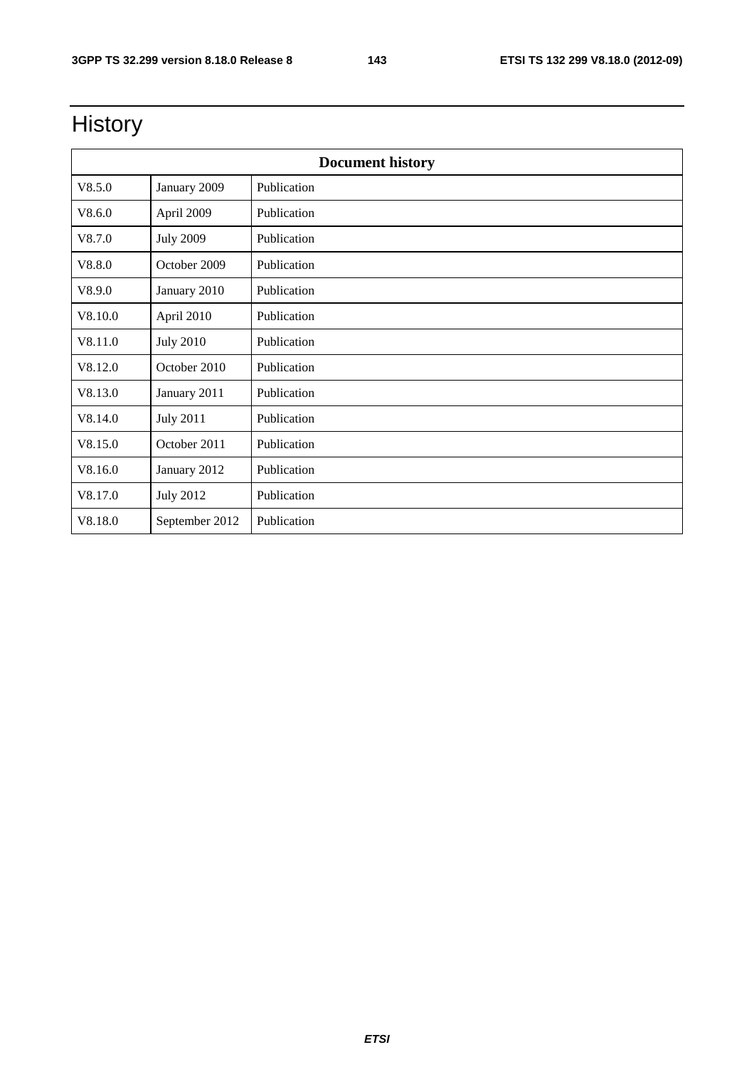# History

| Document history | | |
|---|---|---|
| V8.5.0 | January 2009 | Publication |
| V8.6.0 | April 2009 | Publication |
| V8.7.0 | July 2009 | Publication |
| V8.8.0 | October 2009 | Publication |
| V8.9.0 | January 2010 | Publication |
| V8.10.0 | April 2010 | Publication |
| V8.11.0 | July 2010 | Publication |
| V8.12.0 | October 2010 | Publication |
| V8.13.0 | January 2011 | Publication |
| V8.14.0 | July 2011 | Publication |
| V8.15.0 | October 2011 | Publication |
| V8.16.0 | January 2012 | Publication |
| V8.17.0 | July 2012 | Publication |
| V8.18.0 | September 2012 | Publication |